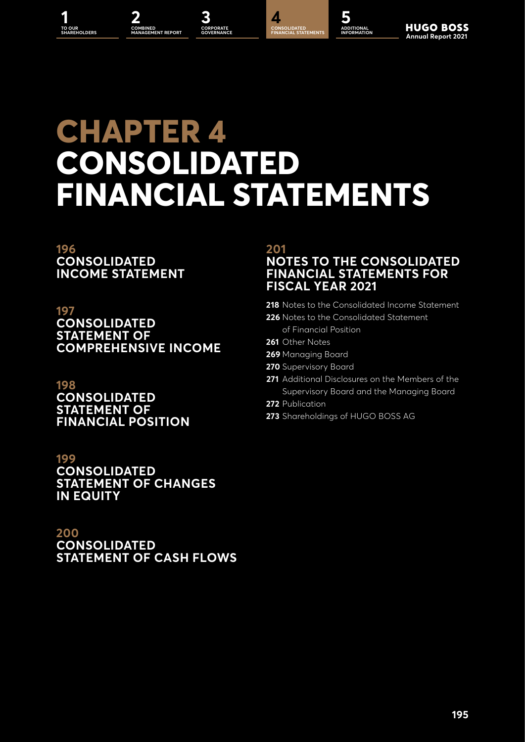# CHAPTER 4 CONSOLIDATED FINANCIAL STATEMENTS

**196 CONSOLIDATED INCOME STATEMENT**

**197 CONSOLIDATED STATEMENT OF COMPREHENSIVE INCOME**

**198 CONSOLIDATED STATEMENT OF FINANCIAL POSITION**

**199 CONSOLIDATED STATEMENT OF CHANGES IN EQUITY**

**200 CONSOLIDATED STATEMENT OF CASH FLOWS**

**201 NOTES TO THE CONSOLIDATED FINANCIAL STATEMENTS FOR FISCAL YEAR 2021**

**218** Notes to the Consolidated Income Statement
**226** Notes to the Consolidated Statement of Financial Position
**261** Other Notes
**269** Managing Board
**270** Supervisory Board
**271** Additional Disclosures on the Members of the Supervisory Board and the Managing Board
**272** Publication
**273** Shareholdings of HUGO BOSS AG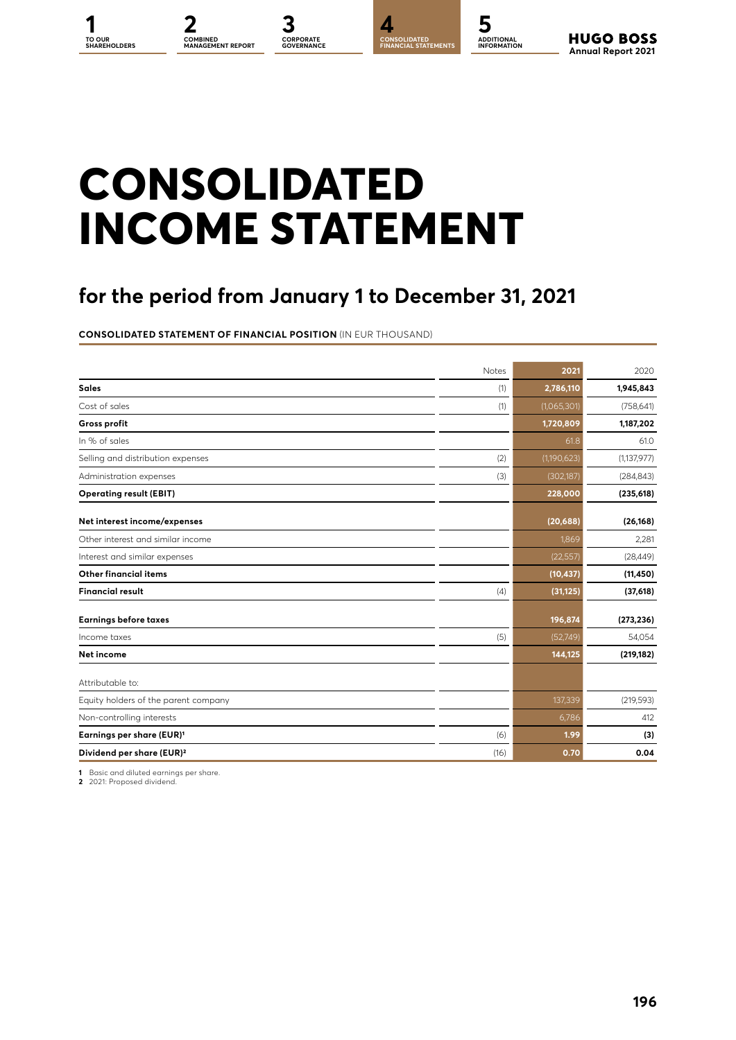# CONSOLIDATED INCOME STATEMENT

## for the period from January 1 to December 31, 2021

**CONSOLIDATED STATEMENT OF FINANCIAL POSITION** (IN EUR THOUSAND)

| | Notes | 2021 | 2020 |
|---|---|---|---|
| **Sales** | (1) | **2,786,110** | **1,945,843** |
| Cost of sales | (1) | (1,065,301) | (758,641) |
| **Gross profit** | | **1,720,809** | **1,187,202** |
| In % of sales | | 61.8 | 61.0 |
| Selling and distribution expenses | (2) | (1,190,623) | (1,137,977) |
| Administration expenses | (3) | (302,187) | (284,843) |
| **Operating result (EBIT)** | | **228,000** | **(235,618)** |
| **Net interest income/expenses** | | **(20,688)** | **(26,168)** |
| Other interest and similar income | | 1,869 | 2,281 |
| Interest and similar expenses | | (22,557) | (28,449) |
| **Other financial items** | | **(10,437)** | **(11,450)** |
| **Financial result** | (4) | **(31,125)** | **(37,618)** |
| **Earnings before taxes** | | **196,874** | **(273,236)** |
| Income taxes | (5) | (52,749) | 54,054 |
| **Net income** | | **144,125** | **(219,182)** |
| Attributable to: | | | |
| Equity holders of the parent company | | 137,339 | (219,593) |
| Non-controlling interests | | 6,786 | 412 |
| **Earnings per share (EUR)[1]** | (6) | **1.99** | **(3)** |
| **Dividend per share (EUR)[2]** | (16) | **0.70** | **0.04** |

**1** Basic and diluted earnings per share.
**2** 2021: Proposed dividend.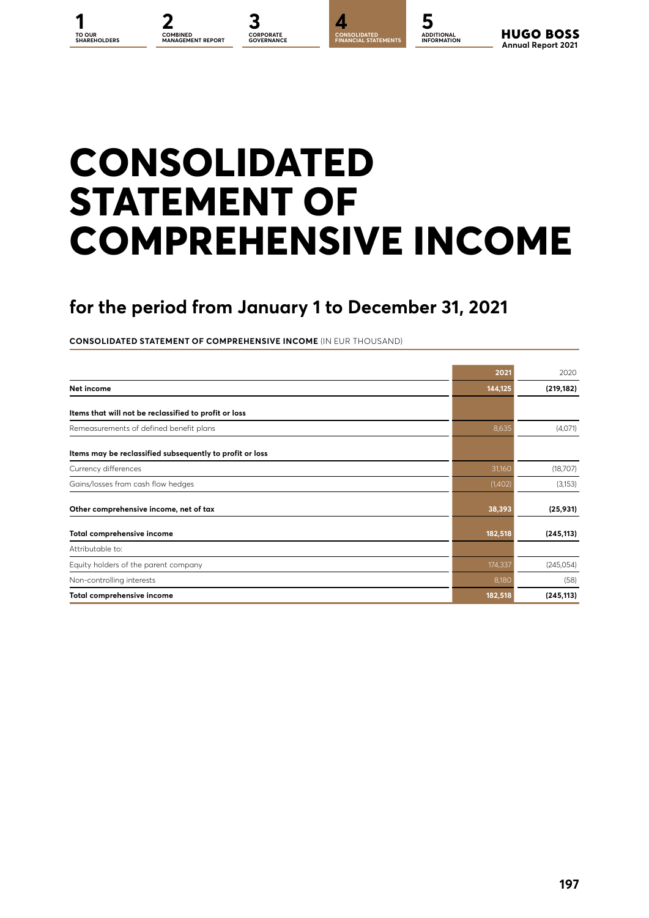# CONSOLIDATED STATEMENT OF COMPREHENSIVE INCOME

## for the period from January 1 to December 31, 2021

**CONSOLIDATED STATEMENT OF COMPREHENSIVE INCOME** (IN EUR THOUSAND)

| | 2021 | 2020 |
|---|---|---|
| **Net income** | **144,125** | **(219,182)** |
| **Items that will not be reclassified to profit or loss** | | |
| Remeasurements of defined benefit plans | 8,635 | (4,071) |
| **Items may be reclassified subsequently to profit or loss** | | |
| Currency differences | 31,160 | (18,707) |
| Gains/losses from cash flow hedges | (1,402) | (3,153) |
| **Other comprehensive income, net of tax** | **38,393** | **(25,931)** |
| **Total comprehensive income** | **182,518** | **(245,113)** |
| Attributable to: | | |
| Equity holders of the parent company | 174,337 | (245,054) |
| Non-controlling interests | 8,180 | (58) |
| **Total comprehensive income** | **182,518** | **(245,113)** |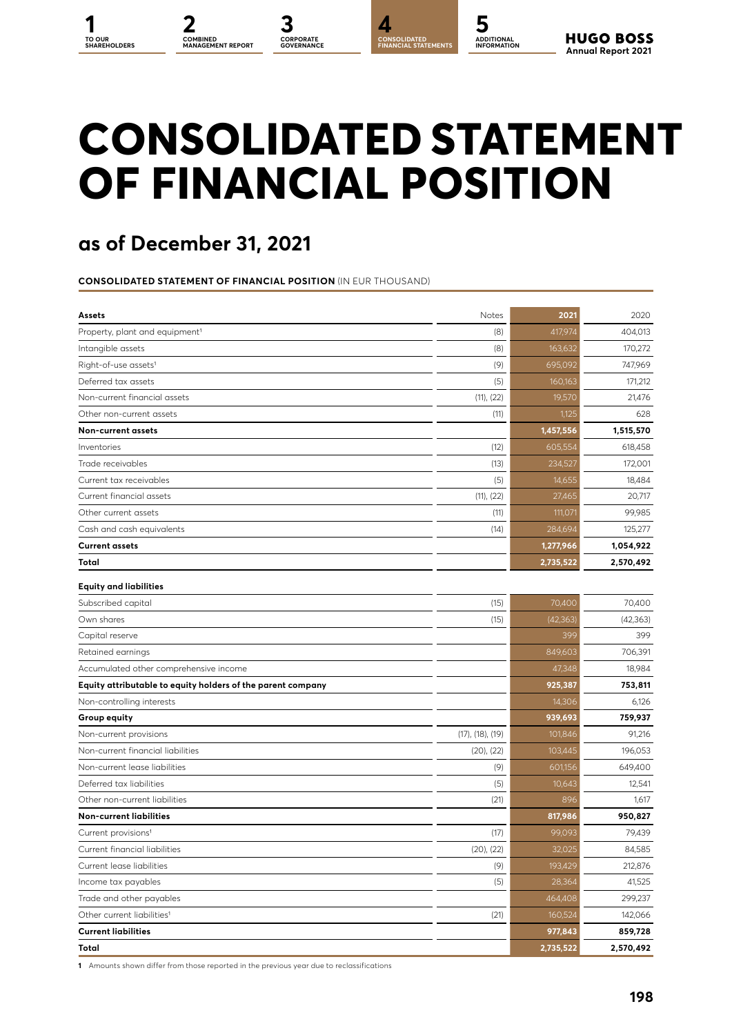# CONSOLIDATED STATEMENT OF FINANCIAL POSITION

## as of December 31, 2021

**CONSOLIDATED STATEMENT OF FINANCIAL POSITION** (IN EUR THOUSAND)

| Assets | Notes | 2021 | 2020 |
|---|---|---|---|
| Property, plant and equipment[1] | (8) | 417,974 | 404,013 |
| Intangible assets | (8) | 163,632 | 170,272 |
| Right-of-use assets[1] | (9) | 695,092 | 747,969 |
| Deferred tax assets | (5) | 160,163 | 171,212 |
| Non-current financial assets | (11), (22) | 19,570 | 21,476 |
| Other non-current assets | (11) | 1,125 | 628 |
| **Non-current assets** | | **1,457,556** | **1,515,570** |
| Inventories | (12) | 605,554 | 618,458 |
| Trade receivables | (13) | 234,527 | 172,001 |
| Current tax receivables | (5) | 14,655 | 18,484 |
| Current financial assets | (11), (22) | 27,465 | 20,717 |
| Other current assets | (11) | 111,071 | 99,985 |
| Cash and cash equivalents | (14) | 284,694 | 125,277 |
| **Current assets** | | **1,277,966** | **1,054,922** |
| **Total** | | **2,735,522** | **2,570,492** |
| **Equity and liabilities** | | | |
| Subscribed capital | (15) | 70,400 | 70,400 |
| Own shares | (15) | (42,363) | (42,363) |
| Capital reserve | | 399 | 399 |
| Retained earnings | | 849,603 | 706,391 |
| Accumulated other comprehensive income | | 47,348 | 18,984 |
| **Equity attributable to equity holders of the parent company** | | **925,387** | **753,811** |
| Non-controlling interests | | 14,306 | 6,126 |
| **Group equity** | | **939,693** | **759,937** |
| Non-current provisions | (17), (18), (19) | 101,846 | 91,216 |
| Non-current financial liabilities | (20), (22) | 103,445 | 196,053 |
| Non-current lease liabilities | (9) | 601,156 | 649,400 |
| Deferred tax liabilities | (5) | 10,643 | 12,541 |
| Other non-current liabilities | (21) | 896 | 1,617 |
| **Non-current liabilities** | | **817,986** | **950,827** |
| Current provisions[1] | (17) | 99,093 | 79,439 |
| Current financial liabilities | (20), (22) | 32,025 | 84,585 |
| Current lease liabilities | (9) | 193,429 | 212,876 |
| Income tax payables | (5) | 28,364 | 41,525 |
| Trade and other payables | | 464,408 | 299,237 |
| Other current liabilities[1] | (21) | 160,524 | 142,066 |
| **Current liabilities** | | **977,843** | **859,728** |
| **Total** | | **2,735,522** | **2,570,492** |

1 Amounts shown differ from those reported in the previous year due to reclassifications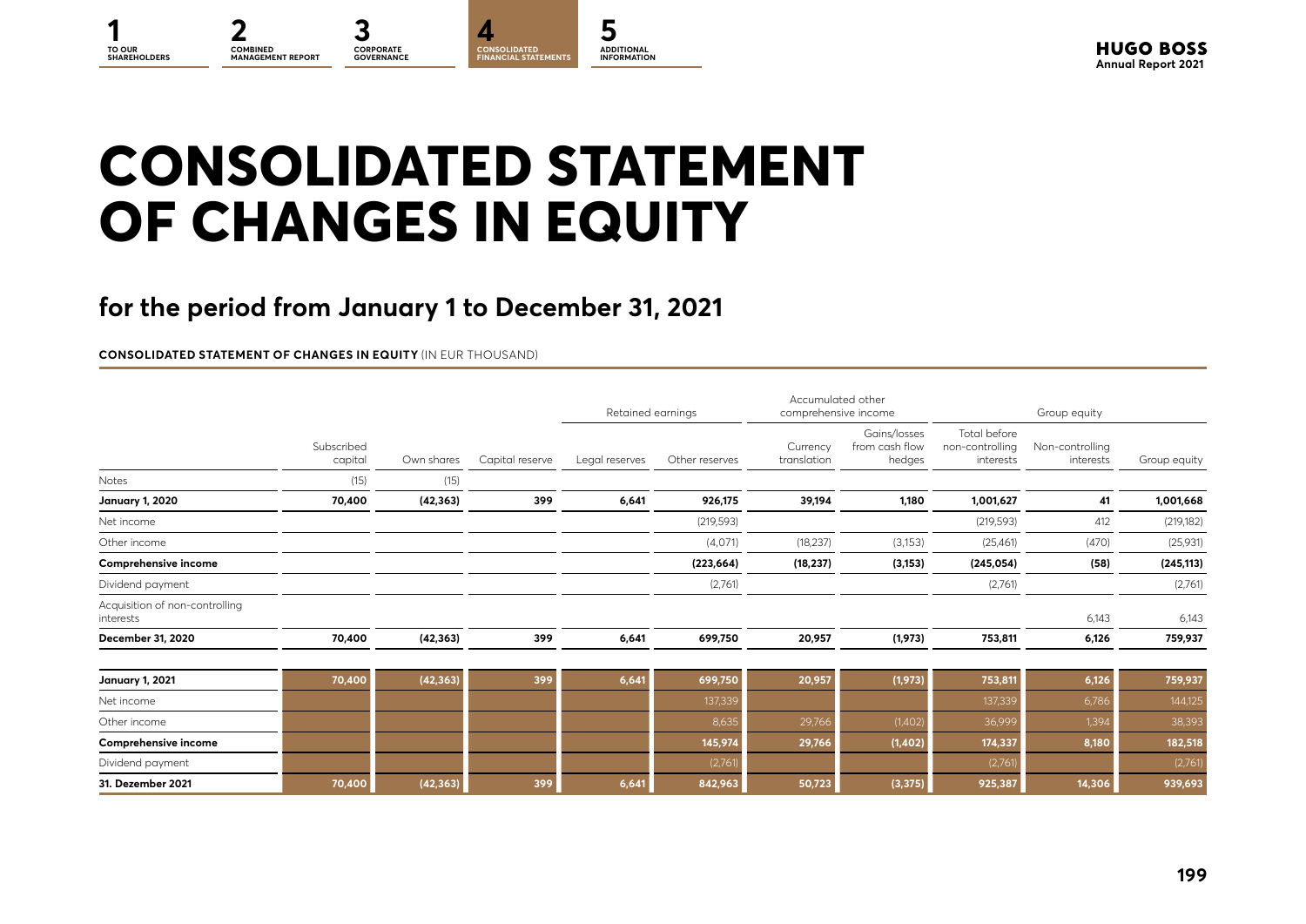# CONSOLIDATED STATEMENT OF CHANGES IN EQUITY

## for the period from January 1 to December 31, 2021

**CONSOLIDATED STATEMENT OF CHANGES IN EQUITY** (IN EUR THOUSAND)

| | | | | Retained earnings | | Accumulated other comprehensive income | | Group equity | | |
|---|---|---|---|---|---|---|---|---|---|---|
| | Subscribed capital | Own shares | Capital reserve | Legal reserves | Other reserves | Currency translation | Gains/losses from cash flow hedges | Total before non-controlling interests | Non-controlling interests | Group equity |
| Notes | (15) | (15) | | | | | | | | |
| **January 1, 2020** | **70,400** | **(42,363)** | **399** | **6,641** | **926,175** | **39,194** | **1,180** | **1,001,627** | **41** | **1,001,668** |
| Net income | | | | | (219,593) | | | (219,593) | 412 | (219,182) |
| Other income | | | | | (4,071) | (18,237) | (3,153) | (25,461) | (470) | (25,931) |
| **Comprehensive income** | | | | | **(223,664)** | **(18,237)** | **(3,153)** | **(245,054)** | **(58)** | **(245,113)** |
| Dividend payment | | | | | (2,761) | | | (2,761) | | (2,761) |
| Acquisition of non-controlling interests | | | | | | | | | 6,143 | 6,143 |
| **December 31, 2020** | **70,400** | **(42,363)** | **399** | **6,641** | **699,750** | **20,957** | **(1,973)** | **753,811** | **6,126** | **759,937** |
| **January 1, 2021** | **70,400** | **(42,363)** | **399** | **6,641** | **699,750** | **20,957** | **(1,973)** | **753,811** | **6,126** | **759,937** |
| Net income | | | | | 137,339 | | | 137,339 | 6,786 | 144,125 |
| Other income | | | | | 8,635 | 29,766 | (1,402) | 36,999 | 1,394 | 38,393 |
| **Comprehensive income** | | | | | **145,974** | **29,766** | **(1,402)** | **174,337** | **8,180** | **182,518** |
| Dividend payment | | | | | (2,761) | | | (2,761) | | (2,761) |
| **31. Dezember 2021** | **70,400** | **(42,363)** | **399** | **6,641** | **842,963** | **50,723** | **(3,375)** | **925,387** | **14,306** | **939,693** |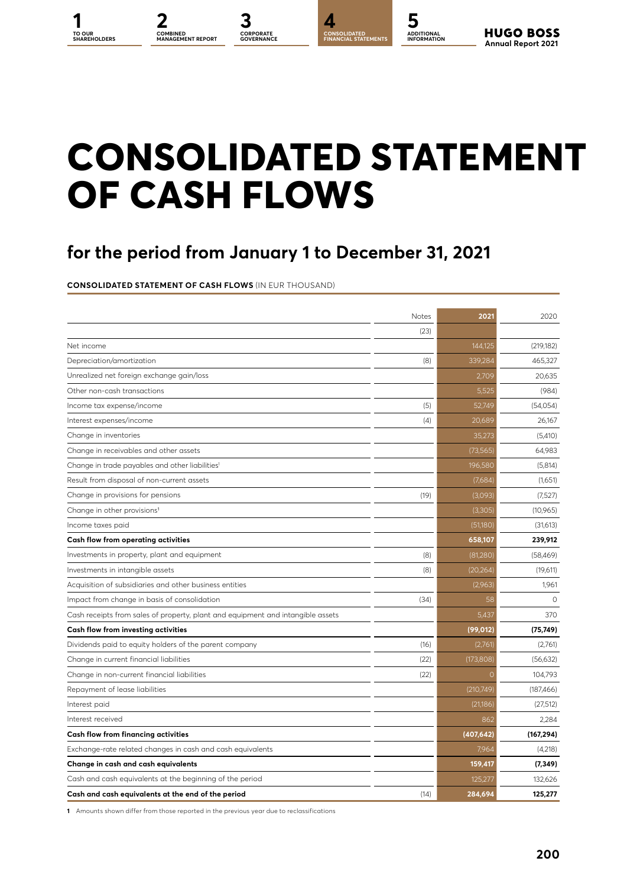# CONSOLIDATED STATEMENT OF CASH FLOWS

## for the period from January 1 to December 31, 2021

**CONSOLIDATED STATEMENT OF CASH FLOWS** (IN EUR THOUSAND)

| | Notes | 2021 | 2020 |
|---|---|---|---|
| | (23) | | |
| Net income | | 144,125 | (219,182) |
| Depreciation/amortization | (8) | 339,284 | 465,327 |
| Unrealized net foreign exchange gain/loss | | 2,709 | 20,635 |
| Other non-cash transactions | | 5,525 | (984) |
| Income tax expense/income | (5) | 52,749 | (54,054) |
| Interest expenses/income | (4) | 20,689 | 26,167 |
| Change in inventories | | 35,273 | (5,410) |
| Change in receivables and other assets | | (73,565) | 64,983 |
| Change in trade payables and other liabilities[1] | | 196,580 | (5,814) |
| Result from disposal of non-current assets | | (7,684) | (1,651) |
| Change in provisions for pensions | (19) | (3,093) | (7,527) |
| Change in other provisions[1] | | (3,305) | (10,965) |
| Income taxes paid | | (51,180) | (31,613) |
| **Cash flow from operating activities** | | **658,107** | **239,912** |
| Investments in property, plant and equipment | (8) | (81,280) | (58,469) |
| Investments in intangible assets | (8) | (20,264) | (19,611) |
| Acquisition of subsidiaries and other business entities | | (2,963) | 1,961 |
| Impact from change in basis of consolidation | (34) | 58 | 0 |
| Cash receipts from sales of property, plant and equipment and intangible assets | | 5,437 | 370 |
| **Cash flow from investing activities** | | **(99,012)** | **(75,749)** |
| Dividends paid to equity holders of the parent company | (16) | (2,761) | (2,761) |
| Change in current financial liabilities | (22) | (173,808) | (56,632) |
| Change in non-current financial liabilities | (22) | 0 | 104,793 |
| Repayment of lease liabilities | | (210,749) | (187,466) |
| Interest paid | | (21,186) | (27,512) |
| Interest received | | 862 | 2,284 |
| **Cash flow from financing activities** | | **(407,642)** | **(167,294)** |
| Exchange-rate related changes in cash and cash equivalents | | 7,964 | (4,218) |
| **Change in cash and cash equivalents** | | **159,417** | **(7,349)** |
| Cash and cash equivalents at the beginning of the period | | 125,277 | 132,626 |
| **Cash and cash equivalents at the end of the period** | (14) | **284,694** | **125,277** |

**1** Amounts shown differ from those reported in the previous year due to reclassifications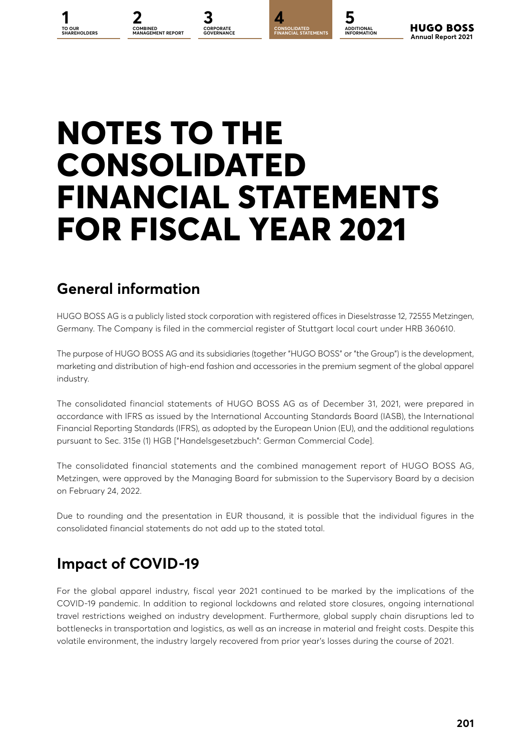# NOTES TO THE CONSOLIDATED FINANCIAL STATEMENTS FOR FISCAL YEAR 2021

## General information

HUGO BOSS AG is a publicly listed stock corporation with registered offices in Dieselstrasse 12, 72555 Metzingen, Germany. The Company is filed in the commercial register of Stuttgart local court under HRB 360610.

The purpose of HUGO BOSS AG and its subsidiaries (together "HUGO BOSS" or "the Group") is the development, marketing and distribution of high-end fashion and accessories in the premium segment of the global apparel industry.

The consolidated financial statements of HUGO BOSS AG as of December 31, 2021, were prepared in accordance with IFRS as issued by the International Accounting Standards Board (IASB), the International Financial Reporting Standards (IFRS), as adopted by the European Union (EU), and the additional regulations pursuant to Sec. 315e (1) HGB ["Handelsgesetzbuch": German Commercial Code].

The consolidated financial statements and the combined management report of HUGO BOSS AG, Metzingen, were approved by the Managing Board for submission to the Supervisory Board by a decision on February 24, 2022.

Due to rounding and the presentation in EUR thousand, it is possible that the individual figures in the consolidated financial statements do not add up to the stated total.

## Impact of COVID-19

For the global apparel industry, fiscal year 2021 continued to be marked by the implications of the COVID-19 pandemic. In addition to regional lockdowns and related store closures, ongoing international travel restrictions weighed on industry development. Furthermore, global supply chain disruptions led to bottlenecks in transportation and logistics, as well as an increase in material and freight costs. Despite this volatile environment, the industry largely recovered from prior year's losses during the course of 2021.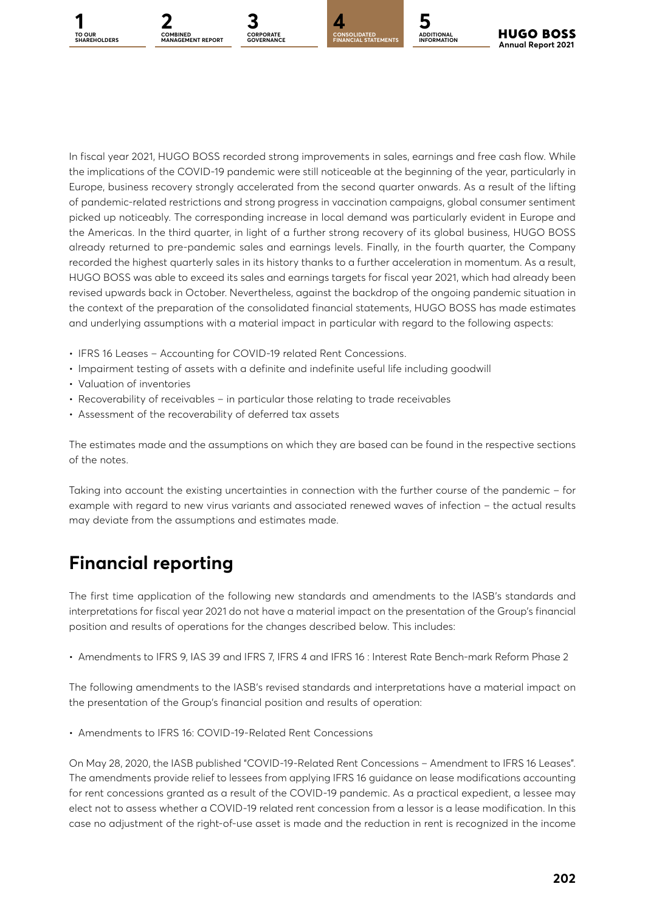In fiscal year 2021, HUGO BOSS recorded strong improvements in sales, earnings and free cash flow. While the implications of the COVID-19 pandemic were still noticeable at the beginning of the year, particularly in Europe, business recovery strongly accelerated from the second quarter onwards. As a result of the lifting of pandemic-related restrictions and strong progress in vaccination campaigns, global consumer sentiment picked up noticeably. The corresponding increase in local demand was particularly evident in Europe and the Americas. In the third quarter, in light of a further strong recovery of its global business, HUGO BOSS already returned to pre-pandemic sales and earnings levels. Finally, in the fourth quarter, the Company recorded the highest quarterly sales in its history thanks to a further acceleration in momentum. As a result, HUGO BOSS was able to exceed its sales and earnings targets for fiscal year 2021, which had already been revised upwards back in October. Nevertheless, against the backdrop of the ongoing pandemic situation in the context of the preparation of the consolidated financial statements, HUGO BOSS has made estimates and underlying assumptions with a material impact in particular with regard to the following aspects:

- IFRS 16 Leases – Accounting for COVID-19 related Rent Concessions.
- Impairment testing of assets with a definite and indefinite useful life including goodwill
- Valuation of inventories
- Recoverability of receivables – in particular those relating to trade receivables
- Assessment of the recoverability of deferred tax assets

The estimates made and the assumptions on which they are based can be found in the respective sections of the notes.

Taking into account the existing uncertainties in connection with the further course of the pandemic – for example with regard to new virus variants and associated renewed waves of infection – the actual results may deviate from the assumptions and estimates made.

## Financial reporting

The first time application of the following new standards and amendments to the IASB's standards and interpretations for fiscal year 2021 do not have a material impact on the presentation of the Group's financial position and results of operations for the changes described below. This includes:

- Amendments to IFRS 9, IAS 39 and IFRS 7, IFRS 4 and IFRS 16 : Interest Rate Bench-mark Reform Phase 2

The following amendments to the IASB's revised standards and interpretations have a material impact on the presentation of the Group's financial position and results of operation:

- Amendments to IFRS 16: COVID-19-Related Rent Concessions

On May 28, 2020, the IASB published "COVID-19-Related Rent Concessions – Amendment to IFRS 16 Leases". The amendments provide relief to lessees from applying IFRS 16 guidance on lease modifications accounting for rent concessions granted as a result of the COVID-19 pandemic. As a practical expedient, a lessee may elect not to assess whether a COVID-19 related rent concession from a lessor is a lease modification. In this case no adjustment of the right-of-use asset is made and the reduction in rent is recognized in the income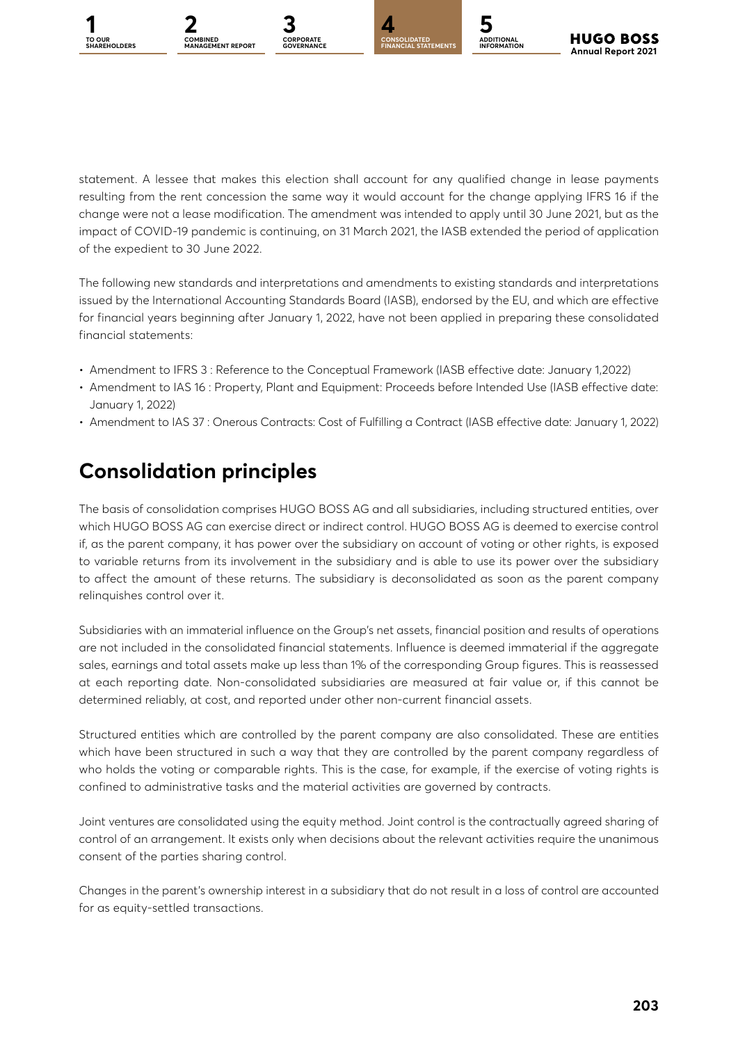statement. A lessee that makes this election shall account for any qualified change in lease payments resulting from the rent concession the same way it would account for the change applying IFRS 16 if the change were not a lease modification. The amendment was intended to apply until 30 June 2021, but as the impact of COVID-19 pandemic is continuing, on 31 March 2021, the IASB extended the period of application of the expedient to 30 June 2022.

The following new standards and interpretations and amendments to existing standards and interpretations issued by the International Accounting Standards Board (IASB), endorsed by the EU, and which are effective for financial years beginning after January 1, 2022, have not been applied in preparing these consolidated financial statements:

- Amendment to IFRS 3 : Reference to the Conceptual Framework (IASB effective date: January 1,2022)
- Amendment to IAS 16 : Property, Plant and Equipment: Proceeds before Intended Use (IASB effective date: January 1, 2022)
- Amendment to IAS 37 : Onerous Contracts: Cost of Fulfilling a Contract (IASB effective date: January 1, 2022)

## Consolidation principles

The basis of consolidation comprises HUGO BOSS AG and all subsidiaries, including structured entities, over which HUGO BOSS AG can exercise direct or indirect control. HUGO BOSS AG is deemed to exercise control if, as the parent company, it has power over the subsidiary on account of voting or other rights, is exposed to variable returns from its involvement in the subsidiary and is able to use its power over the subsidiary to affect the amount of these returns. The subsidiary is deconsolidated as soon as the parent company relinquishes control over it.

Subsidiaries with an immaterial influence on the Group's net assets, financial position and results of operations are not included in the consolidated financial statements. Influence is deemed immaterial if the aggregate sales, earnings and total assets make up less than 1% of the corresponding Group figures. This is reassessed at each reporting date. Non-consolidated subsidiaries are measured at fair value or, if this cannot be determined reliably, at cost, and reported under other non-current financial assets.

Structured entities which are controlled by the parent company are also consolidated. These are entities which have been structured in such a way that they are controlled by the parent company regardless of who holds the voting or comparable rights. This is the case, for example, if the exercise of voting rights is confined to administrative tasks and the material activities are governed by contracts.

Joint ventures are consolidated using the equity method. Joint control is the contractually agreed sharing of control of an arrangement. It exists only when decisions about the relevant activities require the unanimous consent of the parties sharing control.

Changes in the parent's ownership interest in a subsidiary that do not result in a loss of control are accounted for as equity-settled transactions.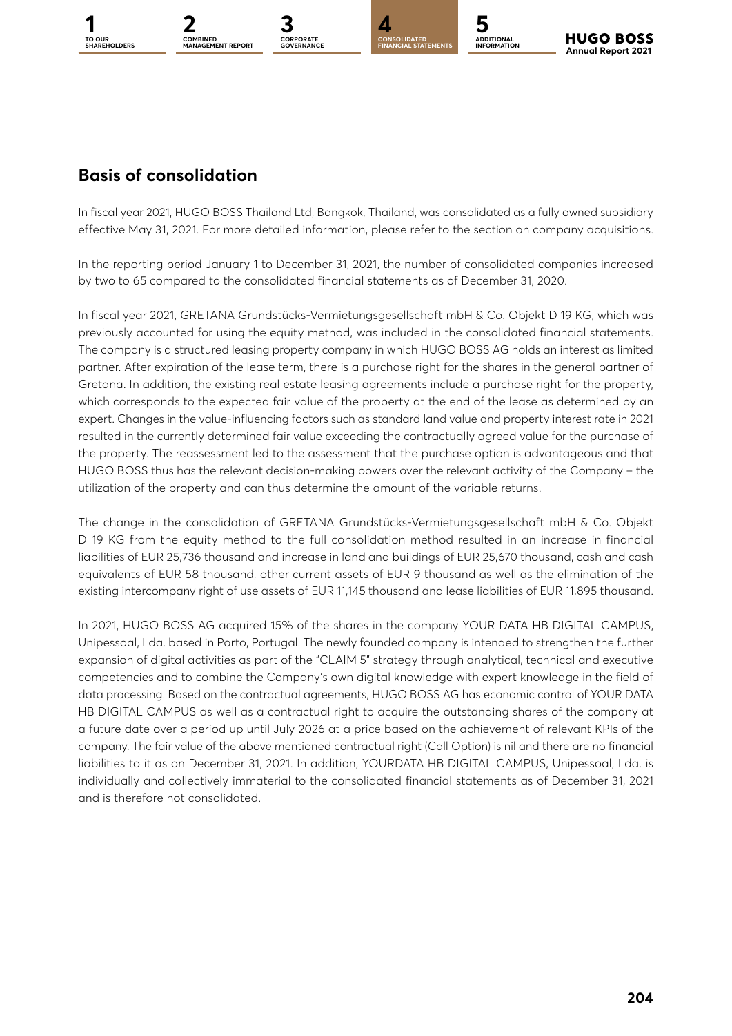## Basis of consolidation

In fiscal year 2021, HUGO BOSS Thailand Ltd, Bangkok, Thailand, was consolidated as a fully owned subsidiary effective May 31, 2021. For more detailed information, please refer to the section on company acquisitions.

In the reporting period January 1 to December 31, 2021, the number of consolidated companies increased by two to 65 compared to the consolidated financial statements as of December 31, 2020.

In fiscal year 2021, GRETANA Grundstücks-Vermietungsgesellschaft mbH & Co. Objekt D 19 KG, which was previously accounted for using the equity method, was included in the consolidated financial statements. The company is a structured leasing property company in which HUGO BOSS AG holds an interest as limited partner. After expiration of the lease term, there is a purchase right for the shares in the general partner of Gretana. In addition, the existing real estate leasing agreements include a purchase right for the property, which corresponds to the expected fair value of the property at the end of the lease as determined by an expert. Changes in the value-influencing factors such as standard land value and property interest rate in 2021 resulted in the currently determined fair value exceeding the contractually agreed value for the purchase of the property. The reassessment led to the assessment that the purchase option is advantageous and that HUGO BOSS thus has the relevant decision-making powers over the relevant activity of the Company – the utilization of the property and can thus determine the amount of the variable returns.

The change in the consolidation of GRETANA Grundstücks-Vermietungsgesellschaft mbH & Co. Objekt D 19 KG from the equity method to the full consolidation method resulted in an increase in financial liabilities of EUR 25,736 thousand and increase in land and buildings of EUR 25,670 thousand, cash and cash equivalents of EUR 58 thousand, other current assets of EUR 9 thousand as well as the elimination of the existing intercompany right of use assets of EUR 11,145 thousand and lease liabilities of EUR 11,895 thousand.

In 2021, HUGO BOSS AG acquired 15% of the shares in the company YOUR DATA HB DIGITAL CAMPUS, Unipessoal, Lda. based in Porto, Portugal. The newly founded company is intended to strengthen the further expansion of digital activities as part of the "CLAIM 5" strategy through analytical, technical and executive competencies and to combine the Company's own digital knowledge with expert knowledge in the field of data processing. Based on the contractual agreements, HUGO BOSS AG has economic control of YOUR DATA HB DIGITAL CAMPUS as well as a contractual right to acquire the outstanding shares of the company at a future date over a period up until July 2026 at a price based on the achievement of relevant KPIs of the company. The fair value of the above mentioned contractual right (Call Option) is nil and there are no financial liabilities to it as on December 31, 2021. In addition, YOURDATA HB DIGITAL CAMPUS, Unipessoal, Lda. is individually and collectively immaterial to the consolidated financial statements as of December 31, 2021 and is therefore not consolidated.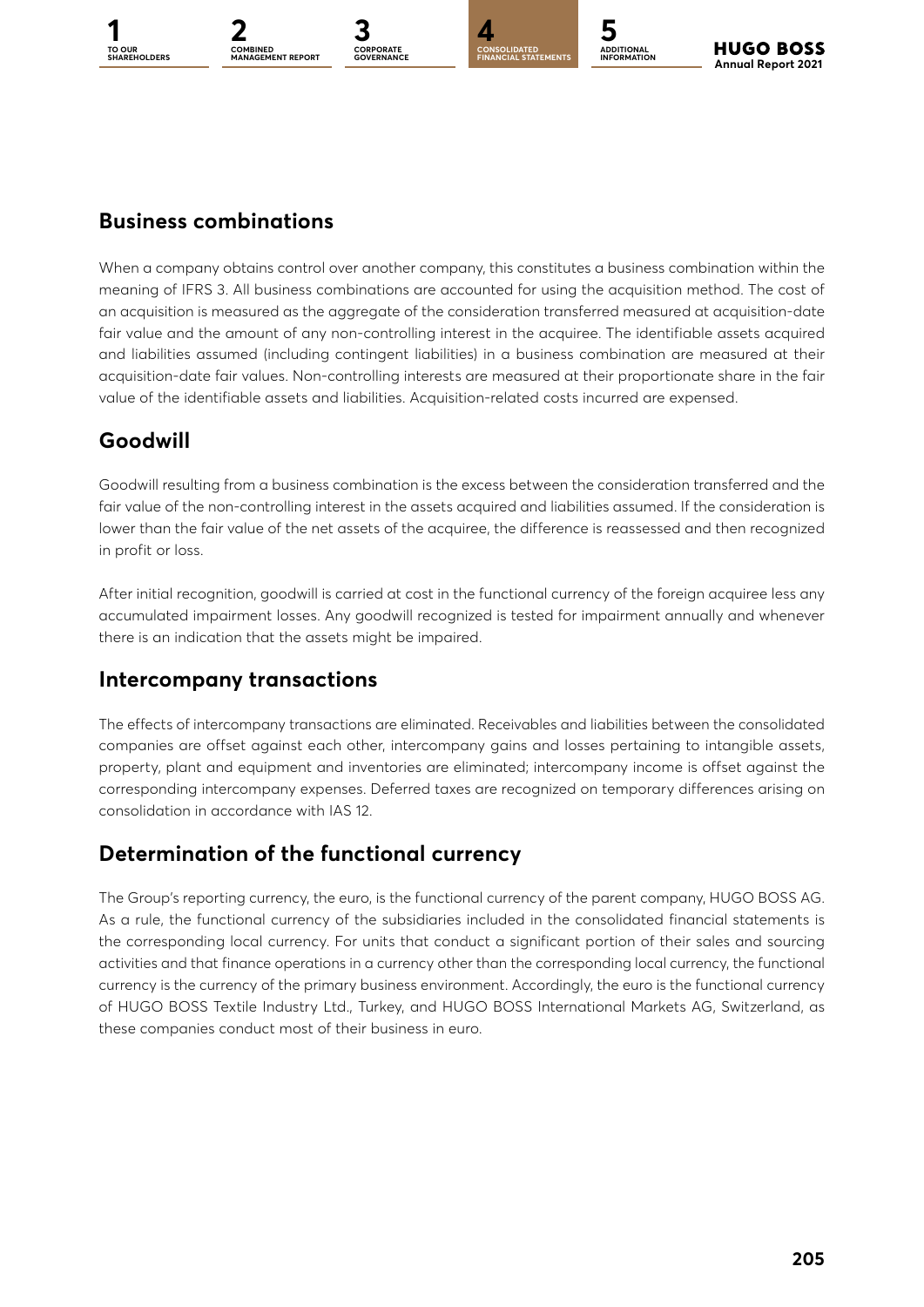## Business combinations

When a company obtains control over another company, this constitutes a business combination within the meaning of IFRS 3. All business combinations are accounted for using the acquisition method. The cost of an acquisition is measured as the aggregate of the consideration transferred measured at acquisition-date fair value and the amount of any non-controlling interest in the acquiree. The identifiable assets acquired and liabilities assumed (including contingent liabilities) in a business combination are measured at their acquisition-date fair values. Non-controlling interests are measured at their proportionate share in the fair value of the identifiable assets and liabilities. Acquisition-related costs incurred are expensed.

## Goodwill

Goodwill resulting from a business combination is the excess between the consideration transferred and the fair value of the non-controlling interest in the assets acquired and liabilities assumed. If the consideration is lower than the fair value of the net assets of the acquiree, the difference is reassessed and then recognized in profit or loss.

After initial recognition, goodwill is carried at cost in the functional currency of the foreign acquiree less any accumulated impairment losses. Any goodwill recognized is tested for impairment annually and whenever there is an indication that the assets might be impaired.

## Intercompany transactions

The effects of intercompany transactions are eliminated. Receivables and liabilities between the consolidated companies are offset against each other, intercompany gains and losses pertaining to intangible assets, property, plant and equipment and inventories are eliminated; intercompany income is offset against the corresponding intercompany expenses. Deferred taxes are recognized on temporary differences arising on consolidation in accordance with IAS 12.

## Determination of the functional currency

The Group's reporting currency, the euro, is the functional currency of the parent company, HUGO BOSS AG. As a rule, the functional currency of the subsidiaries included in the consolidated financial statements is the corresponding local currency. For units that conduct a significant portion of their sales and sourcing activities and that finance operations in a currency other than the corresponding local currency, the functional currency is the currency of the primary business environment. Accordingly, the euro is the functional currency of HUGO BOSS Textile Industry Ltd., Turkey, and HUGO BOSS International Markets AG, Switzerland, as these companies conduct most of their business in euro.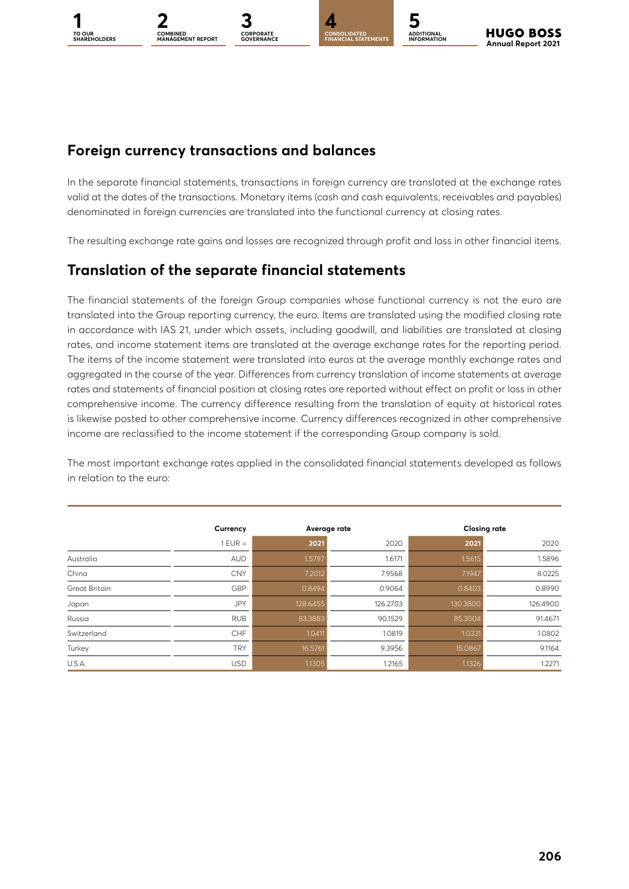## Foreign currency transactions and balances

In the separate financial statements, transactions in foreign currency are translated at the exchange rates valid at the dates of the transactions. Monetary items (cash and cash equivalents, receivables and payables) denominated in foreign currencies are translated into the functional currency at closing rates.

The resulting exchange rate gains and losses are recognized through profit and loss in other financial items.

## Translation of the separate financial statements

The financial statements of the foreign Group companies whose functional currency is not the euro are translated into the Group reporting currency, the euro. Items are translated using the modified closing rate in accordance with IAS 21, under which assets, including goodwill, and liabilities are translated at closing rates, and income statement items are translated at the average exchange rates for the reporting period. The items of the income statement were translated into euros at the average monthly exchange rates and aggregated in the course of the year. Differences from currency translation of income statements at average rates and statements of financial position at closing rates are reported without effect on profit or loss in other comprehensive income. The currency difference resulting from the translation of equity at historical rates is likewise posted to other comprehensive income. Currency differences recognized in other comprehensive income are reclassified to the income statement if the corresponding Group company is sold.

The most important exchange rates applied in the consolidated financial statements developed as follows in relation to the euro:

| | Currency | Average rate | | Closing rate | |
|---|---|---|---|---|---|
| | 1 EUR = | 2021 | 2020 | 2021 | 2020 |
| Australia | AUD | 1.5797 | 1.6171 | 1.5615 | 1.5896 |
| China | CNY | 7.2012 | 7.9568 | 7.1947 | 8.0225 |
| Great Britain | GBP | 0.8494 | 0.9064 | 0.8403 | 0.8990 |
| Japan | JPY | 128.6455 | 126.2703 | 130.3800 | 126.4900 |
| Russia | RUB | 83.3883 | 90.1529 | 85.3004 | 91.4671 |
| Switzerland | CHF | 1.0411 | 1.0819 | 1.0331 | 1.0802 |
| Turkey | TRY | 16.5761 | 9.3956 | 15.0867 | 9.1164 |
| U.S.A. | USD | 1.1305 | 1.2165 | 1.1326 | 1.2271 |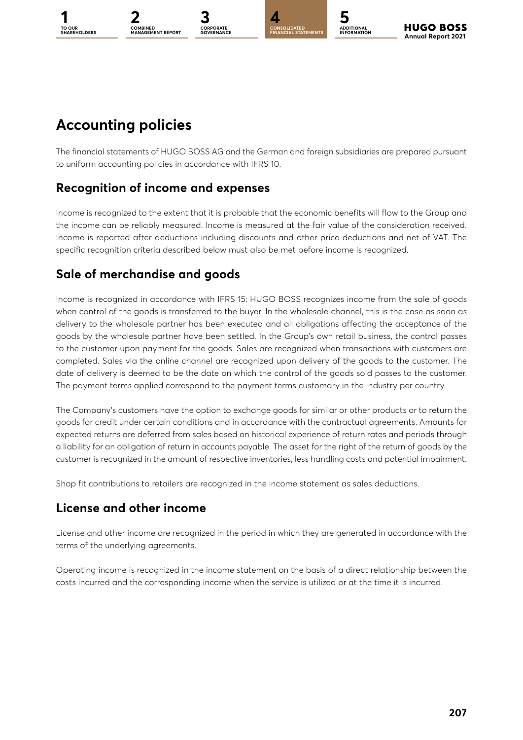# Accounting policies

The financial statements of HUGO BOSS AG and the German and foreign subsidiaries are prepared pursuant to uniform accounting policies in accordance with IFRS 10.

## Recognition of income and expenses

Income is recognized to the extent that it is probable that the economic benefits will flow to the Group and the income can be reliably measured. Income is measured at the fair value of the consideration received. Income is reported after deductions including discounts and other price deductions and net of VAT. The specific recognition criteria described below must also be met before income is recognized.

## Sale of merchandise and goods

Income is recognized in accordance with IFRS 15: HUGO BOSS recognizes income from the sale of goods when control of the goods is transferred to the buyer. In the wholesale channel, this is the case as soon as delivery to the wholesale partner has been executed and all obligations affecting the acceptance of the goods by the wholesale partner have been settled. In the Group's own retail business, the control passes to the customer upon payment for the goods. Sales are recognized when transactions with customers are completed. Sales via the online channel are recognized upon delivery of the goods to the customer. The date of delivery is deemed to be the date on which the control of the goods sold passes to the customer. The payment terms applied correspond to the payment terms customary in the industry per country.

The Company's customers have the option to exchange goods for similar or other products or to return the goods for credit under certain conditions and in accordance with the contractual agreements. Amounts for expected returns are deferred from sales based on historical experience of return rates and periods through a liability for an obligation of return in accounts payable. The asset for the right of the return of goods by the customer is recognized in the amount of respective inventories, less handling costs and potential impairment.

Shop fit contributions to retailers are recognized in the income statement as sales deductions.

## License and other income

License and other income are recognized in the period in which they are generated in accordance with the terms of the underlying agreements.

Operating income is recognized in the income statement on the basis of a direct relationship between the costs incurred and the corresponding income when the service is utilized or at the time it is incurred.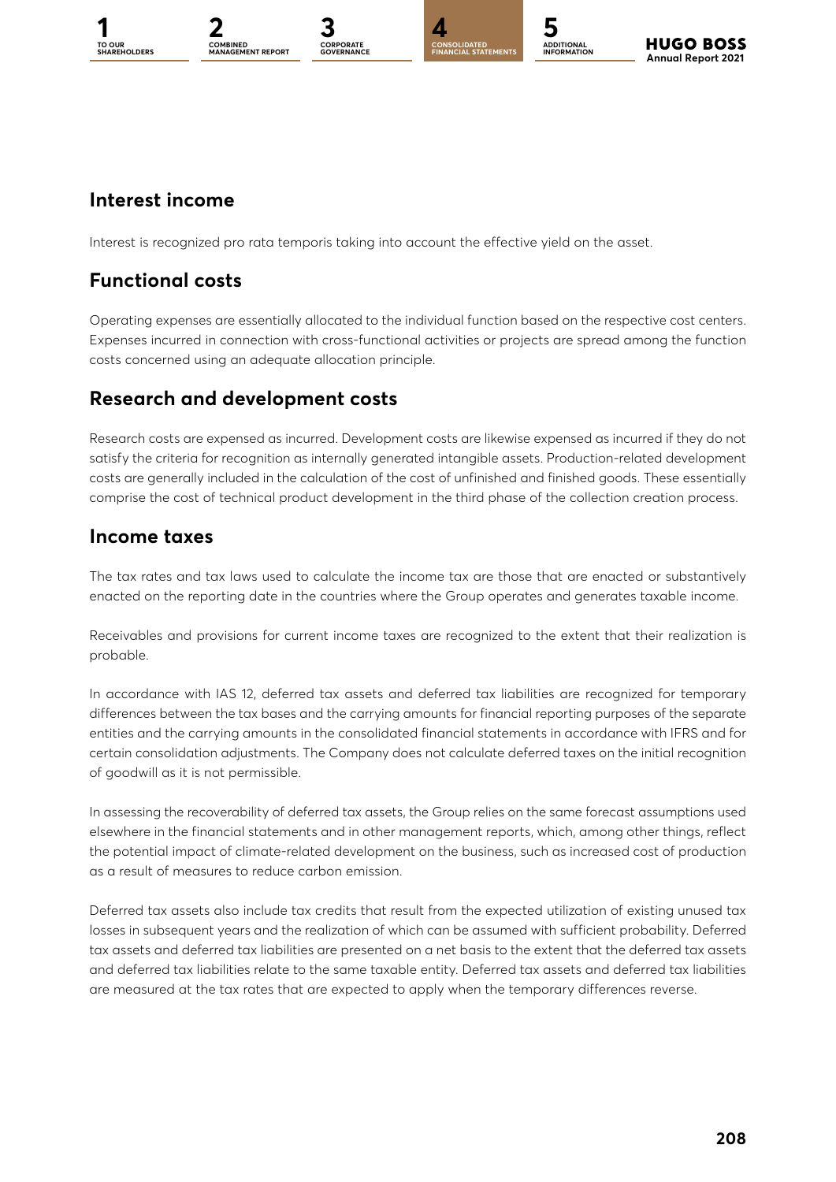## Interest income

Interest is recognized pro rata temporis taking into account the effective yield on the asset.

## Functional costs

Operating expenses are essentially allocated to the individual function based on the respective cost centers. Expenses incurred in connection with cross-functional activities or projects are spread among the function costs concerned using an adequate allocation principle.

## Research and development costs

Research costs are expensed as incurred. Development costs are likewise expensed as incurred if they do not satisfy the criteria for recognition as internally generated intangible assets. Production-related development costs are generally included in the calculation of the cost of unfinished and finished goods. These essentially comprise the cost of technical product development in the third phase of the collection creation process.

## Income taxes

The tax rates and tax laws used to calculate the income tax are those that are enacted or substantively enacted on the reporting date in the countries where the Group operates and generates taxable income.

Receivables and provisions for current income taxes are recognized to the extent that their realization is probable.

In accordance with IAS 12, deferred tax assets and deferred tax liabilities are recognized for temporary differences between the tax bases and the carrying amounts for financial reporting purposes of the separate entities and the carrying amounts in the consolidated financial statements in accordance with IFRS and for certain consolidation adjustments. The Company does not calculate deferred taxes on the initial recognition of goodwill as it is not permissible.

In assessing the recoverability of deferred tax assets, the Group relies on the same forecast assumptions used elsewhere in the financial statements and in other management reports, which, among other things, reflect the potential impact of climate-related development on the business, such as increased cost of production as a result of measures to reduce carbon emission.

Deferred tax assets also include tax credits that result from the expected utilization of existing unused tax losses in subsequent years and the realization of which can be assumed with sufficient probability. Deferred tax assets and deferred tax liabilities are presented on a net basis to the extent that the deferred tax assets and deferred tax liabilities relate to the same taxable entity. Deferred tax assets and deferred tax liabilities are measured at the tax rates that are expected to apply when the temporary differences reverse.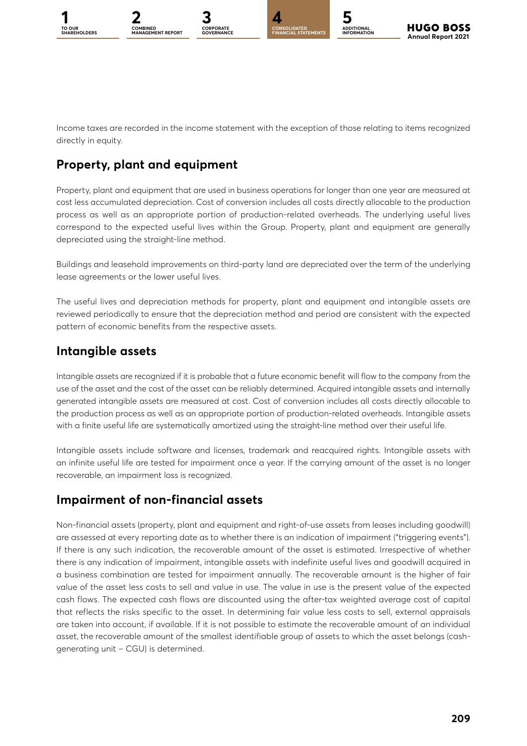Income taxes are recorded in the income statement with the exception of those relating to items recognized directly in equity.

## Property, plant and equipment

Property, plant and equipment that are used in business operations for longer than one year are measured at cost less accumulated depreciation. Cost of conversion includes all costs directly allocable to the production process as well as an appropriate portion of production-related overheads. The underlying useful lives correspond to the expected useful lives within the Group. Property, plant and equipment are generally depreciated using the straight-line method.

Buildings and leasehold improvements on third-party land are depreciated over the term of the underlying lease agreements or the lower useful lives.

The useful lives and depreciation methods for property, plant and equipment and intangible assets are reviewed periodically to ensure that the depreciation method and period are consistent with the expected pattern of economic benefits from the respective assets.

## Intangible assets

Intangible assets are recognized if it is probable that a future economic benefit will flow to the company from the use of the asset and the cost of the asset can be reliably determined. Acquired intangible assets and internally generated intangible assets are measured at cost. Cost of conversion includes all costs directly allocable to the production process as well as an appropriate portion of production-related overheads. Intangible assets with a finite useful life are systematically amortized using the straight-line method over their useful life.

Intangible assets include software and licenses, trademark and reacquired rights. Intangible assets with an infinite useful life are tested for impairment once a year. If the carrying amount of the asset is no longer recoverable, an impairment loss is recognized.

## Impairment of non-financial assets

Non-financial assets (property, plant and equipment and right-of-use assets from leases including goodwill) are assessed at every reporting date as to whether there is an indication of impairment ("triggering events"). If there is any such indication, the recoverable amount of the asset is estimated. Irrespective of whether there is any indication of impairment, intangible assets with indefinite useful lives and goodwill acquired in a business combination are tested for impairment annually. The recoverable amount is the higher of fair value of the asset less costs to sell and value in use. The value in use is the present value of the expected cash flows. The expected cash flows are discounted using the after-tax weighted average cost of capital that reflects the risks specific to the asset. In determining fair value less costs to sell, external appraisals are taken into account, if available. If it is not possible to estimate the recoverable amount of an individual asset, the recoverable amount of the smallest identifiable group of assets to which the asset belongs (cash-generating unit – CGU) is determined.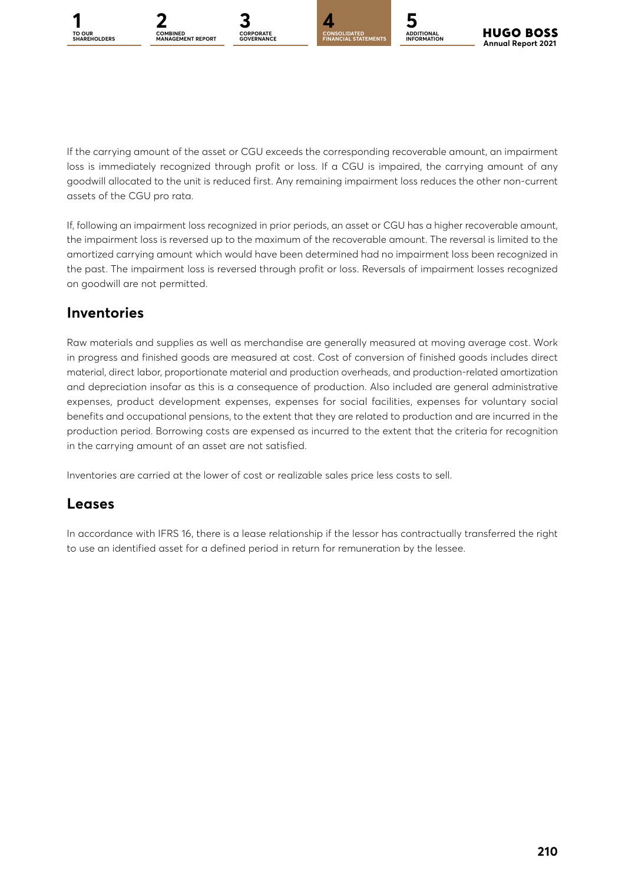If the carrying amount of the asset or CGU exceeds the corresponding recoverable amount, an impairment loss is immediately recognized through profit or loss. If a CGU is impaired, the carrying amount of any goodwill allocated to the unit is reduced first. Any remaining impairment loss reduces the other non-current assets of the CGU pro rata.

If, following an impairment loss recognized in prior periods, an asset or CGU has a higher recoverable amount, the impairment loss is reversed up to the maximum of the recoverable amount. The reversal is limited to the amortized carrying amount which would have been determined had no impairment loss been recognized in the past. The impairment loss is reversed through profit or loss. Reversals of impairment losses recognized on goodwill are not permitted.

## Inventories

Raw materials and supplies as well as merchandise are generally measured at moving average cost. Work in progress and finished goods are measured at cost. Cost of conversion of finished goods includes direct material, direct labor, proportionate material and production overheads, and production-related amortization and depreciation insofar as this is a consequence of production. Also included are general administrative expenses, product development expenses, expenses for social facilities, expenses for voluntary social benefits and occupational pensions, to the extent that they are related to production and are incurred in the production period. Borrowing costs are expensed as incurred to the extent that the criteria for recognition in the carrying amount of an asset are not satisfied.

Inventories are carried at the lower of cost or realizable sales price less costs to sell.

## Leases

In accordance with IFRS 16, there is a lease relationship if the lessor has contractually transferred the right to use an identified asset for a defined period in return for remuneration by the lessee.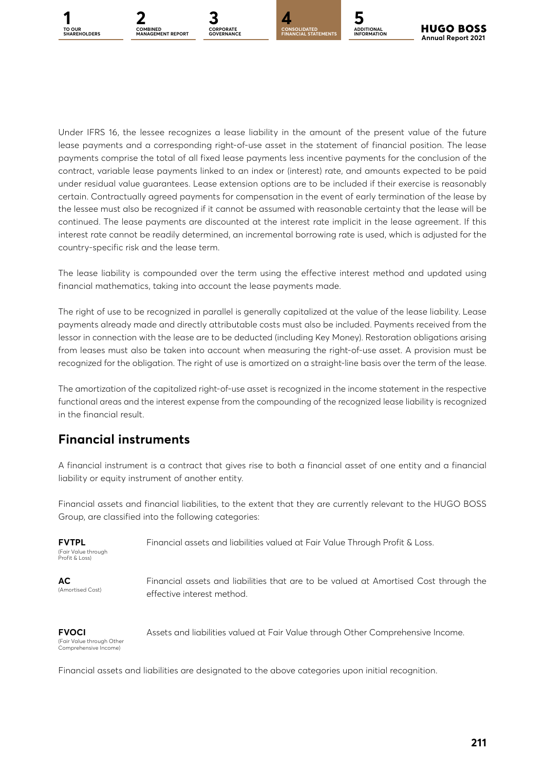Under IFRS 16, the lessee recognizes a lease liability in the amount of the present value of the future lease payments and a corresponding right-of-use asset in the statement of financial position. The lease payments comprise the total of all fixed lease payments less incentive payments for the conclusion of the contract, variable lease payments linked to an index or (interest) rate, and amounts expected to be paid under residual value guarantees. Lease extension options are to be included if their exercise is reasonably certain. Contractually agreed payments for compensation in the event of early termination of the lease by the lessee must also be recognized if it cannot be assumed with reasonable certainty that the lease will be continued. The lease payments are discounted at the interest rate implicit in the lease agreement. If this interest rate cannot be readily determined, an incremental borrowing rate is used, which is adjusted for the country-specific risk and the lease term.

The lease liability is compounded over the term using the effective interest method and updated using financial mathematics, taking into account the lease payments made.

The right of use to be recognized in parallel is generally capitalized at the value of the lease liability. Lease payments already made and directly attributable costs must also be included. Payments received from the lessor in connection with the lease are to be deducted (including Key Money). Restoration obligations arising from leases must also be taken into account when measuring the right-of-use asset. A provision must be recognized for the obligation. The right of use is amortized on a straight-line basis over the term of the lease.

The amortization of the capitalized right-of-use asset is recognized in the income statement in the respective functional areas and the interest expense from the compounding of the recognized lease liability is recognized in the financial result.

## Financial instruments

A financial instrument is a contract that gives rise to both a financial asset of one entity and a financial liability or equity instrument of another entity.

Financial assets and financial liabilities, to the extent that they are currently relevant to the HUGO BOSS Group, are classified into the following categories:

**FVTPL** (Fair Value through Profit & Loss) — Financial assets and liabilities valued at Fair Value Through Profit & Loss.

**AC** (Amortised Cost) — Financial assets and liabilities that are to be valued at Amortised Cost through the effective interest method.

**FVOCI** (Fair Value through Other Comprehensive Income) — Assets and liabilities valued at Fair Value through Other Comprehensive Income.

Financial assets and liabilities are designated to the above categories upon initial recognition.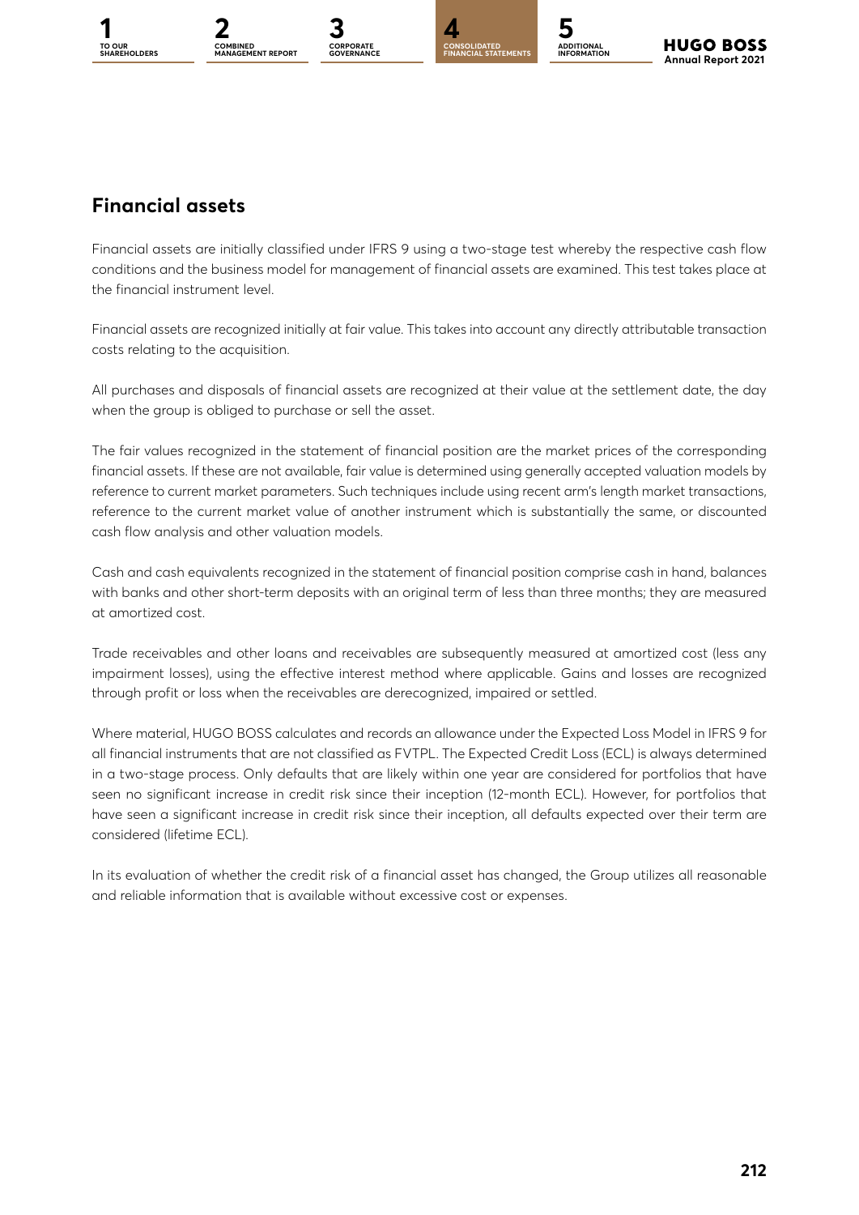## Financial assets

Financial assets are initially classified under IFRS 9 using a two-stage test whereby the respective cash flow conditions and the business model for management of financial assets are examined. This test takes place at the financial instrument level.

Financial assets are recognized initially at fair value. This takes into account any directly attributable transaction costs relating to the acquisition.

All purchases and disposals of financial assets are recognized at their value at the settlement date, the day when the group is obliged to purchase or sell the asset.

The fair values recognized in the statement of financial position are the market prices of the corresponding financial assets. If these are not available, fair value is determined using generally accepted valuation models by reference to current market parameters. Such techniques include using recent arm's length market transactions, reference to the current market value of another instrument which is substantially the same, or discounted cash flow analysis and other valuation models.

Cash and cash equivalents recognized in the statement of financial position comprise cash in hand, balances with banks and other short-term deposits with an original term of less than three months; they are measured at amortized cost.

Trade receivables and other loans and receivables are subsequently measured at amortized cost (less any impairment losses), using the effective interest method where applicable. Gains and losses are recognized through profit or loss when the receivables are derecognized, impaired or settled.

Where material, HUGO BOSS calculates and records an allowance under the Expected Loss Model in IFRS 9 for all financial instruments that are not classified as FVTPL. The Expected Credit Loss (ECL) is always determined in a two-stage process. Only defaults that are likely within one year are considered for portfolios that have seen no significant increase in credit risk since their inception (12-month ECL). However, for portfolios that have seen a significant increase in credit risk since their inception, all defaults expected over their term are considered (lifetime ECL).

In its evaluation of whether the credit risk of a financial asset has changed, the Group utilizes all reasonable and reliable information that is available without excessive cost or expenses.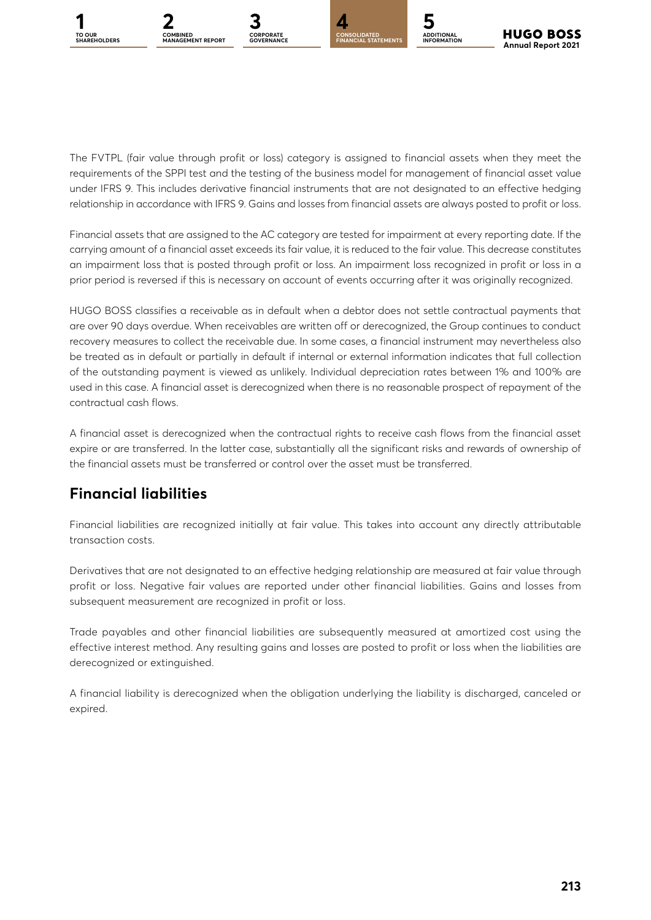The FVTPL (fair value through profit or loss) category is assigned to financial assets when they meet the requirements of the SPPI test and the testing of the business model for management of financial asset value under IFRS 9. This includes derivative financial instruments that are not designated to an effective hedging relationship in accordance with IFRS 9. Gains and losses from financial assets are always posted to profit or loss.

Financial assets that are assigned to the AC category are tested for impairment at every reporting date. If the carrying amount of a financial asset exceeds its fair value, it is reduced to the fair value. This decrease constitutes an impairment loss that is posted through profit or loss. An impairment loss recognized in profit or loss in a prior period is reversed if this is necessary on account of events occurring after it was originally recognized.

HUGO BOSS classifies a receivable as in default when a debtor does not settle contractual payments that are over 90 days overdue. When receivables are written off or derecognized, the Group continues to conduct recovery measures to collect the receivable due. In some cases, a financial instrument may nevertheless also be treated as in default or partially in default if internal or external information indicates that full collection of the outstanding payment is viewed as unlikely. Individual depreciation rates between 1% and 100% are used in this case. A financial asset is derecognized when there is no reasonable prospect of repayment of the contractual cash flows.

A financial asset is derecognized when the contractual rights to receive cash flows from the financial asset expire or are transferred. In the latter case, substantially all the significant risks and rewards of ownership of the financial assets must be transferred or control over the asset must be transferred.

## Financial liabilities

Financial liabilities are recognized initially at fair value. This takes into account any directly attributable transaction costs.

Derivatives that are not designated to an effective hedging relationship are measured at fair value through profit or loss. Negative fair values are reported under other financial liabilities. Gains and losses from subsequent measurement are recognized in profit or loss.

Trade payables and other financial liabilities are subsequently measured at amortized cost using the effective interest method. Any resulting gains and losses are posted to profit or loss when the liabilities are derecognized or extinguished.

A financial liability is derecognized when the obligation underlying the liability is discharged, canceled or expired.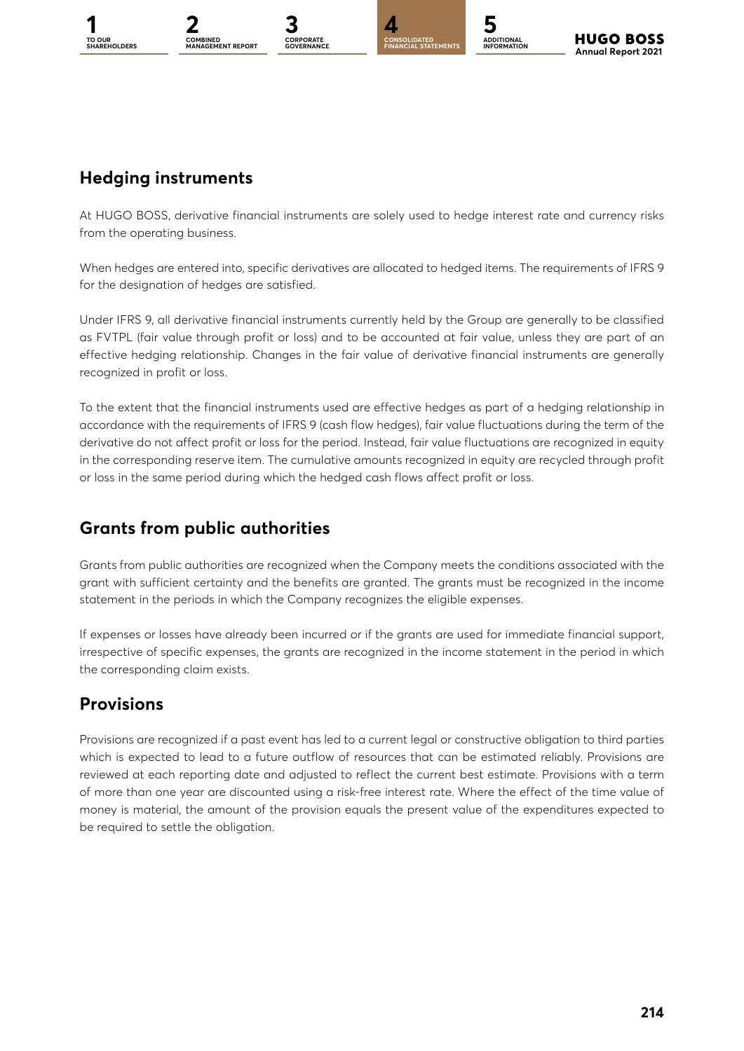## Hedging instruments

At HUGO BOSS, derivative financial instruments are solely used to hedge interest rate and currency risks from the operating business.

When hedges are entered into, specific derivatives are allocated to hedged items. The requirements of IFRS 9 for the designation of hedges are satisfied.

Under IFRS 9, all derivative financial instruments currently held by the Group are generally to be classified as FVTPL (fair value through profit or loss) and to be accounted at fair value, unless they are part of an effective hedging relationship. Changes in the fair value of derivative financial instruments are generally recognized in profit or loss.

To the extent that the financial instruments used are effective hedges as part of a hedging relationship in accordance with the requirements of IFRS 9 (cash flow hedges), fair value fluctuations during the term of the derivative do not affect profit or loss for the period. Instead, fair value fluctuations are recognized in equity in the corresponding reserve item. The cumulative amounts recognized in equity are recycled through profit or loss in the same period during which the hedged cash flows affect profit or loss.

## Grants from public authorities

Grants from public authorities are recognized when the Company meets the conditions associated with the grant with sufficient certainty and the benefits are granted. The grants must be recognized in the income statement in the periods in which the Company recognizes the eligible expenses.

If expenses or losses have already been incurred or if the grants are used for immediate financial support, irrespective of specific expenses, the grants are recognized in the income statement in the period in which the corresponding claim exists.

## Provisions

Provisions are recognized if a past event has led to a current legal or constructive obligation to third parties which is expected to lead to a future outflow of resources that can be estimated reliably. Provisions are reviewed at each reporting date and adjusted to reflect the current best estimate. Provisions with a term of more than one year are discounted using a risk-free interest rate. Where the effect of the time value of money is material, the amount of the provision equals the present value of the expenditures expected to be required to settle the obligation.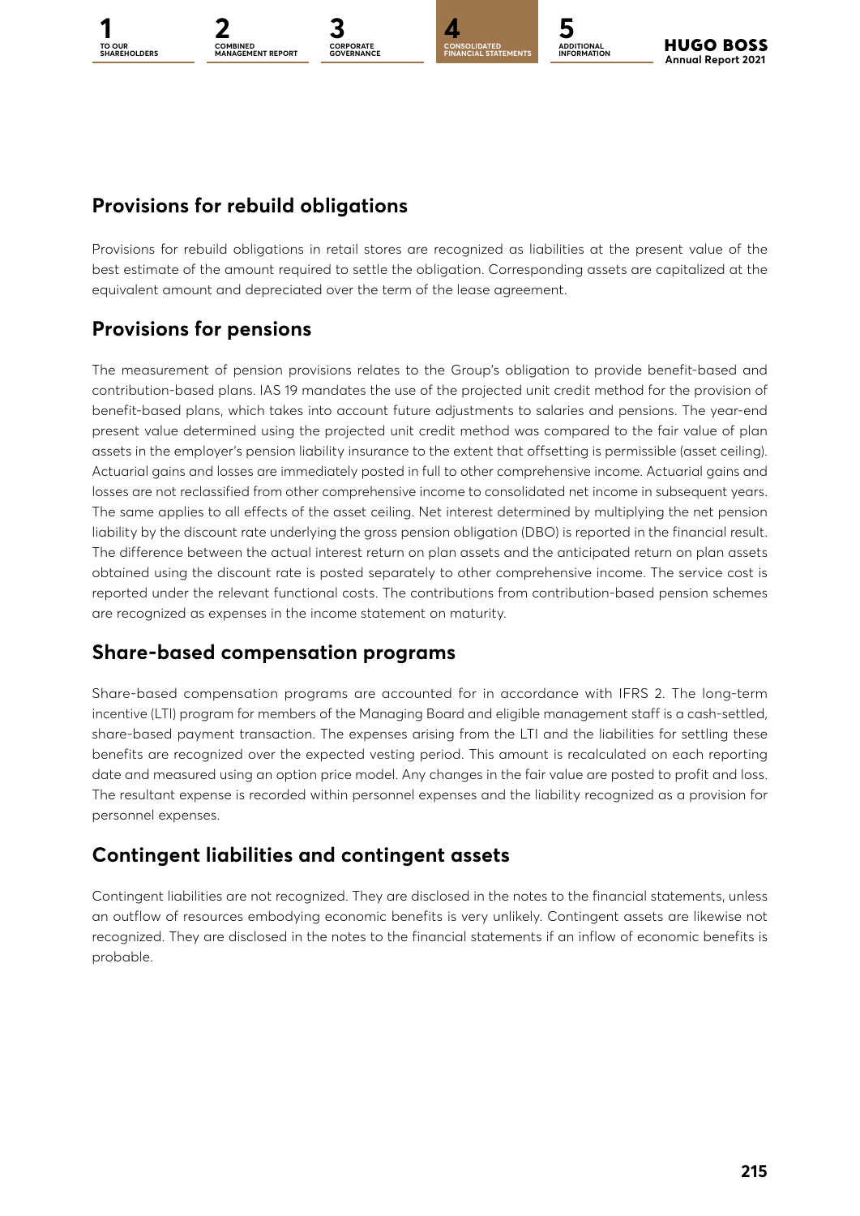## Provisions for rebuild obligations

Provisions for rebuild obligations in retail stores are recognized as liabilities at the present value of the best estimate of the amount required to settle the obligation. Corresponding assets are capitalized at the equivalent amount and depreciated over the term of the lease agreement.

## Provisions for pensions

The measurement of pension provisions relates to the Group's obligation to provide benefit-based and contribution-based plans. IAS 19 mandates the use of the projected unit credit method for the provision of benefit-based plans, which takes into account future adjustments to salaries and pensions. The year-end present value determined using the projected unit credit method was compared to the fair value of plan assets in the employer's pension liability insurance to the extent that offsetting is permissible (asset ceiling). Actuarial gains and losses are immediately posted in full to other comprehensive income. Actuarial gains and losses are not reclassified from other comprehensive income to consolidated net income in subsequent years. The same applies to all effects of the asset ceiling. Net interest determined by multiplying the net pension liability by the discount rate underlying the gross pension obligation (DBO) is reported in the financial result. The difference between the actual interest return on plan assets and the anticipated return on plan assets obtained using the discount rate is posted separately to other comprehensive income. The service cost is reported under the relevant functional costs. The contributions from contribution-based pension schemes are recognized as expenses in the income statement on maturity.

## Share-based compensation programs

Share-based compensation programs are accounted for in accordance with IFRS 2. The long-term incentive (LTI) program for members of the Managing Board and eligible management staff is a cash-settled, share-based payment transaction. The expenses arising from the LTI and the liabilities for settling these benefits are recognized over the expected vesting period. This amount is recalculated on each reporting date and measured using an option price model. Any changes in the fair value are posted to profit and loss. The resultant expense is recorded within personnel expenses and the liability recognized as a provision for personnel expenses.

## Contingent liabilities and contingent assets

Contingent liabilities are not recognized. They are disclosed in the notes to the financial statements, unless an outflow of resources embodying economic benefits is very unlikely. Contingent assets are likewise not recognized. They are disclosed in the notes to the financial statements if an inflow of economic benefits is probable.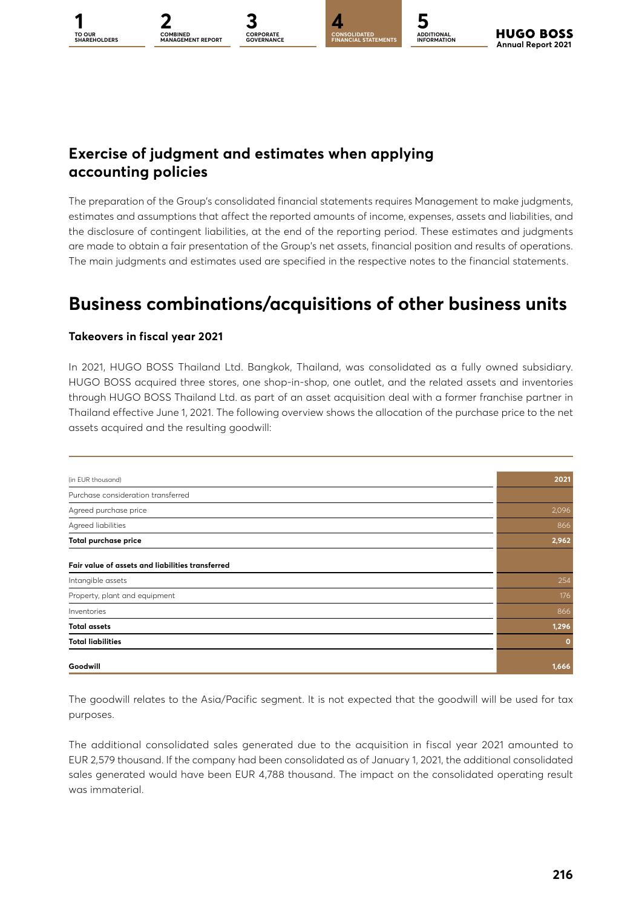## Exercise of judgment and estimates when applying accounting policies

The preparation of the Group's consolidated financial statements requires Management to make judgments, estimates and assumptions that affect the reported amounts of income, expenses, assets and liabilities, and the disclosure of contingent liabilities, at the end of the reporting period. These estimates and judgments are made to obtain a fair presentation of the Group's net assets, financial position and results of operations. The main judgments and estimates used are specified in the respective notes to the financial statements.

# Business combinations/acquisitions of other business units

### Takeovers in fiscal year 2021

In 2021, HUGO BOSS Thailand Ltd. Bangkok, Thailand, was consolidated as a fully owned subsidiary. HUGO BOSS acquired three stores, one shop-in-shop, one outlet, and the related assets and inventories through HUGO BOSS Thailand Ltd. as part of an asset acquisition deal with a former franchise partner in Thailand effective June 1, 2021. The following overview shows the allocation of the purchase price to the net assets acquired and the resulting goodwill:

| (in EUR thousand) | 2021 |
|---|---|
| Purchase consideration transferred | |
| Agreed purchase price | 2,096 |
| Agreed liabilities | 866 |
| **Total purchase price** | **2,962** |
| **Fair value of assets and liabilities transferred** | |
| Intangible assets | 254 |
| Property, plant and equipment | 176 |
| Inventories | 866 |
| **Total assets** | **1,296** |
| **Total liabilities** | **0** |
| **Goodwill** | **1,666** |

The goodwill relates to the Asia/Pacific segment. It is not expected that the goodwill will be used for tax purposes.

The additional consolidated sales generated due to the acquisition in fiscal year 2021 amounted to EUR 2,579 thousand. If the company had been consolidated as of January 1, 2021, the additional consolidated sales generated would have been EUR 4,788 thousand. The impact on the consolidated operating result was immaterial.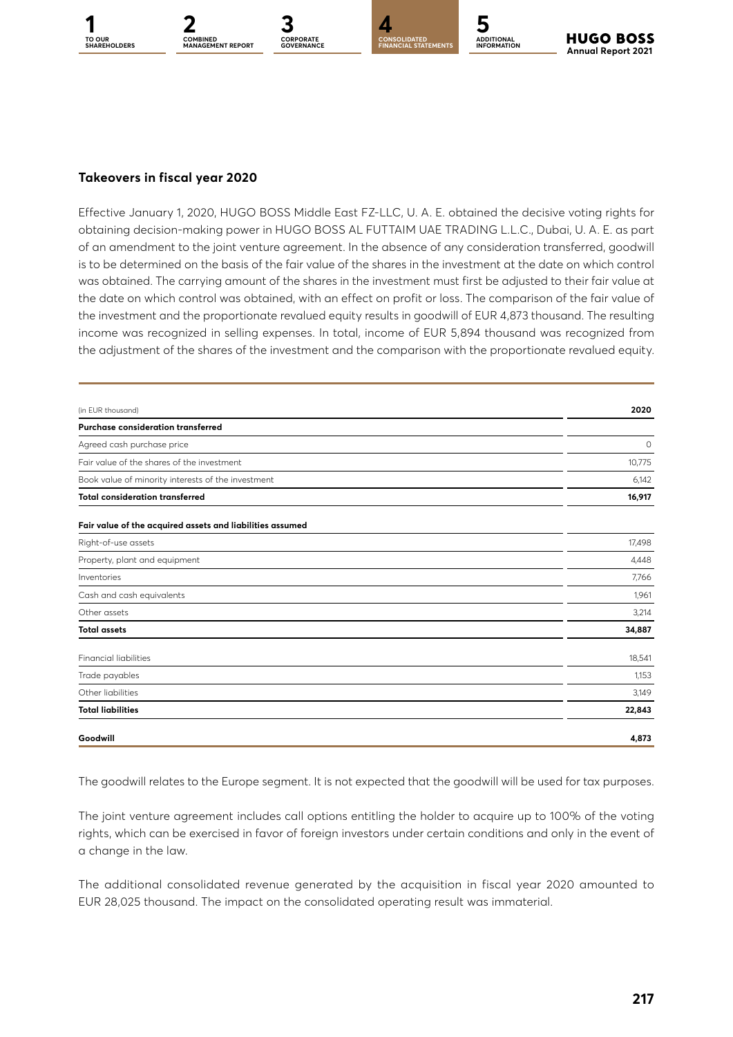### Takeovers in fiscal year 2020

Effective January 1, 2020, HUGO BOSS Middle East FZ-LLC, U. A. E. obtained the decisive voting rights for obtaining decision-making power in HUGO BOSS AL FUTTAIM UAE TRADING L.L.C., Dubai, U. A. E. as part of an amendment to the joint venture agreement. In the absence of any consideration transferred, goodwill is to be determined on the basis of the fair value of the shares in the investment at the date on which control was obtained. The carrying amount of the shares in the investment must first be adjusted to their fair value at the date on which control was obtained, with an effect on profit or loss. The comparison of the fair value of the investment and the proportionate revalued equity results in goodwill of EUR 4,873 thousand. The resulting income was recognized in selling expenses. In total, income of EUR 5,894 thousand was recognized from the adjustment of the shares of the investment and the comparison with the proportionate revalued equity.

| (in EUR thousand) | 2020 |
|---|---|
| **Purchase consideration transferred** | |
| Agreed cash purchase price | 0 |
| Fair value of the shares of the investment | 10,775 |
| Book value of minority interests of the investment | 6,142 |
| **Total consideration transferred** | **16,917** |
| **Fair value of the acquired assets and liabilities assumed** | |
| Right-of-use assets | 17,498 |
| Property, plant and equipment | 4,448 |
| Inventories | 7,766 |
| Cash and cash equivalents | 1,961 |
| Other assets | 3,214 |
| **Total assets** | **34,887** |
| Financial liabilities | 18,541 |
| Trade payables | 1,153 |
| Other liabilities | 3,149 |
| **Total liabilities** | **22,843** |
| **Goodwill** | **4,873** |

The goodwill relates to the Europe segment. It is not expected that the goodwill will be used for tax purposes.

The joint venture agreement includes call options entitling the holder to acquire up to 100% of the voting rights, which can be exercised in favor of foreign investors under certain conditions and only in the event of a change in the law.

The additional consolidated revenue generated by the acquisition in fiscal year 2020 amounted to EUR 28,025 thousand. The impact on the consolidated operating result was immaterial.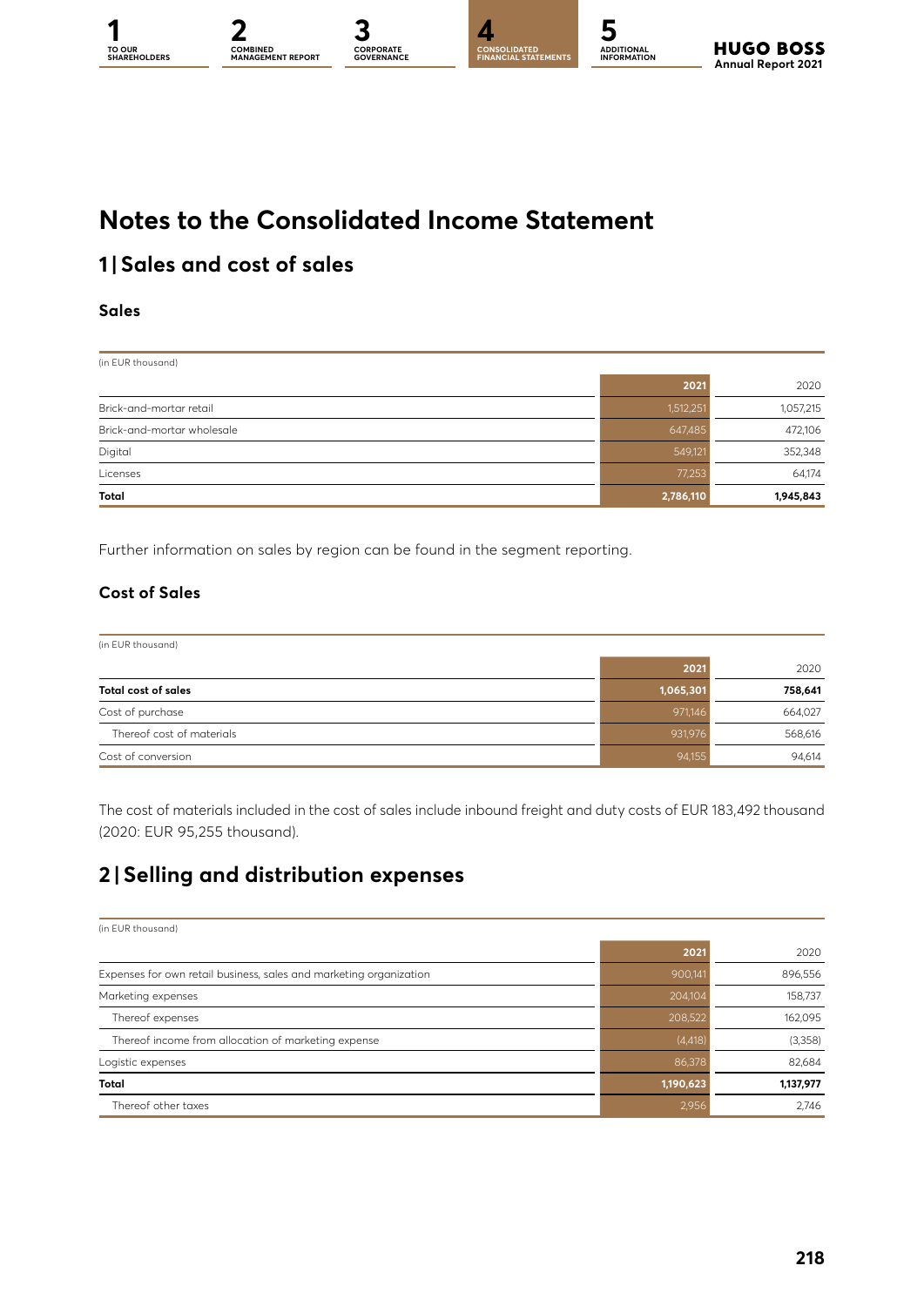# Notes to the Consolidated Income Statement

## 1 | Sales and cost of sales

### Sales

(in EUR thousand)

| | 2021 | 2020 |
|---|---|---|
| Brick-and-mortar retail | 1,512,251 | 1,057,215 |
| Brick-and-mortar wholesale | 647,485 | 472,106 |
| Digital | 549,121 | 352,348 |
| Licenses | 77,253 | 64,174 |
| **Total** | **2,786,110** | **1,945,843** |

Further information on sales by region can be found in the segment reporting.

### Cost of Sales

(in EUR thousand)

| | 2021 | 2020 |
|---|---|---|
| **Total cost of sales** | **1,065,301** | **758,641** |
| Cost of purchase | 971,146 | 664,027 |
| Thereof cost of materials | 931,976 | 568,616 |
| Cost of conversion | 94,155 | 94,614 |

The cost of materials included in the cost of sales include inbound freight and duty costs of EUR 183,492 thousand (2020: EUR 95,255 thousand).

## 2 | Selling and distribution expenses

(in EUR thousand)

| | 2021 | 2020 |
|---|---|---|
| Expenses for own retail business, sales and marketing organization | 900,141 | 896,556 |
| Marketing expenses | 204,104 | 158,737 |
| Thereof expenses | 208,522 | 162,095 |
| Thereof income from allocation of marketing expense | (4,418) | (3,358) |
| Logistic expenses | 86,378 | 82,684 |
| **Total** | **1,190,623** | **1,137,977** |
| Thereof other taxes | 2,956 | 2,746 |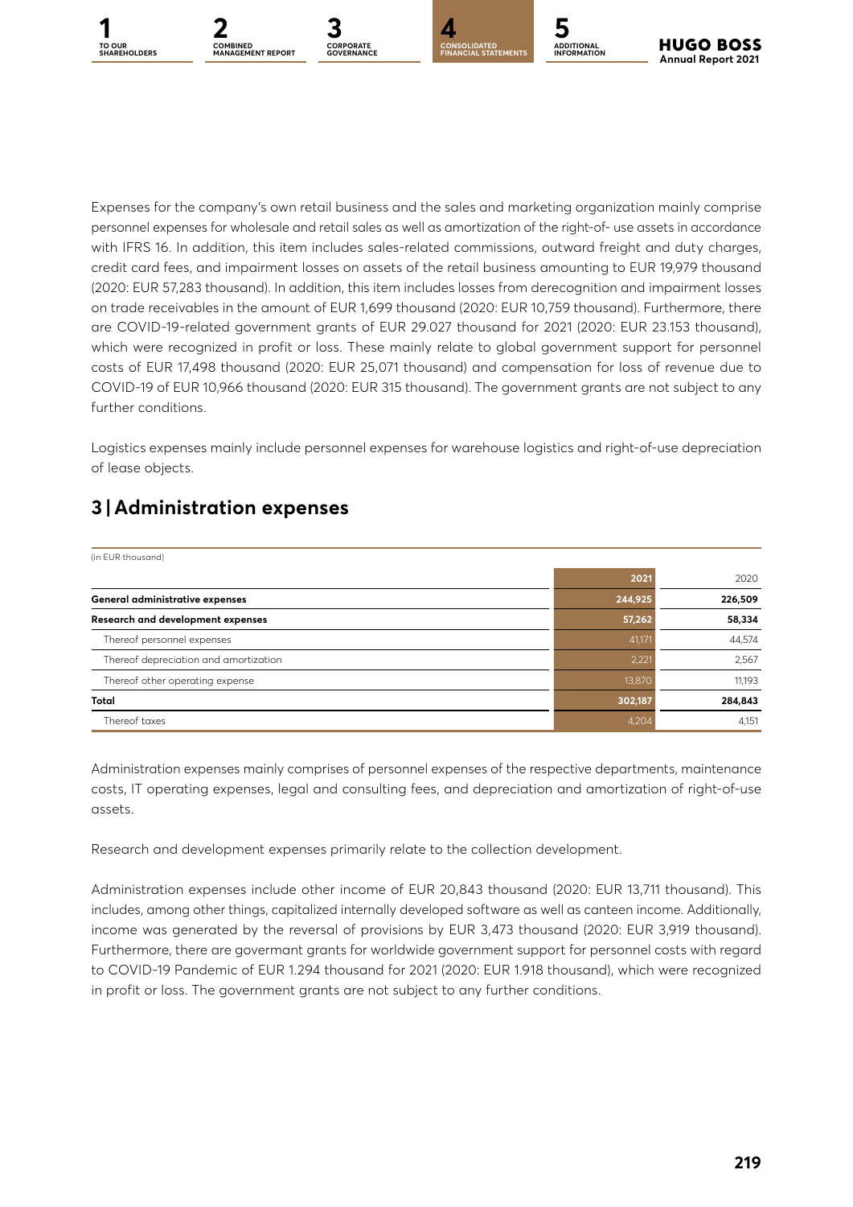Expenses for the company's own retail business and the sales and marketing organization mainly comprise personnel expenses for wholesale and retail sales as well as amortization of the right-of- use assets in accordance with IFRS 16. In addition, this item includes sales-related commissions, outward freight and duty charges, credit card fees, and impairment losses on assets of the retail business amounting to EUR 19,979 thousand (2020: EUR 57,283 thousand). In addition, this item includes losses from derecognition and impairment losses on trade receivables in the amount of EUR 1,699 thousand (2020: EUR 10,759 thousand). Furthermore, there are COVID-19-related government grants of EUR 29.027 thousand for 2021 (2020: EUR 23.153 thousand), which were recognized in profit or loss. These mainly relate to global government support for personnel costs of EUR 17,498 thousand (2020: EUR 25,071 thousand) and compensation for loss of revenue due to COVID-19 of EUR 10,966 thousand (2020: EUR 315 thousand). The government grants are not subject to any further conditions.

Logistics expenses mainly include personnel expenses for warehouse logistics and right-of-use depreciation of lease objects.

## 3 | Administration expenses

(in EUR thousand)

| | 2021 | 2020 |
|---|---|---|
| **General administrative expenses** | **244,925** | **226,509** |
| **Research and development expenses** | **57,262** | **58,334** |
| Thereof personnel expenses | 41,171 | 44,574 |
| Thereof depreciation and amortization | 2,221 | 2,567 |
| Thereof other operating expense | 13,870 | 11,193 |
| **Total** | **302,187** | **284,843** |
| Thereof taxes | 4,204 | 4,151 |

Administration expenses mainly comprises of personnel expenses of the respective departments, maintenance costs, IT operating expenses, legal and consulting fees, and depreciation and amortization of right-of-use assets.

Research and development expenses primarily relate to the collection development.

Administration expenses include other income of EUR 20,843 thousand (2020: EUR 13,711 thousand). This includes, among other things, capitalized internally developed software as well as canteen income. Additionally, income was generated by the reversal of provisions by EUR 3,473 thousand (2020: EUR 3,919 thousand). Furthermore, there are govermant grants for worldwide government support for personnel costs with regard to COVID-19 Pandemic of EUR 1.294 thousand for 2021 (2020: EUR 1.918 thousand), which were recognized in profit or loss. The government grants are not subject to any further conditions.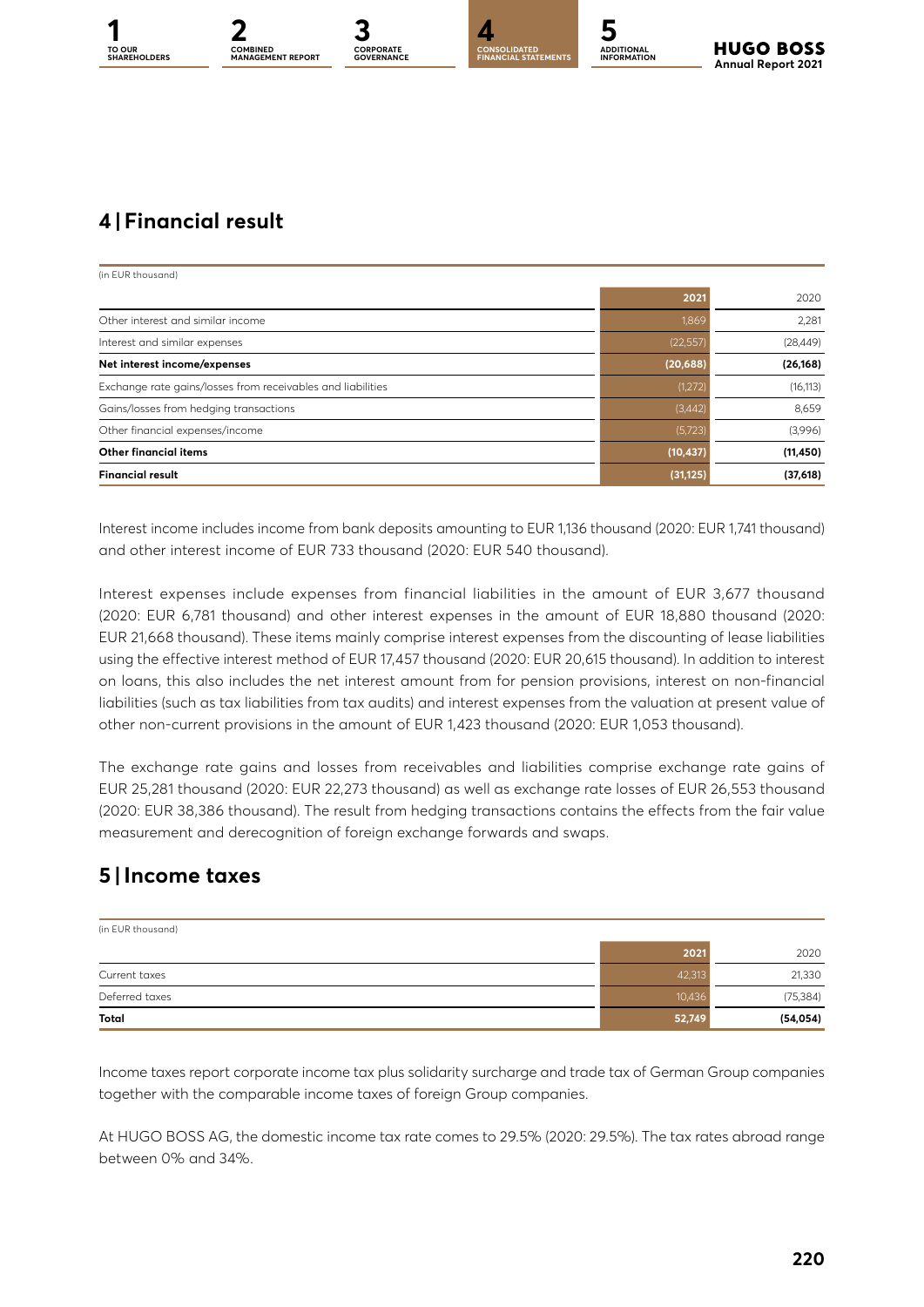## 4 | Financial result

(in EUR thousand)

| | 2021 | 2020 |
|---|---|---|
| Other interest and similar income | 1,869 | 2,281 |
| Interest and similar expenses | (22,557) | (28,449) |
| **Net interest income/expenses** | **(20,688)** | **(26,168)** |
| Exchange rate gains/losses from receivables and liabilities | (1,272) | (16,113) |
| Gains/losses from hedging transactions | (3,442) | 8,659 |
| Other financial expenses/income | (5,723) | (3,996) |
| **Other financial items** | **(10,437)** | **(11,450)** |
| **Financial result** | **(31,125)** | **(37,618)** |

Interest income includes income from bank deposits amounting to EUR 1,136 thousand (2020: EUR 1,741 thousand) and other interest income of EUR 733 thousand (2020: EUR 540 thousand).

Interest expenses include expenses from financial liabilities in the amount of EUR 3,677 thousand (2020: EUR 6,781 thousand) and other interest expenses in the amount of EUR 18,880 thousand (2020: EUR 21,668 thousand). These items mainly comprise interest expenses from the discounting of lease liabilities using the effective interest method of EUR 17,457 thousand (2020: EUR 20,615 thousand). In addition to interest on loans, this also includes the net interest amount from for pension provisions, interest on non-financial liabilities (such as tax liabilities from tax audits) and interest expenses from the valuation at present value of other non-current provisions in the amount of EUR 1,423 thousand (2020: EUR 1,053 thousand).

The exchange rate gains and losses from receivables and liabilities comprise exchange rate gains of EUR 25,281 thousand (2020: EUR 22,273 thousand) as well as exchange rate losses of EUR 26,553 thousand (2020: EUR 38,386 thousand). The result from hedging transactions contains the effects from the fair value measurement and derecognition of foreign exchange forwards and swaps.

## 5 | Income taxes

(in EUR thousand)

| | 2021 | 2020 |
|---|---|---|
| Current taxes | 42,313 | 21,330 |
| Deferred taxes | 10,436 | (75,384) |
| **Total** | **52,749** | **(54,054)** |

Income taxes report corporate income tax plus solidarity surcharge and trade tax of German Group companies together with the comparable income taxes of foreign Group companies.

At HUGO BOSS AG, the domestic income tax rate comes to 29.5% (2020: 29.5%). The tax rates abroad range between 0% and 34%.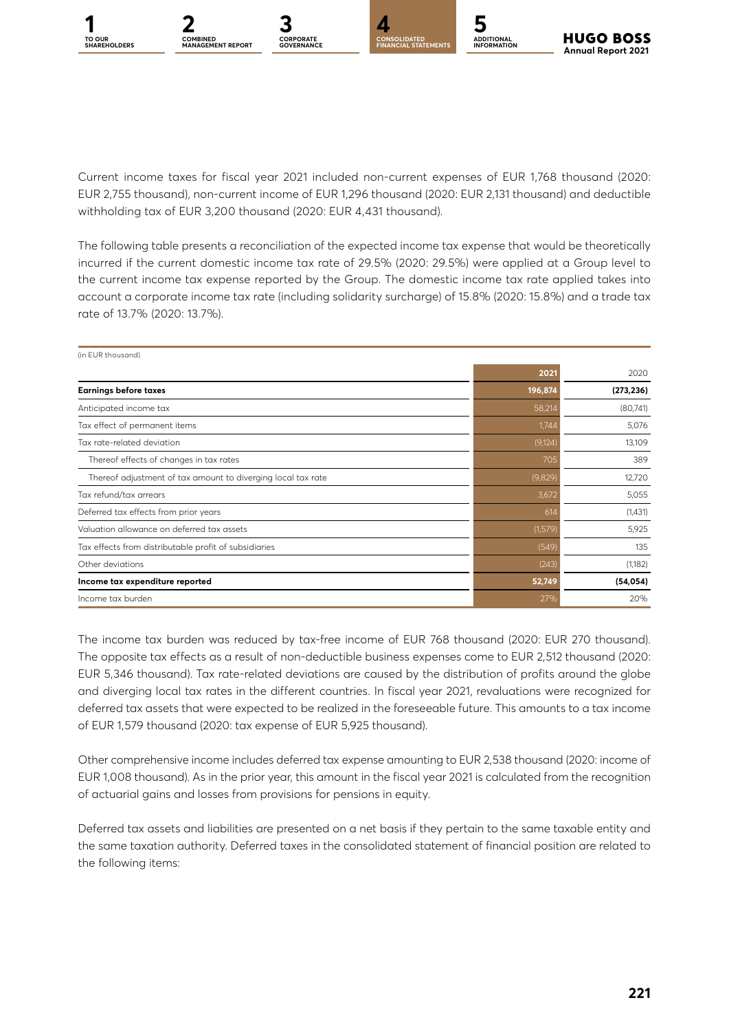Current income taxes for fiscal year 2021 included non-current expenses of EUR 1,768 thousand (2020: EUR 2,755 thousand), non-current income of EUR 1,296 thousand (2020: EUR 2,131 thousand) and deductible withholding tax of EUR 3,200 thousand (2020: EUR 4,431 thousand).

The following table presents a reconciliation of the expected income tax expense that would be theoretically incurred if the current domestic income tax rate of 29.5% (2020: 29.5%) were applied at a Group level to the current income tax expense reported by the Group. The domestic income tax rate applied takes into account a corporate income tax rate (including solidarity surcharge) of 15.8% (2020: 15.8%) and a trade tax rate of 13.7% (2020: 13.7%).

(in EUR thousand)

| | 2021 | 2020 |
|---|---|---|
| **Earnings before taxes** | **196,874** | **(273,236)** |
| Anticipated income tax | 58,214 | (80,741) |
| Tax effect of permanent items | 1,744 | 5,076 |
| Tax rate-related deviation | (9,124) | 13,109 |
| Thereof effects of changes in tax rates | 705 | 389 |
| Thereof adjustment of tax amount to diverging local tax rate | (9,829) | 12,720 |
| Tax refund/tax arrears | 3,672 | 5,055 |
| Deferred tax effects from prior years | 614 | (1,431) |
| Valuation allowance on deferred tax assets | (1,579) | 5,925 |
| Tax effects from distributable profit of subsidiaries | (549) | 135 |
| Other deviations | (243) | (1,182) |
| **Income tax expenditure reported** | **52,749** | **(54,054)** |
| Income tax burden | 27% | 20% |

The income tax burden was reduced by tax-free income of EUR 768 thousand (2020: EUR 270 thousand). The opposite tax effects as a result of non-deductible business expenses come to EUR 2,512 thousand (2020: EUR 5,346 thousand). Tax rate-related deviations are caused by the distribution of profits around the globe and diverging local tax rates in the different countries. In fiscal year 2021, revaluations were recognized for deferred tax assets that were expected to be realized in the foreseeable future. This amounts to a tax income of EUR 1,579 thousand (2020: tax expense of EUR 5,925 thousand).

Other comprehensive income includes deferred tax expense amounting to EUR 2,538 thousand (2020: income of EUR 1,008 thousand). As in the prior year, this amount in the fiscal year 2021 is calculated from the recognition of actuarial gains and losses from provisions for pensions in equity.

Deferred tax assets and liabilities are presented on a net basis if they pertain to the same taxable entity and the same taxation authority. Deferred taxes in the consolidated statement of financial position are related to the following items: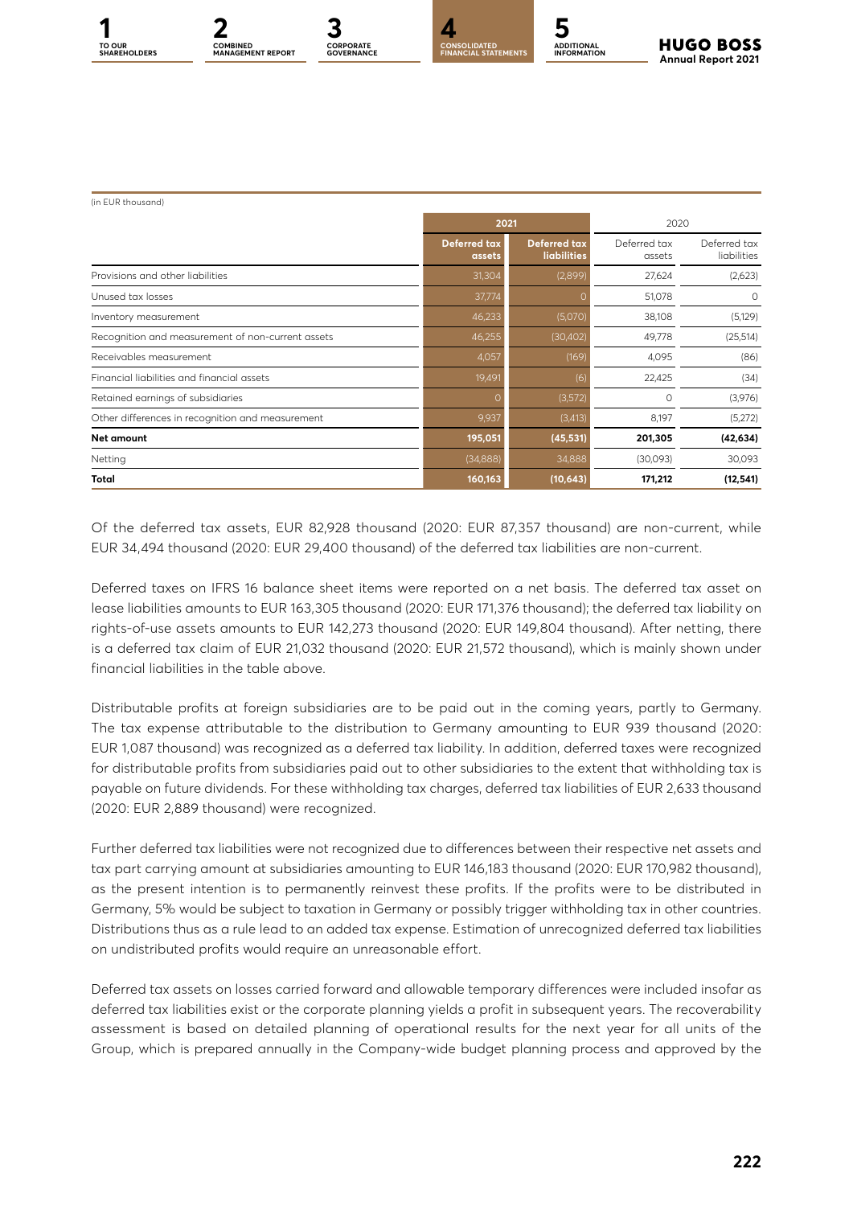(in EUR thousand)

| | 2021 | | 2020 | |
|---|---|---|---|---|
| | Deferred tax assets | Deferred tax liabilities | Deferred tax assets | Deferred tax liabilities |
| Provisions and other liabilities | 31,304 | (2,899) | 27,624 | (2,623) |
| Unused tax losses | 37,774 | 0 | 51,078 | 0 |
| Inventory measurement | 46,233 | (5,070) | 38,108 | (5,129) |
| Recognition and measurement of non-current assets | 46,255 | (30,402) | 49,778 | (25,514) |
| Receivables measurement | 4,057 | (169) | 4,095 | (86) |
| Financial liabilities and financial assets | 19,491 | (6) | 22,425 | (34) |
| Retained earnings of subsidiaries | 0 | (3,572) | 0 | (3,976) |
| Other differences in recognition and measurement | 9,937 | (3,413) | 8,197 | (5,272) |
| **Net amount** | **195,051** | **(45,531)** | **201,305** | **(42,634)** |
| Netting | (34,888) | 34,888 | (30,093) | 30,093 |
| **Total** | **160,163** | **(10,643)** | **171,212** | **(12,541)** |

Of the deferred tax assets, EUR 82,928 thousand (2020: EUR 87,357 thousand) are non-current, while EUR 34,494 thousand (2020: EUR 29,400 thousand) of the deferred tax liabilities are non-current.

Deferred taxes on IFRS 16 balance sheet items were reported on a net basis. The deferred tax asset on lease liabilities amounts to EUR 163,305 thousand (2020: EUR 171,376 thousand); the deferred tax liability on rights-of-use assets amounts to EUR 142,273 thousand (2020: EUR 149,804 thousand). After netting, there is a deferred tax claim of EUR 21,032 thousand (2020: EUR 21,572 thousand), which is mainly shown under financial liabilities in the table above.

Distributable profits at foreign subsidiaries are to be paid out in the coming years, partly to Germany. The tax expense attributable to the distribution to Germany amounting to EUR 939 thousand (2020: EUR 1,087 thousand) was recognized as a deferred tax liability. In addition, deferred taxes were recognized for distributable profits from subsidiaries paid out to other subsidiaries to the extent that withholding tax is payable on future dividends. For these withholding tax charges, deferred tax liabilities of EUR 2,633 thousand (2020: EUR 2,889 thousand) were recognized.

Further deferred tax liabilities were not recognized due to differences between their respective net assets and tax part carrying amount at subsidiaries amounting to EUR 146,183 thousand (2020: EUR 170,982 thousand), as the present intention is to permanently reinvest these profits. If the profits were to be distributed in Germany, 5% would be subject to taxation in Germany or possibly trigger withholding tax in other countries. Distributions thus as a rule lead to an added tax expense. Estimation of unrecognized deferred tax liabilities on undistributed profits would require an unreasonable effort.

Deferred tax assets on losses carried forward and allowable temporary differences were included insofar as deferred tax liabilities exist or the corporate planning yields a profit in subsequent years. The recoverability assessment is based on detailed planning of operational results for the next year for all units of the Group, which is prepared annually in the Company-wide budget planning process and approved by the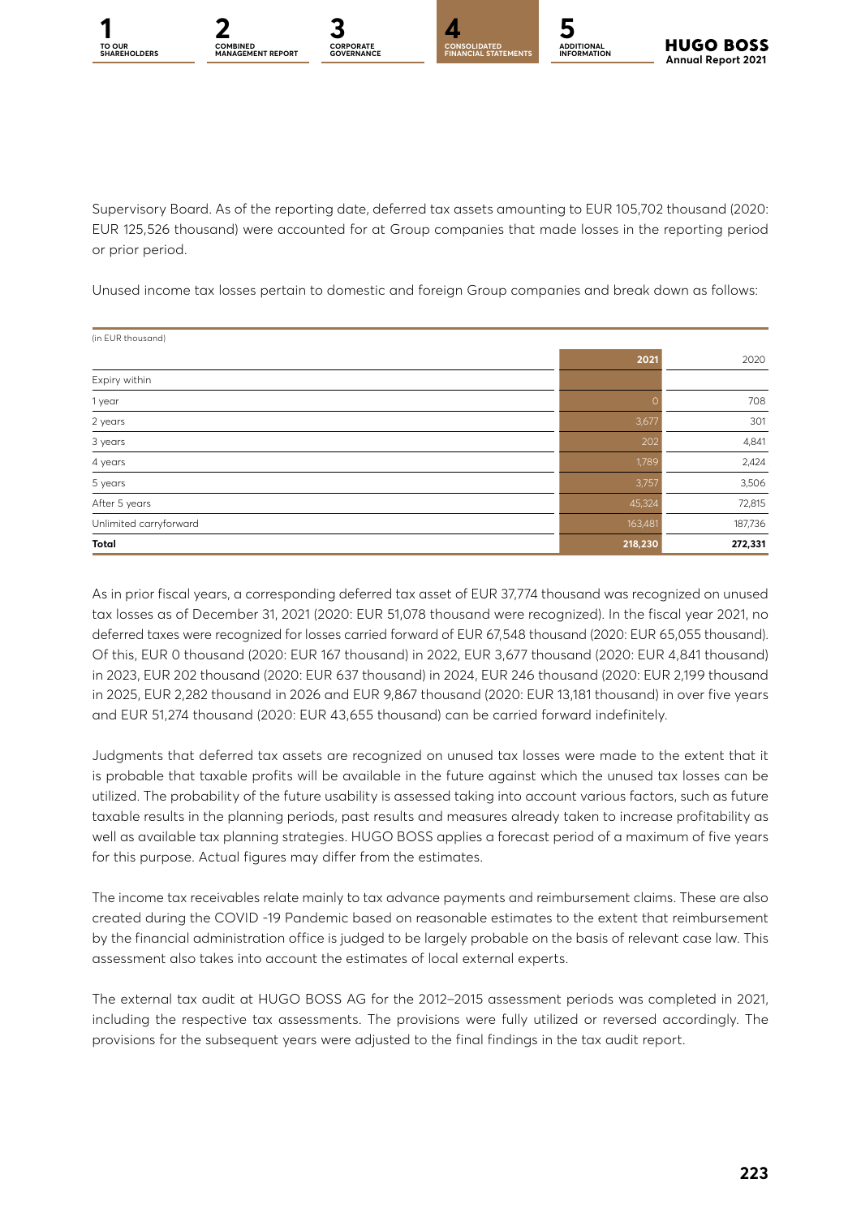Supervisory Board. As of the reporting date, deferred tax assets amounting to EUR 105,702 thousand (2020: EUR 125,526 thousand) were accounted for at Group companies that made losses in the reporting period or prior period.

Unused income tax losses pertain to domestic and foreign Group companies and break down as follows:

| (in EUR thousand) | 2021 | 2020 |
|---|---|---|
| Expiry within | | |
| 1 year | 0 | 708 |
| 2 years | 3,677 | 301 |
| 3 years | 202 | 4,841 |
| 4 years | 1,789 | 2,424 |
| 5 years | 3,757 | 3,506 |
| After 5 years | 45,324 | 72,815 |
| Unlimited carryforward | 163,481 | 187,736 |
| **Total** | **218,230** | **272,331** |

As in prior fiscal years, a corresponding deferred tax asset of EUR 37,774 thousand was recognized on unused tax losses as of December 31, 2021 (2020: EUR 51,078 thousand were recognized). In the fiscal year 2021, no deferred taxes were recognized for losses carried forward of EUR 67,548 thousand (2020: EUR 65,055 thousand). Of this, EUR 0 thousand (2020: EUR 167 thousand) in 2022, EUR 3,677 thousand (2020: EUR 4,841 thousand) in 2023, EUR 202 thousand (2020: EUR 637 thousand) in 2024, EUR 246 thousand (2020: EUR 2,199 thousand in 2025, EUR 2,282 thousand in 2026 and EUR 9,867 thousand (2020: EUR 13,181 thousand) in over five years and EUR 51,274 thousand (2020: EUR 43,655 thousand) can be carried forward indefinitely.

Judgments that deferred tax assets are recognized on unused tax losses were made to the extent that it is probable that taxable profits will be available in the future against which the unused tax losses can be utilized. The probability of the future usability is assessed taking into account various factors, such as future taxable results in the planning periods, past results and measures already taken to increase profitability as well as available tax planning strategies. HUGO BOSS applies a forecast period of a maximum of five years for this purpose. Actual figures may differ from the estimates.

The income tax receivables relate mainly to tax advance payments and reimbursement claims. These are also created during the COVID -19 Pandemic based on reasonable estimates to the extent that reimbursement by the financial administration office is judged to be largely probable on the basis of relevant case law. This assessment also takes into account the estimates of local external experts.

The external tax audit at HUGO BOSS AG for the 2012–2015 assessment periods was completed in 2021, including the respective tax assessments. The provisions were fully utilized or reversed accordingly. The provisions for the subsequent years were adjusted to the final findings in the tax audit report.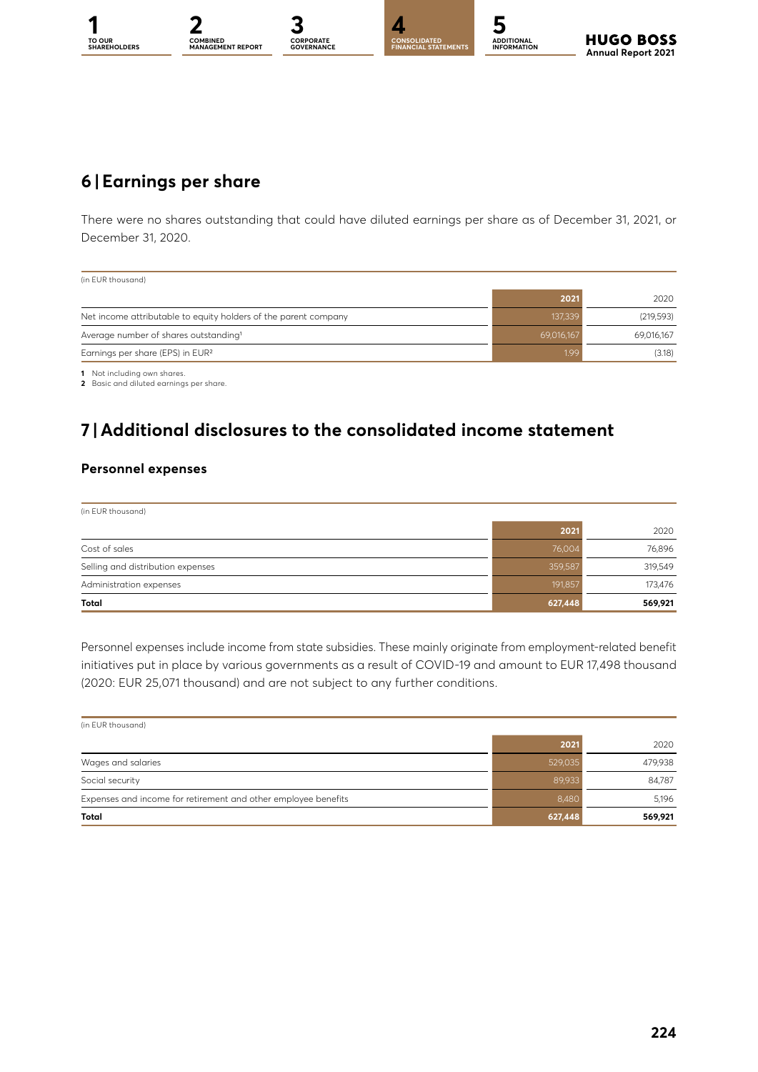## 6 | Earnings per share

There were no shares outstanding that could have diluted earnings per share as of December 31, 2021, or December 31, 2020.

(in EUR thousand)

| | 2021 | 2020 |
|---|---|---|
| Net income attributable to equity holders of the parent company | 137,339 | (219,593) |
| Average number of shares outstanding[1] | 69,016,167 | 69,016,167 |
| Earnings per share (EPS) in EUR[2] | 1.99 | (3.18) |

**1** Not including own shares.
**2** Basic and diluted earnings per share.

## 7 | Additional disclosures to the consolidated income statement

### Personnel expenses

(in EUR thousand)

| | 2021 | 2020 |
|---|---|---|
| Cost of sales | 76,004 | 76,896 |
| Selling and distribution expenses | 359,587 | 319,549 |
| Administration expenses | 191,857 | 173,476 |
| **Total** | **627,448** | **569,921** |

Personnel expenses include income from state subsidies. These mainly originate from employment-related benefit initiatives put in place by various governments as a result of COVID-19 and amount to EUR 17,498 thousand (2020: EUR 25,071 thousand) and are not subject to any further conditions.

(in EUR thousand)

| | 2021 | 2020 |
|---|---|---|
| Wages and salaries | 529,035 | 479,938 |
| Social security | 89,933 | 84,787 |
| Expenses and income for retirement and other employee benefits | 8,480 | 5,196 |
| **Total** | **627,448** | **569,921** |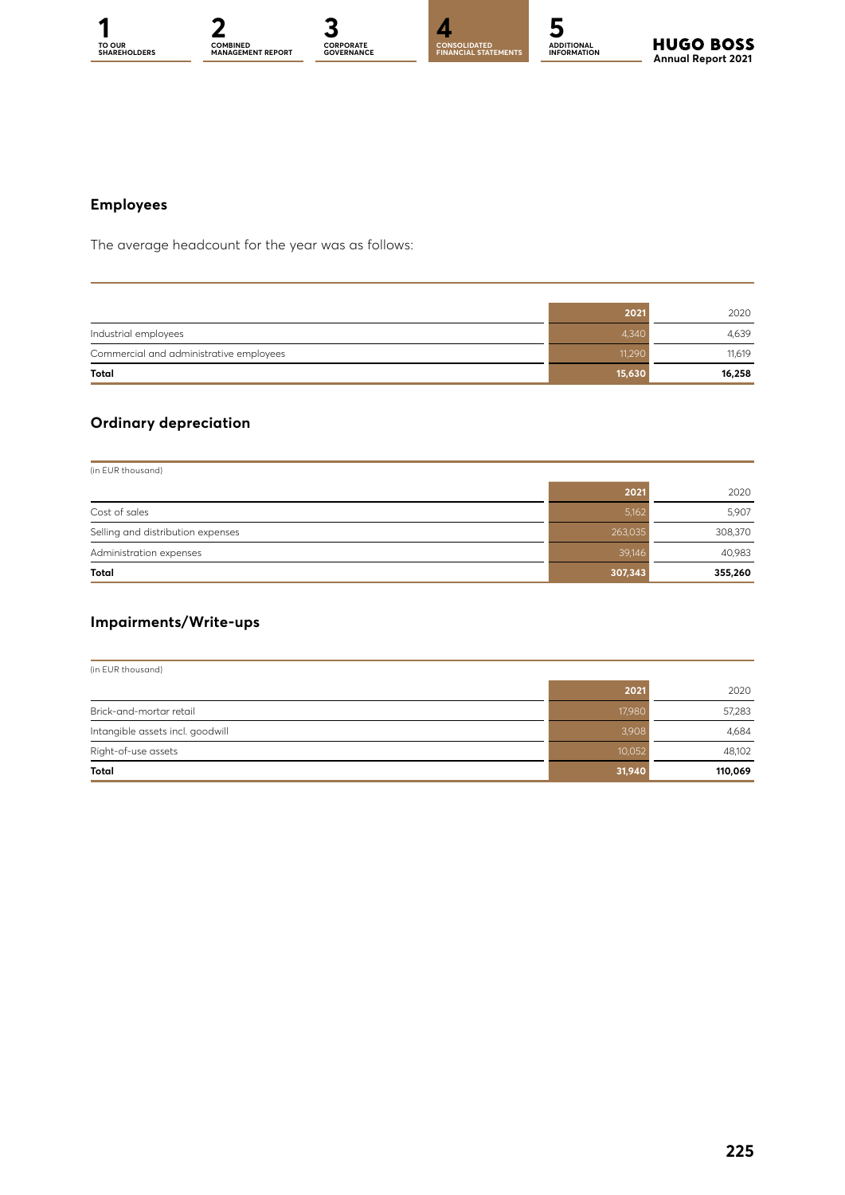## Employees

The average headcount for the year was as follows:

| | 2021 | 2020 |
|---|---|---|
| Industrial employees | 4,340 | 4,639 |
| Commercial and administrative employees | 11,290 | 11,619 |
| **Total** | **15,630** | **16,258** |

## Ordinary depreciation

(in EUR thousand)

| | 2021 | 2020 |
|---|---|---|
| Cost of sales | 5,162 | 5,907 |
| Selling and distribution expenses | 263,035 | 308,370 |
| Administration expenses | 39,146 | 40,983 |
| **Total** | **307,343** | **355,260** |

## Impairments/Write-ups

(in EUR thousand)

| | 2021 | 2020 |
|---|---|---|
| Brick-and-mortar retail | 17,980 | 57,283 |
| Intangible assets incl. goodwill | 3,908 | 4,684 |
| Right-of-use assets | 10,052 | 48,102 |
| **Total** | **31,940** | **110,069** |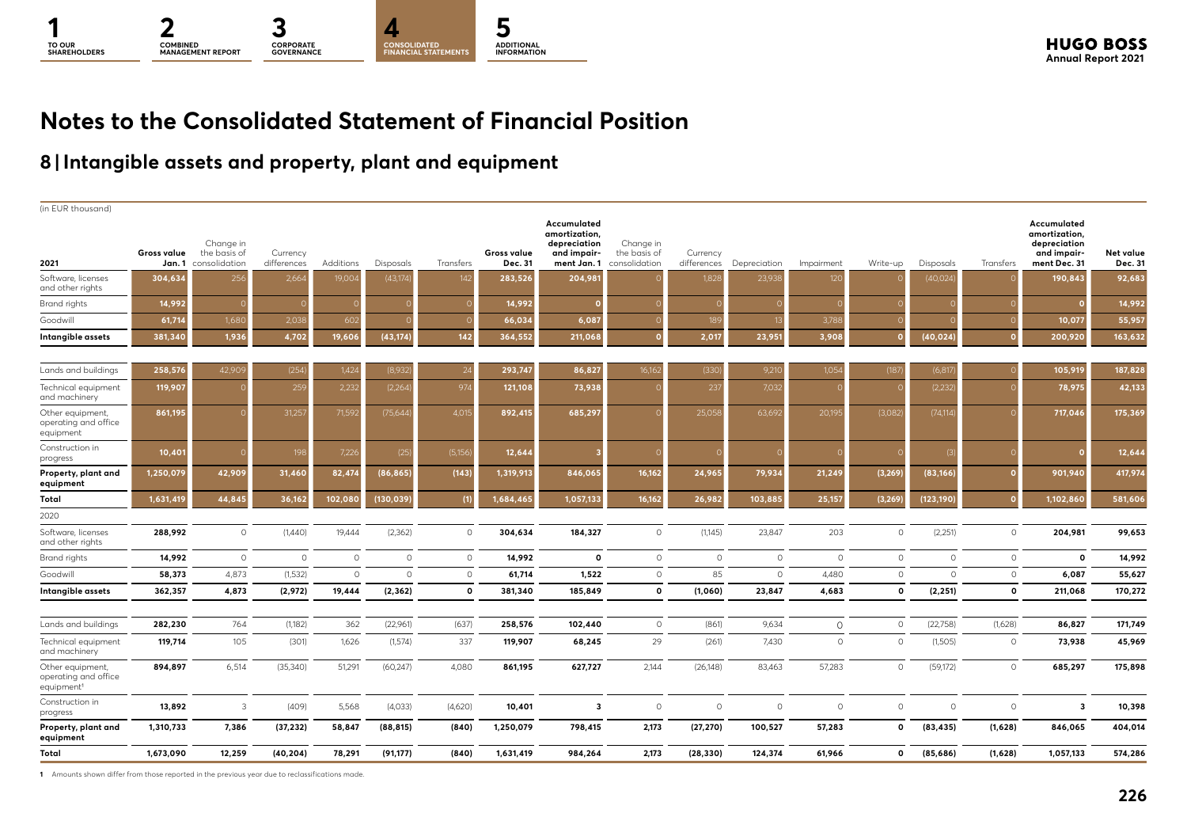# Notes to the Consolidated Statement of Financial Position

## 8 | Intangible assets and property, plant and equipment

(in EUR thousand)

| 2021 | Gross value Jan. 1 | Change in the basis of consolidation | Currency differences | Additions | Disposals | Transfers | Gross value Dec. 31 | Accumulated amortization, depreciation and impairment Jan. 1 | Change in the basis of consolidation | Currency differences | Depreciation | Impairment | Write-up | Disposals | Transfers | Accumulated amortization, depreciation and impairment Dec. 31 | Net value Dec. 31 |
|---|---|---|---|---|---|---|---|---|---|---|---|---|---|---|---|---|---|
| Software, licenses and other rights | **304,634** | 256 | 2,664 | 19,004 | (43,174) | 142 | **283,526** | **204,981** | 0 | 1,828 | 23,938 | 120 | 0 | (40,024) | 0 | **190,843** | **92,683** |
| Brand rights | **14,992** | 0 | 0 | 0 | 0 | 0 | **14,992** | **0** | 0 | 0 | 0 | 0 | 0 | 0 | 0 | **0** | **14,992** |
| Goodwill | **61,714** | 1,680 | 2,038 | 602 | 0 | 0 | **66,034** | **6,087** | 0 | 189 | 13 | 3,788 | 0 | 0 | 0 | **10,077** | **55,957** |
| **Intangible assets** | **381,340** | **1,936** | **4,702** | **19,606** | **(43,174)** | **142** | **364,552** | **211,068** | **0** | **2,017** | **23,951** | **3,908** | **0** | **(40,024)** | **0** | **200,920** | **163,632** |
| Lands and buildings | **258,576** | 42,909 | (254) | 1,424 | (8,932) | 24 | **293,747** | **86,827** | 16,162 | (330) | 9,210 | 1,054 | (187) | (6,817) | 0 | **105,919** | **187,828** |
| Technical equipment and machinery | **119,907** | 0 | 259 | 2,232 | (2,264) | 974 | **121,108** | **73,938** | 0 | 237 | 7,032 | 0 | 0 | (2,232) | 0 | **78,975** | **42,133** |
| Other equipment, operating and office equipment | **861,195** | 0 | 31,257 | 71,592 | (75,644) | 4,015 | **892,415** | **685,297** | 0 | 25,058 | 63,692 | 20,195 | (3,082) | (74,114) | 0 | **717,046** | **175,369** |
| Construction in progress | **10,401** | 0 | 198 | 7,226 | (25) | (5,156) | **12,644** | **3** | 0 | 0 | 0 | 0 | 0 | (3) | 0 | **0** | **12,644** |
| **Property, plant and equipment** | **1,250,079** | **42,909** | **31,460** | **82,474** | **(86,865)** | **(143)** | **1,319,913** | **846,065** | **16,162** | **24,965** | **79,934** | **21,249** | **(3,269)** | **(83,166)** | **0** | **901,940** | **417,974** |
| **Total** | **1,631,419** | **44,845** | **36,162** | **102,080** | **(130,039)** | **(1)** | **1,684,465** | **1,057,133** | **16,162** | **26,982** | **103,885** | **25,157** | **(3,269)** | **(123,190)** | **0** | **1,102,860** | **581,606** |
| 2020 | | | | | | | | | | | | | | | | | |
| Software, licenses and other rights | **288,992** | 0 | (1,440) | 19,444 | (2,362) | 0 | **304,634** | **184,327** | 0 | (1,145) | 23,847 | 203 | 0 | (2,251) | 0 | **204,981** | **99,653** |
| Brand rights | **14,992** | 0 | 0 | 0 | 0 | 0 | **14,992** | **0** | 0 | 0 | 0 | 0 | 0 | 0 | 0 | **0** | **14,992** |
| Goodwill | **58,373** | 4,873 | (1,532) | 0 | 0 | 0 | **61,714** | **1,522** | 0 | 85 | 0 | 4,480 | 0 | 0 | 0 | **6,087** | **55,627** |
| **Intangible assets** | **362,357** | **4,873** | **(2,972)** | **19,444** | **(2,362)** | **0** | **381,340** | **185,849** | **0** | **(1,060)** | **23,847** | **4,683** | **0** | **(2,251)** | **0** | **211,068** | **170,272** |
| Lands and buildings | **282,230** | 764 | (1,182) | 362 | (22,961) | (637) | **258,576** | **102,440** | 0 | (861) | 9,634 | 0 | 0 | (22,758) | (1,628) | **86,827** | **171,749** |
| Technical equipment and machinery | **119,714** | 105 | (301) | 1,626 | (1,574) | 337 | **119,907** | **68,245** | 29 | (261) | 7,430 | 0 | 0 | (1,505) | 0 | **73,938** | **45,969** |
| Other equipment, operating and office equipment[1] | **894,897** | 6,514 | (35,340) | 51,291 | (60,247) | 4,080 | **861,195** | **627,727** | 2,144 | (26,148) | 83,463 | 57,283 | 0 | (59,172) | 0 | **685,297** | **175,898** |
| Construction in progress | **13,892** | 3 | (409) | 5,568 | (4,033) | (4,620) | **10,401** | **3** | 0 | 0 | 0 | 0 | 0 | 0 | 0 | **3** | **10,398** |
| **Property, plant and equipment** | **1,310,733** | **7,386** | **(37,232)** | **58,847** | **(88,815)** | **(840)** | **1,250,079** | **798,415** | **2,173** | **(27,270)** | **100,527** | **57,283** | **0** | **(83,435)** | **(1,628)** | **846,065** | **404,014** |
| **Total** | **1,673,090** | **12,259** | **(40,204)** | **78,291** | **(91,177)** | **(840)** | **1,631,419** | **984,264** | **2,173** | **(28,330)** | **124,374** | **61,966** | **0** | **(85,686)** | **(1,628)** | **1,057,133** | **574,286** |

1 Amounts shown differ from those reported in the previous year due to reclassifications made.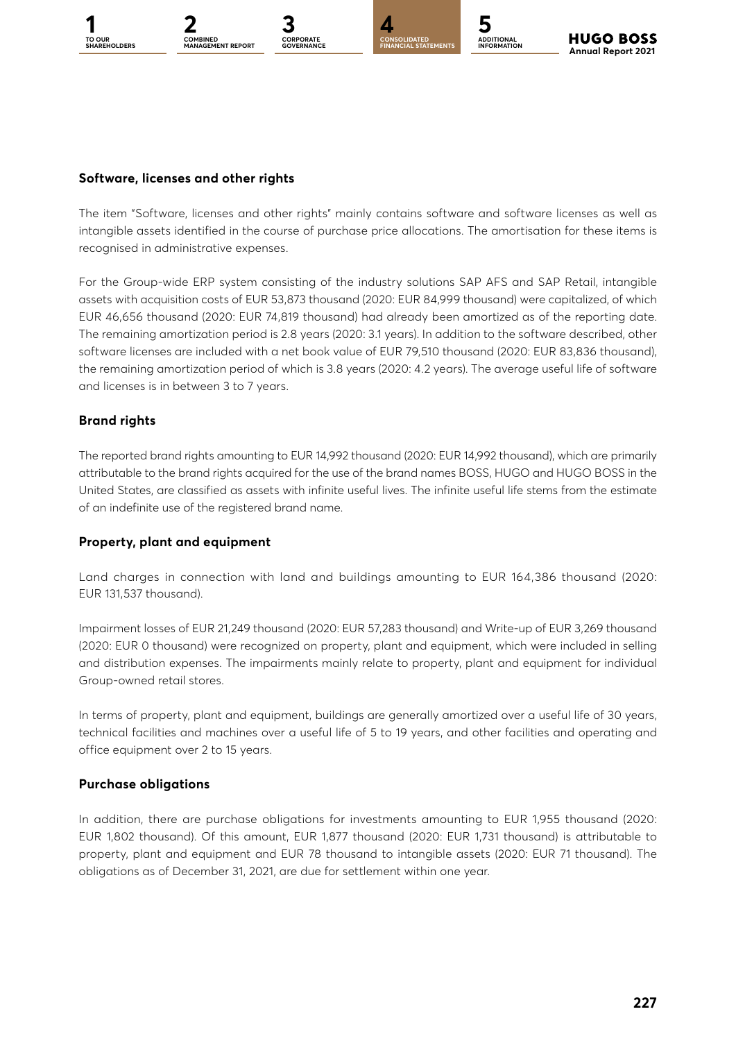### Software, licenses and other rights

The item "Software, licenses and other rights" mainly contains software and software licenses as well as intangible assets identified in the course of purchase price allocations. The amortisation for these items is recognised in administrative expenses.

For the Group-wide ERP system consisting of the industry solutions SAP AFS and SAP Retail, intangible assets with acquisition costs of EUR 53,873 thousand (2020: EUR 84,999 thousand) were capitalized, of which EUR 46,656 thousand (2020: EUR 74,819 thousand) had already been amortized as of the reporting date. The remaining amortization period is 2.8 years (2020: 3.1 years). In addition to the software described, other software licenses are included with a net book value of EUR 79,510 thousand (2020: EUR 83,836 thousand), the remaining amortization period of which is 3.8 years (2020: 4.2 years). The average useful life of software and licenses is in between 3 to 7 years.

### Brand rights

The reported brand rights amounting to EUR 14,992 thousand (2020: EUR 14,992 thousand), which are primarily attributable to the brand rights acquired for the use of the brand names BOSS, HUGO and HUGO BOSS in the United States, are classified as assets with infinite useful lives. The infinite useful life stems from the estimate of an indefinite use of the registered brand name.

### Property, plant and equipment

Land charges in connection with land and buildings amounting to EUR 164,386 thousand (2020: EUR 131,537 thousand).

Impairment losses of EUR 21,249 thousand (2020: EUR 57,283 thousand) and Write-up of EUR 3,269 thousand (2020: EUR 0 thousand) were recognized on property, plant and equipment, which were included in selling and distribution expenses. The impairments mainly relate to property, plant and equipment for individual Group-owned retail stores.

In terms of property, plant and equipment, buildings are generally amortized over a useful life of 30 years, technical facilities and machines over a useful life of 5 to 19 years, and other facilities and operating and office equipment over 2 to 15 years.

### Purchase obligations

In addition, there are purchase obligations for investments amounting to EUR 1,955 thousand (2020: EUR 1,802 thousand). Of this amount, EUR 1,877 thousand (2020: EUR 1,731 thousand) is attributable to property, plant and equipment and EUR 78 thousand to intangible assets (2020: EUR 71 thousand). The obligations as of December 31, 2021, are due for settlement within one year.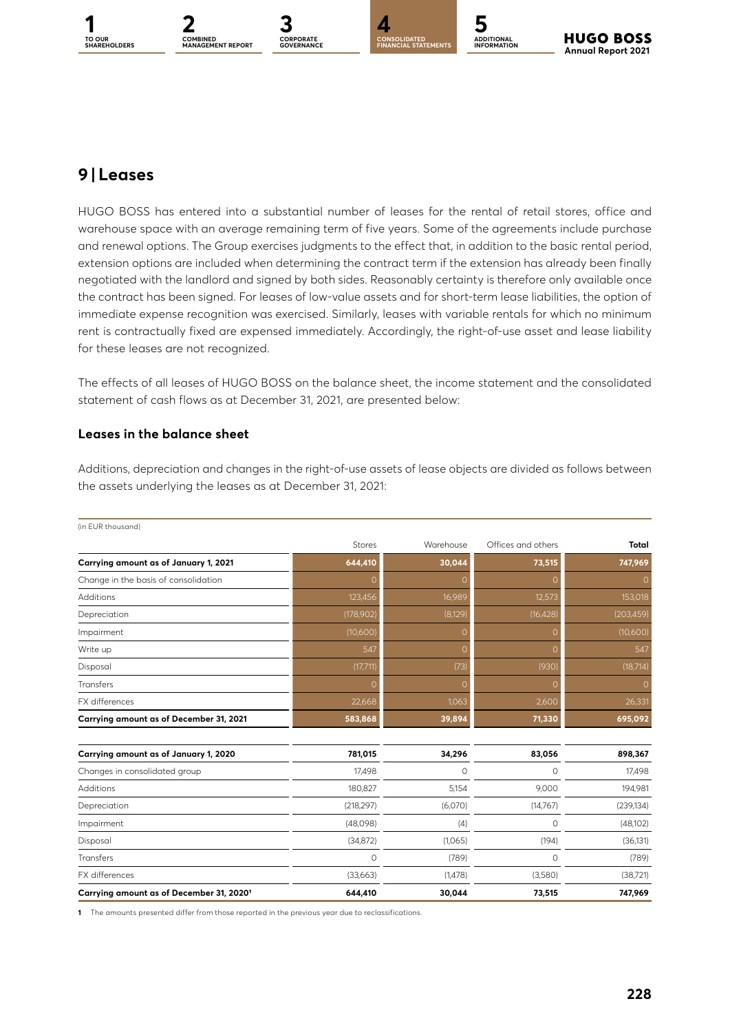## 9 | Leases

HUGO BOSS has entered into a substantial number of leases for the rental of retail stores, office and warehouse space with an average remaining term of five years. Some of the agreements include purchase and renewal options. The Group exercises judgments to the effect that, in addition to the basic rental period, extension options are included when determining the contract term if the extension has already been finally negotiated with the landlord and signed by both sides. Reasonably certainty is therefore only available once the contract has been signed. For leases of low-value assets and for short-term lease liabilities, the option of immediate expense recognition was exercised. Similarly, leases with variable rentals for which no minimum rent is contractually fixed are expensed immediately. Accordingly, the right-of-use asset and lease liability for these leases are not recognized.

The effects of all leases of HUGO BOSS on the balance sheet, the income statement and the consolidated statement of cash flows as at December 31, 2021, are presented below:

### Leases in the balance sheet

Additions, depreciation and changes in the right-of-use assets of lease objects are divided as follows between the assets underlying the leases as at December 31, 2021:

(in EUR thousand)

| | Stores | Warehouse | Offices and others | **Total** |
|---|---|---|---|---|
| **Carrying amount as of January 1, 2021** | **644,410** | **30,044** | **73,515** | **747,969** |
| Change in the basis of consolidation | 0 | 0 | 0 | 0 |
| Additions | 123,456 | 16,989 | 12,573 | 153,018 |
| Depreciation | (178,902) | (8,129) | (16,428) | (203,459) |
| Impairment | (10,600) | 0 | 0 | (10,600) |
| Write up | 547 | 0 | 0 | 547 |
| Disposal | (17,711) | (73) | (930) | (18,714) |
| Transfers | 0 | 0 | 0 | 0 |
| FX differences | 22,668 | 1,063 | 2,600 | 26,331 |
| **Carrying amount as of December 31, 2021** | **583,868** | **39,894** | **71,330** | **695,092** |
| | | | | |
| **Carrying amount as of January 1, 2020** | **781,015** | **34,296** | **83,056** | **898,367** |
| Changes in consolidated group | 17,498 | 0 | 0 | 17,498 |
| Additions | 180,827 | 5,154 | 9,000 | 194,981 |
| Depreciation | (218,297) | (6,070) | (14,767) | (239,134) |
| Impairment | (48,098) | (4) | 0 | (48,102) |
| Disposal | (34,872) | (1,065) | (194) | (36,131) |
| Transfers | 0 | (789) | 0 | (789) |
| FX differences | (33,663) | (1,478) | (3,580) | (38,721) |
| **Carrying amount as of December 31, 2020[1]** | **644,410** | **30,044** | **73,515** | **747,969** |

1 The amounts presented differ from those reported in the previous year due to reclassifications.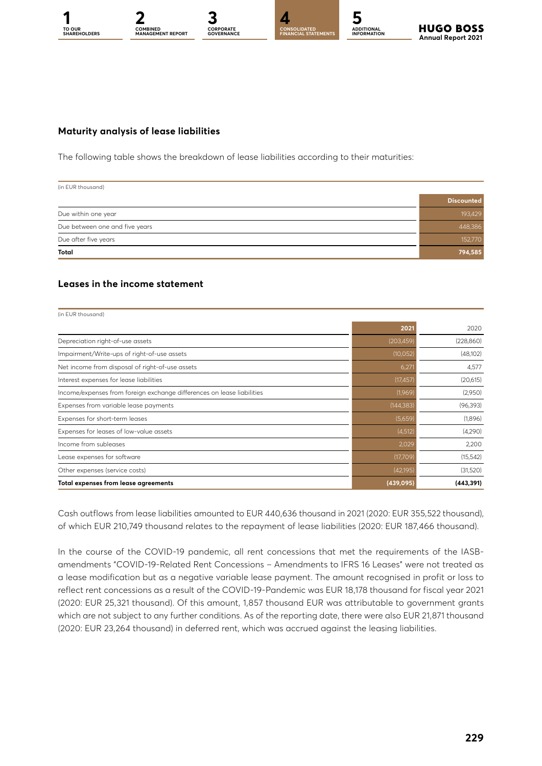### Maturity analysis of lease liabilities

The following table shows the breakdown of lease liabilities according to their maturities:

(in EUR thousand)

| | Discounted |
|---|---|
| Due within one year | 193,429 |
| Due between one and five years | 448,386 |
| Due after five years | 152,770 |
| **Total** | **794,585** |

### Leases in the income statement

(in EUR thousand)

| | 2021 | 2020 |
|---|---|---|
| Depreciation right-of-use assets | (203,459) | (228,860) |
| Impairment/Write-ups of right-of-use assets | (10,052) | (48,102) |
| Net income from disposal of right-of-use assets | 6,271 | 4,577 |
| Interest expenses for lease liabilities | (17,457) | (20,615) |
| Income/expenses from foreign exchange differences on lease liabilities | (1,969) | (2,950) |
| Expenses from variable lease payments | (144,383) | (96,393) |
| Expenses for short-term leases | (5,659) | (1,896) |
| Expenses for leases of low-value assets | (4,512) | (4,290) |
| Income from subleases | 2,029 | 2,200 |
| Lease expenses for software | (17,709) | (15,542) |
| Other expenses (service costs) | (42,195) | (31,520) |
| **Total expenses from lease agreements** | **(439,095)** | **(443,391)** |

Cash outflows from lease liabilities amounted to EUR 440,636 thousand in 2021 (2020: EUR 355,522 thousand), of which EUR 210,749 thousand relates to the repayment of lease liabilities (2020: EUR 187,466 thousand).

In the course of the COVID-19 pandemic, all rent concessions that met the requirements of the IASB-amendments "COVID-19-Related Rent Concessions – Amendments to IFRS 16 Leases" were not treated as a lease modification but as a negative variable lease payment. The amount recognised in profit or loss to reflect rent concessions as a result of the COVID-19-Pandemic was EUR 18,178 thousand for fiscal year 2021 (2020: EUR 25,321 thousand). Of this amount, 1,857 thousand EUR was attributable to government grants which are not subject to any further conditions. As of the reporting date, there were also EUR 21,871 thousand (2020: EUR 23,264 thousand) in deferred rent, which was accrued against the leasing liabilities.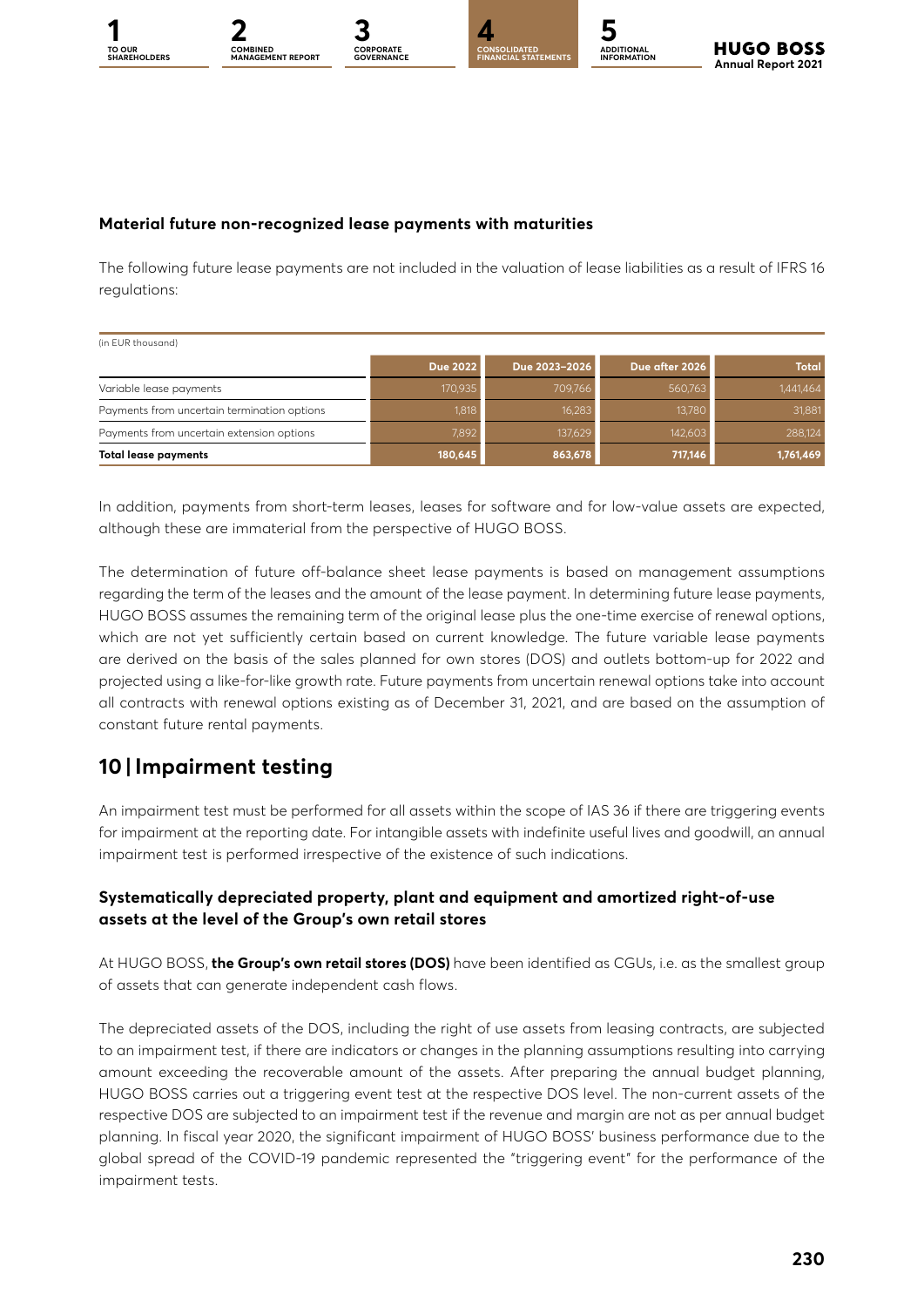### Material future non-recognized lease payments with maturities

The following future lease payments are not included in the valuation of lease liabilities as a result of IFRS 16 regulations:

(in EUR thousand)

| | Due 2022 | Due 2023–2026 | Due after 2026 | Total |
|---|---|---|---|---|
| Variable lease payments | 170,935 | 709,766 | 560,763 | 1,441,464 |
| Payments from uncertain termination options | 1,818 | 16,283 | 13,780 | 31,881 |
| Payments from uncertain extension options | 7,892 | 137,629 | 142,603 | 288,124 |
| **Total lease payments** | **180,645** | **863,678** | **717,146** | **1,761,469** |

In addition, payments from short-term leases, leases for software and for low-value assets are expected, although these are immaterial from the perspective of HUGO BOSS.

The determination of future off-balance sheet lease payments is based on management assumptions regarding the term of the leases and the amount of the lease payment. In determining future lease payments, HUGO BOSS assumes the remaining term of the original lease plus the one-time exercise of renewal options, which are not yet sufficiently certain based on current knowledge. The future variable lease payments are derived on the basis of the sales planned for own stores (DOS) and outlets bottom-up for 2022 and projected using a like-for-like growth rate. Future payments from uncertain renewal options take into account all contracts with renewal options existing as of December 31, 2021, and are based on the assumption of constant future rental payments.

## 10 | Impairment testing

An impairment test must be performed for all assets within the scope of IAS 36 if there are triggering events for impairment at the reporting date. For intangible assets with indefinite useful lives and goodwill, an annual impairment test is performed irrespective of the existence of such indications.

### Systematically depreciated property, plant and equipment and amortized right-of-use assets at the level of the Group's own retail stores

At HUGO BOSS, **the Group's own retail stores (DOS)** have been identified as CGUs, i.e. as the smallest group of assets that can generate independent cash flows.

The depreciated assets of the DOS, including the right of use assets from leasing contracts, are subjected to an impairment test, if there are indicators or changes in the planning assumptions resulting into carrying amount exceeding the recoverable amount of the assets. After preparing the annual budget planning, HUGO BOSS carries out a triggering event test at the respective DOS level. The non-current assets of the respective DOS are subjected to an impairment test if the revenue and margin are not as per annual budget planning. In fiscal year 2020, the significant impairment of HUGO BOSS' business performance due to the global spread of the COVID-19 pandemic represented the "triggering event" for the performance of the impairment tests.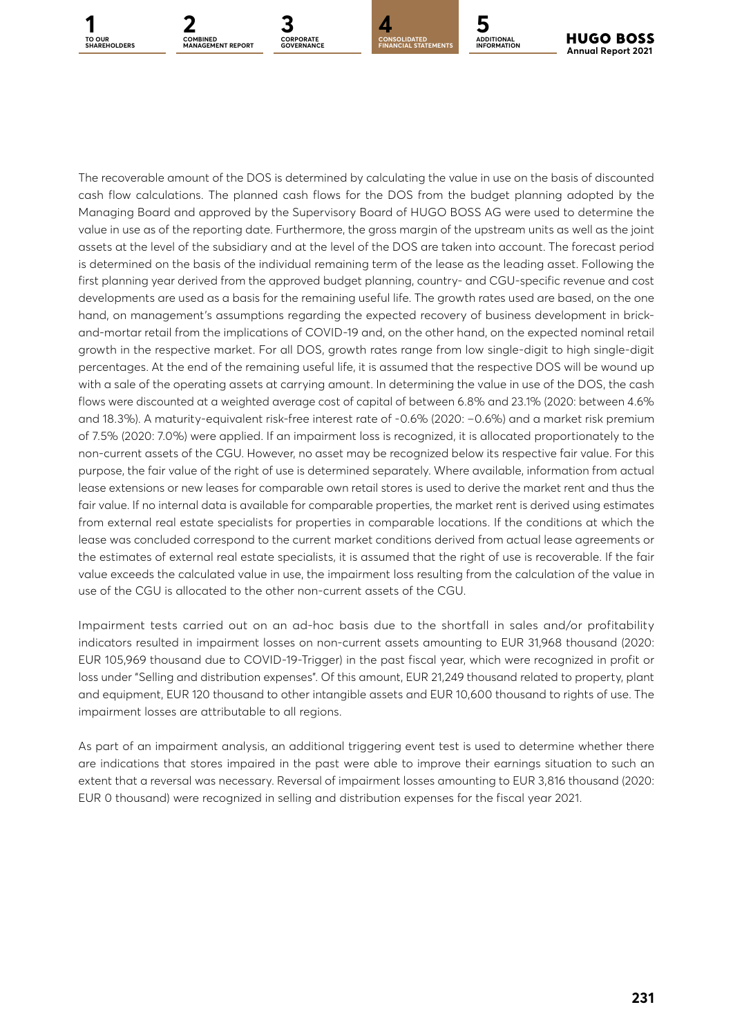The recoverable amount of the DOS is determined by calculating the value in use on the basis of discounted cash flow calculations. The planned cash flows for the DOS from the budget planning adopted by the Managing Board and approved by the Supervisory Board of HUGO BOSS AG were used to determine the value in use as of the reporting date. Furthermore, the gross margin of the upstream units as well as the joint assets at the level of the subsidiary and at the level of the DOS are taken into account. The forecast period is determined on the basis of the individual remaining term of the lease as the leading asset. Following the first planning year derived from the approved budget planning, country- and CGU-specific revenue and cost developments are used as a basis for the remaining useful life. The growth rates used are based, on the one hand, on management's assumptions regarding the expected recovery of business development in brick-and-mortar retail from the implications of COVID-19 and, on the other hand, on the expected nominal retail growth in the respective market. For all DOS, growth rates range from low single-digit to high single-digit percentages. At the end of the remaining useful life, it is assumed that the respective DOS will be wound up with a sale of the operating assets at carrying amount. In determining the value in use of the DOS, the cash flows were discounted at a weighted average cost of capital of between 6.8% and 23.1% (2020: between 4.6% and 18.3%). A maturity-equivalent risk-free interest rate of -0.6% (2020: –0.6%) and a market risk premium of 7.5% (2020: 7.0%) were applied. If an impairment loss is recognized, it is allocated proportionately to the non-current assets of the CGU. However, no asset may be recognized below its respective fair value. For this purpose, the fair value of the right of use is determined separately. Where available, information from actual lease extensions or new leases for comparable own retail stores is used to derive the market rent and thus the fair value. If no internal data is available for comparable properties, the market rent is derived using estimates from external real estate specialists for properties in comparable locations. If the conditions at which the lease was concluded correspond to the current market conditions derived from actual lease agreements or the estimates of external real estate specialists, it is assumed that the right of use is recoverable. If the fair value exceeds the calculated value in use, the impairment loss resulting from the calculation of the value in use of the CGU is allocated to the other non-current assets of the CGU.

Impairment tests carried out on an ad-hoc basis due to the shortfall in sales and/or profitability indicators resulted in impairment losses on non-current assets amounting to EUR 31,968 thousand (2020: EUR 105,969 thousand due to COVID-19-Trigger) in the past fiscal year, which were recognized in profit or loss under "Selling and distribution expenses". Of this amount, EUR 21,249 thousand related to property, plant and equipment, EUR 120 thousand to other intangible assets and EUR 10,600 thousand to rights of use. The impairment losses are attributable to all regions.

As part of an impairment analysis, an additional triggering event test is used to determine whether there are indications that stores impaired in the past were able to improve their earnings situation to such an extent that a reversal was necessary. Reversal of impairment losses amounting to EUR 3,816 thousand (2020: EUR 0 thousand) were recognized in selling and distribution expenses for the fiscal year 2021.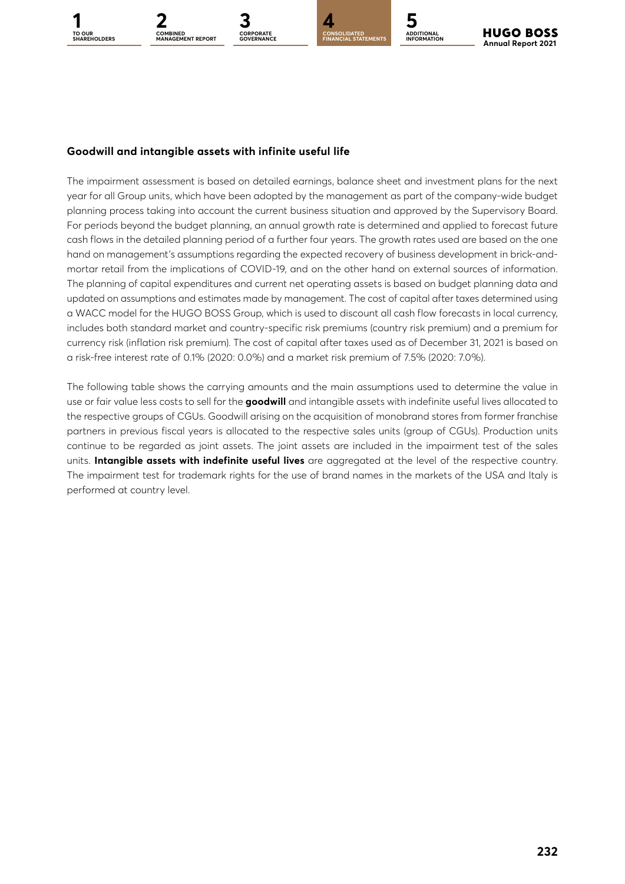### Goodwill and intangible assets with infinite useful life

The impairment assessment is based on detailed earnings, balance sheet and investment plans for the next year for all Group units, which have been adopted by the management as part of the company-wide budget planning process taking into account the current business situation and approved by the Supervisory Board. For periods beyond the budget planning, an annual growth rate is determined and applied to forecast future cash flows in the detailed planning period of a further four years. The growth rates used are based on the one hand on management's assumptions regarding the expected recovery of business development in brick-and-mortar retail from the implications of COVID-19, and on the other hand on external sources of information. The planning of capital expenditures and current net operating assets is based on budget planning data and updated on assumptions and estimates made by management. The cost of capital after taxes determined using a WACC model for the HUGO BOSS Group, which is used to discount all cash flow forecasts in local currency, includes both standard market and country-specific risk premiums (country risk premium) and a premium for currency risk (inflation risk premium). The cost of capital after taxes used as of December 31, 2021 is based on a risk-free interest rate of 0.1% (2020: 0.0%) and a market risk premium of 7.5% (2020: 7.0%).

The following table shows the carrying amounts and the main assumptions used to determine the value in use or fair value less costs to sell for the **goodwill** and intangible assets with indefinite useful lives allocated to the respective groups of CGUs. Goodwill arising on the acquisition of monobrand stores from former franchise partners in previous fiscal years is allocated to the respective sales units (group of CGUs). Production units continue to be regarded as joint assets. The joint assets are included in the impairment test of the sales units. **Intangible assets with indefinite useful lives** are aggregated at the level of the respective country. The impairment test for trademark rights for the use of brand names in the markets of the USA and Italy is performed at country level.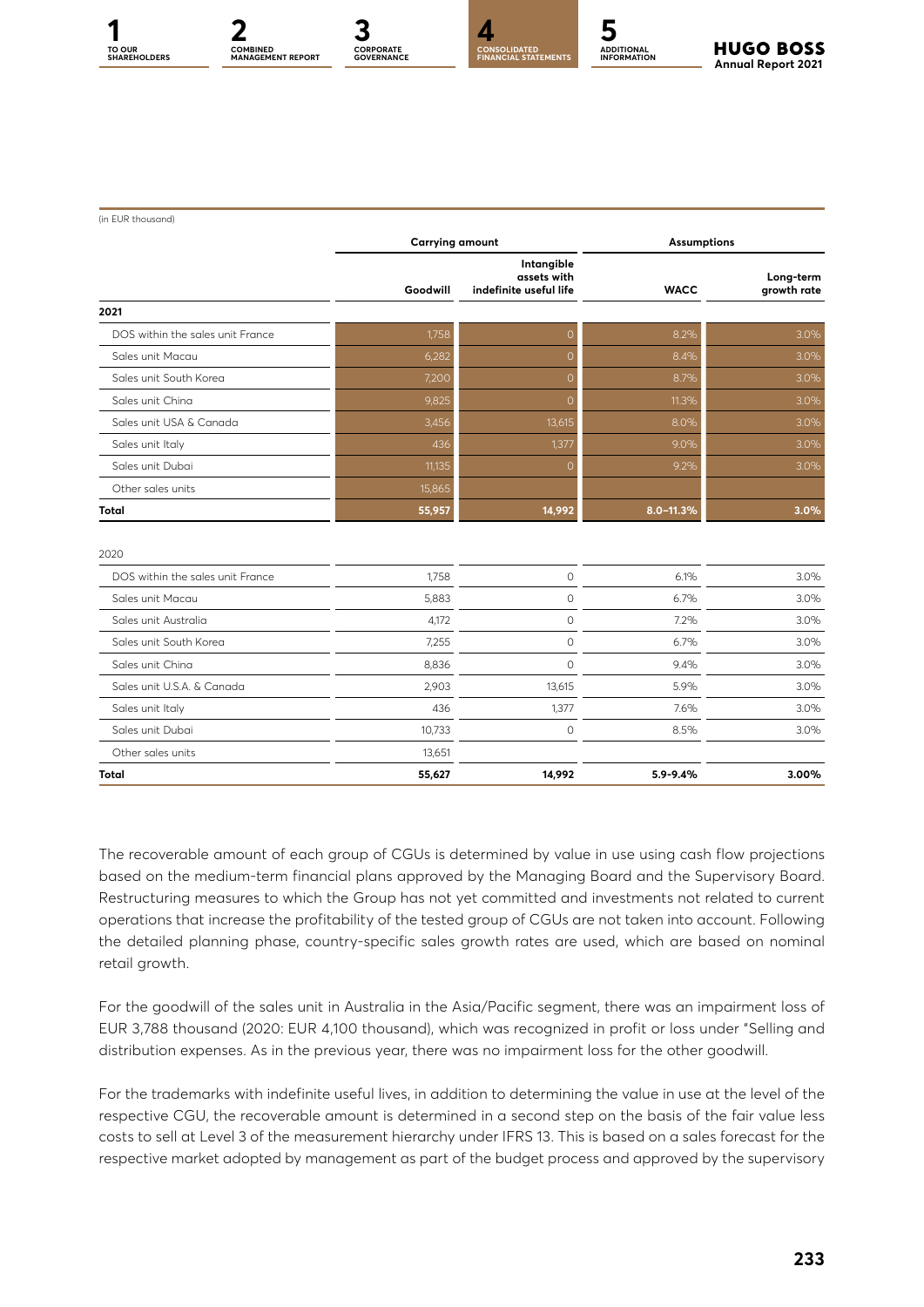(in EUR thousand)

| | Carrying amount | | Assumptions | |
|---|---|---|---|---|
| | Goodwill | Intangible assets with indefinite useful life | WACC | Long-term growth rate |
| **2021** | | | | |
| DOS within the sales unit France | 1,758 | 0 | 8.2% | 3.0% |
| Sales unit Macau | 6,282 | 0 | 8.4% | 3.0% |
| Sales unit South Korea | 7,200 | 0 | 8.7% | 3.0% |
| Sales unit China | 9,825 | 0 | 11.3% | 3.0% |
| Sales unit USA & Canada | 3,456 | 13,615 | 8.0% | 3.0% |
| Sales unit Italy | 436 | 1,377 | 9.0% | 3.0% |
| Sales unit Dubai | 11,135 | 0 | 9.2% | 3.0% |
| Other sales units | 15,865 | | | |
| **Total** | **55,957** | **14,992** | **8.0–11.3%** | **3.0%** |
| 2020 | | | | |
| DOS within the sales unit France | 1,758 | 0 | 6.1% | 3.0% |
| Sales unit Macau | 5,883 | 0 | 6.7% | 3.0% |
| Sales unit Australia | 4,172 | 0 | 7.2% | 3.0% |
| Sales unit South Korea | 7,255 | 0 | 6.7% | 3.0% |
| Sales unit China | 8,836 | 0 | 9.4% | 3.0% |
| Sales unit U.S.A. & Canada | 2,903 | 13,615 | 5.9% | 3.0% |
| Sales unit Italy | 436 | 1,377 | 7.6% | 3.0% |
| Sales unit Dubai | 10,733 | 0 | 8.5% | 3.0% |
| Other sales units | 13,651 | | | |
| **Total** | **55,627** | **14,992** | **5.9-9.4%** | **3.00%** |

The recoverable amount of each group of CGUs is determined by value in use using cash flow projections based on the medium-term financial plans approved by the Managing Board and the Supervisory Board. Restructuring measures to which the Group has not yet committed and investments not related to current operations that increase the profitability of the tested group of CGUs are not taken into account. Following the detailed planning phase, country-specific sales growth rates are used, which are based on nominal retail growth.

For the goodwill of the sales unit in Australia in the Asia/Pacific segment, there was an impairment loss of EUR 3,788 thousand (2020: EUR 4,100 thousand), which was recognized in profit or loss under "Selling and distribution expenses. As in the previous year, there was no impairment loss for the other goodwill.

For the trademarks with indefinite useful lives, in addition to determining the value in use at the level of the respective CGU, the recoverable amount is determined in a second step on the basis of the fair value less costs to sell at Level 3 of the measurement hierarchy under IFRS 13. This is based on a sales forecast for the respective market adopted by management as part of the budget process and approved by the supervisory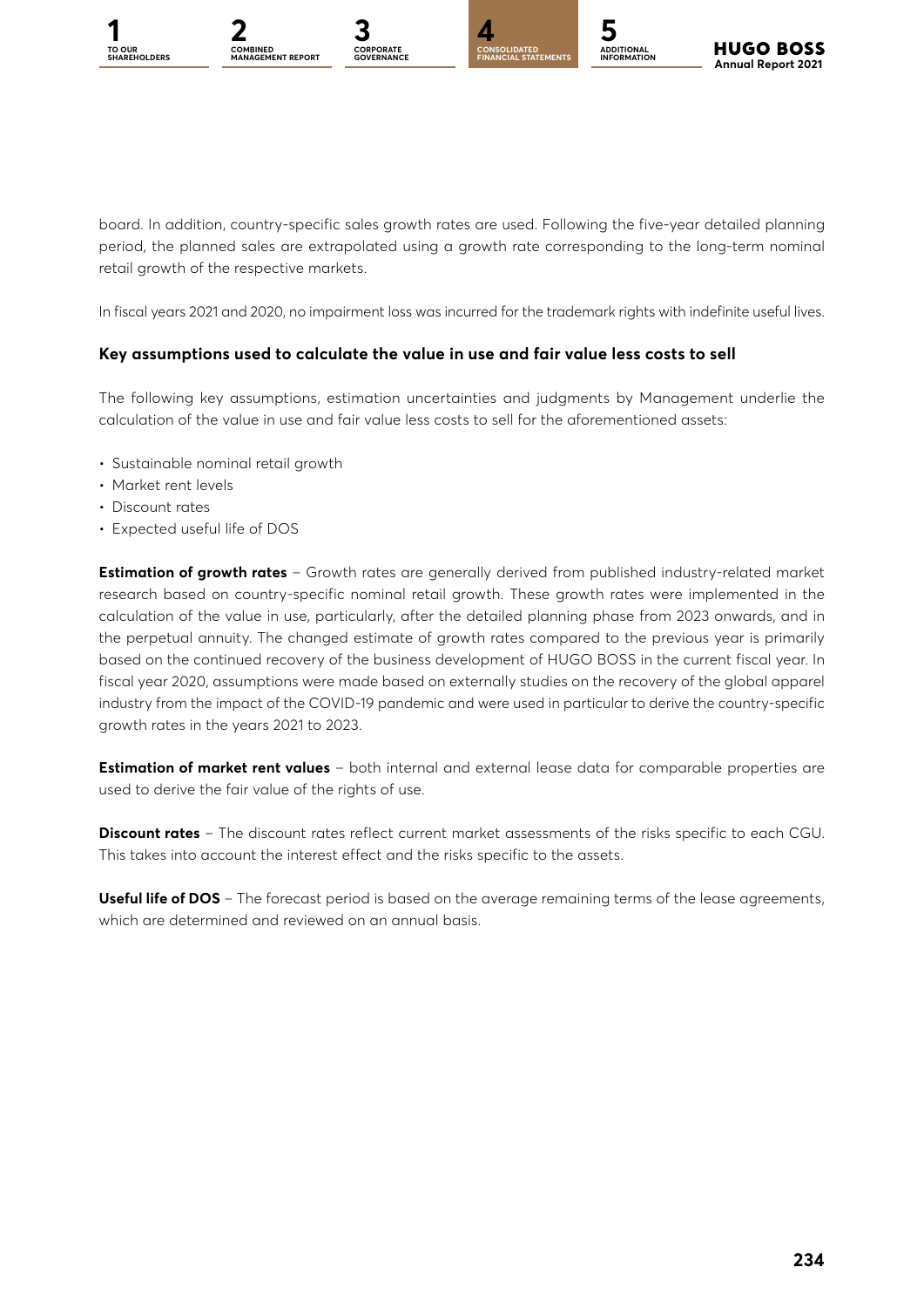board. In addition, country-specific sales growth rates are used. Following the five-year detailed planning period, the planned sales are extrapolated using a growth rate corresponding to the long-term nominal retail growth of the respective markets.

In fiscal years 2021 and 2020, no impairment loss was incurred for the trademark rights with indefinite useful lives.

### Key assumptions used to calculate the value in use and fair value less costs to sell

The following key assumptions, estimation uncertainties and judgments by Management underlie the calculation of the value in use and fair value less costs to sell for the aforementioned assets:

- Sustainable nominal retail growth
- Market rent levels
- Discount rates
- Expected useful life of DOS

**Estimation of growth rates** – Growth rates are generally derived from published industry-related market research based on country-specific nominal retail growth. These growth rates were implemented in the calculation of the value in use, particularly, after the detailed planning phase from 2023 onwards, and in the perpetual annuity. The changed estimate of growth rates compared to the previous year is primarily based on the continued recovery of the business development of HUGO BOSS in the current fiscal year. In fiscal year 2020, assumptions were made based on externally studies on the recovery of the global apparel industry from the impact of the COVID-19 pandemic and were used in particular to derive the country-specific growth rates in the years 2021 to 2023.

**Estimation of market rent values** – both internal and external lease data for comparable properties are used to derive the fair value of the rights of use.

**Discount rates** – The discount rates reflect current market assessments of the risks specific to each CGU. This takes into account the interest effect and the risks specific to the assets.

**Useful life of DOS** – The forecast period is based on the average remaining terms of the lease agreements, which are determined and reviewed on an annual basis.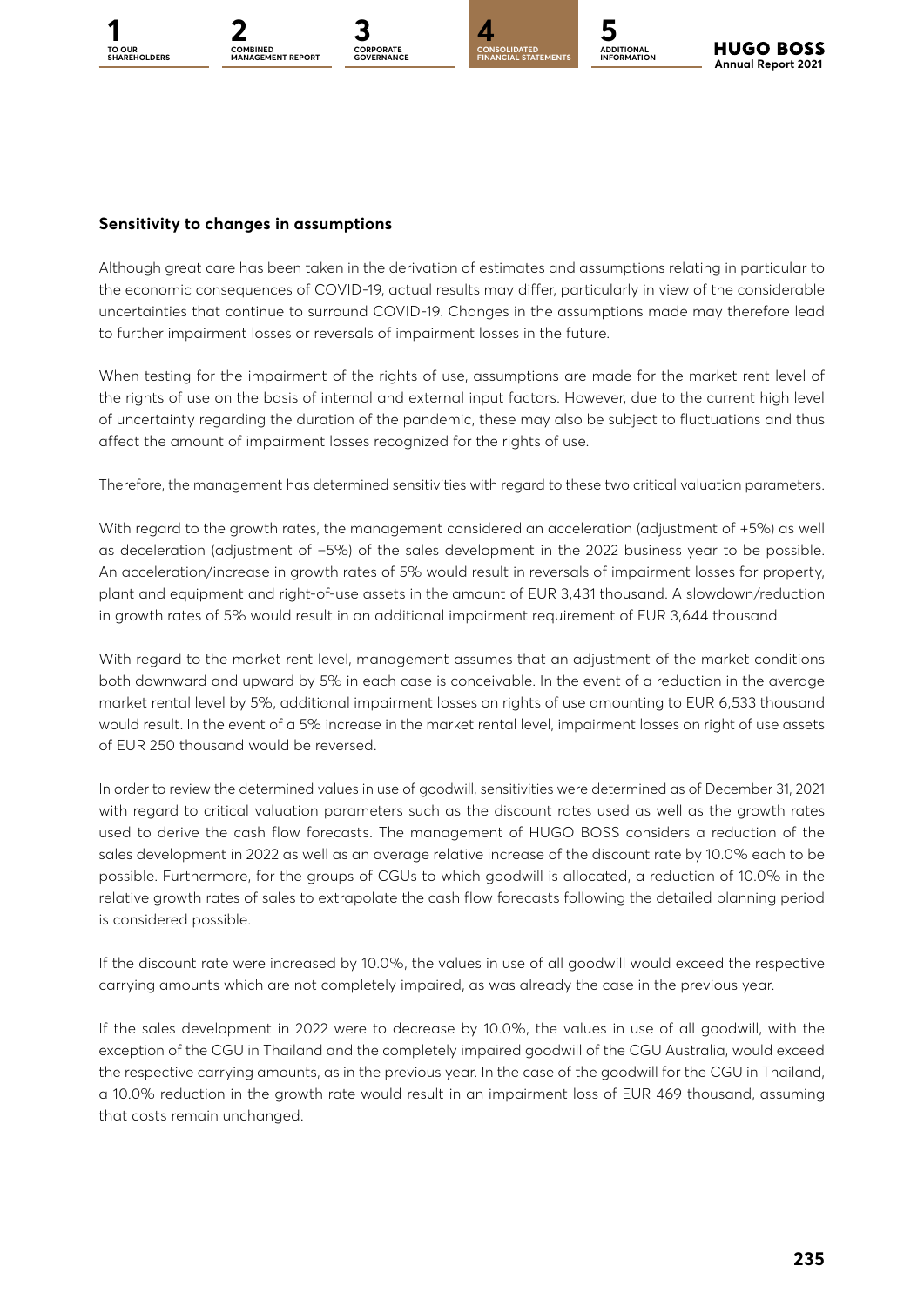### Sensitivity to changes in assumptions

Although great care has been taken in the derivation of estimates and assumptions relating in particular to the economic consequences of COVID-19, actual results may differ, particularly in view of the considerable uncertainties that continue to surround COVID-19. Changes in the assumptions made may therefore lead to further impairment losses or reversals of impairment losses in the future.

When testing for the impairment of the rights of use, assumptions are made for the market rent level of the rights of use on the basis of internal and external input factors. However, due to the current high level of uncertainty regarding the duration of the pandemic, these may also be subject to fluctuations and thus affect the amount of impairment losses recognized for the rights of use.

Therefore, the management has determined sensitivities with regard to these two critical valuation parameters.

With regard to the growth rates, the management considered an acceleration (adjustment of +5%) as well as deceleration (adjustment of −5%) of the sales development in the 2022 business year to be possible. An acceleration/increase in growth rates of 5% would result in reversals of impairment losses for property, plant and equipment and right-of-use assets in the amount of EUR 3,431 thousand. A slowdown/reduction in growth rates of 5% would result in an additional impairment requirement of EUR 3,644 thousand.

With regard to the market rent level, management assumes that an adjustment of the market conditions both downward and upward by 5% in each case is conceivable. In the event of a reduction in the average market rental level by 5%, additional impairment losses on rights of use amounting to EUR 6,533 thousand would result. In the event of a 5% increase in the market rental level, impairment losses on right of use assets of EUR 250 thousand would be reversed.

In order to review the determined values in use of goodwill, sensitivities were determined as of December 31, 2021 with regard to critical valuation parameters such as the discount rates used as well as the growth rates used to derive the cash flow forecasts. The management of HUGO BOSS considers a reduction of the sales development in 2022 as well as an average relative increase of the discount rate by 10.0% each to be possible. Furthermore, for the groups of CGUs to which goodwill is allocated, a reduction of 10.0% in the relative growth rates of sales to extrapolate the cash flow forecasts following the detailed planning period is considered possible.

If the discount rate were increased by 10.0%, the values in use of all goodwill would exceed the respective carrying amounts which are not completely impaired, as was already the case in the previous year.

If the sales development in 2022 were to decrease by 10.0%, the values in use of all goodwill, with the exception of the CGU in Thailand and the completely impaired goodwill of the CGU Australia, would exceed the respective carrying amounts, as in the previous year. In the case of the goodwill for the CGU in Thailand, a 10.0% reduction in the growth rate would result in an impairment loss of EUR 469 thousand, assuming that costs remain unchanged.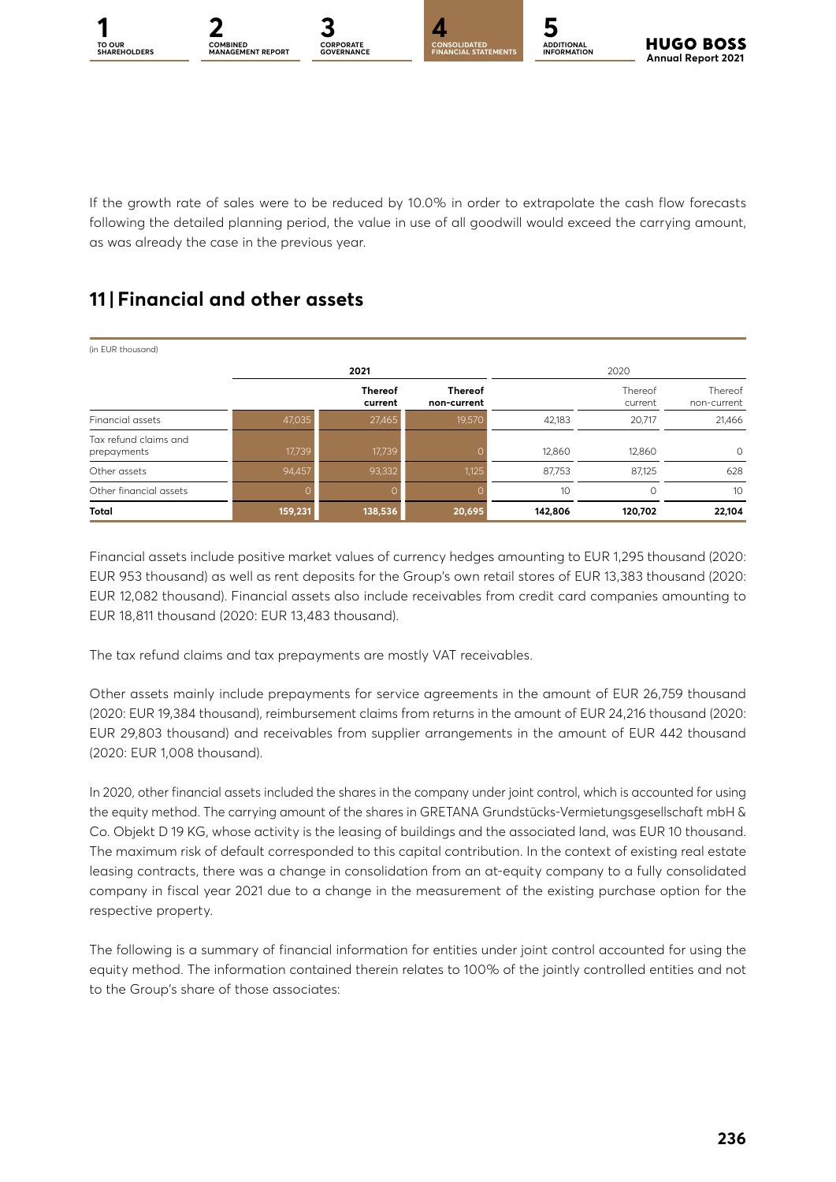If the growth rate of sales were to be reduced by 10.0% in order to extrapolate the cash flow forecasts following the detailed planning period, the value in use of all goodwill would exceed the carrying amount, as was already the case in the previous year.

## 11 | Financial and other assets

(in EUR thousand)

| | 2021 | | | 2020 | | |
|---|---|---|---|---|---|---|
| | | Thereof current | Thereof non-current | | Thereof current | Thereof non-current |
| Financial assets | 47,035 | 27,465 | 19,570 | 42,183 | 20,717 | 21,466 |
| Tax refund claims and prepayments | 17,739 | 17,739 | 0 | 12,860 | 12,860 | 0 |
| Other assets | 94,457 | 93,332 | 1,125 | 87,753 | 87,125 | 628 |
| Other financial assets | 0 | 0 | 0 | 10 | 0 | 10 |
| **Total** | **159,231** | **138,536** | **20,695** | **142,806** | **120,702** | **22,104** |

Financial assets include positive market values of currency hedges amounting to EUR 1,295 thousand (2020: EUR 953 thousand) as well as rent deposits for the Group's own retail stores of EUR 13,383 thousand (2020: EUR 12,082 thousand). Financial assets also include receivables from credit card companies amounting to EUR 18,811 thousand (2020: EUR 13,483 thousand).

The tax refund claims and tax prepayments are mostly VAT receivables.

Other assets mainly include prepayments for service agreements in the amount of EUR 26,759 thousand (2020: EUR 19,384 thousand), reimbursement claims from returns in the amount of EUR 24,216 thousand (2020: EUR 29,803 thousand) and receivables from supplier arrangements in the amount of EUR 442 thousand (2020: EUR 1,008 thousand).

In 2020, other financial assets included the shares in the company under joint control, which is accounted for using the equity method. The carrying amount of the shares in GRETANA Grundstücks-Vermietungsgesellschaft mbH & Co. Objekt D 19 KG, whose activity is the leasing of buildings and the associated land, was EUR 10 thousand. The maximum risk of default corresponded to this capital contribution. In the context of existing real estate leasing contracts, there was a change in consolidation from an at-equity company to a fully consolidated company in fiscal year 2021 due to a change in the measurement of the existing purchase option for the respective property.

The following is a summary of financial information for entities under joint control accounted for using the equity method. The information contained therein relates to 100% of the jointly controlled entities and not to the Group's share of those associates: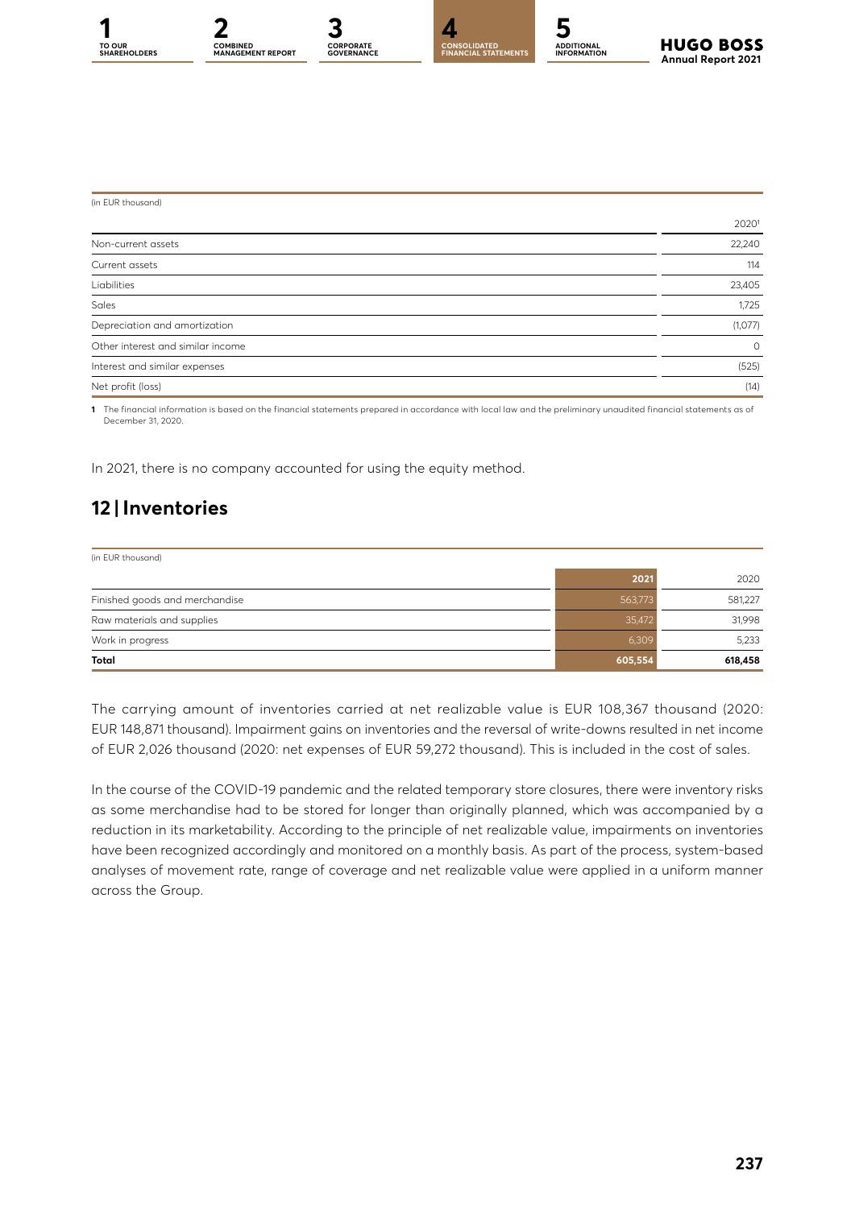(in EUR thousand)

| | 2020[1] |
|---|---|
| Non-current assets | 22,240 |
| Current assets | 114 |
| Liabilities | 23,405 |
| Sales | 1,725 |
| Depreciation and amortization | (1,077) |
| Other interest and similar income | 0 |
| Interest and similar expenses | (525) |
| Net profit (loss) | (14) |

**1** The financial information is based on the financial statements prepared in accordance with local law and the preliminary unaudited financial statements as of December 31, 2020.

In 2021, there is no company accounted for using the equity method.

## 12 | Inventories

(in EUR thousand)

| | 2021 | 2020 |
|---|---|---|
| Finished goods and merchandise | 563,773 | 581,227 |
| Raw materials and supplies | 35,472 | 31,998 |
| Work in progress | 6,309 | 5,233 |
| **Total** | **605,554** | **618,458** |

The carrying amount of inventories carried at net realizable value is EUR 108,367 thousand (2020: EUR 148,871 thousand). Impairment gains on inventories and the reversal of write-downs resulted in net income of EUR 2,026 thousand (2020: net expenses of EUR 59,272 thousand). This is included in the cost of sales.

In the course of the COVID-19 pandemic and the related temporary store closures, there were inventory risks as some merchandise had to be stored for longer than originally planned, which was accompanied by a reduction in its marketability. According to the principle of net realizable value, impairments on inventories have been recognized accordingly and monitored on a monthly basis. As part of the process, system-based analyses of movement rate, range of coverage and net realizable value were applied in a uniform manner across the Group.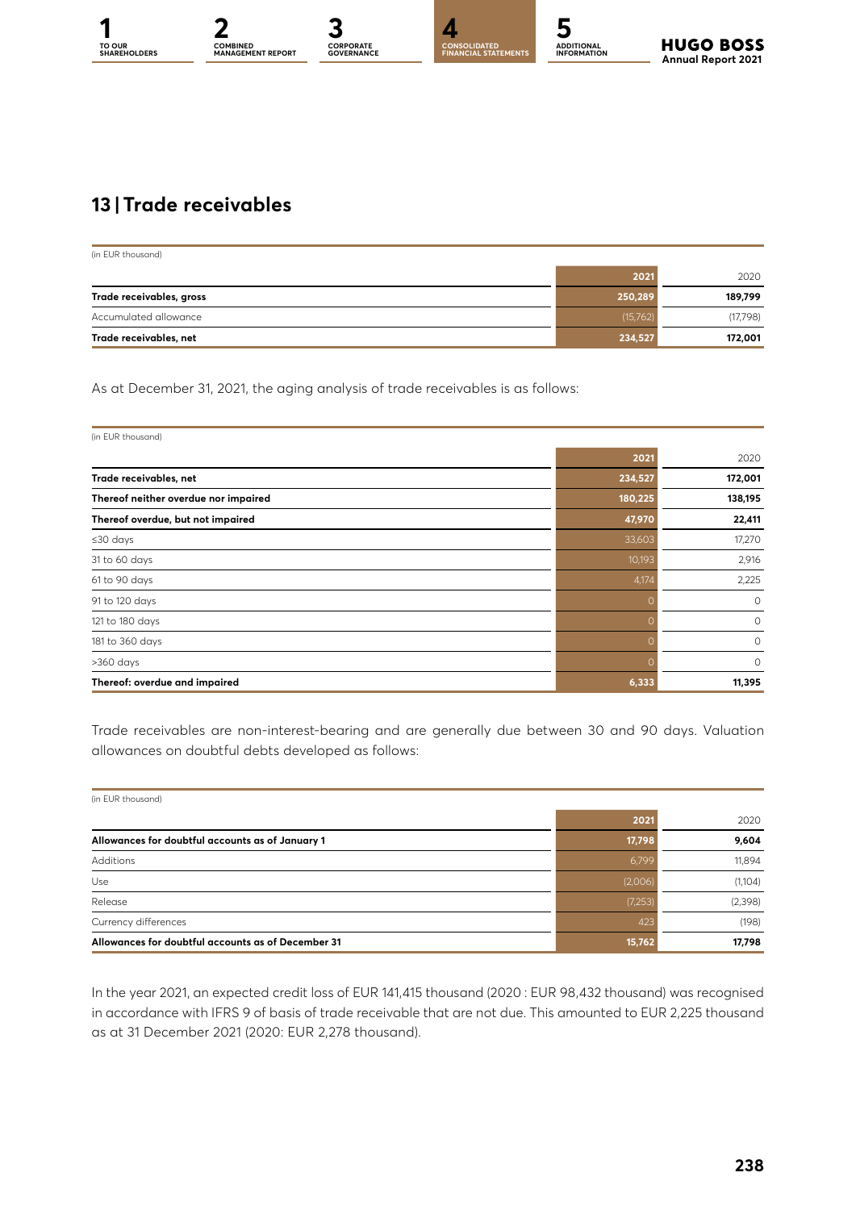## 13 | Trade receivables

(in EUR thousand)

| | 2021 | 2020 |
|---|---|---|
| **Trade receivables, gross** | **250,289** | **189,799** |
| Accumulated allowance | (15,762) | (17,798) |
| **Trade receivables, net** | **234,527** | **172,001** |

As at December 31, 2021, the aging analysis of trade receivables is as follows:

(in EUR thousand)

| | 2021 | 2020 |
|---|---|---|
| **Trade receivables, net** | **234,527** | **172,001** |
| **Thereof neither overdue nor impaired** | **180,225** | **138,195** |
| **Thereof overdue, but not impaired** | **47,970** | **22,411** |
| ≤30 days | 33,603 | 17,270 |
| 31 to 60 days | 10,193 | 2,916 |
| 61 to 90 days | 4,174 | 2,225 |
| 91 to 120 days | 0 | 0 |
| 121 to 180 days | 0 | 0 |
| 181 to 360 days | 0 | 0 |
| >360 days | 0 | 0 |
| **Thereof: overdue and impaired** | **6,333** | **11,395** |

Trade receivables are non-interest-bearing and are generally due between 30 and 90 days. Valuation allowances on doubtful debts developed as follows:

(in EUR thousand)

| | 2021 | 2020 |
|---|---|---|
| **Allowances for doubtful accounts as of January 1** | **17,798** | **9,604** |
| Additions | 6,799 | 11,894 |
| Use | (2,006) | (1,104) |
| Release | (7,253) | (2,398) |
| Currency differences | 423 | (198) |
| **Allowances for doubtful accounts as of December 31** | **15,762** | **17,798** |

In the year 2021, an expected credit loss of EUR 141,415 thousand (2020 : EUR 98,432 thousand) was recognised in accordance with IFRS 9 of basis of trade receivable that are not due. This amounted to EUR 2,225 thousand as at 31 December 2021 (2020: EUR 2,278 thousand).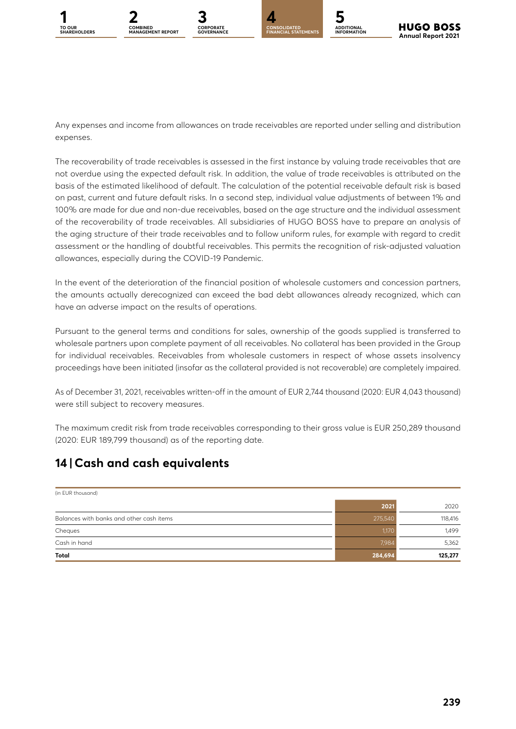Any expenses and income from allowances on trade receivables are reported under selling and distribution expenses.

The recoverability of trade receivables is assessed in the first instance by valuing trade receivables that are not overdue using the expected default risk. In addition, the value of trade receivables is attributed on the basis of the estimated likelihood of default. The calculation of the potential receivable default risk is based on past, current and future default risks. In a second step, individual value adjustments of between 1% and 100% are made for due and non-due receivables, based on the age structure and the individual assessment of the recoverability of trade receivables. All subsidiaries of HUGO BOSS have to prepare an analysis of the aging structure of their trade receivables and to follow uniform rules, for example with regard to credit assessment or the handling of doubtful receivables. This permits the recognition of risk-adjusted valuation allowances, especially during the COVID-19 Pandemic.

In the event of the deterioration of the financial position of wholesale customers and concession partners, the amounts actually derecognized can exceed the bad debt allowances already recognized, which can have an adverse impact on the results of operations.

Pursuant to the general terms and conditions for sales, ownership of the goods supplied is transferred to wholesale partners upon complete payment of all receivables. No collateral has been provided in the Group for individual receivables. Receivables from wholesale customers in respect of whose assets insolvency proceedings have been initiated (insofar as the collateral provided is not recoverable) are completely impaired.

As of December 31, 2021, receivables written-off in the amount of EUR 2,744 thousand (2020: EUR 4,043 thousand) were still subject to recovery measures.

The maximum credit risk from trade receivables corresponding to their gross value is EUR 250,289 thousand (2020: EUR 189,799 thousand) as of the reporting date.

## 14 | Cash and cash equivalents

(in EUR thousand)

| | 2021 | 2020 |
|---|---|---|
| Balances with banks and other cash items | 275,540 | 118,416 |
| Cheques | 1,170 | 1,499 |
| Cash in hand | 7,984 | 5,362 |
| **Total** | **284,694** | **125,277** |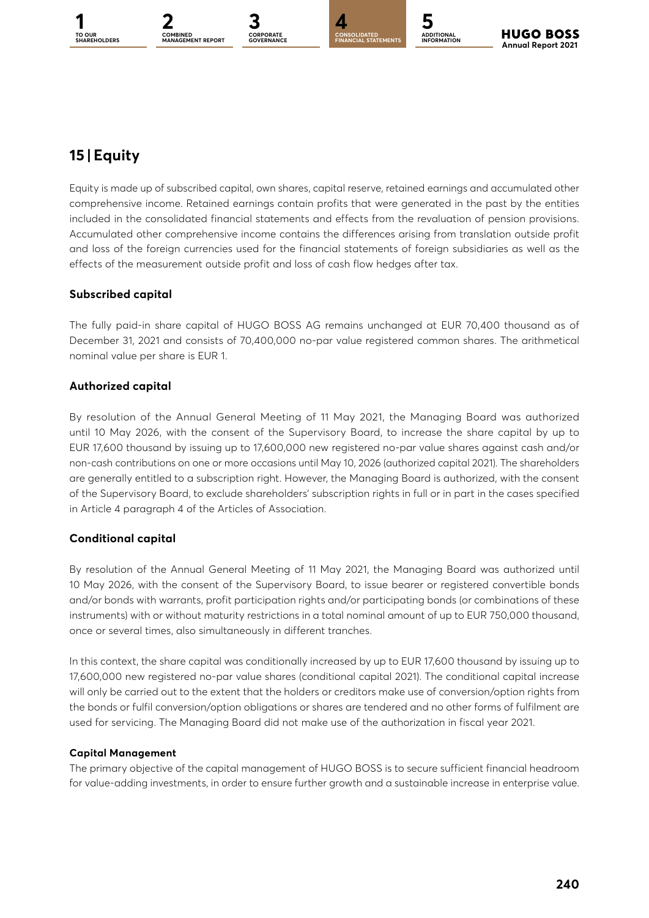## 15 | Equity

Equity is made up of subscribed capital, own shares, capital reserve, retained earnings and accumulated other comprehensive income. Retained earnings contain profits that were generated in the past by the entities included in the consolidated financial statements and effects from the revaluation of pension provisions. Accumulated other comprehensive income contains the differences arising from translation outside profit and loss of the foreign currencies used for the financial statements of foreign subsidiaries as well as the effects of the measurement outside profit and loss of cash flow hedges after tax.

### Subscribed capital

The fully paid-in share capital of HUGO BOSS AG remains unchanged at EUR 70,400 thousand as of December 31, 2021 and consists of 70,400,000 no-par value registered common shares. The arithmetical nominal value per share is EUR 1.

### Authorized capital

By resolution of the Annual General Meeting of 11 May 2021, the Managing Board was authorized until 10 May 2026, with the consent of the Supervisory Board, to increase the share capital by up to EUR 17,600 thousand by issuing up to 17,600,000 new registered no-par value shares against cash and/or non-cash contributions on one or more occasions until May 10, 2026 (authorized capital 2021). The shareholders are generally entitled to a subscription right. However, the Managing Board is authorized, with the consent of the Supervisory Board, to exclude shareholders' subscription rights in full or in part in the cases specified in Article 4 paragraph 4 of the Articles of Association.

### Conditional capital

By resolution of the Annual General Meeting of 11 May 2021, the Managing Board was authorized until 10 May 2026, with the consent of the Supervisory Board, to issue bearer or registered convertible bonds and/or bonds with warrants, profit participation rights and/or participating bonds (or combinations of these instruments) with or without maturity restrictions in a total nominal amount of up to EUR 750,000 thousand, once or several times, also simultaneously in different tranches.

In this context, the share capital was conditionally increased by up to EUR 17,600 thousand by issuing up to 17,600,000 new registered no-par value shares (conditional capital 2021). The conditional capital increase will only be carried out to the extent that the holders or creditors make use of conversion/option rights from the bonds or fulfil conversion/option obligations or shares are tendered and no other forms of fulfilment are used for servicing. The Managing Board did not make use of the authorization in fiscal year 2021.

#### Capital Management

The primary objective of the capital management of HUGO BOSS is to secure sufficient financial headroom for value-adding investments, in order to ensure further growth and a sustainable increase in enterprise value.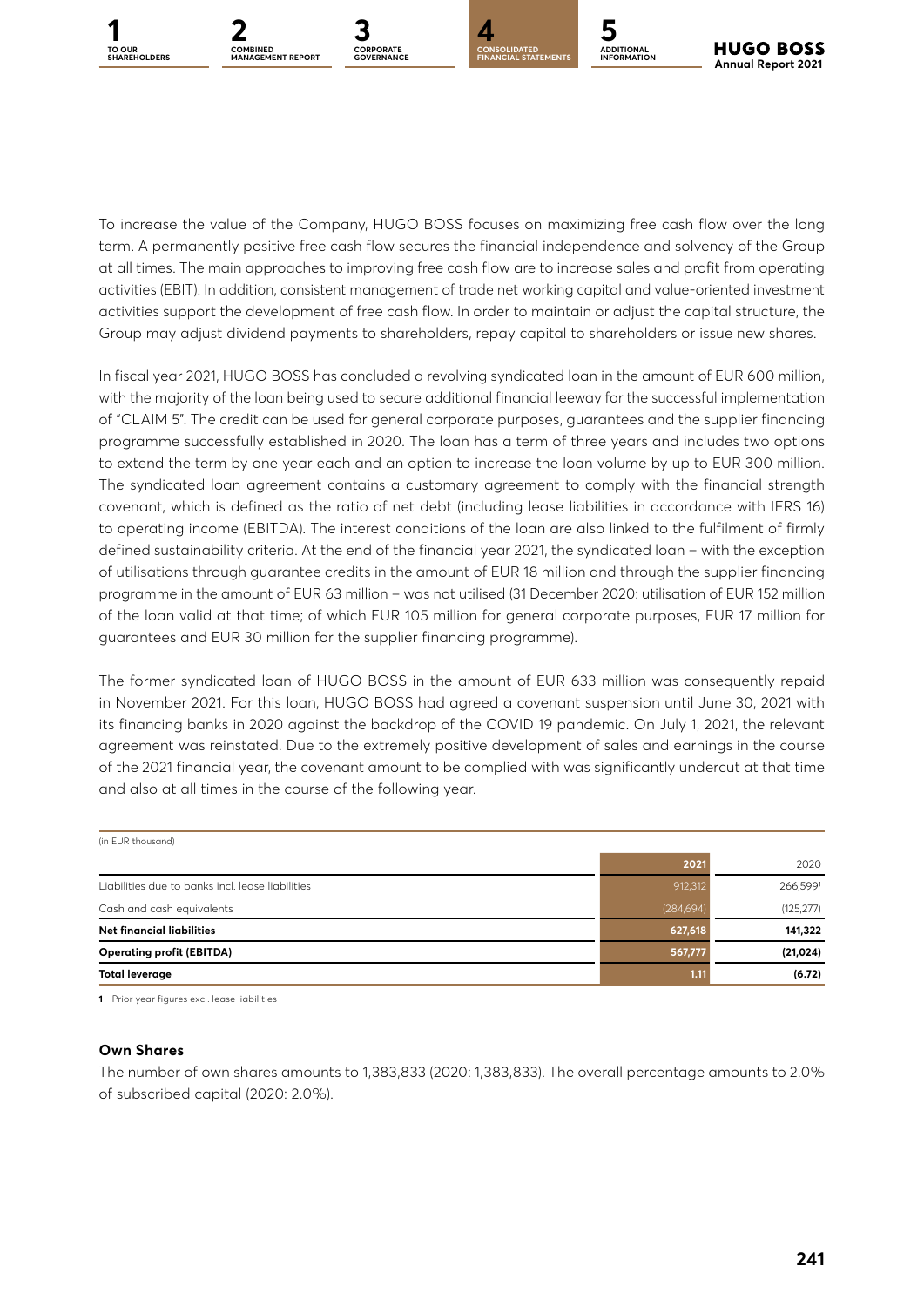To increase the value of the Company, HUGO BOSS focuses on maximizing free cash flow over the long term. A permanently positive free cash flow secures the financial independence and solvency of the Group at all times. The main approaches to improving free cash flow are to increase sales and profit from operating activities (EBIT). In addition, consistent management of trade net working capital and value-oriented investment activities support the development of free cash flow. In order to maintain or adjust the capital structure, the Group may adjust dividend payments to shareholders, repay capital to shareholders or issue new shares.

In fiscal year 2021, HUGO BOSS has concluded a revolving syndicated loan in the amount of EUR 600 million, with the majority of the loan being used to secure additional financial leeway for the successful implementation of "CLAIM 5". The credit can be used for general corporate purposes, guarantees and the supplier financing programme successfully established in 2020. The loan has a term of three years and includes two options to extend the term by one year each and an option to increase the loan volume by up to EUR 300 million. The syndicated loan agreement contains a customary agreement to comply with the financial strength covenant, which is defined as the ratio of net debt (including lease liabilities in accordance with IFRS 16) to operating income (EBITDA). The interest conditions of the loan are also linked to the fulfilment of firmly defined sustainability criteria. At the end of the financial year 2021, the syndicated loan – with the exception of utilisations through guarantee credits in the amount of EUR 18 million and through the supplier financing programme in the amount of EUR 63 million – was not utilised (31 December 2020: utilisation of EUR 152 million of the loan valid at that time; of which EUR 105 million for general corporate purposes, EUR 17 million for guarantees and EUR 30 million for the supplier financing programme).

The former syndicated loan of HUGO BOSS in the amount of EUR 633 million was consequently repaid in November 2021. For this loan, HUGO BOSS had agreed a covenant suspension until June 30, 2021 with its financing banks in 2020 against the backdrop of the COVID 19 pandemic. On July 1, 2021, the relevant agreement was reinstated. Due to the extremely positive development of sales and earnings in the course of the 2021 financial year, the covenant amount to be complied with was significantly undercut at that time and also at all times in the course of the following year.

(in EUR thousand)

| | 2021 | 2020 |
|---|---|---|
| Liabilities due to banks incl. lease liabilities | 912,312 | 266,599[1] |
| Cash and cash equivalents | (284,694) | (125,277) |
| **Net financial liabilities** | **627,618** | **141,322** |
| **Operating profit (EBITDA)** | **567,777** | **(21,024)** |
| **Total leverage** | **1.11** | **(6.72)** |

1 Prior year figures excl. lease liabilities

### Own Shares

The number of own shares amounts to 1,383,833 (2020: 1,383,833). The overall percentage amounts to 2.0% of subscribed capital (2020: 2.0%).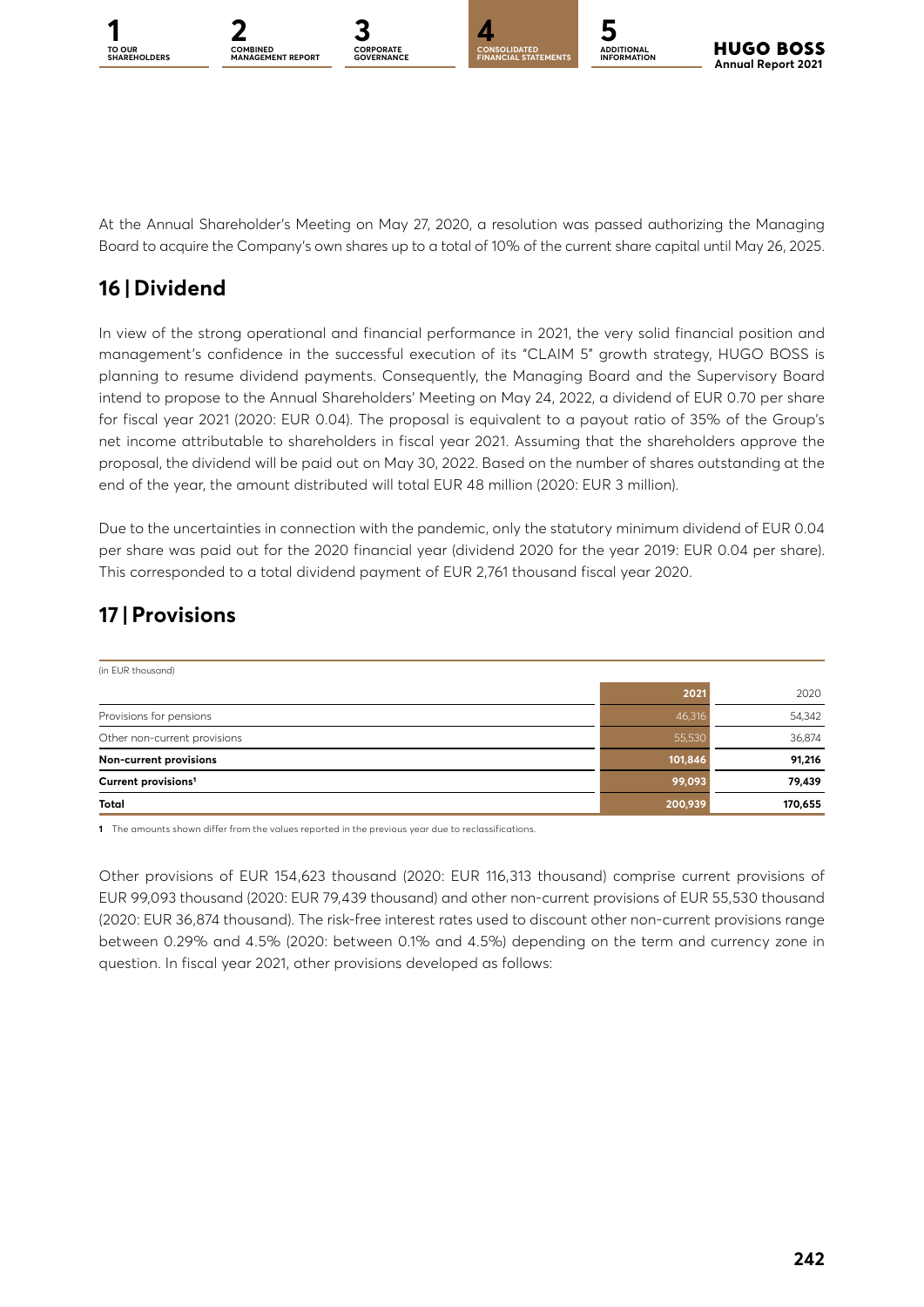At the Annual Shareholder's Meeting on May 27, 2020, a resolution was passed authorizing the Managing Board to acquire the Company's own shares up to a total of 10% of the current share capital until May 26, 2025.

## 16 | Dividend

In view of the strong operational and financial performance in 2021, the very solid financial position and management's confidence in the successful execution of its "CLAIM 5" growth strategy, HUGO BOSS is planning to resume dividend payments. Consequently, the Managing Board and the Supervisory Board intend to propose to the Annual Shareholders' Meeting on May 24, 2022, a dividend of EUR 0.70 per share for fiscal year 2021 (2020: EUR 0.04). The proposal is equivalent to a payout ratio of 35% of the Group's net income attributable to shareholders in fiscal year 2021. Assuming that the shareholders approve the proposal, the dividend will be paid out on May 30, 2022. Based on the number of shares outstanding at the end of the year, the amount distributed will total EUR 48 million (2020: EUR 3 million).

Due to the uncertainties in connection with the pandemic, only the statutory minimum dividend of EUR 0.04 per share was paid out for the 2020 financial year (dividend 2020 for the year 2019: EUR 0.04 per share). This corresponded to a total dividend payment of EUR 2,761 thousand fiscal year 2020.

## 17 | Provisions

(in EUR thousand)

| | 2021 | 2020 |
|---|---|---|
| Provisions for pensions | 46,316 | 54,342 |
| Other non-current provisions | 55,530 | 36,874 |
| **Non-current provisions** | **101,846** | **91,216** |
| **Current provisions[1]** | **99,093** | **79,439** |
| **Total** | **200,939** | **170,655** |

**1** The amounts shown differ from the values reported in the previous year due to reclassifications.

Other provisions of EUR 154,623 thousand (2020: EUR 116,313 thousand) comprise current provisions of EUR 99,093 thousand (2020: EUR 79,439 thousand) and other non-current provisions of EUR 55,530 thousand (2020: EUR 36,874 thousand). The risk-free interest rates used to discount other non-current provisions range between 0.29% and 4.5% (2020: between 0.1% and 4.5%) depending on the term and currency zone in question. In fiscal year 2021, other provisions developed as follows: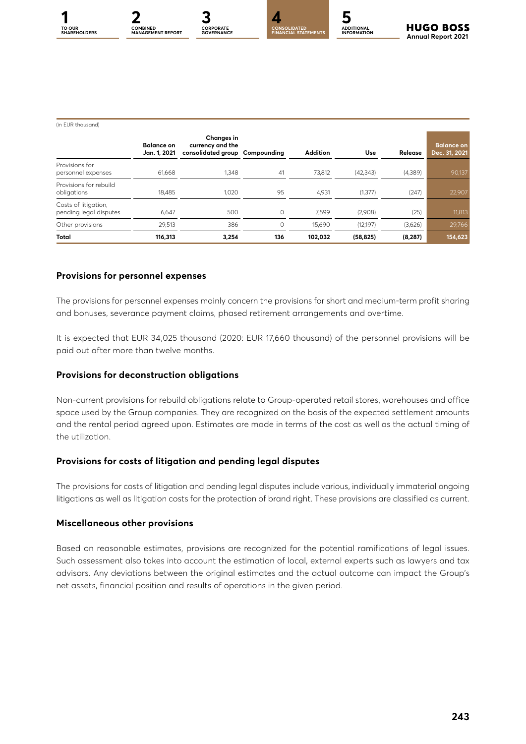(in EUR thousand)

| | Balance on Jan. 1, 2021 | Changes in currency and the consolidated group | Compounding | Addition | Use | Release | Balance on Dec. 31, 2021 |
|---|---|---|---|---|---|---|---|
| Provisions for personnel expenses | 61,668 | 1,348 | 41 | 73,812 | (42,343) | (4,389) | 90,137 |
| Provisions for rebuild obligations | 18,485 | 1,020 | 95 | 4,931 | (1,377) | (247) | 22,907 |
| Costs of litigation, pending legal disputes | 6,647 | 500 | 0 | 7,599 | (2,908) | (25) | 11,813 |
| Other provisions | 29,513 | 386 | 0 | 15,690 | (12,197) | (3,626) | 29,766 |
| **Total** | **116,313** | **3,254** | **136** | **102,032** | **(58,825)** | **(8,287)** | **154,623** |

### Provisions for personnel expenses

The provisions for personnel expenses mainly concern the provisions for short and medium-term profit sharing and bonuses, severance payment claims, phased retirement arrangements and overtime.

It is expected that EUR 34,025 thousand (2020: EUR 17,660 thousand) of the personnel provisions will be paid out after more than twelve months.

### Provisions for deconstruction obligations

Non-current provisions for rebuild obligations relate to Group-operated retail stores, warehouses and office space used by the Group companies. They are recognized on the basis of the expected settlement amounts and the rental period agreed upon. Estimates are made in terms of the cost as well as the actual timing of the utilization.

### Provisions for costs of litigation and pending legal disputes

The provisions for costs of litigation and pending legal disputes include various, individually immaterial ongoing litigations as well as litigation costs for the protection of brand right. These provisions are classified as current.

### Miscellaneous other provisions

Based on reasonable estimates, provisions are recognized for the potential ramifications of legal issues. Such assessment also takes into account the estimation of local, external experts such as lawyers and tax advisors. Any deviations between the original estimates and the actual outcome can impact the Group's net assets, financial position and results of operations in the given period.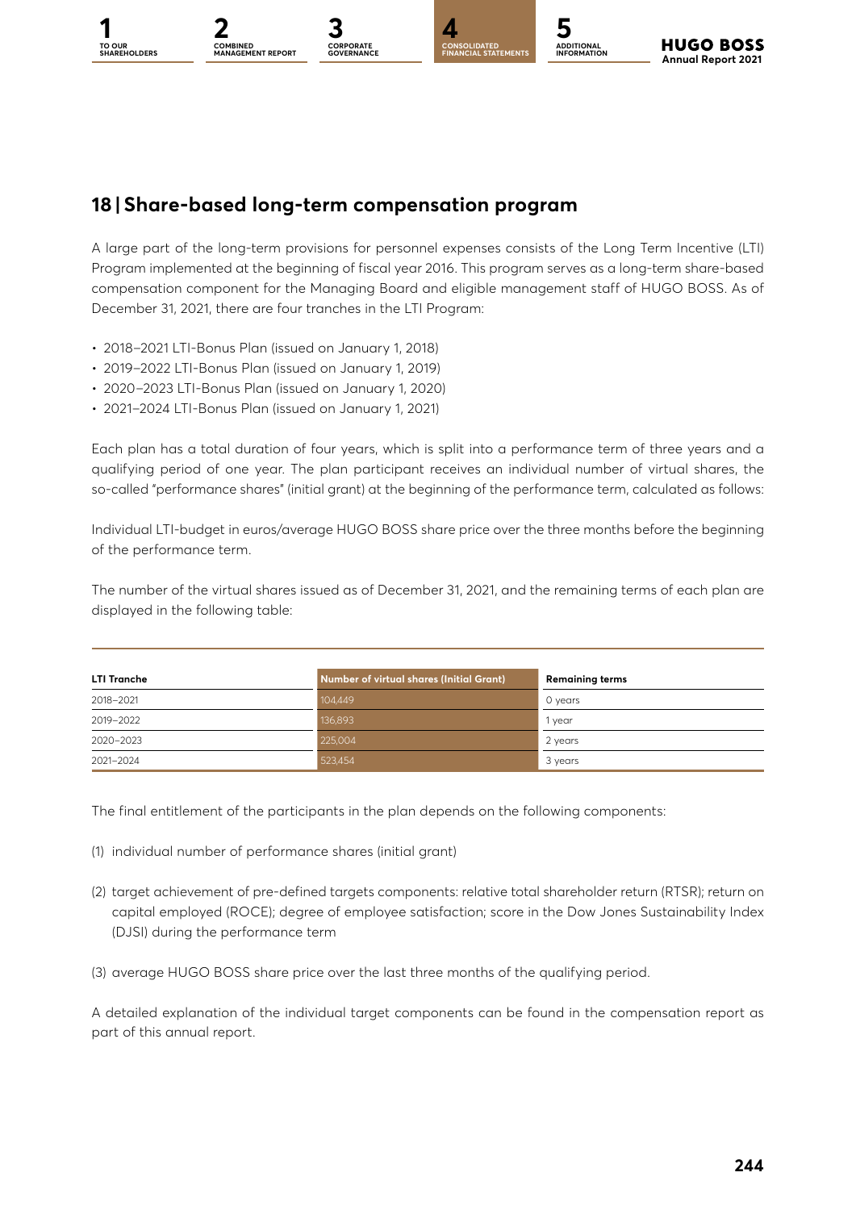## 18 | Share-based long-term compensation program

A large part of the long-term provisions for personnel expenses consists of the Long Term Incentive (LTI) Program implemented at the beginning of fiscal year 2016. This program serves as a long-term share-based compensation component for the Managing Board and eligible management staff of HUGO BOSS. As of December 31, 2021, there are four tranches in the LTI Program:

- 2018–2021 LTI-Bonus Plan (issued on January 1, 2018)
- 2019–2022 LTI-Bonus Plan (issued on January 1, 2019)
- 2020–2023 LTI-Bonus Plan (issued on January 1, 2020)
- 2021–2024 LTI-Bonus Plan (issued on January 1, 2021)

Each plan has a total duration of four years, which is split into a performance term of three years and a qualifying period of one year. The plan participant receives an individual number of virtual shares, the so-called "performance shares" (initial grant) at the beginning of the performance term, calculated as follows:

Individual LTI-budget in euros/average HUGO BOSS share price over the three months before the beginning of the performance term.

The number of the virtual shares issued as of December 31, 2021, and the remaining terms of each plan are displayed in the following table:

| LTI Tranche | Number of virtual shares (Initial Grant) | Remaining terms |
|---|---|---|
| 2018–2021 | 104,449 | 0 years |
| 2019–2022 | 136,893 | 1 year |
| 2020–2023 | 225,004 | 2 years |
| 2021–2024 | 523,454 | 3 years |

The final entitlement of the participants in the plan depends on the following components:

(1) individual number of performance shares (initial grant)

(2) target achievement of pre-defined targets components: relative total shareholder return (RTSR); return on capital employed (ROCE); degree of employee satisfaction; score in the Dow Jones Sustainability Index (DJSI) during the performance term

(3) average HUGO BOSS share price over the last three months of the qualifying period.

A detailed explanation of the individual target components can be found in the compensation report as part of this annual report.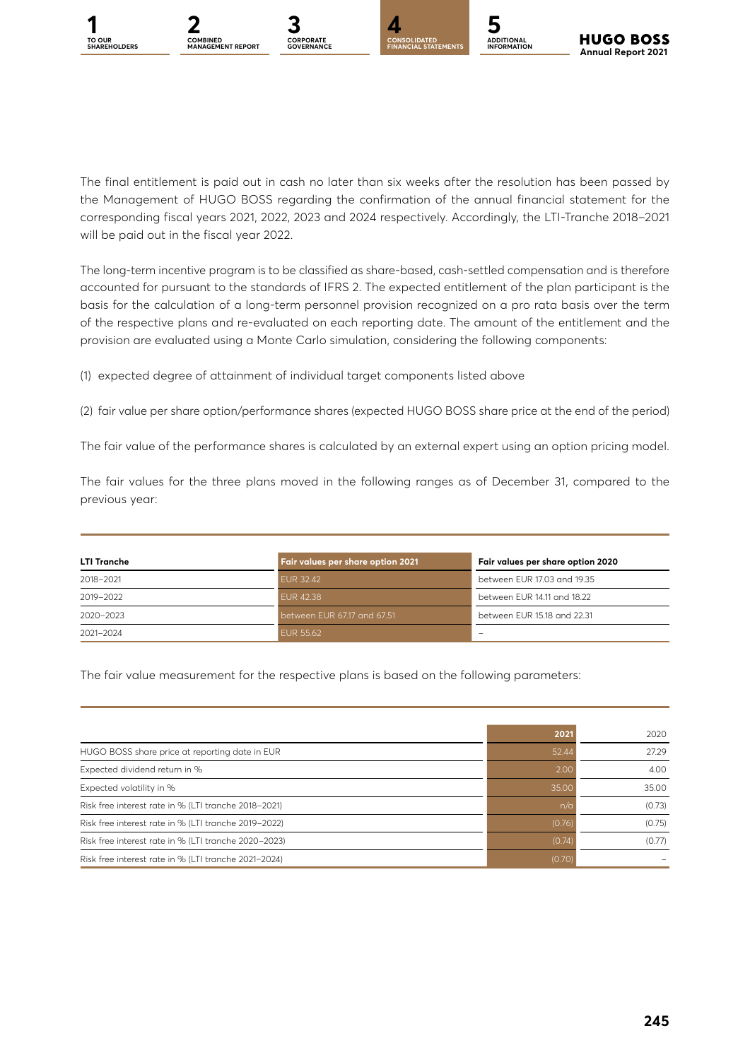The final entitlement is paid out in cash no later than six weeks after the resolution has been passed by the Management of HUGO BOSS regarding the confirmation of the annual financial statement for the corresponding fiscal years 2021, 2022, 2023 and 2024 respectively. Accordingly, the LTI-Tranche 2018–2021 will be paid out in the fiscal year 2022.

The long-term incentive program is to be classified as share-based, cash-settled compensation and is therefore accounted for pursuant to the standards of IFRS 2. The expected entitlement of the plan participant is the basis for the calculation of a long-term personnel provision recognized on a pro rata basis over the term of the respective plans and re-evaluated on each reporting date. The amount of the entitlement and the provision are evaluated using a Monte Carlo simulation, considering the following components:

(1) expected degree of attainment of individual target components listed above

(2) fair value per share option/performance shares (expected HUGO BOSS share price at the end of the period)

The fair value of the performance shares is calculated by an external expert using an option pricing model.

The fair values for the three plans moved in the following ranges as of December 31, compared to the previous year:

| LTI Tranche | Fair values per share option 2021 | Fair values per share option 2020 |
|---|---|---|
| 2018–2021 | EUR 32.42 | between EUR 17.03 and 19.35 |
| 2019–2022 | EUR 42.38 | between EUR 14.11 and 18.22 |
| 2020–2023 | between EUR 67.17 and 67.51 | between EUR 15.18 and 22.31 |
| 2021–2024 | EUR 55.62 | – |

The fair value measurement for the respective plans is based on the following parameters:

| | 2021 | 2020 |
|---|---|---|
| HUGO BOSS share price at reporting date in EUR | 52.44 | 27.29 |
| Expected dividend return in % | 2.00 | 4.00 |
| Expected volatility in % | 35.00 | 35.00 |
| Risk free interest rate in % (LTI tranche 2018–2021) | n/a | (0.73) |
| Risk free interest rate in % (LTI tranche 2019–2022) | (0.76) | (0.75) |
| Risk free interest rate in % (LTI tranche 2020–2023) | (0.74) | (0.77) |
| Risk free interest rate in % (LTI tranche 2021–2024) | (0.70) | – |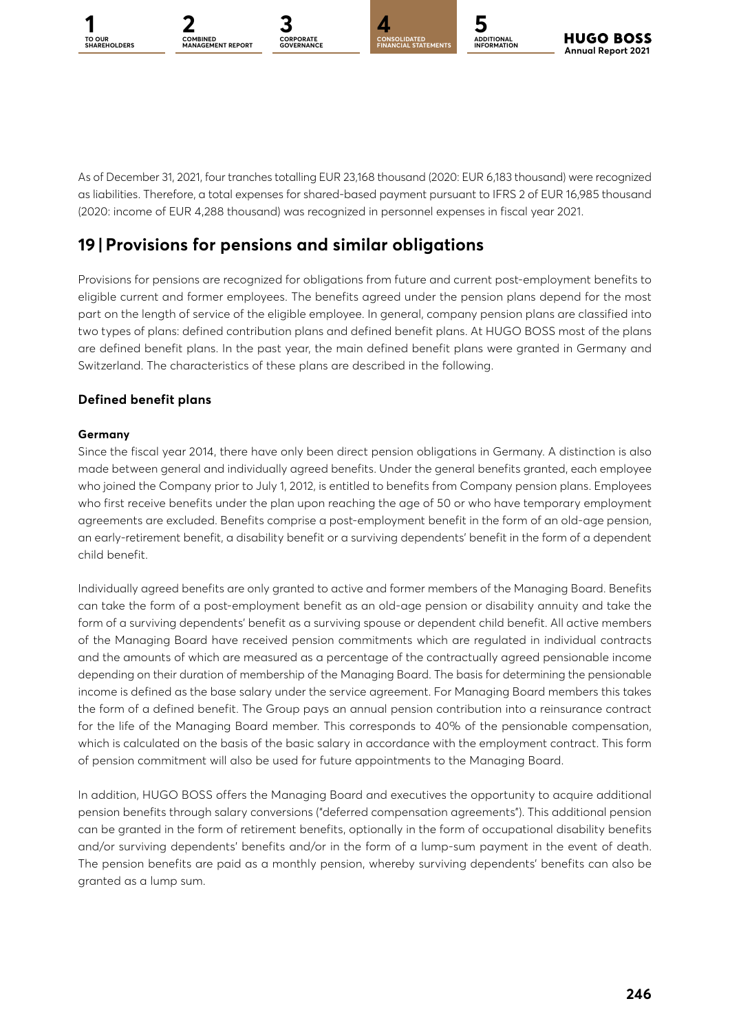As of December 31, 2021, four tranches totalling EUR 23,168 thousand (2020: EUR 6,183 thousand) were recognized as liabilities. Therefore, a total expenses for shared-based payment pursuant to IFRS 2 of EUR 16,985 thousand (2020: income of EUR 4,288 thousand) was recognized in personnel expenses in fiscal year 2021.

## 19 | Provisions for pensions and similar obligations

Provisions for pensions are recognized for obligations from future and current post-employment benefits to eligible current and former employees. The benefits agreed under the pension plans depend for the most part on the length of service of the eligible employee. In general, company pension plans are classified into two types of plans: defined contribution plans and defined benefit plans. At HUGO BOSS most of the plans are defined benefit plans. In the past year, the main defined benefit plans were granted in Germany and Switzerland. The characteristics of these plans are described in the following.

### Defined benefit plans

#### Germany

Since the fiscal year 2014, there have only been direct pension obligations in Germany. A distinction is also made between general and individually agreed benefits. Under the general benefits granted, each employee who joined the Company prior to July 1, 2012, is entitled to benefits from Company pension plans. Employees who first receive benefits under the plan upon reaching the age of 50 or who have temporary employment agreements are excluded. Benefits comprise a post-employment benefit in the form of an old-age pension, an early-retirement benefit, a disability benefit or a surviving dependents' benefit in the form of a dependent child benefit.

Individually agreed benefits are only granted to active and former members of the Managing Board. Benefits can take the form of a post-employment benefit as an old-age pension or disability annuity and take the form of a surviving dependents' benefit as a surviving spouse or dependent child benefit. All active members of the Managing Board have received pension commitments which are regulated in individual contracts and the amounts of which are measured as a percentage of the contractually agreed pensionable income depending on their duration of membership of the Managing Board. The basis for determining the pensionable income is defined as the base salary under the service agreement. For Managing Board members this takes the form of a defined benefit. The Group pays an annual pension contribution into a reinsurance contract for the life of the Managing Board member. This corresponds to 40% of the pensionable compensation, which is calculated on the basis of the basic salary in accordance with the employment contract. This form of pension commitment will also be used for future appointments to the Managing Board.

In addition, HUGO BOSS offers the Managing Board and executives the opportunity to acquire additional pension benefits through salary conversions ("deferred compensation agreements"). This additional pension can be granted in the form of retirement benefits, optionally in the form of occupational disability benefits and/or surviving dependents' benefits and/or in the form of a lump-sum payment in the event of death. The pension benefits are paid as a monthly pension, whereby surviving dependents' benefits can also be granted as a lump sum.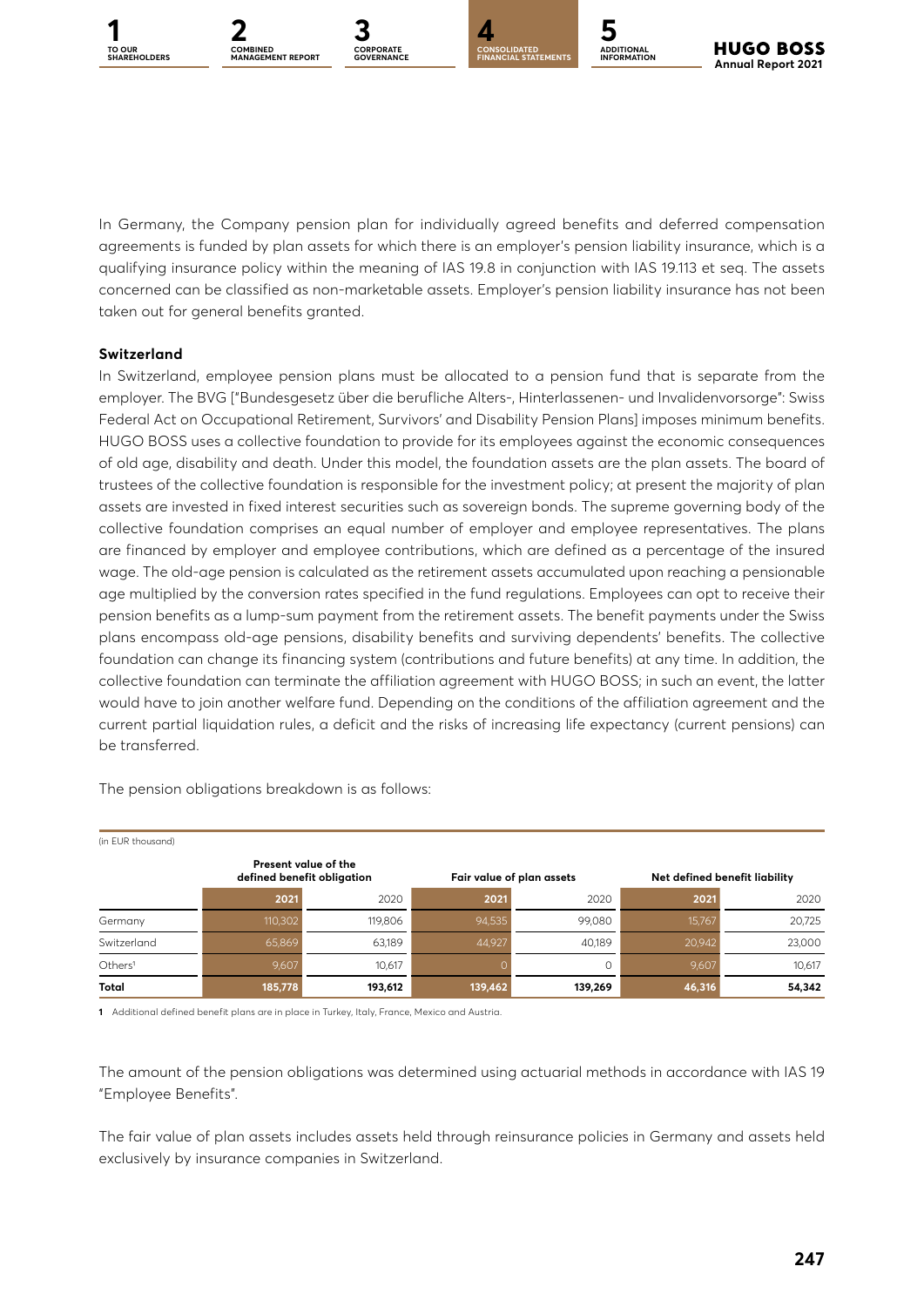In Germany, the Company pension plan for individually agreed benefits and deferred compensation agreements is funded by plan assets for which there is an employer's pension liability insurance, which is a qualifying insurance policy within the meaning of IAS 19.8 in conjunction with IAS 19.113 et seq. The assets concerned can be classified as non-marketable assets. Employer's pension liability insurance has not been taken out for general benefits granted.

**Switzerland**

In Switzerland, employee pension plans must be allocated to a pension fund that is separate from the employer. The BVG ["Bundesgesetz über die berufliche Alters-, Hinterlassenen- und Invalidenvorsorge": Swiss Federal Act on Occupational Retirement, Survivors' and Disability Pension Plans] imposes minimum benefits. HUGO BOSS uses a collective foundation to provide for its employees against the economic consequences of old age, disability and death. Under this model, the foundation assets are the plan assets. The board of trustees of the collective foundation is responsible for the investment policy; at present the majority of plan assets are invested in fixed interest securities such as sovereign bonds. The supreme governing body of the collective foundation comprises an equal number of employer and employee representatives. The plans are financed by employer and employee contributions, which are defined as a percentage of the insured wage. The old-age pension is calculated as the retirement assets accumulated upon reaching a pensionable age multiplied by the conversion rates specified in the fund regulations. Employees can opt to receive their pension benefits as a lump-sum payment from the retirement assets. The benefit payments under the Swiss plans encompass old-age pensions, disability benefits and surviving dependents' benefits. The collective foundation can change its financing system (contributions and future benefits) at any time. In addition, the collective foundation can terminate the affiliation agreement with HUGO BOSS; in such an event, the latter would have to join another welfare fund. Depending on the conditions of the affiliation agreement and the current partial liquidation rules, a deficit and the risks of increasing life expectancy (current pensions) can be transferred.

The pension obligations breakdown is as follows:

(in EUR thousand)

| | Present value of the defined benefit obligation | | Fair value of plan assets | | Net defined benefit liability | |
|---|---|---|---|---|---|---|
| | 2021 | 2020 | 2021 | 2020 | 2021 | 2020 |
| Germany | 110,302 | 119,806 | 94,535 | 99,080 | 15,767 | 20,725 |
| Switzerland | 65,869 | 63,189 | 44,927 | 40,189 | 20,942 | 23,000 |
| Others[1] | 9,607 | 10,617 | 0 | 0 | 9,607 | 10,617 |
| **Total** | **185,778** | **193,612** | **139,462** | **139,269** | **46,316** | **54,342** |

1 Additional defined benefit plans are in place in Turkey, Italy, France, Mexico and Austria.

The amount of the pension obligations was determined using actuarial methods in accordance with IAS 19 "Employee Benefits".

The fair value of plan assets includes assets held through reinsurance policies in Germany and assets held exclusively by insurance companies in Switzerland.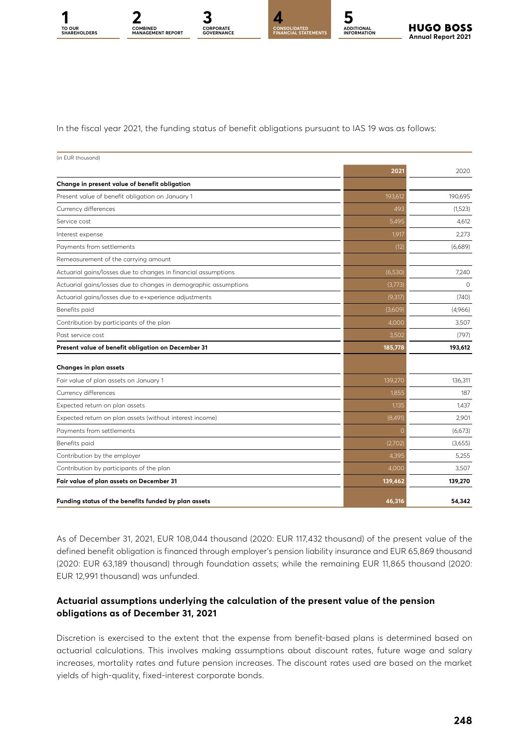In the fiscal year 2021, the funding status of benefit obligations pursuant to IAS 19 was as follows:

(in EUR thousand)

| | 2021 | 2020 |
|---|---|---|
| **Change in present value of benefit obligation** | | |
| Present value of benefit obligation on January 1 | 193,612 | 190,695 |
| Currency differences | 493 | (1,523) |
| Service cost | 5,495 | 4,612 |
| Interest expense | 1,917 | 2,273 |
| Payments from settlements | (12) | (6,689) |
| Remeasurement of the carrying amount | | |
| Actuarial gains/losses due to changes in financial assumptions | (6,530) | 7,240 |
| Actuarial gains/losses due to changes in demographic assumptions | (3,773) | 0 |
| Actuarial gains/losses due to e+xperience adjustments | (9,317) | (740) |
| Benefits paid | (3,609) | (4,966) |
| Contribution by participants of the plan | 4,000 | 3,507 |
| Past service cost | 3,502 | (797) |
| **Present value of benefit obligation on December 31** | **185,778** | **193,612** |
| **Changes in plan assets** | | |
| Fair value of plan assets on January 1 | 139,270 | 136,311 |
| Currency differences | 1,855 | 187 |
| Expected return on plan assets | 1,135 | 1,437 |
| Expected return on plan assets (without interest income) | (8,491) | 2,901 |
| Payments from settlements | 0 | (6,673) |
| Benefits paid | (2,702) | (3,655) |
| Contribution by the employer | 4,395 | 5,255 |
| Contribution by participants of the plan | 4,000 | 3,507 |
| **Fair value of plan assets on December 31** | **139,462** | **139,270** |
| **Funding status of the benefits funded by plan assets** | **46,316** | **54,342** |

As of December 31, 2021, EUR 108,044 thousand (2020: EUR 117,432 thousand) of the present value of the defined benefit obligation is financed through employer's pension liability insurance and EUR 65,869 thousand (2020: EUR 63,189 thousand) through foundation assets; while the remaining EUR 11,865 thousand (2020: EUR 12,991 thousand) was unfunded.

### Actuarial assumptions underlying the calculation of the present value of the pension obligations as of December 31, 2021

Discretion is exercised to the extent that the expense from benefit-based plans is determined based on actuarial calculations. This involves making assumptions about discount rates, future wage and salary increases, mortality rates and future pension increases. The discount rates used are based on the market yields of high-quality, fixed-interest corporate bonds.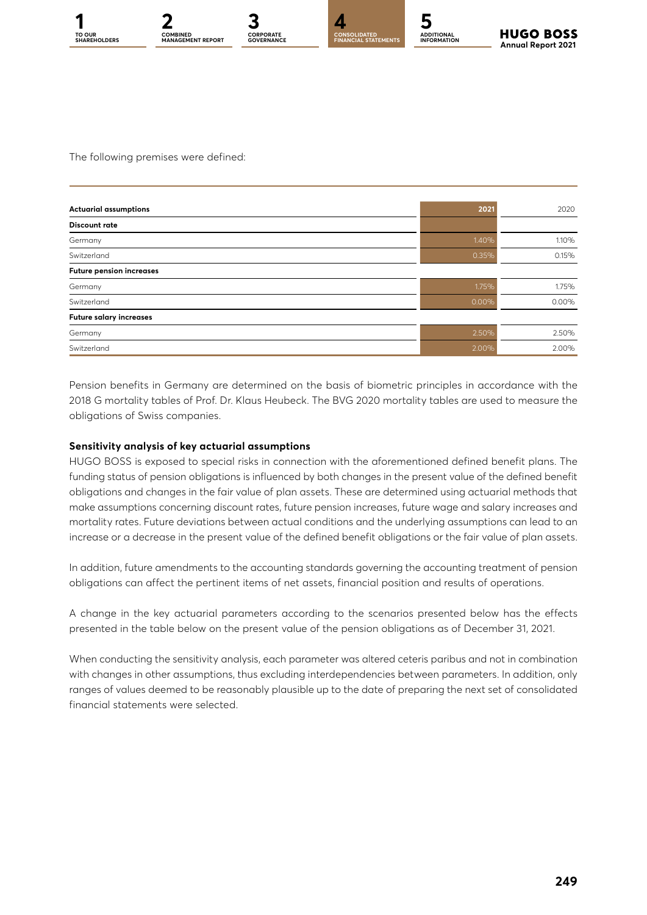The following premises were defined:

| Actuarial assumptions | 2021 | 2020 |
| --- | --- | --- |
| **Discount rate** | | |
| Germany | 1.40% | 1.10% |
| Switzerland | 0.35% | 0.15% |
| **Future pension increases** | | |
| Germany | 1.75% | 1.75% |
| Switzerland | 0.00% | 0.00% |
| **Future salary increases** | | |
| Germany | 2.50% | 2.50% |
| Switzerland | 2.00% | 2.00% |

Pension benefits in Germany are determined on the basis of biometric principles in accordance with the 2018 G mortality tables of Prof. Dr. Klaus Heubeck. The BVG 2020 mortality tables are used to measure the obligations of Swiss companies.

**Sensitivity analysis of key actuarial assumptions**

HUGO BOSS is exposed to special risks in connection with the aforementioned defined benefit plans. The funding status of pension obligations is influenced by both changes in the present value of the defined benefit obligations and changes in the fair value of plan assets. These are determined using actuarial methods that make assumptions concerning discount rates, future pension increases, future wage and salary increases and mortality rates. Future deviations between actual conditions and the underlying assumptions can lead to an increase or a decrease in the present value of the defined benefit obligations or the fair value of plan assets.

In addition, future amendments to the accounting standards governing the accounting treatment of pension obligations can affect the pertinent items of net assets, financial position and results of operations.

A change in the key actuarial parameters according to the scenarios presented below has the effects presented in the table below on the present value of the pension obligations as of December 31, 2021.

When conducting the sensitivity analysis, each parameter was altered ceteris paribus and not in combination with changes in other assumptions, thus excluding interdependencies between parameters. In addition, only ranges of values deemed to be reasonably plausible up to the date of preparing the next set of consolidated financial statements were selected.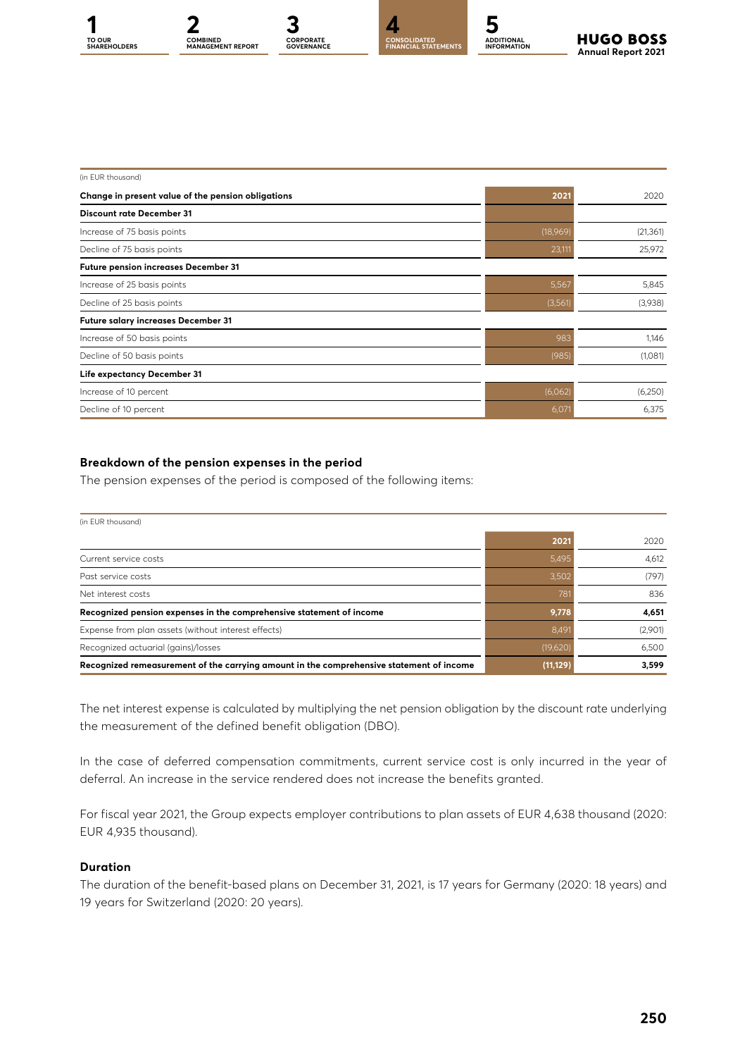(in EUR thousand)

| Change in present value of the pension obligations | 2021 | 2020 |
|---|---|---|
| **Discount rate December 31** | | |
| Increase of 75 basis points | (18,969) | (21,361) |
| Decline of 75 basis points | 23,111 | 25,972 |
| **Future pension increases December 31** | | |
| Increase of 25 basis points | 5,567 | 5,845 |
| Decline of 25 basis points | (3,561) | (3,938) |
| **Future salary increases December 31** | | |
| Increase of 50 basis points | 983 | 1,146 |
| Decline of 50 basis points | (985) | (1,081) |
| **Life expectancy December 31** | | |
| Increase of 10 percent | (6,062) | (6,250) |
| Decline of 10 percent | 6,071 | 6,375 |

### Breakdown of the pension expenses in the period

The pension expenses of the period is composed of the following items:

(in EUR thousand)

| | 2021 | 2020 |
|---|---|---|
| Current service costs | 5,495 | 4,612 |
| Past service costs | 3,502 | (797) |
| Net interest costs | 781 | 836 |
| **Recognized pension expenses in the comprehensive statement of income** | **9,778** | **4,651** |
| Expense from plan assets (without interest effects) | 8,491 | (2,901) |
| Recognized actuarial (gains)/losses | (19,620) | 6,500 |
| **Recognized remeasurement of the carrying amount in the comprehensive statement of income** | **(11,129)** | **3,599** |

The net interest expense is calculated by multiplying the net pension obligation by the discount rate underlying the measurement of the defined benefit obligation (DBO).

In the case of deferred compensation commitments, current service cost is only incurred in the year of deferral. An increase in the service rendered does not increase the benefits granted.

For fiscal year 2021, the Group expects employer contributions to plan assets of EUR 4,638 thousand (2020: EUR 4,935 thousand).

### Duration

The duration of the benefit-based plans on December 31, 2021, is 17 years for Germany (2020: 18 years) and 19 years for Switzerland (2020: 20 years).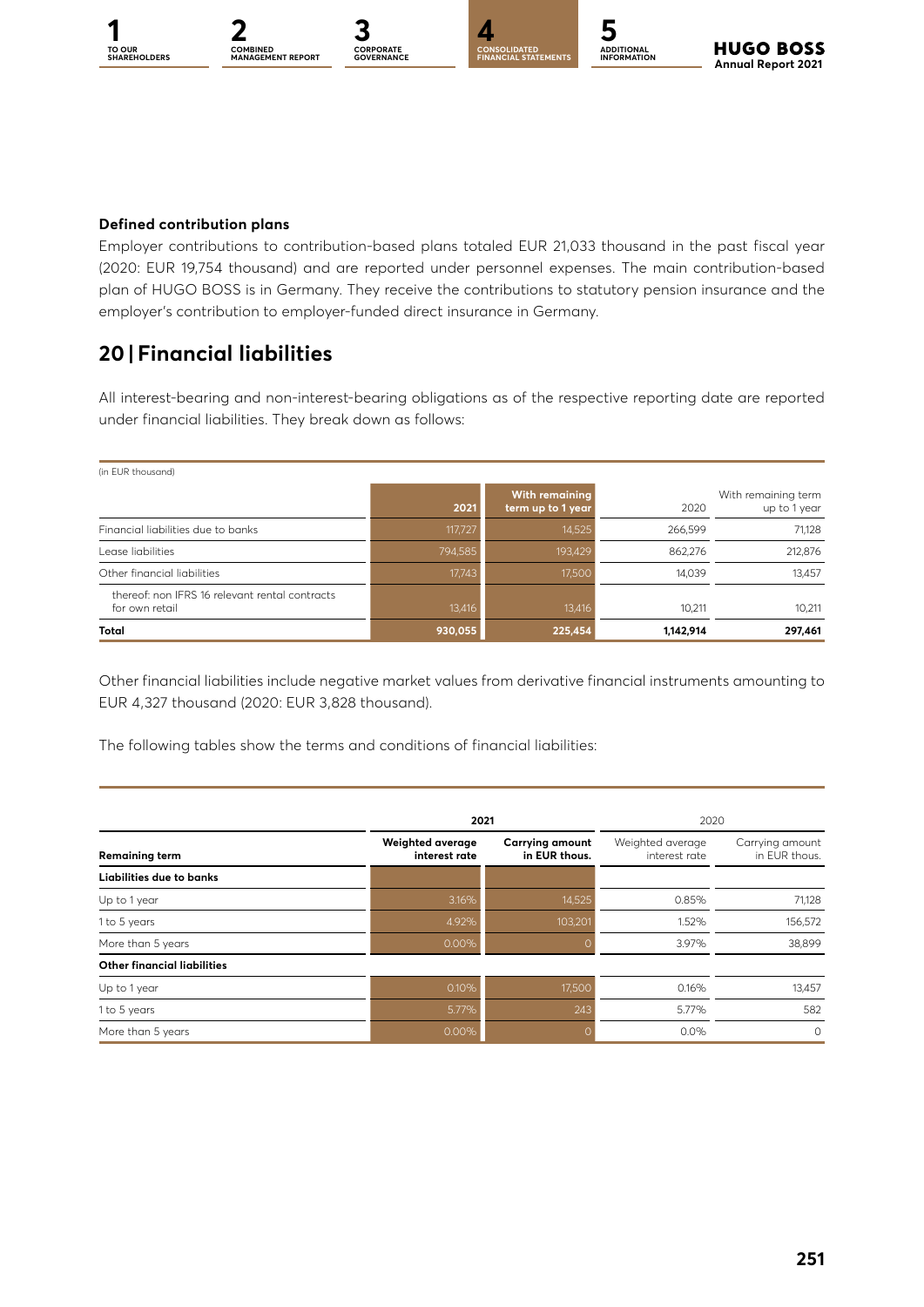### Defined contribution plans

Employer contributions to contribution-based plans totaled EUR 21,033 thousand in the past fiscal year (2020: EUR 19,754 thousand) and are reported under personnel expenses. The main contribution-based plan of HUGO BOSS is in Germany. They receive the contributions to statutory pension insurance and the employer's contribution to employer-funded direct insurance in Germany.

## 20 | Financial liabilities

All interest-bearing and non-interest-bearing obligations as of the respective reporting date are reported under financial liabilities. They break down as follows:

| (in EUR thousand) | 2021 | With remaining term up to 1 year | 2020 | With remaining term up to 1 year |
|---|---|---|---|---|
| Financial liabilities due to banks | 117,727 | 14,525 | 266,599 | 71,128 |
| Lease liabilities | 794,585 | 193,429 | 862,276 | 212,876 |
| Other financial liabilities | 17,743 | 17,500 | 14,039 | 13,457 |
| thereof: non IFRS 16 relevant rental contracts for own retail | 13,416 | 13,416 | 10,211 | 10,211 |
| **Total** | **930,055** | **225,454** | **1,142,914** | **297,461** |

Other financial liabilities include negative market values from derivative financial instruments amounting to EUR 4,327 thousand (2020: EUR 3,828 thousand).

The following tables show the terms and conditions of financial liabilities:

| | 2021 | | 2020 | |
|---|---|---|---|---|
| **Remaining term** | **Weighted average interest rate** | **Carrying amount in EUR thous.** | Weighted average interest rate | Carrying amount in EUR thous. |
| **Liabilities due to banks** | | | | |
| Up to 1 year | 3.16% | 14,525 | 0.85% | 71,128 |
| 1 to 5 years | 4.92% | 103,201 | 1.52% | 156,572 |
| More than 5 years | 0.00% | 0 | 3.97% | 38,899 |
| **Other financial liabilities** | | | | |
| Up to 1 year | 0.10% | 17,500 | 0.16% | 13,457 |
| 1 to 5 years | 5.77% | 243 | 5.77% | 582 |
| More than 5 years | 0.00% | 0 | 0.0% | 0 |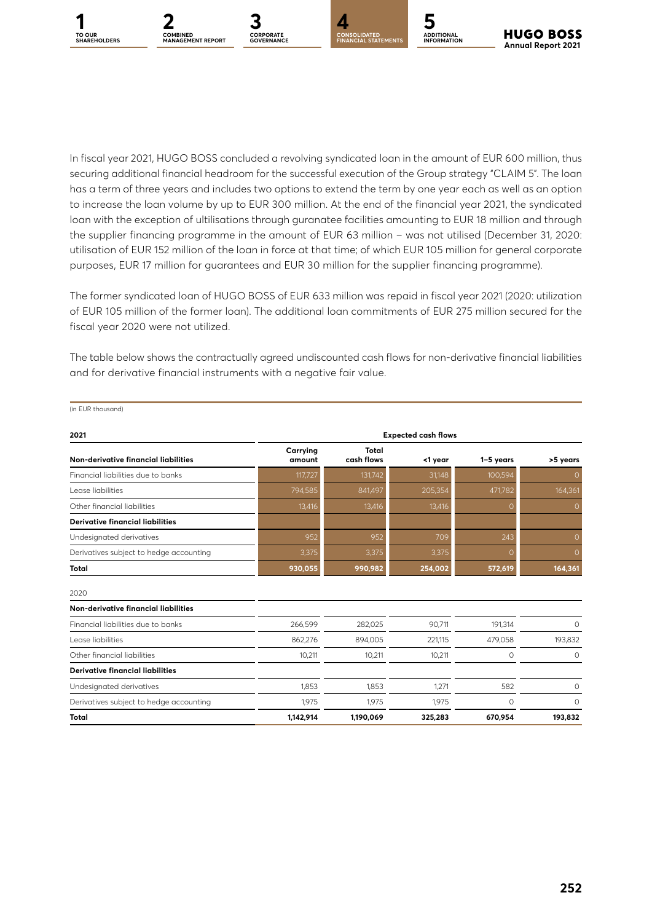In fiscal year 2021, HUGO BOSS concluded a revolving syndicated loan in the amount of EUR 600 million, thus securing additional financial headroom for the successful execution of the Group strategy "CLAIM 5". The loan has a term of three years and includes two options to extend the term by one year each as well as an option to increase the loan volume by up to EUR 300 million. At the end of the financial year 2021, the syndicated loan with the exception of ultilisations through guranatee facilities amounting to EUR 18 million and through the supplier financing programme in the amount of EUR 63 million – was not utilised (December 31, 2020: utilisation of EUR 152 million of the loan in force at that time; of which EUR 105 million for general corporate purposes, EUR 17 million for guarantees and EUR 30 million for the supplier financing programme).

The former syndicated loan of HUGO BOSS of EUR 633 million was repaid in fiscal year 2021 (2020: utilization of EUR 105 million of the former loan). The additional loan commitments of EUR 275 million secured for the fiscal year 2020 were not utilized.

The table below shows the contractually agreed undiscounted cash flows for non-derivative financial liabilities and for derivative financial instruments with a negative fair value.

(in EUR thousand)

| 2021 | | Expected cash flows | | | |
|---|---|---|---|---|---|
| **Non-derivative financial liabilities** | **Carrying amount** | **Total cash flows** | **<1 year** | **1–5 years** | **>5 years** |
| Financial liabilities due to banks | 117,727 | 131,742 | 31,148 | 100,594 | 0 |
| Lease liabilities | 794,585 | 841,497 | 205,354 | 471,782 | 164,361 |
| Other financial liabilities | 13,416 | 13,416 | 13,416 | 0 | 0 |
| **Derivative financial liabilities** | | | | | |
| Undesignated derivatives | 952 | 952 | 709 | 243 | 0 |
| Derivatives subject to hedge accounting | 3,375 | 3,375 | 3,375 | 0 | 0 |
| **Total** | **930,055** | **990,982** | **254,002** | **572,619** | **164,361** |
| 2020 | | | | | |
| **Non-derivative financial liabilities** | | | | | |
| Financial liabilities due to banks | 266,599 | 282,025 | 90,711 | 191,314 | 0 |
| Lease liabilities | 862,276 | 894,005 | 221,115 | 479,058 | 193,832 |
| Other financial liabilities | 10,211 | 10,211 | 10,211 | 0 | 0 |
| **Derivative financial liabilities** | | | | | |
| Undesignated derivatives | 1,853 | 1,853 | 1,271 | 582 | 0 |
| Derivatives subject to hedge accounting | 1,975 | 1,975 | 1,975 | 0 | 0 |
| **Total** | **1,142,914** | **1,190,069** | **325,283** | **670,954** | **193,832** |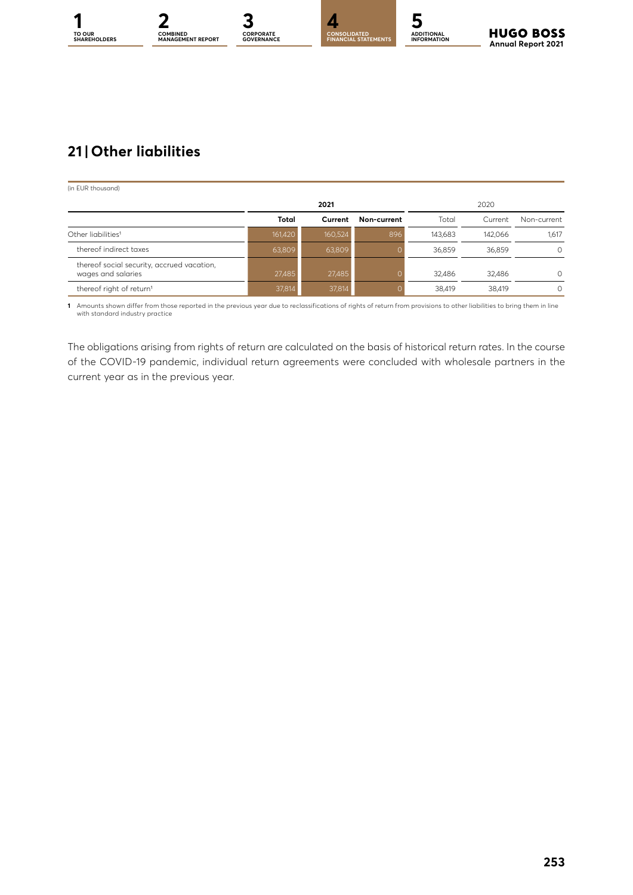## 21 | Other liabilities

(in EUR thousand)

| | 2021 | | | 2020 | | |
|---|---|---|---|---|---|---|
| | **Total** | **Current** | **Non-current** | Total | Current | Non-current |
| Other liabilities[1] | 161,420 | 160,524 | 896 | 143,683 | 142,066 | 1,617 |
| thereof indirect taxes | 63,809 | 63,809 | 0 | 36,859 | 36,859 | 0 |
| thereof social security, accrued vacation, wages and salaries | 27,485 | 27,485 | 0 | 32,486 | 32,486 | 0 |
| thereof right of return[1] | 37,814 | 37,814 | 0 | 38,419 | 38,419 | 0 |

**1** Amounts shown differ from those reported in the previous year due to reclassifications of rights of return from provisions to other liabilities to bring them in line with standard industry practice

The obligations arising from rights of return are calculated on the basis of historical return rates. In the course of the COVID-19 pandemic, individual return agreements were concluded with wholesale partners in the current year as in the previous year.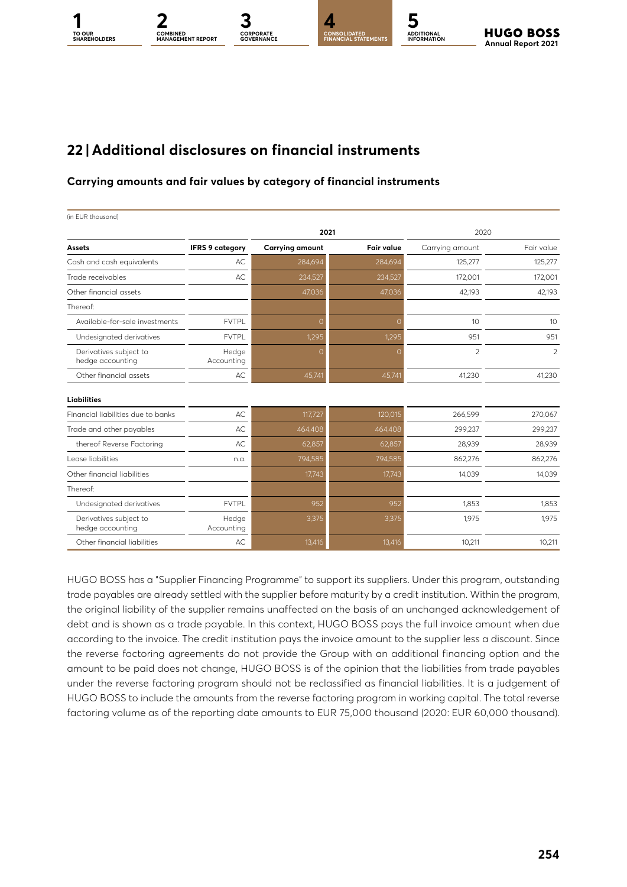## 22 | Additional disclosures on financial instruments

### Carrying amounts and fair values by category of financial instruments

(in EUR thousand)

| | | 2021 | | 2020 | |
|---|---|---|---|---|---|
| **Assets** | **IFRS 9 category** | **Carrying amount** | **Fair value** | Carrying amount | Fair value |
| Cash and cash equivalents | AC | 284,694 | 284,694 | 125,277 | 125,277 |
| Trade receivables | AC | 234,527 | 234,527 | 172,001 | 172,001 |
| Other financial assets | | 47,036 | 47,036 | 42,193 | 42,193 |
| Thereof: | | | | | |
| Available-for-sale investments | FVTPL | 0 | 0 | 10 | 10 |
| Undesignated derivatives | FVTPL | 1,295 | 1,295 | 951 | 951 |
| Derivatives subject to hedge accounting | Hedge Accounting | 0 | 0 | 2 | 2 |
| Other financial assets | AC | 45,741 | 45,741 | 41,230 | 41,230 |
| **Liabilities** | | | | | |
| Financial liabilities due to banks | AC | 117,727 | 120,015 | 266,599 | 270,067 |
| Trade and other payables | AC | 464,408 | 464,408 | 299,237 | 299,237 |
| thereof Reverse Factoring | AC | 62,857 | 62,857 | 28,939 | 28,939 |
| Lease liabilities | n.a. | 794,585 | 794,585 | 862,276 | 862,276 |
| Other financial liabilities | | 17,743 | 17,743 | 14,039 | 14,039 |
| Thereof: | | | | | |
| Undesignated derivatives | FVTPL | 952 | 952 | 1,853 | 1,853 |
| Derivatives subject to hedge accounting | Hedge Accounting | 3,375 | 3,375 | 1,975 | 1,975 |
| Other financial liabilities | AC | 13,416 | 13,416 | 10,211 | 10,211 |

HUGO BOSS has a "Supplier Financing Programme" to support its suppliers. Under this program, outstanding trade payables are already settled with the supplier before maturity by a credit institution. Within the program, the original liability of the supplier remains unaffected on the basis of an unchanged acknowledgement of debt and is shown as a trade payable. In this context, HUGO BOSS pays the full invoice amount when due according to the invoice. The credit institution pays the invoice amount to the supplier less a discount. Since the reverse factoring agreements do not provide the Group with an additional financing option and the amount to be paid does not change, HUGO BOSS is of the opinion that the liabilities from trade payables under the reverse factoring program should not be reclassified as financial liabilities. It is a judgement of HUGO BOSS to include the amounts from the reverse factoring program in working capital. The total reverse factoring volume as of the reporting date amounts to EUR 75,000 thousand (2020: EUR 60,000 thousand).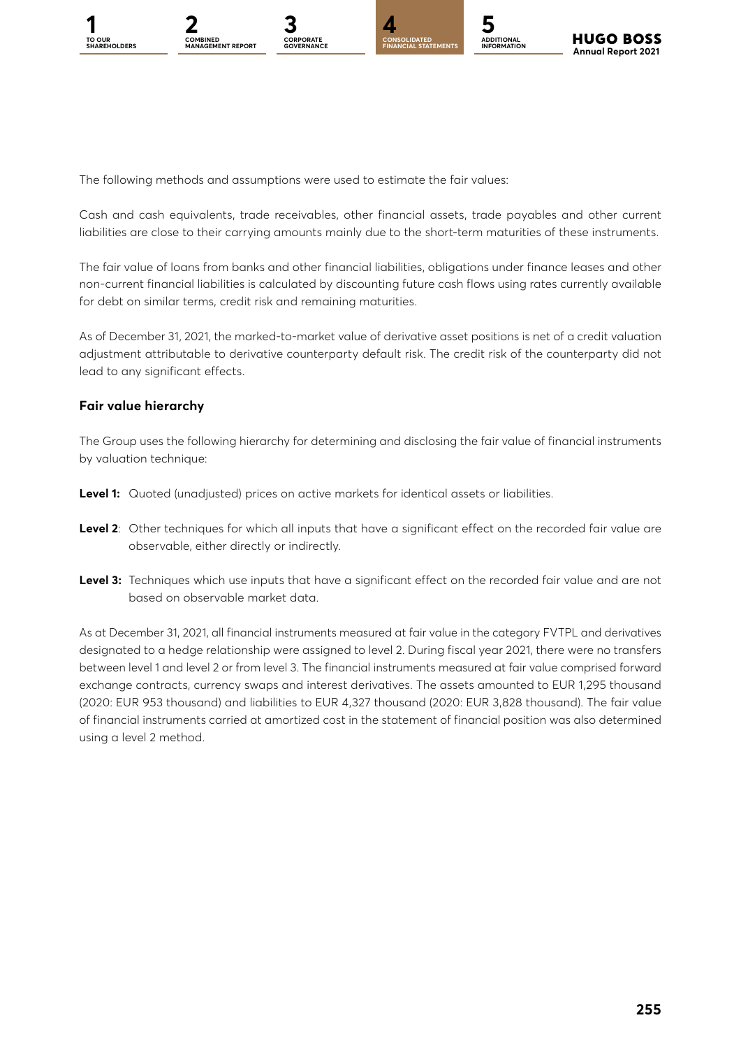The following methods and assumptions were used to estimate the fair values:

Cash and cash equivalents, trade receivables, other financial assets, trade payables and other current liabilities are close to their carrying amounts mainly due to the short-term maturities of these instruments.

The fair value of loans from banks and other financial liabilities, obligations under finance leases and other non-current financial liabilities is calculated by discounting future cash flows using rates currently available for debt on similar terms, credit risk and remaining maturities.

As of December 31, 2021, the marked-to-market value of derivative asset positions is net of a credit valuation adjustment attributable to derivative counterparty default risk. The credit risk of the counterparty did not lead to any significant effects.

### Fair value hierarchy

The Group uses the following hierarchy for determining and disclosing the fair value of financial instruments by valuation technique:

**Level 1:** Quoted (unadjusted) prices on active markets for identical assets or liabilities.

**Level 2**: Other techniques for which all inputs that have a significant effect on the recorded fair value are observable, either directly or indirectly.

**Level 3:** Techniques which use inputs that have a significant effect on the recorded fair value and are not based on observable market data.

As at December 31, 2021, all financial instruments measured at fair value in the category FVTPL and derivatives designated to a hedge relationship were assigned to level 2. During fiscal year 2021, there were no transfers between level 1 and level 2 or from level 3. The financial instruments measured at fair value comprised forward exchange contracts, currency swaps and interest derivatives. The assets amounted to EUR 1,295 thousand (2020: EUR 953 thousand) and liabilities to EUR 4,327 thousand (2020: EUR 3,828 thousand). The fair value of financial instruments carried at amortized cost in the statement of financial position was also determined using a level 2 method.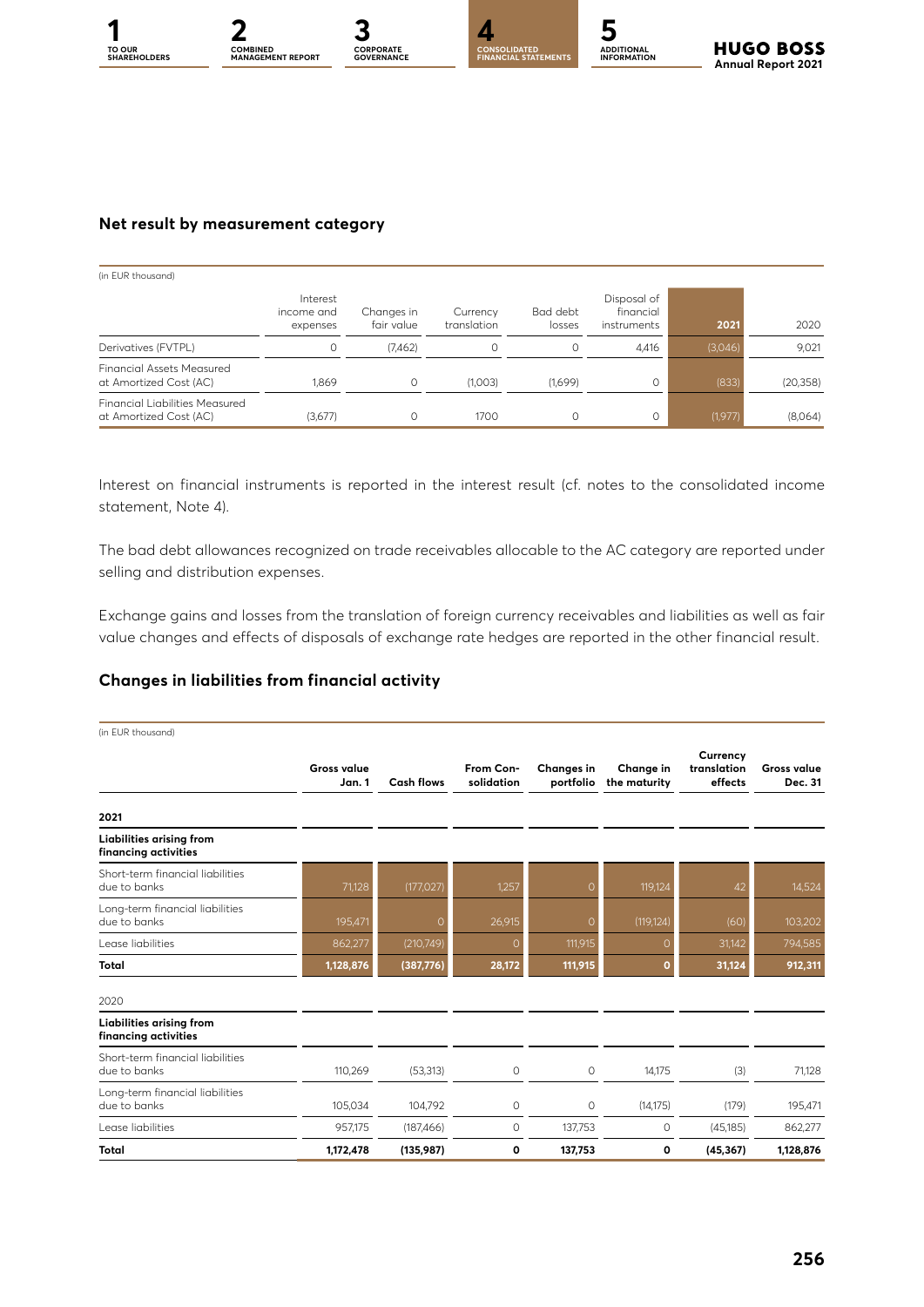## Net result by measurement category

(in EUR thousand)

| | Interest income and expenses | Changes in fair value | Currency translation | Bad debt losses | Disposal of financial instruments | 2021 | 2020 |
|---|---|---|---|---|---|---|---|
| Derivatives (FVTPL) | 0 | (7,462) | 0 | 0 | 4,416 | (3,046) | 9,021 |
| Financial Assets Measured at Amortized Cost (AC) | 1,869 | 0 | (1,003) | (1,699) | 0 | (833) | (20,358) |
| Financial Liabilities Measured at Amortized Cost (AC) | (3,677) | 0 | 1700 | 0 | 0 | (1,977) | (8,064) |

Interest on financial instruments is reported in the interest result (cf. notes to the consolidated income statement, Note 4).

The bad debt allowances recognized on trade receivables allocable to the AC category are reported under selling and distribution expenses.

Exchange gains and losses from the translation of foreign currency receivables and liabilities as well as fair value changes and effects of disposals of exchange rate hedges are reported in the other financial result.

## Changes in liabilities from financial activity

(in EUR thousand)

| | Gross value Jan. 1 | Cash flows | From Consolidation | Changes in portfolio | Change in the maturity | Currency translation effects | Gross value Dec. 31 |
|---|---|---|---|---|---|---|---|
| **2021** | | | | | | | |
| **Liabilities arising from financing activities** | | | | | | | |
| Short-term financial liabilities due to banks | 71,128 | (177,027) | 1,257 | 0 | 119,124 | 42 | 14,524 |
| Long-term financial liabilities due to banks | 195,471 | 0 | 26,915 | 0 | (119,124) | (60) | 103,202 |
| Lease liabilities | 862,277 | (210,749) | 0 | 111,915 | 0 | 31,142 | 794,585 |
| **Total** | **1,128,876** | **(387,776)** | **28,172** | **111,915** | **0** | **31,124** | **912,311** |
| 2020 | | | | | | | |
| **Liabilities arising from financing activities** | | | | | | | |
| Short-term financial liabilities due to banks | 110,269 | (53,313) | 0 | 0 | 14,175 | (3) | 71,128 |
| Long-term financial liabilities due to banks | 105,034 | 104,792 | 0 | 0 | (14,175) | (179) | 195,471 |
| Lease liabilities | 957,175 | (187,466) | 0 | 137,753 | 0 | (45,185) | 862,277 |
| **Total** | **1,172,478** | **(135,987)** | **0** | **137,753** | **0** | **(45,367)** | **1,128,876** |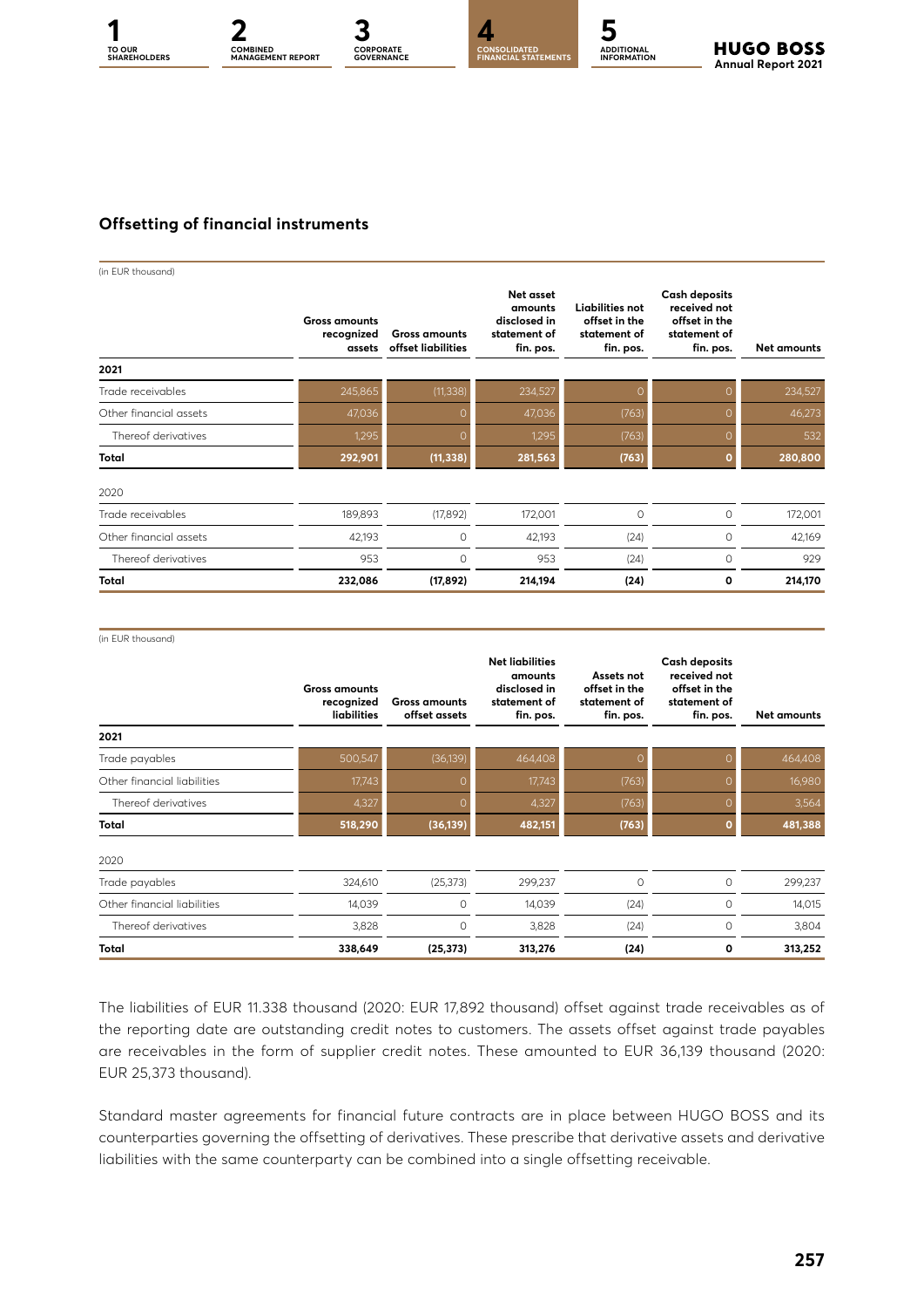## Offsetting of financial instruments

(in EUR thousand)

| | Gross amounts recognized assets | Gross amounts offset liabilities | Net asset amounts disclosed in statement of fin. pos. | Liabilities not offset in the statement of fin. pos. | Cash deposits received not offset in the statement of fin. pos. | Net amounts |
|---|---|---|---|---|---|---|
| **2021** | | | | | | |
| Trade receivables | 245,865 | (11,338) | 234,527 | 0 | 0 | 234,527 |
| Other financial assets | 47,036 | 0 | 47,036 | (763) | 0 | 46,273 |
| Thereof derivatives | 1,295 | 0 | 1,295 | (763) | 0 | 532 |
| **Total** | **292,901** | **(11,338)** | **281,563** | **(763)** | **0** | **280,800** |
| 2020 | | | | | | |
| Trade receivables | 189,893 | (17,892) | 172,001 | 0 | 0 | 172,001 |
| Other financial assets | 42,193 | 0 | 42,193 | (24) | 0 | 42,169 |
| Thereof derivatives | 953 | 0 | 953 | (24) | 0 | 929 |
| **Total** | **232,086** | **(17,892)** | **214,194** | **(24)** | **0** | **214,170** |

(in EUR thousand)

| | Gross amounts recognized liabilities | Gross amounts offset assets | Net liabilities amounts disclosed in statement of fin. pos. | Assets not offset in the statement of fin. pos. | Cash deposits received not offset in the statement of fin. pos. | Net amounts |
|---|---|---|---|---|---|---|
| **2021** | | | | | | |
| Trade payables | 500,547 | (36,139) | 464,408 | 0 | 0 | 464,408 |
| Other financial liabilities | 17,743 | 0 | 17,743 | (763) | 0 | 16,980 |
| Thereof derivatives | 4,327 | 0 | 4,327 | (763) | 0 | 3,564 |
| **Total** | **518,290** | **(36,139)** | **482,151** | **(763)** | **0** | **481,388** |
| 2020 | | | | | | |
| Trade payables | 324,610 | (25,373) | 299,237 | 0 | 0 | 299,237 |
| Other financial liabilities | 14,039 | 0 | 14,039 | (24) | 0 | 14,015 |
| Thereof derivatives | 3,828 | 0 | 3,828 | (24) | 0 | 3,804 |
| **Total** | **338,649** | **(25,373)** | **313,276** | **(24)** | **0** | **313,252** |

The liabilities of EUR 11.338 thousand (2020: EUR 17,892 thousand) offset against trade receivables as of the reporting date are outstanding credit notes to customers. The assets offset against trade payables are receivables in the form of supplier credit notes. These amounted to EUR 36,139 thousand (2020: EUR 25,373 thousand).

Standard master agreements for financial future contracts are in place between HUGO BOSS and its counterparties governing the offsetting of derivatives. These prescribe that derivative assets and derivative liabilities with the same counterparty can be combined into a single offsetting receivable.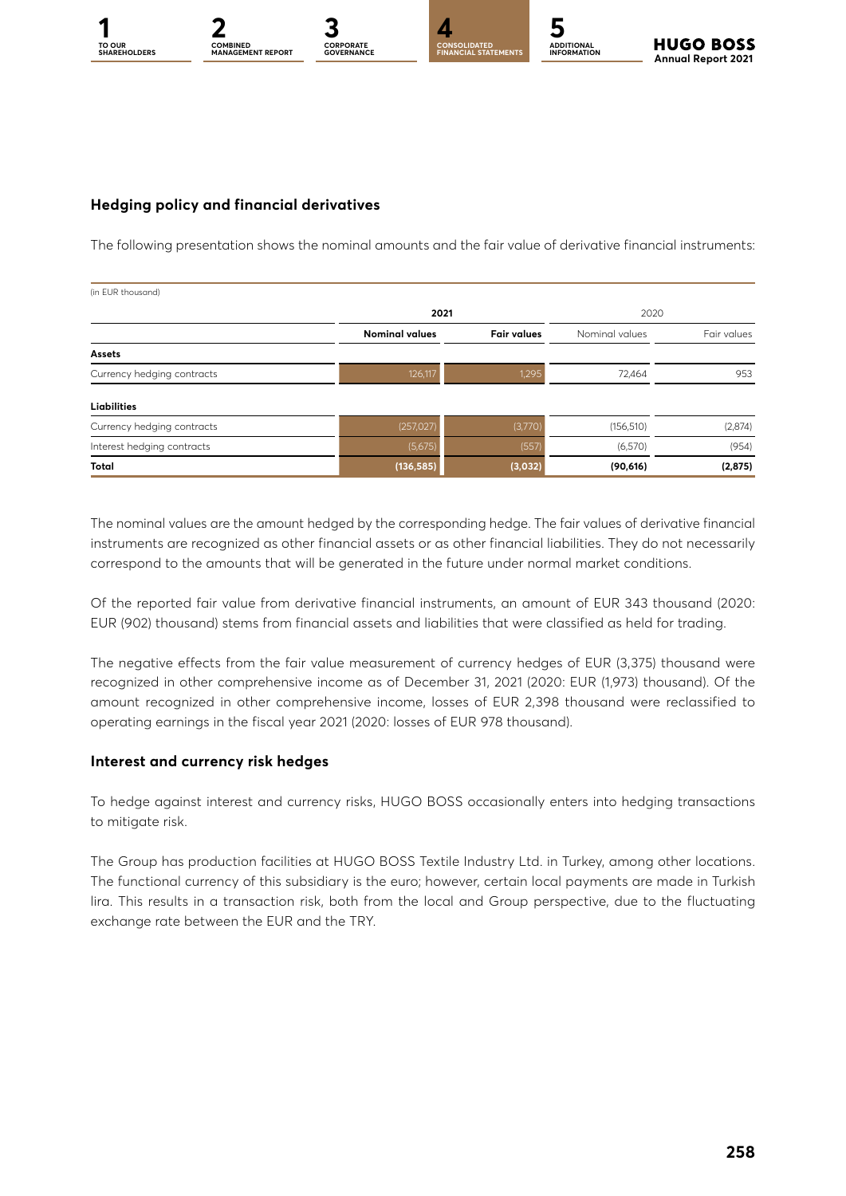## Hedging policy and financial derivatives

The following presentation shows the nominal amounts and the fair value of derivative financial instruments:

(in EUR thousand)

| | 2021 | | 2020 | |
|---|---|---|---|---|
| | **Nominal values** | **Fair values** | Nominal values | Fair values |
| **Assets** | | | | |
| Currency hedging contracts | 126,117 | 1,295 | 72,464 | 953 |
| **Liabilities** | | | | |
| Currency hedging contracts | (257,027) | (3,770) | (156,510) | (2,874) |
| Interest hedging contracts | (5,675) | (557) | (6,570) | (954) |
| **Total** | **(136,585)** | **(3,032)** | **(90,616)** | **(2,875)** |

The nominal values are the amount hedged by the corresponding hedge. The fair values of derivative financial instruments are recognized as other financial assets or as other financial liabilities. They do not necessarily correspond to the amounts that will be generated in the future under normal market conditions.

Of the reported fair value from derivative financial instruments, an amount of EUR 343 thousand (2020: EUR (902) thousand) stems from financial assets and liabilities that were classified as held for trading.

The negative effects from the fair value measurement of currency hedges of EUR (3,375) thousand were recognized in other comprehensive income as of December 31, 2021 (2020: EUR (1,973) thousand). Of the amount recognized in other comprehensive income, losses of EUR 2,398 thousand were reclassified to operating earnings in the fiscal year 2021 (2020: losses of EUR 978 thousand).

## Interest and currency risk hedges

To hedge against interest and currency risks, HUGO BOSS occasionally enters into hedging transactions to mitigate risk.

The Group has production facilities at HUGO BOSS Textile Industry Ltd. in Turkey, among other locations. The functional currency of this subsidiary is the euro; however, certain local payments are made in Turkish lira. This results in a transaction risk, both from the local and Group perspective, due to the fluctuating exchange rate between the EUR and the TRY.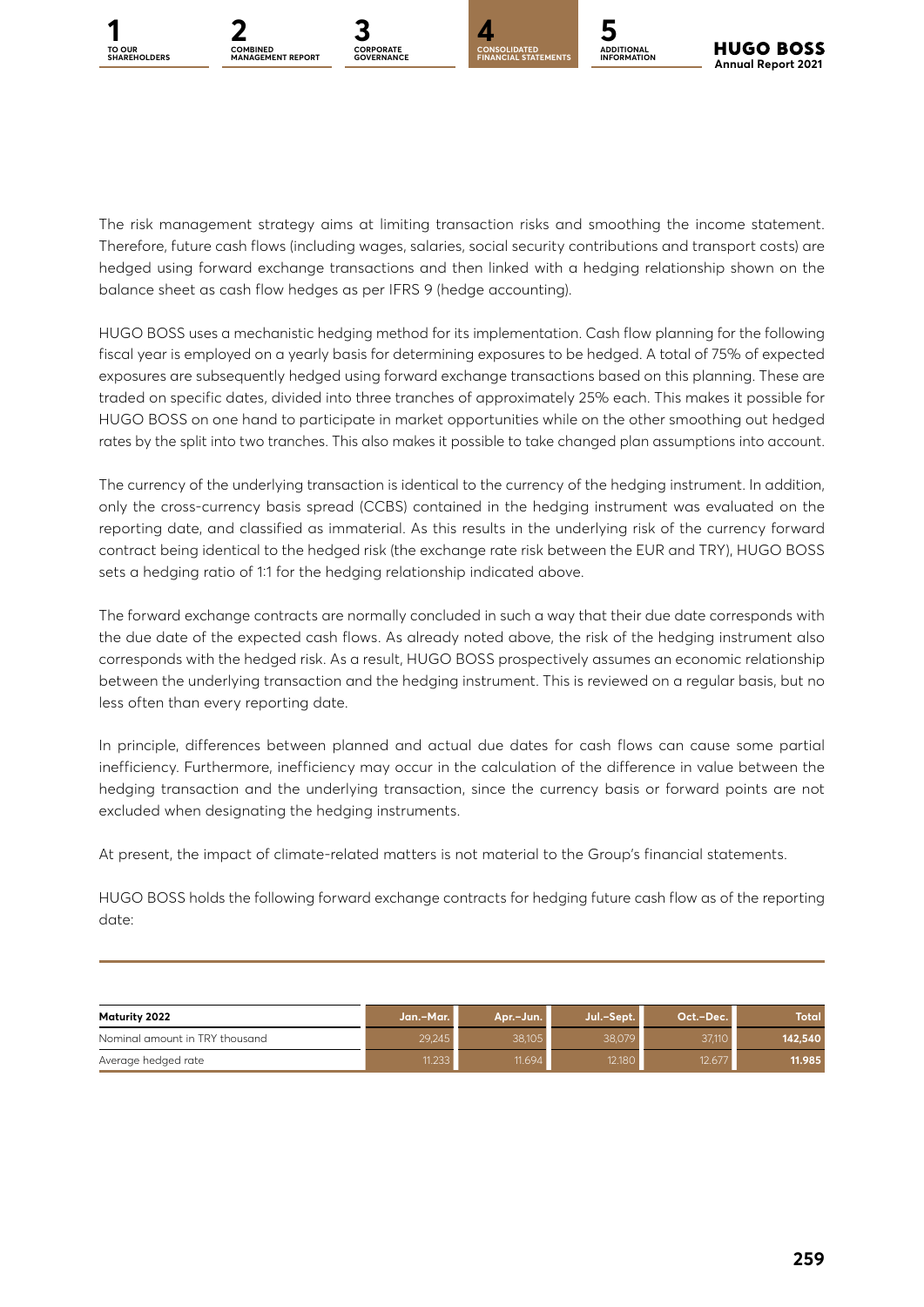The risk management strategy aims at limiting transaction risks and smoothing the income statement. Therefore, future cash flows (including wages, salaries, social security contributions and transport costs) are hedged using forward exchange transactions and then linked with a hedging relationship shown on the balance sheet as cash flow hedges as per IFRS 9 (hedge accounting).

HUGO BOSS uses a mechanistic hedging method for its implementation. Cash flow planning for the following fiscal year is employed on a yearly basis for determining exposures to be hedged. A total of 75% of expected exposures are subsequently hedged using forward exchange transactions based on this planning. These are traded on specific dates, divided into three tranches of approximately 25% each. This makes it possible for HUGO BOSS on one hand to participate in market opportunities while on the other smoothing out hedged rates by the split into two tranches. This also makes it possible to take changed plan assumptions into account.

The currency of the underlying transaction is identical to the currency of the hedging instrument. In addition, only the cross-currency basis spread (CCBS) contained in the hedging instrument was evaluated on the reporting date, and classified as immaterial. As this results in the underlying risk of the currency forward contract being identical to the hedged risk (the exchange rate risk between the EUR and TRY), HUGO BOSS sets a hedging ratio of 1:1 for the hedging relationship indicated above.

The forward exchange contracts are normally concluded in such a way that their due date corresponds with the due date of the expected cash flows. As already noted above, the risk of the hedging instrument also corresponds with the hedged risk. As a result, HUGO BOSS prospectively assumes an economic relationship between the underlying transaction and the hedging instrument. This is reviewed on a regular basis, but no less often than every reporting date.

In principle, differences between planned and actual due dates for cash flows can cause some partial inefficiency. Furthermore, inefficiency may occur in the calculation of the difference in value between the hedging transaction and the underlying transaction, since the currency basis or forward points are not excluded when designating the hedging instruments.

At present, the impact of climate-related matters is not material to the Group's financial statements.

HUGO BOSS holds the following forward exchange contracts for hedging future cash flow as of the reporting date:

| Maturity 2022 | Jan.–Mar. | Apr.–Jun. | Jul.–Sept. | Oct.–Dec. | Total |
|---|---|---|---|---|---|
| Nominal amount in TRY thousand | 29,245 | 38,105 | 38,079 | 37,110 | **142,540** |
| Average hedged rate | 11.233 | 11.694 | 12.180 | 12.677 | **11.985** |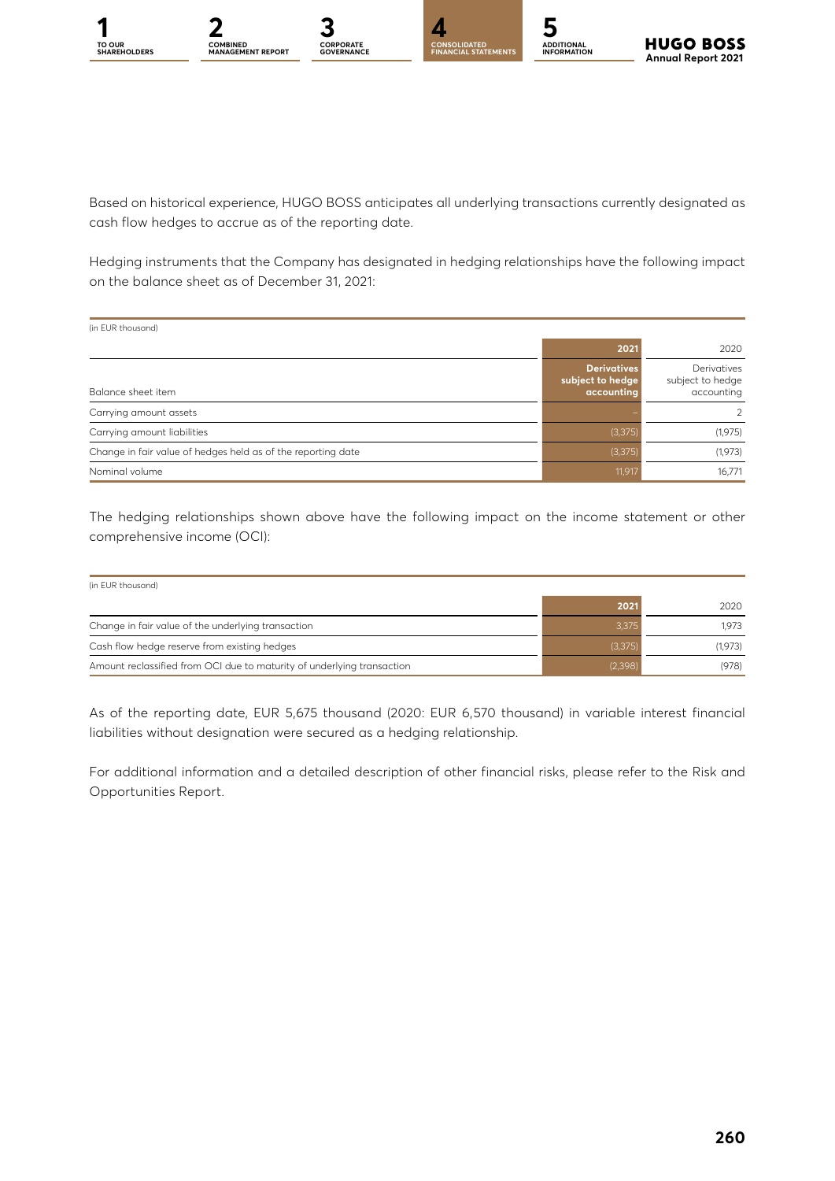Based on historical experience, HUGO BOSS anticipates all underlying transactions currently designated as cash flow hedges to accrue as of the reporting date.

Hedging instruments that the Company has designated in hedging relationships have the following impact on the balance sheet as of December 31, 2021:

(in EUR thousand)

| | 2021 | 2020 |
|---|---|---|
| Balance sheet item | **Derivatives subject to hedge accounting** | Derivatives subject to hedge accounting |
| Carrying amount assets | – | 2 |
| Carrying amount liabilities | (3,375) | (1,975) |
| Change in fair value of hedges held as of the reporting date | (3,375) | (1,973) |
| Nominal volume | 11,917 | 16,771 |

The hedging relationships shown above have the following impact on the income statement or other comprehensive income (OCI):

(in EUR thousand)

| | 2021 | 2020 |
|---|---|---|
| Change in fair value of the underlying transaction | 3,375 | 1,973 |
| Cash flow hedge reserve from existing hedges | (3,375) | (1,973) |
| Amount reclassified from OCI due to maturity of underlying transaction | (2,398) | (978) |

As of the reporting date, EUR 5,675 thousand (2020: EUR 6,570 thousand) in variable interest financial liabilities without designation were secured as a hedging relationship.

For additional information and a detailed description of other financial risks, please refer to the Risk and Opportunities Report.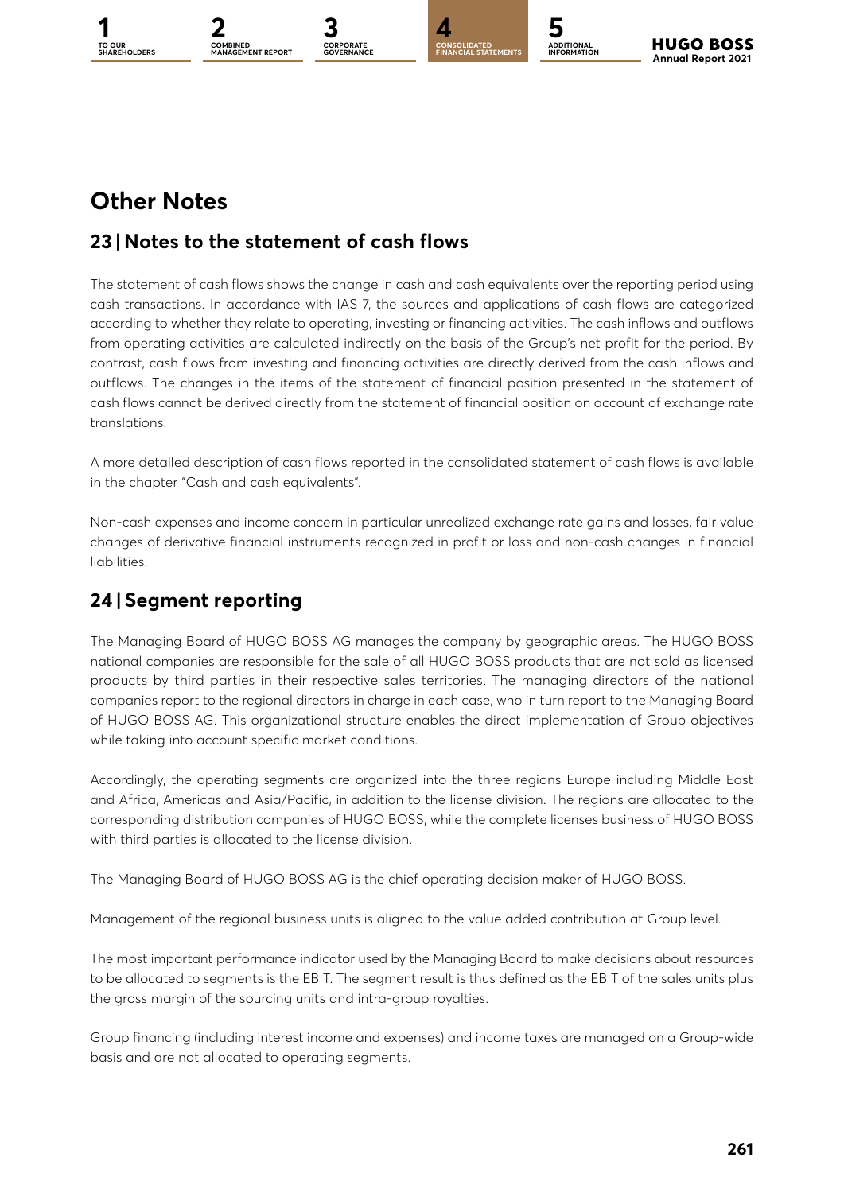# Other Notes

## 23 | Notes to the statement of cash flows

The statement of cash flows shows the change in cash and cash equivalents over the reporting period using cash transactions. In accordance with IAS 7, the sources and applications of cash flows are categorized according to whether they relate to operating, investing or financing activities. The cash inflows and outflows from operating activities are calculated indirectly on the basis of the Group's net profit for the period. By contrast, cash flows from investing and financing activities are directly derived from the cash inflows and outflows. The changes in the items of the statement of financial position presented in the statement of cash flows cannot be derived directly from the statement of financial position on account of exchange rate translations.

A more detailed description of cash flows reported in the consolidated statement of cash flows is available in the chapter "Cash and cash equivalents".

Non-cash expenses and income concern in particular unrealized exchange rate gains and losses, fair value changes of derivative financial instruments recognized in profit or loss and non-cash changes in financial liabilities.

## 24 | Segment reporting

The Managing Board of HUGO BOSS AG manages the company by geographic areas. The HUGO BOSS national companies are responsible for the sale of all HUGO BOSS products that are not sold as licensed products by third parties in their respective sales territories. The managing directors of the national companies report to the regional directors in charge in each case, who in turn report to the Managing Board of HUGO BOSS AG. This organizational structure enables the direct implementation of Group objectives while taking into account specific market conditions.

Accordingly, the operating segments are organized into the three regions Europe including Middle East and Africa, Americas and Asia/Pacific, in addition to the license division. The regions are allocated to the corresponding distribution companies of HUGO BOSS, while the complete licenses business of HUGO BOSS with third parties is allocated to the license division.

The Managing Board of HUGO BOSS AG is the chief operating decision maker of HUGO BOSS.

Management of the regional business units is aligned to the value added contribution at Group level.

The most important performance indicator used by the Managing Board to make decisions about resources to be allocated to segments is the EBIT. The segment result is thus defined as the EBIT of the sales units plus the gross margin of the sourcing units and intra-group royalties.

Group financing (including interest income and expenses) and income taxes are managed on a Group-wide basis and are not allocated to operating segments.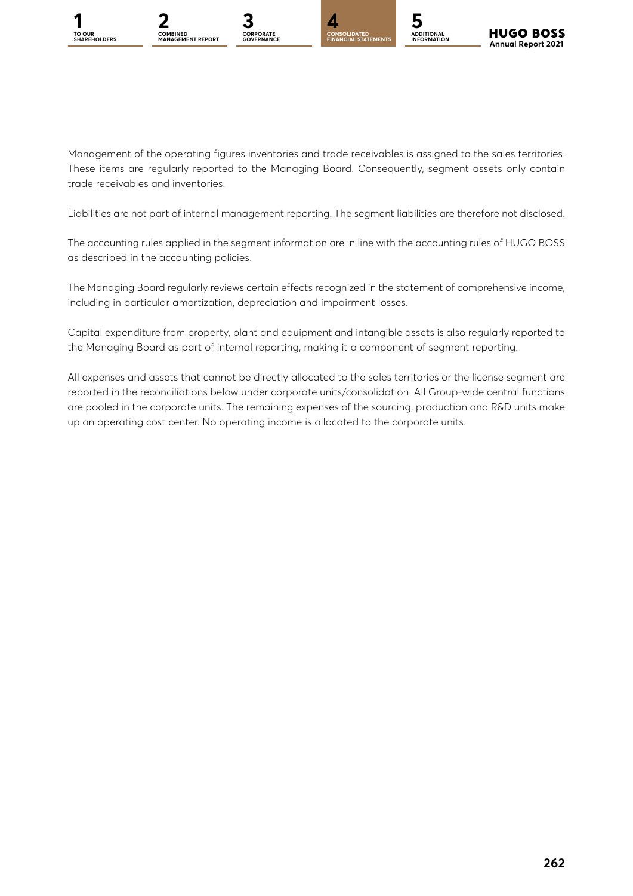Management of the operating figures inventories and trade receivables is assigned to the sales territories. These items are regularly reported to the Managing Board. Consequently, segment assets only contain trade receivables and inventories.

Liabilities are not part of internal management reporting. The segment liabilities are therefore not disclosed.

The accounting rules applied in the segment information are in line with the accounting rules of HUGO BOSS as described in the accounting policies.

The Managing Board regularly reviews certain effects recognized in the statement of comprehensive income, including in particular amortization, depreciation and impairment losses.

Capital expenditure from property, plant and equipment and intangible assets is also regularly reported to the Managing Board as part of internal reporting, making it a component of segment reporting.

All expenses and assets that cannot be directly allocated to the sales territories or the license segment are reported in the reconciliations below under corporate units/consolidation. All Group-wide central functions are pooled in the corporate units. The remaining expenses of the sourcing, production and R&D units make up an operating cost center. No operating income is allocated to the corporate units.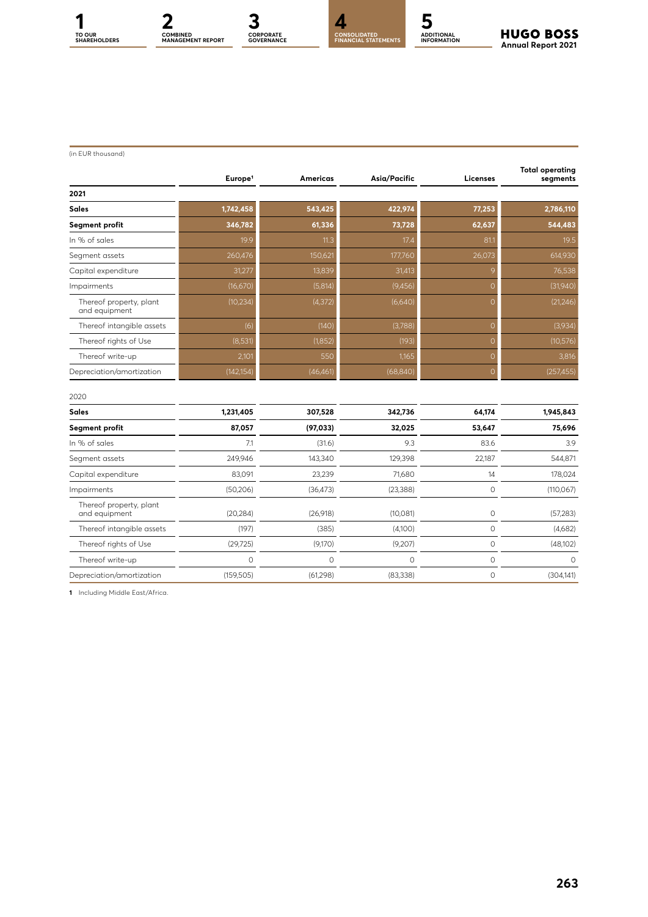(in EUR thousand)

| | Europe[1] | Americas | Asia/Pacific | Licenses | Total operating segments |
|---|---|---|---|---|---|
| **2021** | | | | | |
| **Sales** | **1,742,458** | **543,425** | **422,974** | **77,253** | **2,786,110** |
| **Segment profit** | **346,782** | **61,336** | **73,728** | **62,637** | **544,483** |
| In % of sales | 19.9 | 11.3 | 17.4 | 81.1 | 19.5 |
| Segment assets | 260,476 | 150,621 | 177,760 | 26,073 | 614,930 |
| Capital expenditure | 31,277 | 13,839 | 31,413 | 9 | 76,538 |
| Impairments | (16,670) | (5,814) | (9,456) | 0 | (31,940) |
| Thereof property, plant and equipment | (10,234) | (4,372) | (6,640) | 0 | (21,246) |
| Thereof intangible assets | (6) | (140) | (3,788) | 0 | (3,934) |
| Thereof rights of Use | (8,531) | (1,852) | (193) | 0 | (10,576) |
| Thereof write-up | 2,101 | 550 | 1,165 | 0 | 3,816 |
| Depreciation/amortization | (142,154) | (46,461) | (68,840) | 0 | (257,455) |
| 2020 | | | | | |
| **Sales** | **1,231,405** | **307,528** | **342,736** | **64,174** | **1,945,843** |
| **Segment profit** | **87,057** | **(97,033)** | **32,025** | **53,647** | **75,696** |
| In % of sales | 7.1 | (31.6) | 9.3 | 83.6 | 3.9 |
| Segment assets | 249,946 | 143,340 | 129,398 | 22,187 | 544,871 |
| Capital expenditure | 83,091 | 23,239 | 71,680 | 14 | 178,024 |
| Impairments | (50,206) | (36,473) | (23,388) | 0 | (110,067) |
| Thereof property, plant and equipment | (20,284) | (26,918) | (10,081) | 0 | (57,283) |
| Thereof intangible assets | (197) | (385) | (4,100) | 0 | (4,682) |
| Thereof rights of Use | (29,725) | (9,170) | (9,207) | 0 | (48,102) |
| Thereof write-up | 0 | 0 | 0 | 0 | 0 |
| Depreciation/amortization | (159,505) | (61,298) | (83,338) | 0 | (304,141) |

1 Including Middle East/Africa.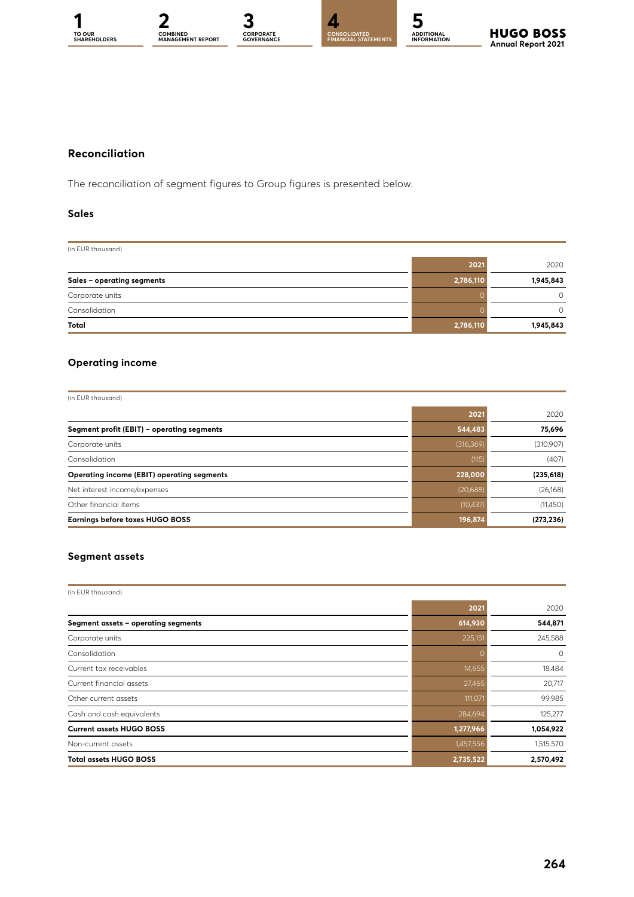## Reconciliation

The reconciliation of segment figures to Group figures is presented below.

### Sales

| (in EUR thousand) | 2021 | 2020 |
|---|---|---|
| **Sales – operating segments** | **2,786,110** | **1,945,843** |
| Corporate units | 0 | 0 |
| Consolidation | 0 | 0 |
| **Total** | **2,786,110** | **1,945,843** |

### Operating income

| (in EUR thousand) | 2021 | 2020 |
|---|---|---|
| **Segment profit (EBIT) – operating segments** | **544,483** | **75,696** |
| Corporate units | (316,369) | (310,907) |
| Consolidation | (115) | (407) |
| **Operating income (EBIT) operating segments** | **228,000** | **(235,618)** |
| Net interest income/expenses | (20,688) | (26,168) |
| Other financial items | (10,437) | (11,450) |
| **Earnings before taxes HUGO BOSS** | **196,874** | **(273,236)** |

### Segment assets

| (in EUR thousand) | 2021 | 2020 |
|---|---|---|
| **Segment assets – operating segments** | **614,930** | **544,871** |
| Corporate units | 225,151 | 245,588 |
| Consolidation | 0 | 0 |
| Current tax receivables | 14,655 | 18,484 |
| Current financial assets | 27,465 | 20,717 |
| Other current assets | 111,071 | 99,985 |
| Cash and cash equivalents | 284,694 | 125,277 |
| **Current assets HUGO BOSS** | **1,277,966** | **1,054,922** |
| Non-current assets | 1,457,556 | 1,515,570 |
| **Total assets HUGO BOSS** | **2,735,522** | **2,570,492** |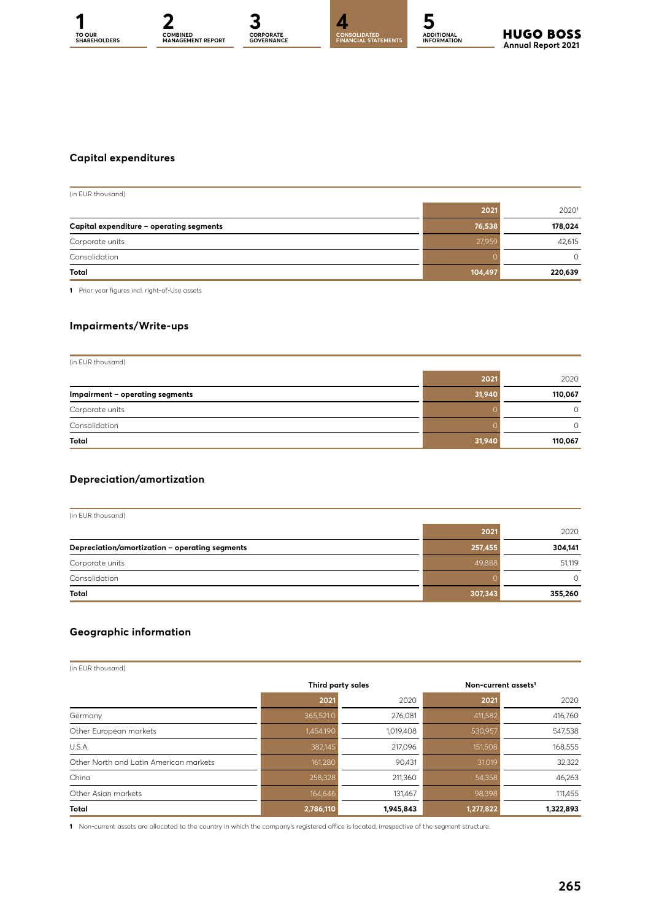## Capital expenditures

| (in EUR thousand) | 2021 | 2020[1] |
|---|---|---|
| **Capital expenditure – operating segments** | **76,538** | **178,024** |
| Corporate units | 27,959 | 42,615 |
| Consolidation | 0 | 0 |
| **Total** | **104,497** | **220,639** |

1 Prior year figures incl. right-of-Use assets

## Impairments/Write-ups

| (in EUR thousand) | 2021 | 2020 |
|---|---|---|
| **Impairment – operating segments** | **31,940** | **110,067** |
| Corporate units | 0 | 0 |
| Consolidation | 0 | 0 |
| **Total** | **31,940** | **110,067** |

## Depreciation/amortization

| (in EUR thousand) | 2021 | 2020 |
|---|---|---|
| **Depreciation/amortization – operating segments** | **257,455** | **304,141** |
| Corporate units | 49,888 | 51,119 |
| Consolidation | 0 | 0 |
| **Total** | **307,343** | **355,260** |

## Geographic information

| (in EUR thousand) | Third party sales | | Non-current assets[1] | |
|---|---|---|---|---|
| | 2021 | 2020 | 2021 | 2020 |
| Germany | 365,521.0 | 276,081 | 411,582 | 416,760 |
| Other European markets | 1,454,190 | 1,019,408 | 530,957 | 547,538 |
| U.S.A. | 382,145 | 217,096 | 151,508 | 168,555 |
| Other North and Latin American markets | 161,280 | 90,431 | 31,019 | 32,322 |
| China | 258,328 | 211,360 | 54,358 | 46,263 |
| Other Asian markets | 164,646 | 131,467 | 98,398 | 111,455 |
| **Total** | **2,786,110** | **1,945,843** | **1,277,822** | **1,322,893** |

1 Non-current assets are allocated to the country in which the company's registered office is located, irrespective of the segment structure.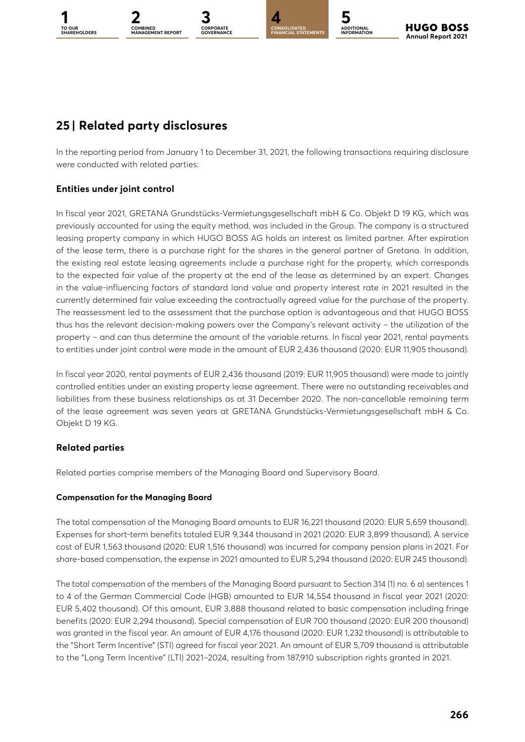## 25 | Related party disclosures

In the reporting period from January 1 to December 31, 2021, the following transactions requiring disclosure were conducted with related parties:

### Entities under joint control

In fiscal year 2021, GRETANA Grundstücks-Vermietungsgesellschaft mbH & Co. Objekt D 19 KG, which was previously accounted for using the equity method, was included in the Group. The company is a structured leasing property company in which HUGO BOSS AG holds an interest as limited partner. After expiration of the lease term, there is a purchase right for the shares in the general partner of Gretana. In addition, the existing real estate leasing agreements include a purchase right for the property, which corresponds to the expected fair value of the property at the end of the lease as determined by an expert. Changes in the value-influencing factors of standard land value and property interest rate in 2021 resulted in the currently determined fair value exceeding the contractually agreed value for the purchase of the property. The reassessment led to the assessment that the purchase option is advantageous and that HUGO BOSS thus has the relevant decision-making powers over the Company's relevant activity – the utilization of the property – and can thus determine the amount of the variable returns. In fiscal year 2021, rental payments to entities under joint control were made in the amount of EUR 2,436 thousand (2020: EUR 11,905 thousand).

In fiscal year 2020, rental payments of EUR 2,436 thousand (2019: EUR 11,905 thousand) were made to jointly controlled entities under an existing property lease agreement. There were no outstanding receivables and liabilities from these business relationships as at 31 December 2020. The non-cancellable remaining term of the lease agreement was seven years at GRETANA Grundstücks-Vermietungsgesellschaft mbH & Co. Objekt D 19 KG.

### Related parties

Related parties comprise members of the Managing Board and Supervisory Board.

#### Compensation for the Managing Board

The total compensation of the Managing Board amounts to EUR 16,221 thousand (2020: EUR 5,659 thousand). Expenses for short-term benefits totaled EUR 9,344 thousand in 2021 (2020: EUR 3,899 thousand). A service cost of EUR 1,563 thousand (2020: EUR 1,516 thousand) was incurred for company pension plans in 2021. For share-based compensation, the expense in 2021 amounted to EUR 5,294 thousand (2020: EUR 245 thousand).

The total compensation of the members of the Managing Board pursuant to Section 314 (1) no. 6 a) sentences 1 to 4 of the German Commercial Code (HGB) amounted to EUR 14,554 thousand in fiscal year 2021 (2020: EUR 5,402 thousand). Of this amount, EUR 3,888 thousand related to basic compensation including fringe benefits (2020: EUR 2,294 thousand). Special compensation of EUR 700 thousand (2020: EUR 200 thousand) was granted in the fiscal year. An amount of EUR 4,176 thousand (2020: EUR 1,232 thousand) is attributable to the "Short Term Incentive" (STI) agreed for fiscal year 2021. An amount of EUR 5,709 thousand is attributable to the "Long Term Incentive" (LTI) 2021–2024, resulting from 187,910 subscription rights granted in 2021.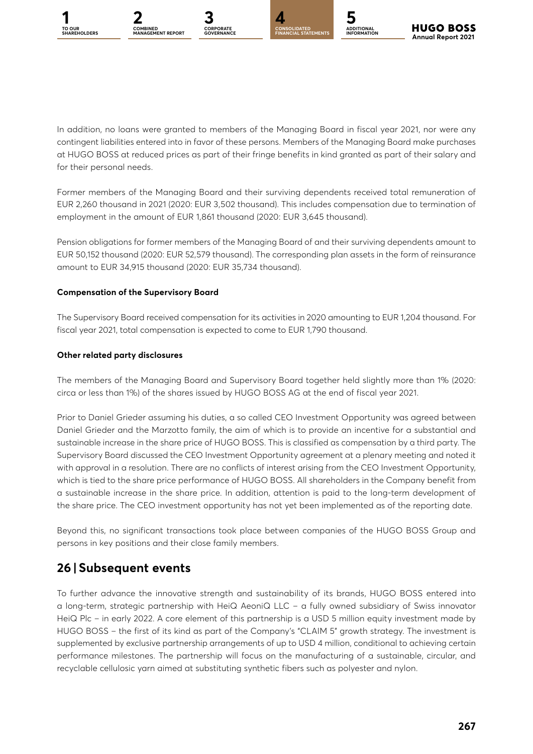In addition, no loans were granted to members of the Managing Board in fiscal year 2021, nor were any contingent liabilities entered into in favor of these persons. Members of the Managing Board make purchases at HUGO BOSS at reduced prices as part of their fringe benefits in kind granted as part of their salary and for their personal needs.

Former members of the Managing Board and their surviving dependents received total remuneration of EUR 2,260 thousand in 2021 (2020: EUR 3,502 thousand). This includes compensation due to termination of employment in the amount of EUR 1,861 thousand (2020: EUR 3,645 thousand).

Pension obligations for former members of the Managing Board of and their surviving dependents amount to EUR 50,152 thousand (2020: EUR 52,579 thousand). The corresponding plan assets in the form of reinsurance amount to EUR 34,915 thousand (2020: EUR 35,734 thousand).

**Compensation of the Supervisory Board**

The Supervisory Board received compensation for its activities in 2020 amounting to EUR 1,204 thousand. For fiscal year 2021, total compensation is expected to come to EUR 1,790 thousand.

**Other related party disclosures**

The members of the Managing Board and Supervisory Board together held slightly more than 1% (2020: circa or less than 1%) of the shares issued by HUGO BOSS AG at the end of fiscal year 2021.

Prior to Daniel Grieder assuming his duties, a so called CEO Investment Opportunity was agreed between Daniel Grieder and the Marzotto family, the aim of which is to provide an incentive for a substantial and sustainable increase in the share price of HUGO BOSS. This is classified as compensation by a third party. The Supervisory Board discussed the CEO Investment Opportunity agreement at a plenary meeting and noted it with approval in a resolution. There are no conflicts of interest arising from the CEO Investment Opportunity, which is tied to the share price performance of HUGO BOSS. All shareholders in the Company benefit from a sustainable increase in the share price. In addition, attention is paid to the long-term development of the share price. The CEO investment opportunity has not yet been implemented as of the reporting date.

Beyond this, no significant transactions took place between companies of the HUGO BOSS Group and persons in key positions and their close family members.

## 26 | Subsequent events

To further advance the innovative strength and sustainability of its brands, HUGO BOSS entered into a long-term, strategic partnership with HeiQ AeoniQ LLC – a fully owned subsidiary of Swiss innovator HeiQ Plc – in early 2022. A core element of this partnership is a USD 5 million equity investment made by HUGO BOSS – the first of its kind as part of the Company's "CLAIM 5" growth strategy. The investment is supplemented by exclusive partnership arrangements of up to USD 4 million, conditional to achieving certain performance milestones. The partnership will focus on the manufacturing of a sustainable, circular, and recyclable cellulosic yarn aimed at substituting synthetic fibers such as polyester and nylon.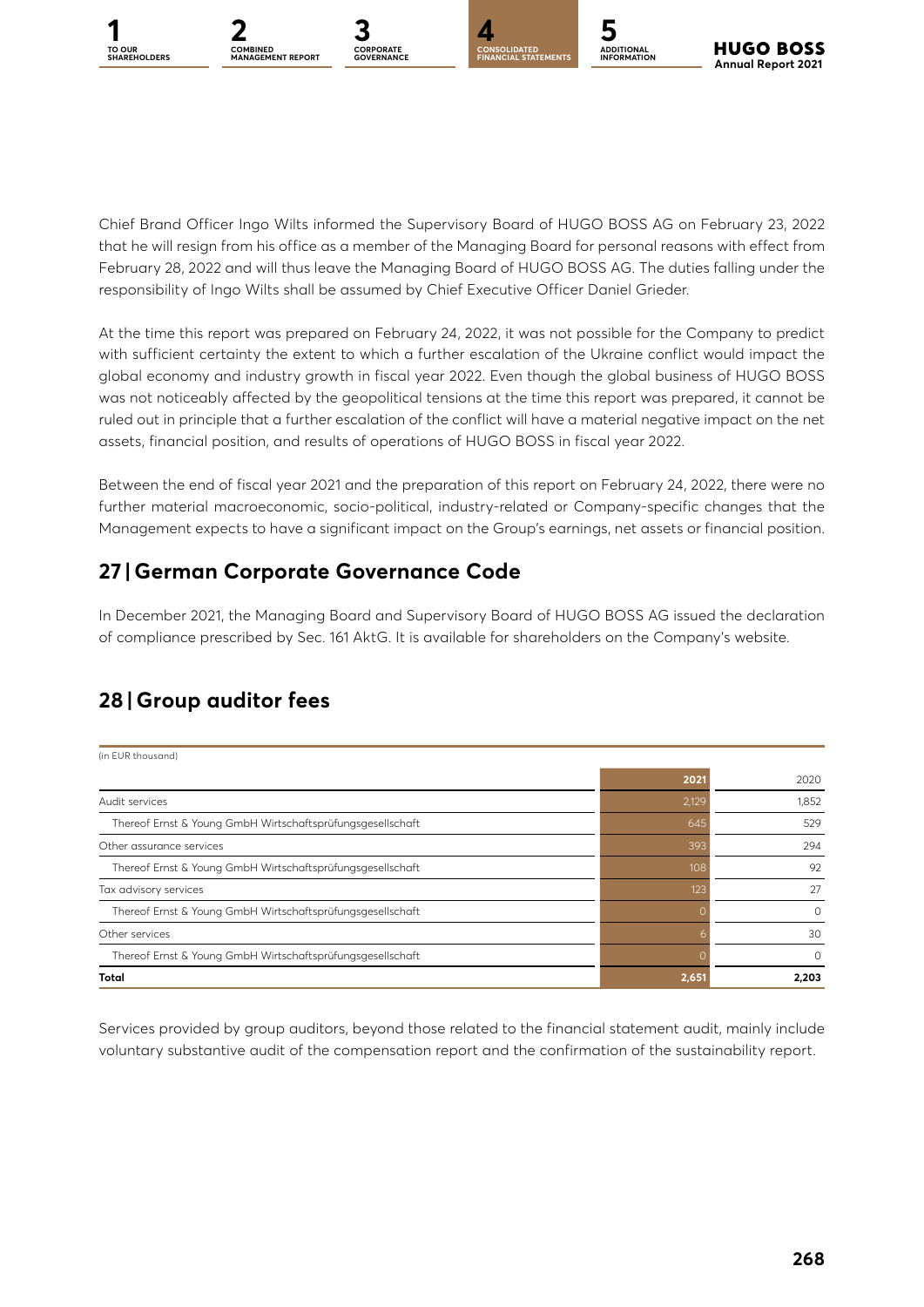Chief Brand Officer Ingo Wilts informed the Supervisory Board of HUGO BOSS AG on February 23, 2022 that he will resign from his office as a member of the Managing Board for personal reasons with effect from February 28, 2022 and will thus leave the Managing Board of HUGO BOSS AG. The duties falling under the responsibility of Ingo Wilts shall be assumed by Chief Executive Officer Daniel Grieder.

At the time this report was prepared on February 24, 2022, it was not possible for the Company to predict with sufficient certainty the extent to which a further escalation of the Ukraine conflict would impact the global economy and industry growth in fiscal year 2022. Even though the global business of HUGO BOSS was not noticeably affected by the geopolitical tensions at the time this report was prepared, it cannot be ruled out in principle that a further escalation of the conflict will have a material negative impact on the net assets, financial position, and results of operations of HUGO BOSS in fiscal year 2022.

Between the end of fiscal year 2021 and the preparation of this report on February 24, 2022, there were no further material macroeconomic, socio-political, industry-related or Company-specific changes that the Management expects to have a significant impact on the Group's earnings, net assets or financial position.

## 27 | German Corporate Governance Code

In December 2021, the Managing Board and Supervisory Board of HUGO BOSS AG issued the declaration of compliance prescribed by Sec. 161 AktG. It is available for shareholders on the Company's website.

## 28 | Group auditor fees

(in EUR thousand)

| | 2021 | 2020 |
|---|---|---|
| Audit services | 2,129 | 1,852 |
| Thereof Ernst & Young GmbH Wirtschaftsprüfungsgesellschaft | 645 | 529 |
| Other assurance services | 393 | 294 |
| Thereof Ernst & Young GmbH Wirtschaftsprüfungsgesellschaft | 108 | 92 |
| Tax advisory services | 123 | 27 |
| Thereof Ernst & Young GmbH Wirtschaftsprüfungsgesellschaft | 0 | 0 |
| Other services | 6 | 30 |
| Thereof Ernst & Young GmbH Wirtschaftsprüfungsgesellschaft | 0 | 0 |
| **Total** | **2,651** | **2,203** |

Services provided by group auditors, beyond those related to the financial statement audit, mainly include voluntary substantive audit of the compensation report and the confirmation of the sustainability report.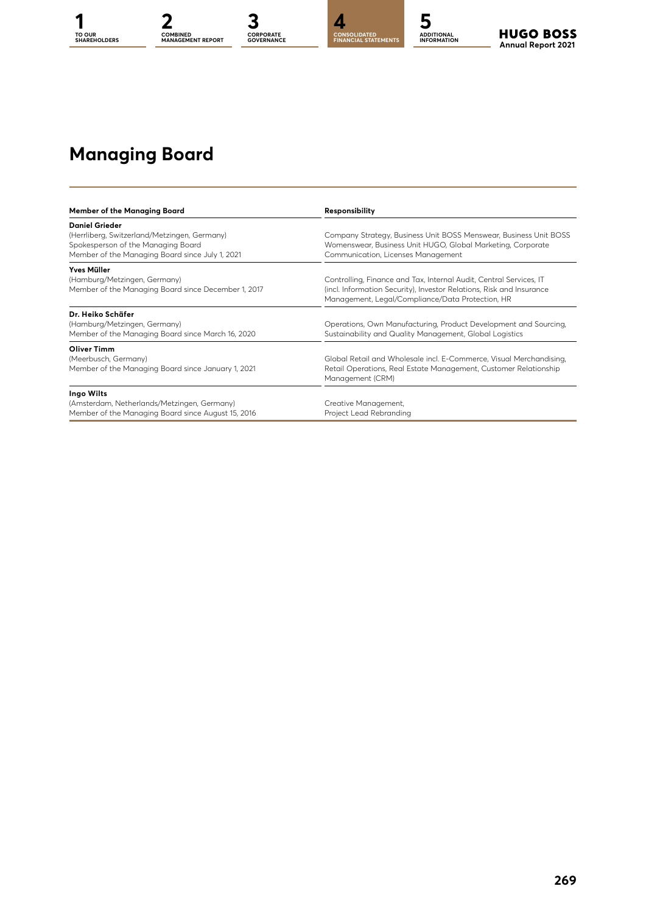# Managing Board

| Member of the Managing Board | Responsibility |
|---|---|
| **Daniel Grieder**<br>(Herrliberg, Switzerland/Metzingen, Germany)<br>Spokesperson of the Managing Board<br>Member of the Managing Board since July 1, 2021 | Company Strategy, Business Unit BOSS Menswear, Business Unit BOSS Womenswear, Business Unit HUGO, Global Marketing, Corporate Communication, Licenses Management |
| **Yves Müller**<br>(Hamburg/Metzingen, Germany)<br>Member of the Managing Board since December 1, 2017 | Controlling, Finance and Tax, Internal Audit, Central Services, IT (incl. Information Security), Investor Relations, Risk and Insurance Management, Legal/Compliance/Data Protection, HR |
| **Dr. Heiko Schäfer**<br>(Hamburg/Metzingen, Germany)<br>Member of the Managing Board since March 16, 2020 | Operations, Own Manufacturing, Product Development and Sourcing, Sustainability and Quality Management, Global Logistics |
| **Oliver Timm**<br>(Meerbusch, Germany)<br>Member of the Managing Board since January 1, 2021 | Global Retail and Wholesale incl. E-Commerce, Visual Merchandising, Retail Operations, Real Estate Management, Customer Relationship Management (CRM) |
| **Ingo Wilts**<br>(Amsterdam, Netherlands/Metzingen, Germany)<br>Member of the Managing Board since August 15, 2016 | Creative Management,<br>Project Lead Rebranding |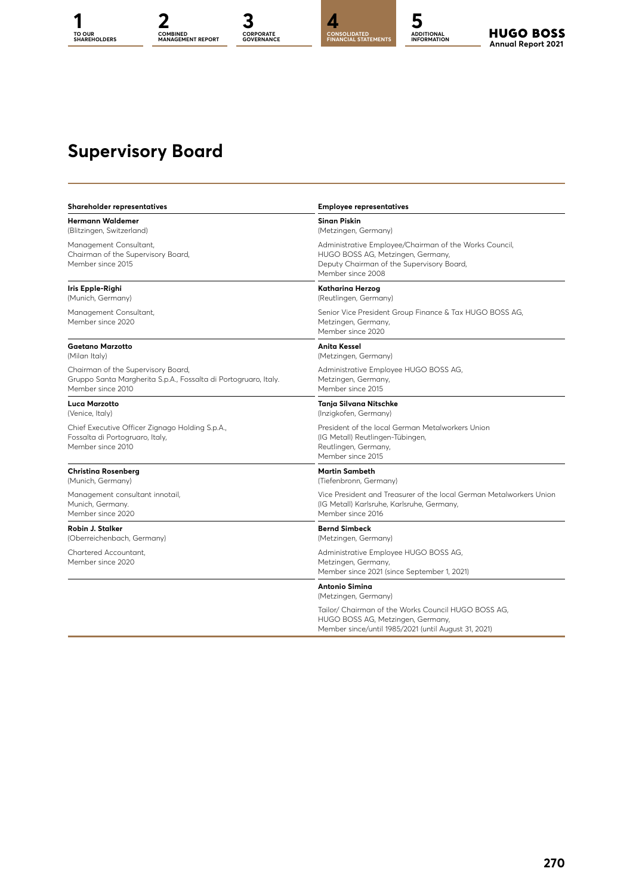# Supervisory Board

| Shareholder representatives | Employee representatives |
|---|---|
| **Hermann Waldemer**<br>(Blitzingen, Switzerland)<br><br>Management Consultant,<br>Chairman of the Supervisory Board,<br>Member since 2015 | **Sinan Piskin**<br>(Metzingen, Germany)<br><br>Administrative Employee/Chairman of the Works Council,<br>HUGO BOSS AG, Metzingen, Germany,<br>Deputy Chairman of the Supervisory Board,<br>Member since 2008 |
| **Iris Epple-Righi**<br>(Munich, Germany)<br><br>Management Consultant,<br>Member since 2020 | **Katharina Herzog**<br>(Reutlingen, Germany)<br><br>Senior Vice President Group Finance & Tax HUGO BOSS AG,<br>Metzingen, Germany,<br>Member since 2020 |
| **Gaetano Marzotto**<br>(Milan Italy)<br><br>Chairman of the Supervisory Board,<br>Gruppo Santa Margherita S.p.A., Fossalta di Portogruaro, Italy.<br>Member since 2010 | **Anita Kessel**<br>(Metzingen, Germany)<br><br>Administrative Employee HUGO BOSS AG,<br>Metzingen, Germany,<br>Member since 2015 |
| **Luca Marzotto**<br>(Venice, Italy)<br><br>Chief Executive Officer Zignago Holding S.p.A.,<br>Fossalta di Portogruaro, Italy,<br>Member since 2010 | **Tanja Silvana Nitschke**<br>(Inzigkofen, Germany)<br><br>President of the local German Metalworkers Union<br>(IG Metall) Reutlingen-Tübingen,<br>Reutlingen, Germany,<br>Member since 2015 |
| **Christina Rosenberg**<br>(Munich, Germany)<br><br>Management consultant innotail,<br>Munich, Germany.<br>Member since 2020 | **Martin Sambeth**<br>(Tiefenbronn, Germany)<br><br>Vice President and Treasurer of the local German Metalworkers Union<br>(IG Metall) Karlsruhe, Karlsruhe, Germany,<br>Member since 2016 |
| **Robin J. Stalker**<br>(Oberreichenbach, Germany)<br><br>Chartered Accountant,<br>Member since 2020 | **Bernd Simbeck**<br>(Metzingen, Germany)<br><br>Administrative Employee HUGO BOSS AG,<br>Metzingen, Germany,<br>Member since 2021 (since September 1, 2021) |
| | **Antonio Simina**<br>(Metzingen, Germany)<br><br>Tailor/ Chairman of the Works Council HUGO BOSS AG,<br>HUGO BOSS AG, Metzingen, Germany,<br>Member since/until 1985/2021 (until August 31, 2021) |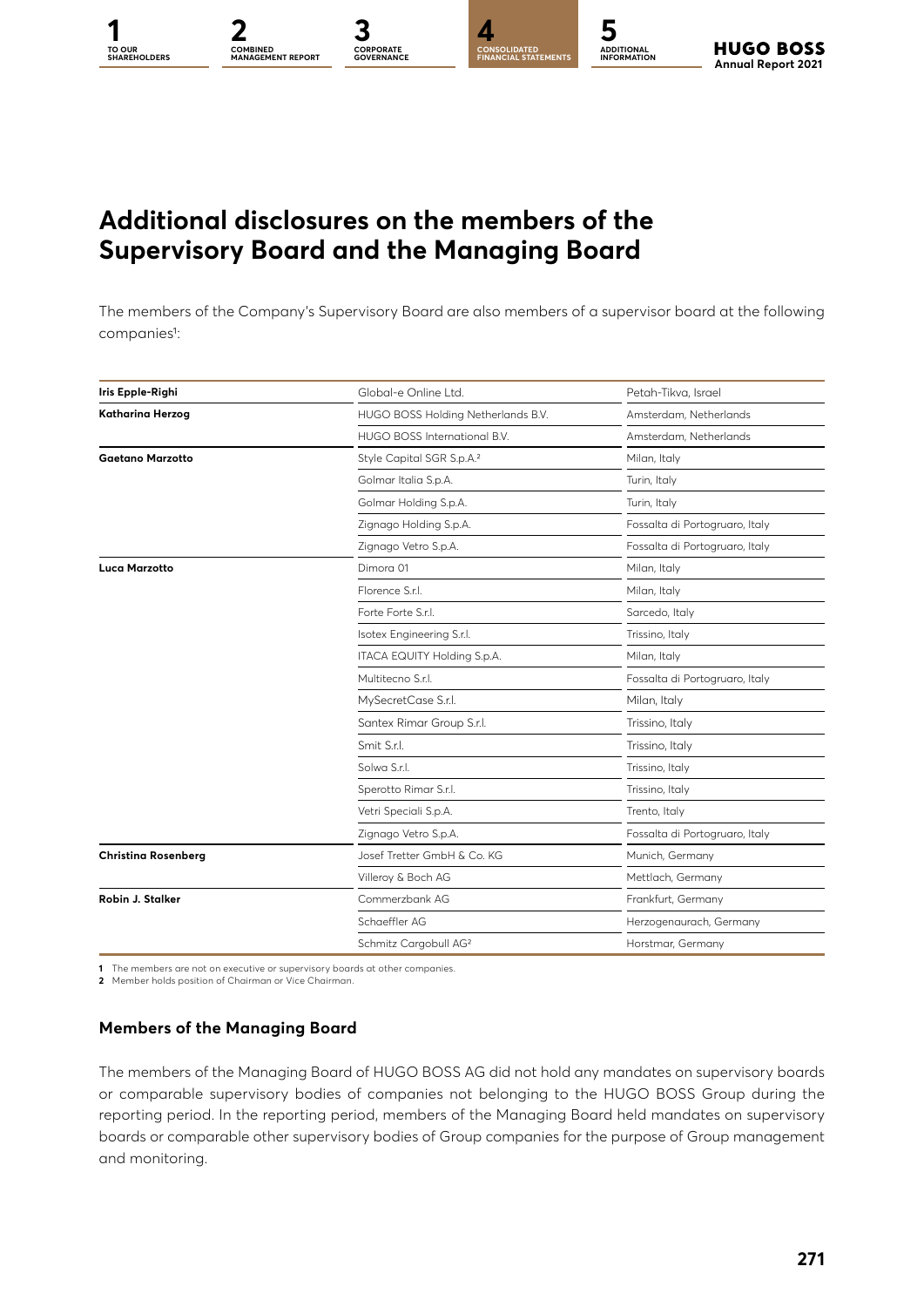# Additional disclosures on the members of the Supervisory Board and the Managing Board

The members of the Company's Supervisory Board are also members of a supervisor board at the following companies[1]:

| | | |
|---|---|---|
| **Iris Epple-Righi** | Global-e Online Ltd. | Petah-Tikva, Israel |
| **Katharina Herzog** | HUGO BOSS Holding Netherlands B.V. | Amsterdam, Netherlands |
| | HUGO BOSS International B.V. | Amsterdam, Netherlands |
| **Gaetano Marzotto** | Style Capital SGR S.p.A.[2] | Milan, Italy |
| | Golmar Italia S.p.A. | Turin, Italy |
| | Golmar Holding S.p.A. | Turin, Italy |
| | Zignago Holding S.p.A. | Fossalta di Portogruaro, Italy |
| | Zignago Vetro S.p.A. | Fossalta di Portogruaro, Italy |
| **Luca Marzotto** | Dimora 01 | Milan, Italy |
| | Florence S.r.l. | Milan, Italy |
| | Forte Forte S.r.l. | Sarcedo, Italy |
| | Isotex Engineering S.r.l. | Trissino, Italy |
| | ITACA EQUITY Holding S.p.A. | Milan, Italy |
| | Multitecno S.r.l. | Fossalta di Portogruaro, Italy |
| | MySecretCase S.r.l. | Milan, Italy |
| | Santex Rimar Group S.r.l. | Trissino, Italy |
| | Smit S.r.l. | Trissino, Italy |
| | Solwa S.r.l. | Trissino, Italy |
| | Sperotto Rimar S.r.l. | Trissino, Italy |
| | Vetri Speciali S.p.A. | Trento, Italy |
| | Zignago Vetro S.p.A. | Fossalta di Portogruaro, Italy |
| **Christina Rosenberg** | Josef Tretter GmbH & Co. KG | Munich, Germany |
| | Villeroy & Boch AG | Mettlach, Germany |
| **Robin J. Stalker** | Commerzbank AG | Frankfurt, Germany |
| | Schaeffler AG | Herzogenaurach, Germany |
| | Schmitz Cargobull AG[2] | Horstmar, Germany |

1 The members are not on executive or supervisory boards at other companies.
2 Member holds position of Chairman or Vice Chairman.

### Members of the Managing Board

The members of the Managing Board of HUGO BOSS AG did not hold any mandates on supervisory boards or comparable supervisory bodies of companies not belonging to the HUGO BOSS Group during the reporting period. In the reporting period, members of the Managing Board held mandates on supervisory boards or comparable other supervisory bodies of Group companies for the purpose of Group management and monitoring.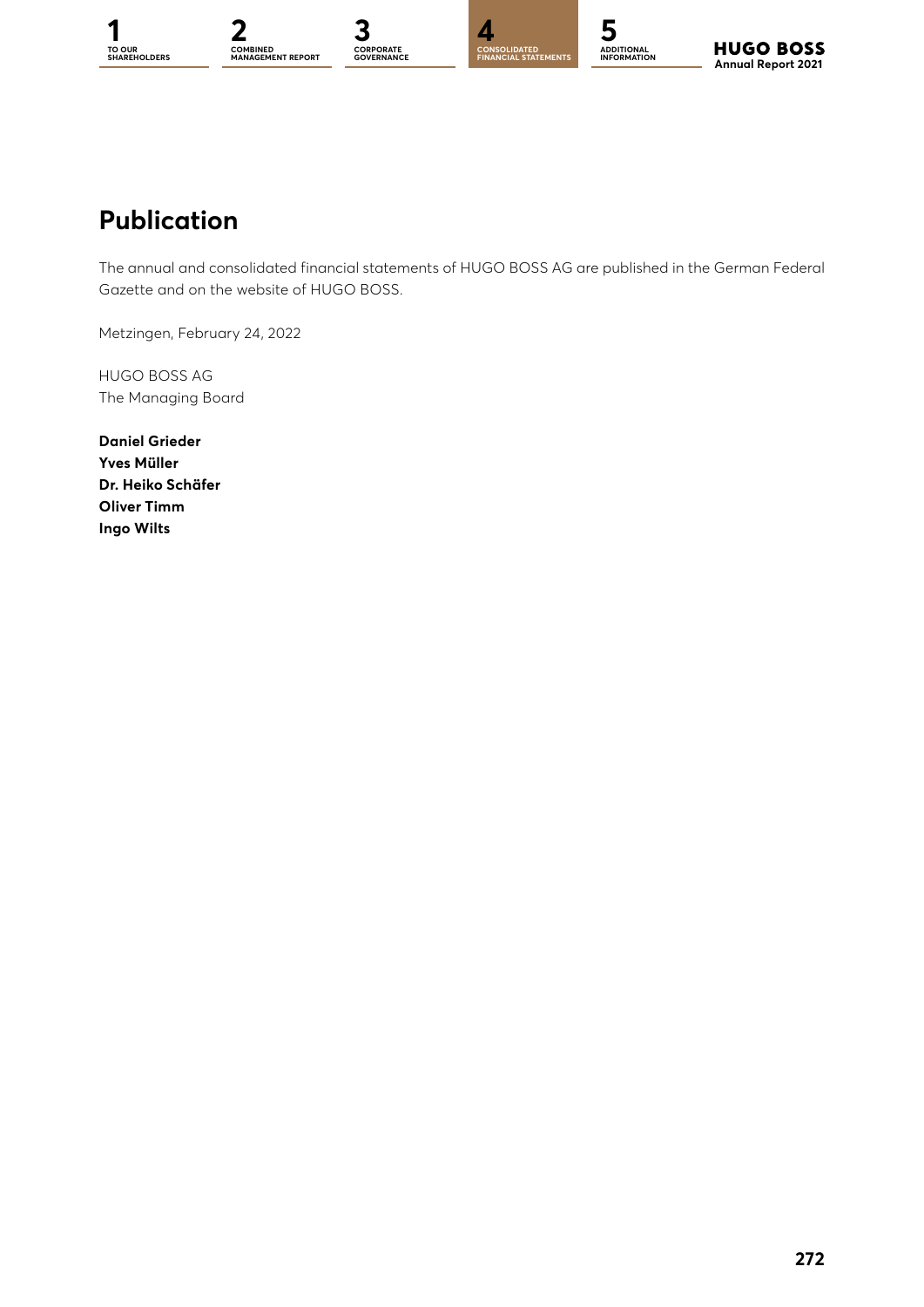## Publication

The annual and consolidated financial statements of HUGO BOSS AG are published in the German Federal Gazette and on the website of HUGO BOSS.

Metzingen, February 24, 2022

HUGO BOSS AG
The Managing Board

**Daniel Grieder**
**Yves Müller**
**Dr. Heiko Schäfer**
**Oliver Timm**
**Ingo Wilts**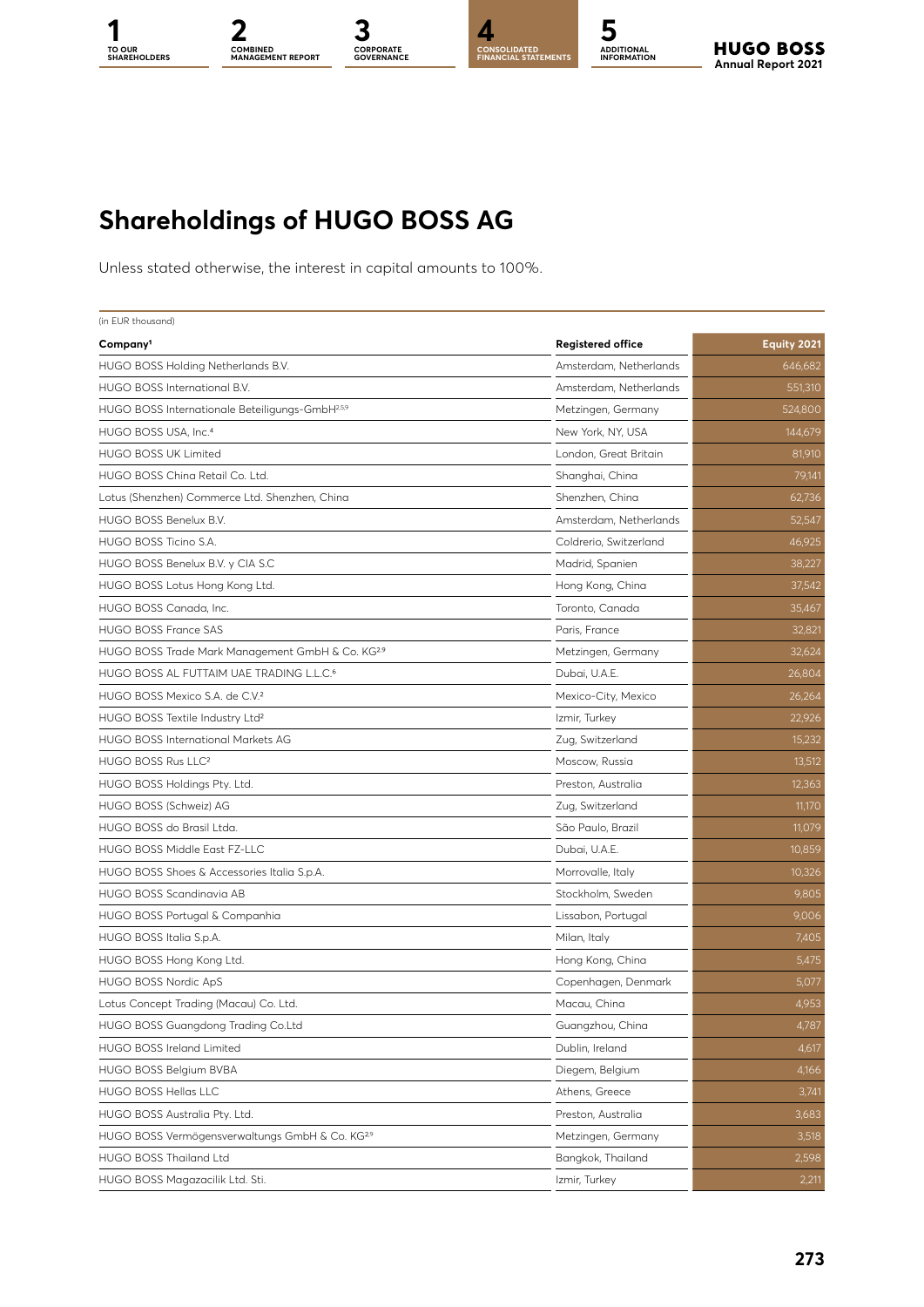# Shareholdings of HUGO BOSS AG

Unless stated otherwise, the interest in capital amounts to 100%.

(in EUR thousand)

| Company[1] | Registered office | Equity 2021 |
|---|---|---|
| HUGO BOSS Holding Netherlands B.V. | Amsterdam, Netherlands | 646,682 |
| HUGO BOSS International B.V. | Amsterdam, Netherlands | 551,310 |
| HUGO BOSS Internationale Beteiligungs-GmbH[2,5,9] | Metzingen, Germany | 524,800 |
| HUGO BOSS USA, Inc.[4] | New York, NY, USA | 144,679 |
| HUGO BOSS UK Limited | London, Great Britain | 81,910 |
| HUGO BOSS China Retail Co. Ltd. | Shanghai, China | 79,141 |
| Lotus (Shenzhen) Commerce Ltd. Shenzhen, China | Shenzhen, China | 62,736 |
| HUGO BOSS Benelux B.V. | Amsterdam, Netherlands | 52,547 |
| HUGO BOSS Ticino S.A. | Coldrerio, Switzerland | 46,925 |
| HUGO BOSS Benelux B.V. y CIA S.C | Madrid, Spanien | 38,227 |
| HUGO BOSS Lotus Hong Kong Ltd. | Hong Kong, China | 37,542 |
| HUGO BOSS Canada, Inc. | Toronto, Canada | 35,467 |
| HUGO BOSS France SAS | Paris, France | 32,821 |
| HUGO BOSS Trade Mark Management GmbH & Co. KG[2,9] | Metzingen, Germany | 32,624 |
| HUGO BOSS AL FUTTAIM UAE TRADING L.L.C.[6] | Dubai, U.A.E. | 26,804 |
| HUGO BOSS Mexico S.A. de C.V.[2] | Mexico-City, Mexico | 26,264 |
| HUGO BOSS Textile Industry Ltd[2] | Izmir, Turkey | 22,926 |
| HUGO BOSS International Markets AG | Zug, Switzerland | 15,232 |
| HUGO BOSS Rus LLC[2] | Moscow, Russia | 13,512 |
| HUGO BOSS Holdings Pty. Ltd. | Preston, Australia | 12,363 |
| HUGO BOSS (Schweiz) AG | Zug, Switzerland | 11,170 |
| HUGO BOSS do Brasil Ltda. | São Paulo, Brazil | 11,079 |
| HUGO BOSS Middle East FZ-LLC | Dubai, U.A.E. | 10,859 |
| HUGO BOSS Shoes & Accessories Italia S.p.A. | Morrovalle, Italy | 10,326 |
| HUGO BOSS Scandinavia AB | Stockholm, Sweden | 9,805 |
| HUGO BOSS Portugal & Companhia | Lissabon, Portugal | 9,006 |
| HUGO BOSS Italia S.p.A. | Milan, Italy | 7,405 |
| HUGO BOSS Hong Kong Ltd. | Hong Kong, China | 5,475 |
| HUGO BOSS Nordic ApS | Copenhagen, Denmark | 5,077 |
| Lotus Concept Trading (Macau) Co. Ltd. | Macau, China | 4,953 |
| HUGO BOSS Guangdong Trading Co.Ltd | Guangzhou, China | 4,787 |
| HUGO BOSS Ireland Limited | Dublin, Ireland | 4,617 |
| HUGO BOSS Belgium BVBA | Diegem, Belgium | 4,166 |
| HUGO BOSS Hellas LLC | Athens, Greece | 3,741 |
| HUGO BOSS Australia Pty. Ltd. | Preston, Australia | 3,683 |
| HUGO BOSS Vermögensverwaltungs GmbH & Co. KG[2,9] | Metzingen, Germany | 3,518 |
| HUGO BOSS Thailand Ltd | Bangkok, Thailand | 2,598 |
| HUGO BOSS Magazacilik Ltd. Sti. | Izmir, Turkey | 2,211 |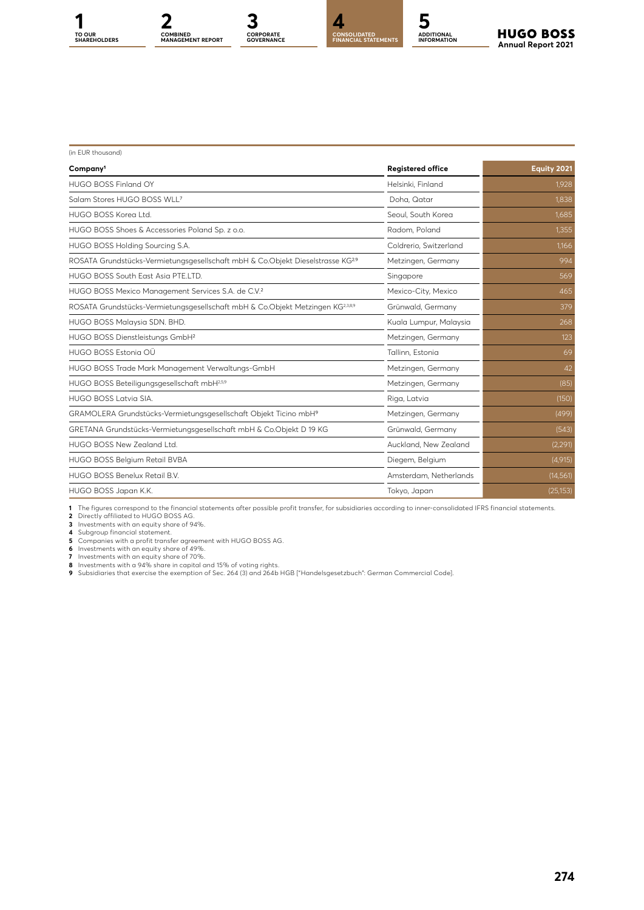(in EUR thousand)

| Company[1] | Registered office | Equity 2021 |
|---|---|---|
| HUGO BOSS Finland OY | Helsinki, Finland | 1,928 |
| Salam Stores HUGO BOSS WLL[7] | Doha, Qatar | 1,838 |
| HUGO BOSS Korea Ltd. | Seoul, South Korea | 1,685 |
| HUGO BOSS Shoes & Accessories Poland Sp. z o.o. | Radom, Poland | 1,355 |
| HUGO BOSS Holding Sourcing S.A. | Coldrerio, Switzerland | 1,166 |
| ROSATA Grundstücks-Vermietungsgesellschaft mbH & Co.Objekt Dieselstrasse KG[2,9] | Metzingen, Germany | 994 |
| HUGO BOSS South East Asia PTE.LTD. | Singapore | 569 |
| HUGO BOSS Mexico Management Services S.A. de C.V.[2] | Mexico-City, Mexico | 465 |
| ROSATA Grundstücks-Vermietungsgesellschaft mbH & Co.Objekt Metzingen KG[2,3,8,9] | Grünwald, Germany | 379 |
| HUGO BOSS Malaysia SDN. BHD. | Kuala Lumpur, Malaysia | 268 |
| HUGO BOSS Dienstleistungs GmbH[2] | Metzingen, Germany | 123 |
| HUGO BOSS Estonia OÜ | Tallinn, Estonia | 69 |
| HUGO BOSS Trade Mark Management Verwaltungs-GmbH | Metzingen, Germany | 42 |
| HUGO BOSS Beteiligungsgesellschaft mbH[2,5,9] | Metzingen, Germany | (85) |
| HUGO BOSS Latvia SIA. | Riga, Latvia | (150) |
| GRAMOLERA Grundstücks-Vermietungsgesellschaft Objekt Ticino mbH[9] | Metzingen, Germany | (499) |
| GRETANA Grundstücks-Vermietungsgesellschaft mbH & Co.Objekt D 19 KG | Grünwald, Germany | (543) |
| HUGO BOSS New Zealand Ltd. | Auckland, New Zealand | (2,291) |
| HUGO BOSS Belgium Retail BVBA | Diegem, Belgium | (4,915) |
| HUGO BOSS Benelux Retail B.V. | Amsterdam, Netherlands | (14,561) |
| HUGO BOSS Japan K.K. | Tokyo, Japan | (25,153) |

**1** The figures correspond to the financial statements after possible profit transfer, for subsidiaries according to inner-consolidated IFRS financial statements.
**2** Directly affiliated to HUGO BOSS AG.
**3** Investments with an equity share of 94%.
**4** Subgroup financial statement.
**5** Companies with a profit transfer agreement with HUGO BOSS AG.
**6** Investments with an equity share of 49%.
**7** Investments with an equity share of 70%.
**8** Investments with a 94% share in capital and 15% of voting rights.
**9** Subsidiaries that exercise the exemption of Sec. 264 (3) and 264b HGB ["Handelsgesetzbuch": German Commercial Code].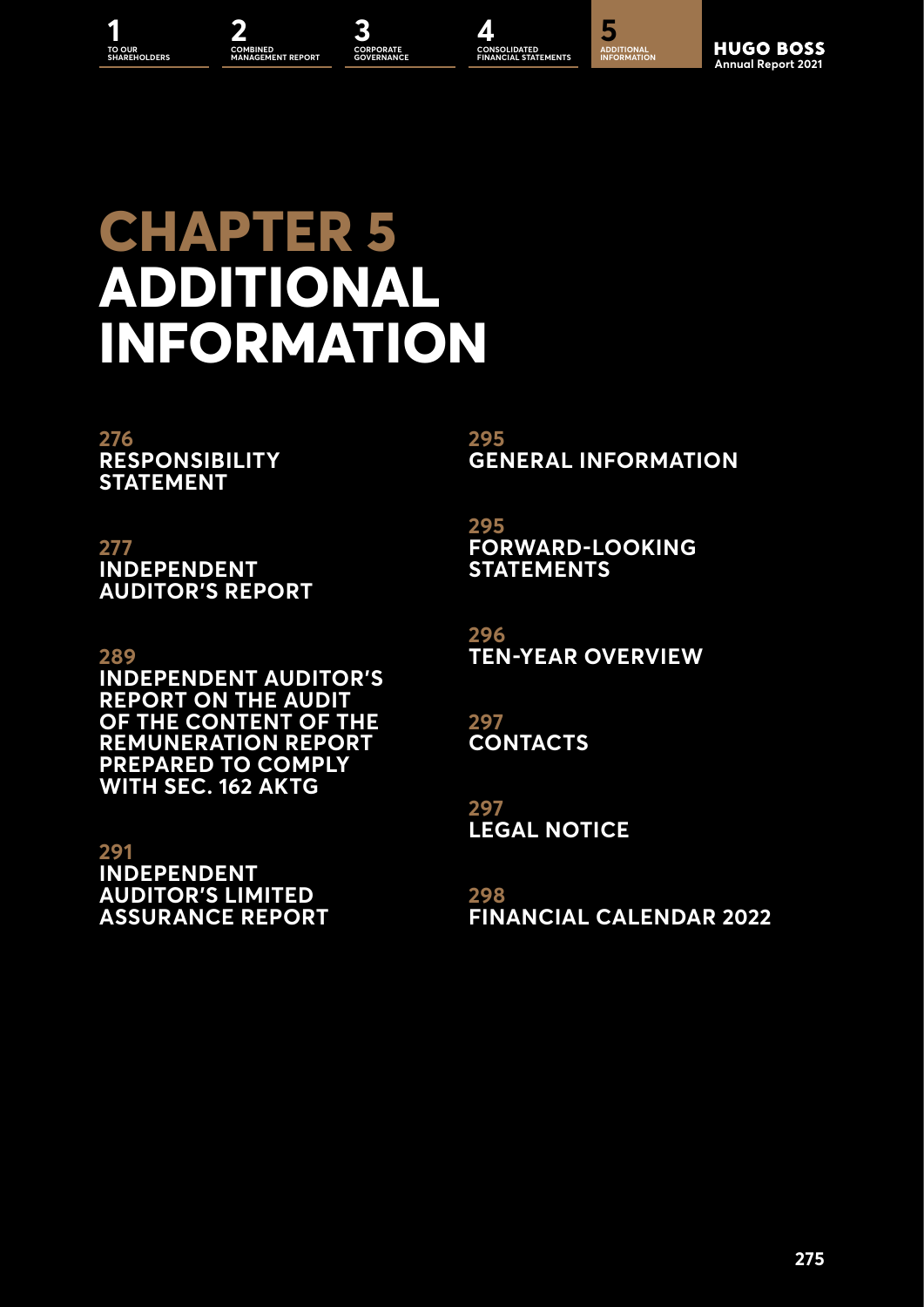# CHAPTER 5 ADDITIONAL INFORMATION

**276**
**RESPONSIBILITY STATEMENT**

**277**
**INDEPENDENT AUDITOR'S REPORT**

**289**
**INDEPENDENT AUDITOR'S REPORT ON THE AUDIT OF THE CONTENT OF THE REMUNERATION REPORT PREPARED TO COMPLY WITH SEC. 162 AKTG**

**291**
**INDEPENDENT AUDITOR'S LIMITED ASSURANCE REPORT**

**295**
**GENERAL INFORMATION**

**295**
**FORWARD-LOOKING STATEMENTS**

**296**
**TEN-YEAR OVERVIEW**

**297**
**CONTACTS**

**297**
**LEGAL NOTICE**

**298**
**FINANCIAL CALENDAR 2022**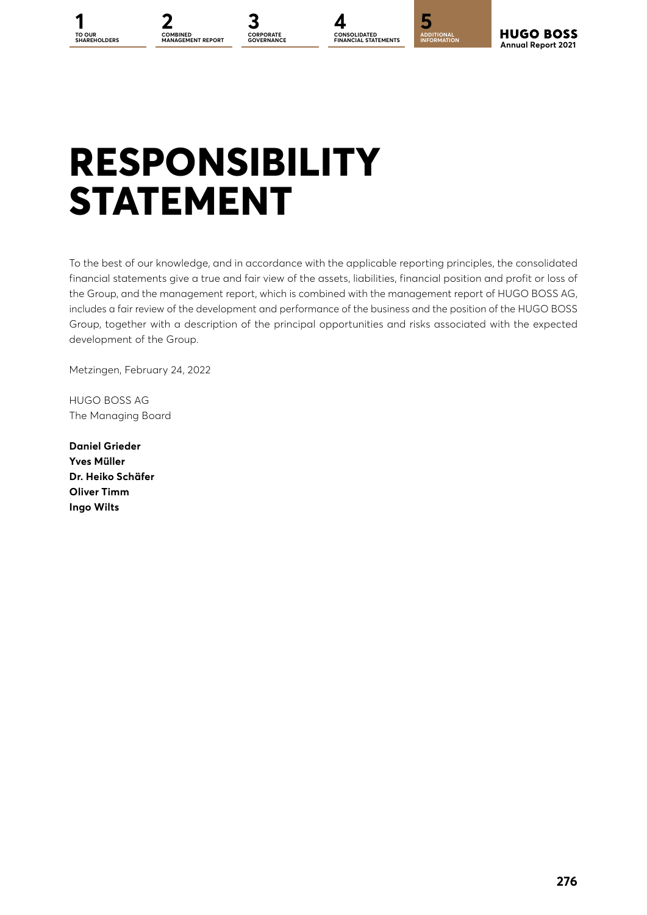# RESPONSIBILITY STATEMENT

To the best of our knowledge, and in accordance with the applicable reporting principles, the consolidated financial statements give a true and fair view of the assets, liabilities, financial position and profit or loss of the Group, and the management report, which is combined with the management report of HUGO BOSS AG, includes a fair review of the development and performance of the business and the position of the HUGO BOSS Group, together with a description of the principal opportunities and risks associated with the expected development of the Group.

Metzingen, February 24, 2022

HUGO BOSS AG
The Managing Board

**Daniel Grieder**
**Yves Müller**
**Dr. Heiko Schäfer**
**Oliver Timm**
**Ingo Wilts**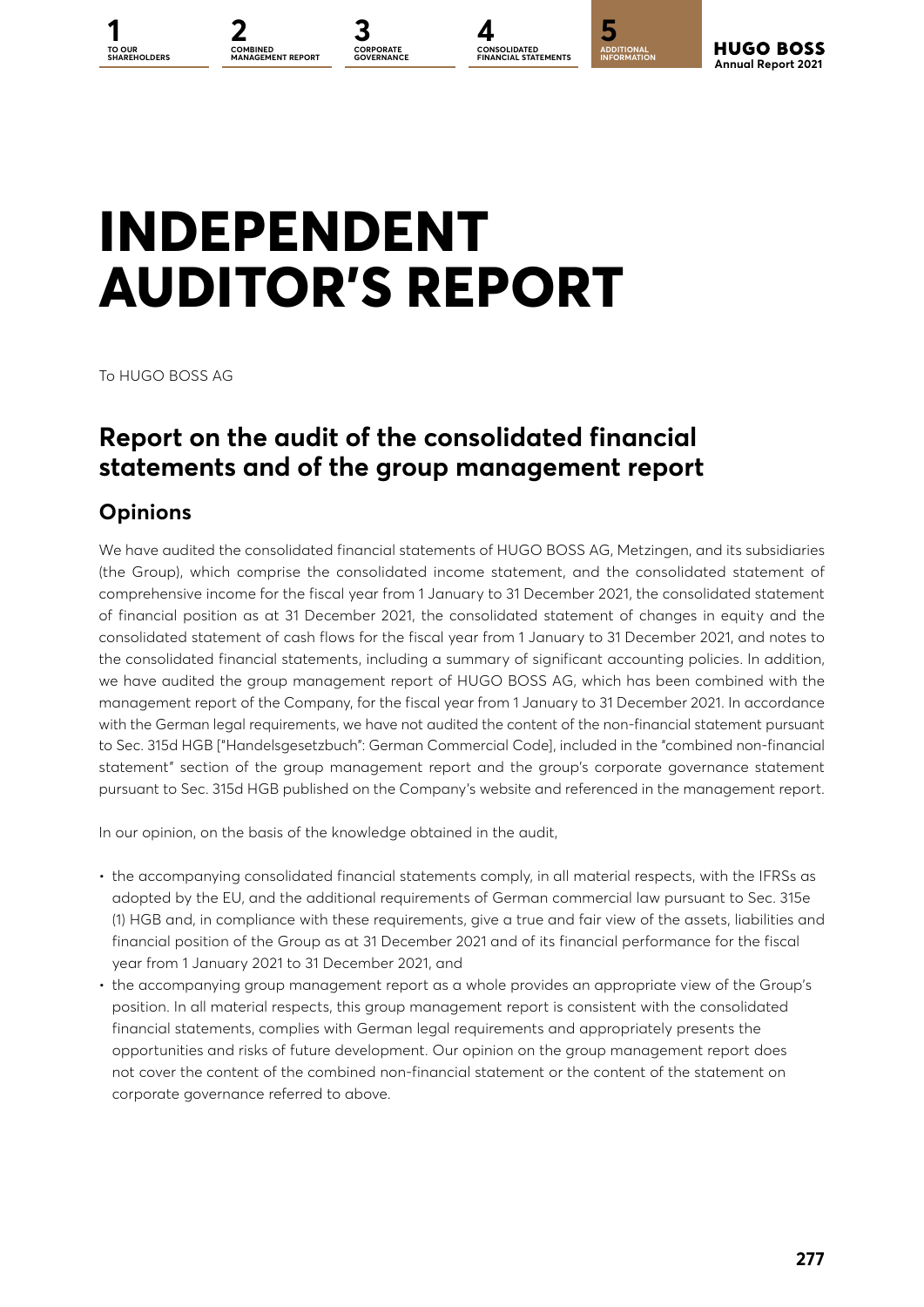# INDEPENDENT AUDITOR'S REPORT

To HUGO BOSS AG

## Report on the audit of the consolidated financial statements and of the group management report

### Opinions

We have audited the consolidated financial statements of HUGO BOSS AG, Metzingen, and its subsidiaries (the Group), which comprise the consolidated income statement, and the consolidated statement of comprehensive income for the fiscal year from 1 January to 31 December 2021, the consolidated statement of financial position as at 31 December 2021, the consolidated statement of changes in equity and the consolidated statement of cash flows for the fiscal year from 1 January to 31 December 2021, and notes to the consolidated financial statements, including a summary of significant accounting policies. In addition, we have audited the group management report of HUGO BOSS AG, which has been combined with the management report of the Company, for the fiscal year from 1 January to 31 December 2021. In accordance with the German legal requirements, we have not audited the content of the non-financial statement pursuant to Sec. 315d HGB ["Handelsgesetzbuch": German Commercial Code], included in the "combined non-financial statement" section of the group management report and the group's corporate governance statement pursuant to Sec. 315d HGB published on the Company's website and referenced in the management report.

In our opinion, on the basis of the knowledge obtained in the audit,

- the accompanying consolidated financial statements comply, in all material respects, with the IFRSs as adopted by the EU, and the additional requirements of German commercial law pursuant to Sec. 315e (1) HGB and, in compliance with these requirements, give a true and fair view of the assets, liabilities and financial position of the Group as at 31 December 2021 and of its financial performance for the fiscal year from 1 January 2021 to 31 December 2021, and
- the accompanying group management report as a whole provides an appropriate view of the Group's position. In all material respects, this group management report is consistent with the consolidated financial statements, complies with German legal requirements and appropriately presents the opportunities and risks of future development. Our opinion on the group management report does not cover the content of the combined non-financial statement or the content of the statement on corporate governance referred to above.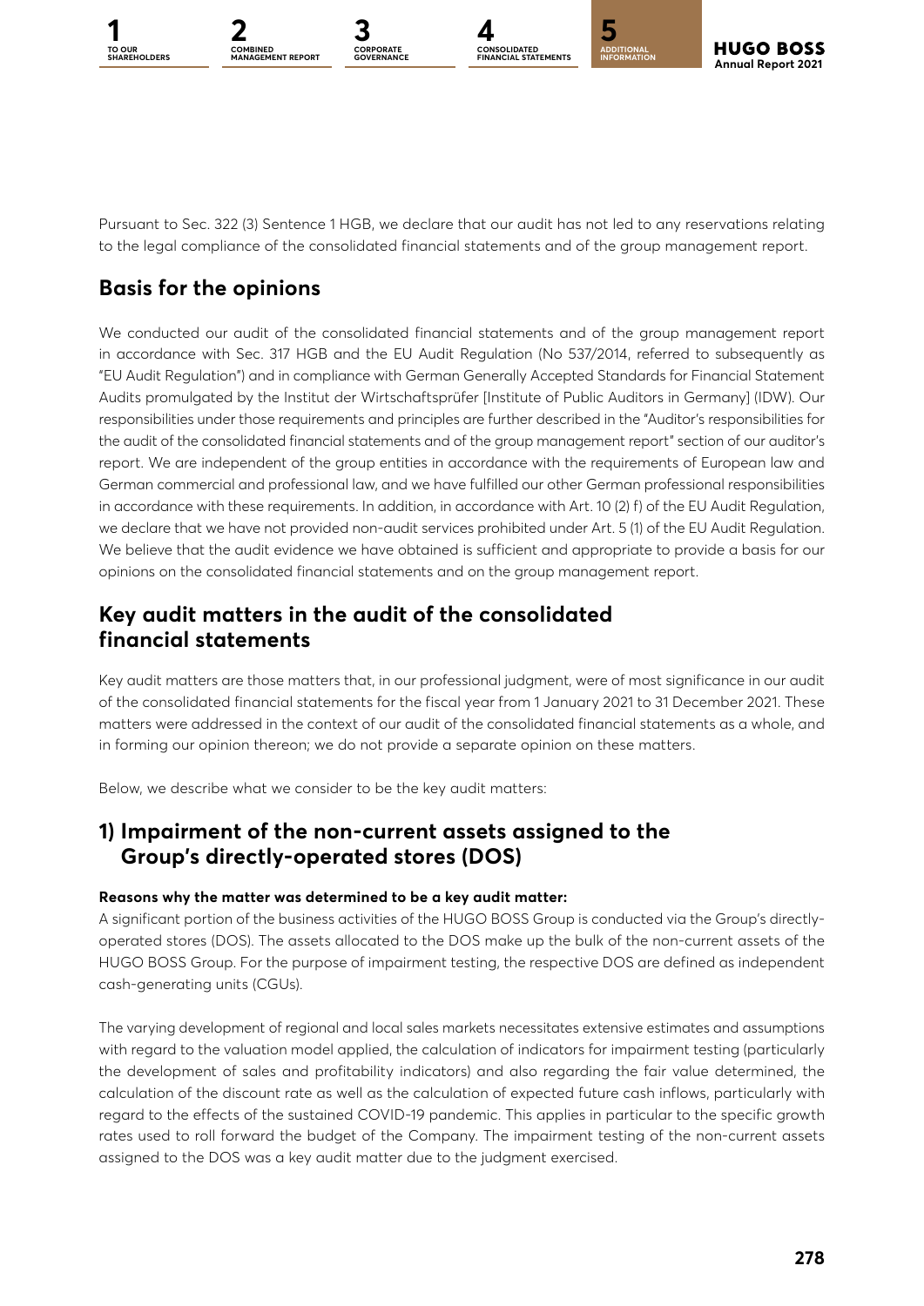Pursuant to Sec. 322 (3) Sentence 1 HGB, we declare that our audit has not led to any reservations relating to the legal compliance of the consolidated financial statements and of the group management report.

## Basis for the opinions

We conducted our audit of the consolidated financial statements and of the group management report in accordance with Sec. 317 HGB and the EU Audit Regulation (No 537/2014, referred to subsequently as "EU Audit Regulation") and in compliance with German Generally Accepted Standards for Financial Statement Audits promulgated by the Institut der Wirtschaftsprüfer [Institute of Public Auditors in Germany] (IDW). Our responsibilities under those requirements and principles are further described in the "Auditor's responsibilities for the audit of the consolidated financial statements and of the group management report" section of our auditor's report. We are independent of the group entities in accordance with the requirements of European law and German commercial and professional law, and we have fulfilled our other German professional responsibilities in accordance with these requirements. In addition, in accordance with Art. 10 (2) f) of the EU Audit Regulation, we declare that we have not provided non-audit services prohibited under Art. 5 (1) of the EU Audit Regulation. We believe that the audit evidence we have obtained is sufficient and appropriate to provide a basis for our opinions on the consolidated financial statements and on the group management report.

## Key audit matters in the audit of the consolidated financial statements

Key audit matters are those matters that, in our professional judgment, were of most significance in our audit of the consolidated financial statements for the fiscal year from 1 January 2021 to 31 December 2021. These matters were addressed in the context of our audit of the consolidated financial statements as a whole, and in forming our opinion thereon; we do not provide a separate opinion on these matters.

Below, we describe what we consider to be the key audit matters:

## 1) Impairment of the non-current assets assigned to the Group's directly-operated stores (DOS)

**Reasons why the matter was determined to be a key audit matter:**

A significant portion of the business activities of the HUGO BOSS Group is conducted via the Group's directly-operated stores (DOS). The assets allocated to the DOS make up the bulk of the non-current assets of the HUGO BOSS Group. For the purpose of impairment testing, the respective DOS are defined as independent cash-generating units (CGUs).

The varying development of regional and local sales markets necessitates extensive estimates and assumptions with regard to the valuation model applied, the calculation of indicators for impairment testing (particularly the development of sales and profitability indicators) and also regarding the fair value determined, the calculation of the discount rate as well as the calculation of expected future cash inflows, particularly with regard to the effects of the sustained COVID-19 pandemic. This applies in particular to the specific growth rates used to roll forward the budget of the Company. The impairment testing of the non-current assets assigned to the DOS was a key audit matter due to the judgment exercised.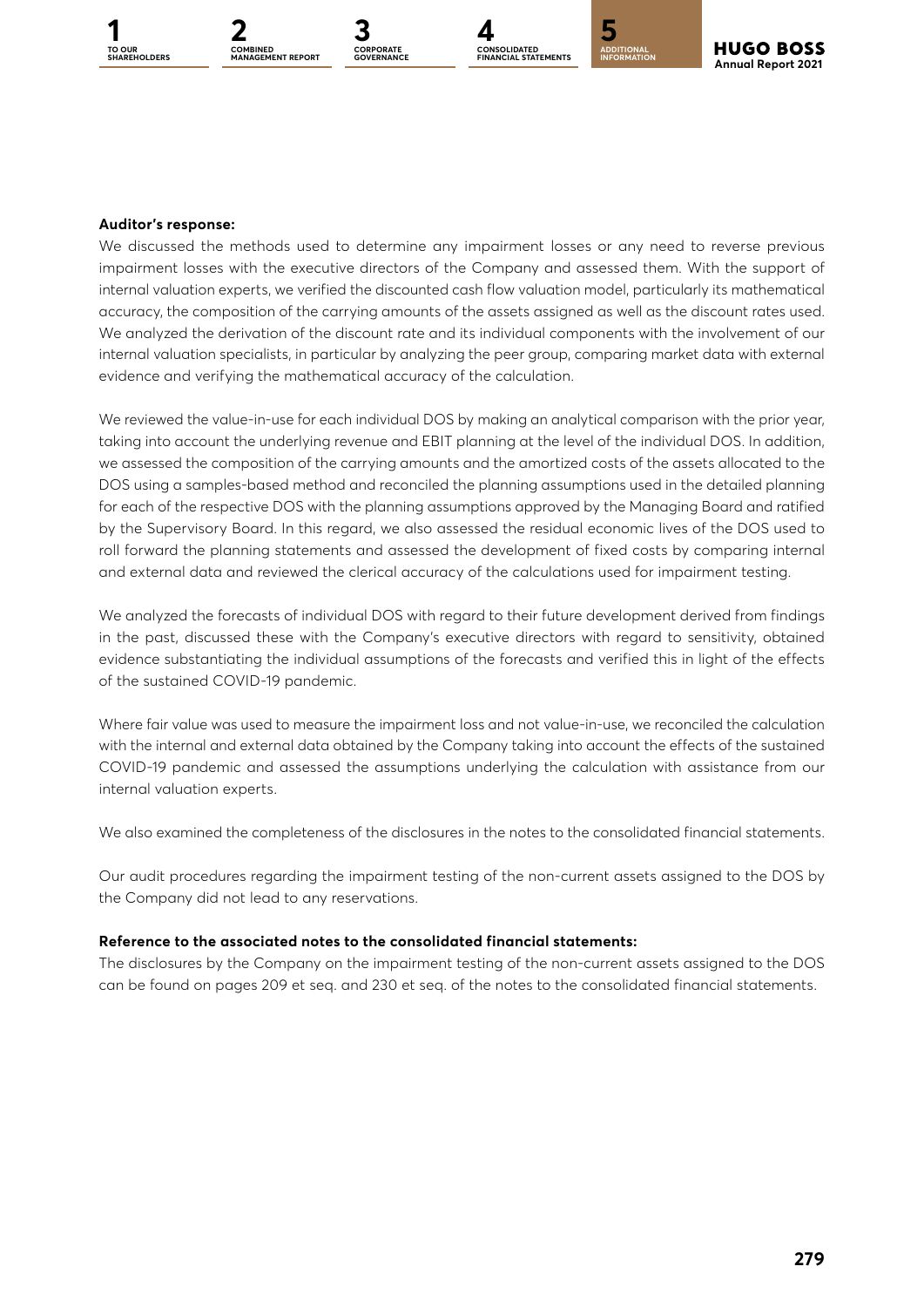**Auditor's response:**

We discussed the methods used to determine any impairment losses or any need to reverse previous impairment losses with the executive directors of the Company and assessed them. With the support of internal valuation experts, we verified the discounted cash flow valuation model, particularly its mathematical accuracy, the composition of the carrying amounts of the assets assigned as well as the discount rates used. We analyzed the derivation of the discount rate and its individual components with the involvement of our internal valuation specialists, in particular by analyzing the peer group, comparing market data with external evidence and verifying the mathematical accuracy of the calculation.

We reviewed the value-in-use for each individual DOS by making an analytical comparison with the prior year, taking into account the underlying revenue and EBIT planning at the level of the individual DOS. In addition, we assessed the composition of the carrying amounts and the amortized costs of the assets allocated to the DOS using a samples-based method and reconciled the planning assumptions used in the detailed planning for each of the respective DOS with the planning assumptions approved by the Managing Board and ratified by the Supervisory Board. In this regard, we also assessed the residual economic lives of the DOS used to roll forward the planning statements and assessed the development of fixed costs by comparing internal and external data and reviewed the clerical accuracy of the calculations used for impairment testing.

We analyzed the forecasts of individual DOS with regard to their future development derived from findings in the past, discussed these with the Company's executive directors with regard to sensitivity, obtained evidence substantiating the individual assumptions of the forecasts and verified this in light of the effects of the sustained COVID-19 pandemic.

Where fair value was used to measure the impairment loss and not value-in-use, we reconciled the calculation with the internal and external data obtained by the Company taking into account the effects of the sustained COVID-19 pandemic and assessed the assumptions underlying the calculation with assistance from our internal valuation experts.

We also examined the completeness of the disclosures in the notes to the consolidated financial statements.

Our audit procedures regarding the impairment testing of the non-current assets assigned to the DOS by the Company did not lead to any reservations.

**Reference to the associated notes to the consolidated financial statements:**

The disclosures by the Company on the impairment testing of the non-current assets assigned to the DOS can be found on pages 209 et seq. and 230 et seq. of the notes to the consolidated financial statements.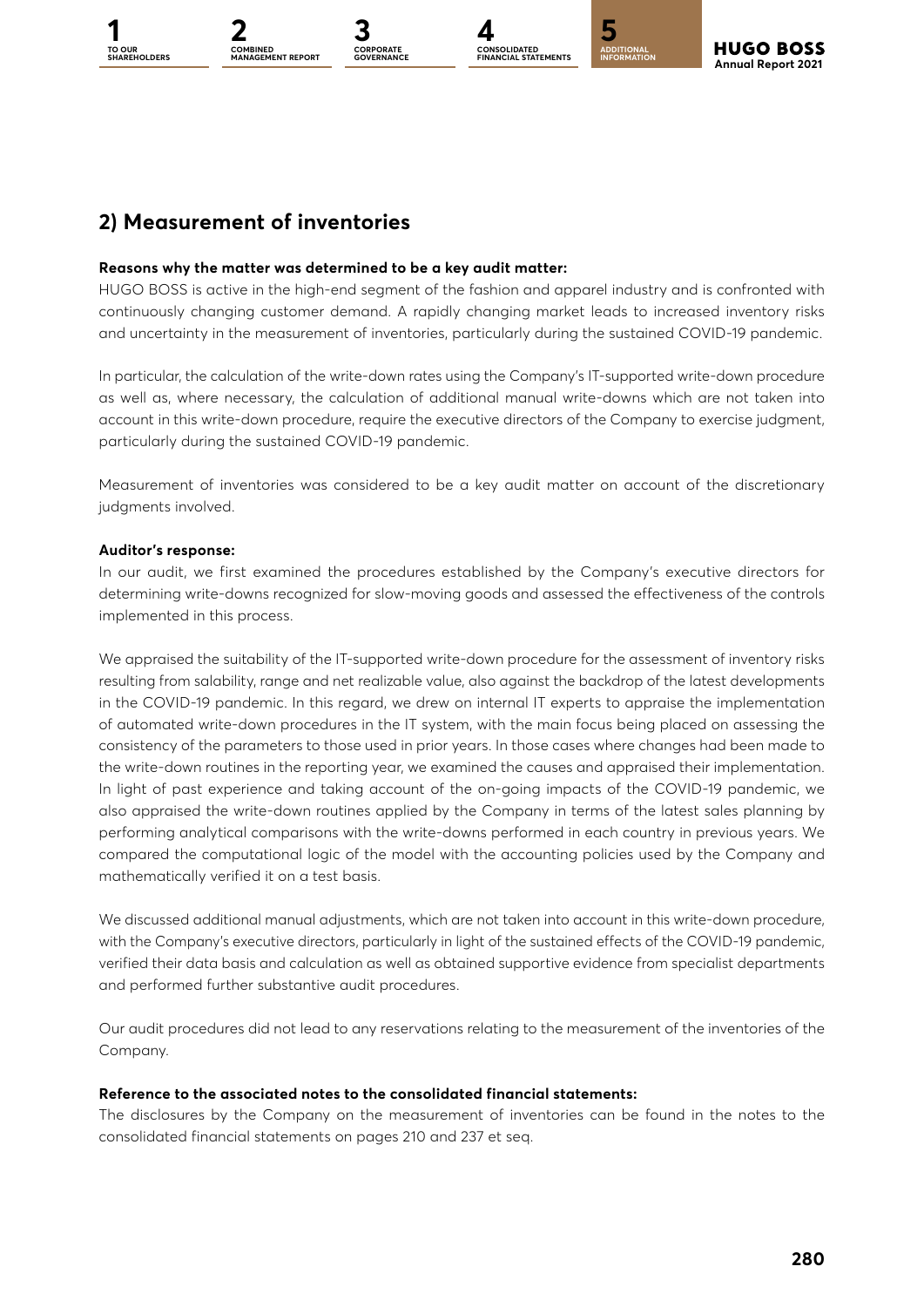## 2) Measurement of inventories

**Reasons why the matter was determined to be a key audit matter:**

HUGO BOSS is active in the high-end segment of the fashion and apparel industry and is confronted with continuously changing customer demand. A rapidly changing market leads to increased inventory risks and uncertainty in the measurement of inventories, particularly during the sustained COVID-19 pandemic.

In particular, the calculation of the write-down rates using the Company's IT-supported write-down procedure as well as, where necessary, the calculation of additional manual write-downs which are not taken into account in this write-down procedure, require the executive directors of the Company to exercise judgment, particularly during the sustained COVID-19 pandemic.

Measurement of inventories was considered to be a key audit matter on account of the discretionary judgments involved.

**Auditor's response:**

In our audit, we first examined the procedures established by the Company's executive directors for determining write-downs recognized for slow-moving goods and assessed the effectiveness of the controls implemented in this process.

We appraised the suitability of the IT-supported write-down procedure for the assessment of inventory risks resulting from salability, range and net realizable value, also against the backdrop of the latest developments in the COVID-19 pandemic. In this regard, we drew on internal IT experts to appraise the implementation of automated write-down procedures in the IT system, with the main focus being placed on assessing the consistency of the parameters to those used in prior years. In those cases where changes had been made to the write-down routines in the reporting year, we examined the causes and appraised their implementation. In light of past experience and taking account of the on-going impacts of the COVID-19 pandemic, we also appraised the write-down routines applied by the Company in terms of the latest sales planning by performing analytical comparisons with the write-downs performed in each country in previous years. We compared the computational logic of the model with the accounting policies used by the Company and mathematically verified it on a test basis.

We discussed additional manual adjustments, which are not taken into account in this write-down procedure, with the Company's executive directors, particularly in light of the sustained effects of the COVID-19 pandemic, verified their data basis and calculation as well as obtained supportive evidence from specialist departments and performed further substantive audit procedures.

Our audit procedures did not lead to any reservations relating to the measurement of the inventories of the Company.

**Reference to the associated notes to the consolidated financial statements:**

The disclosures by the Company on the measurement of inventories can be found in the notes to the consolidated financial statements on pages 210 and 237 et seq.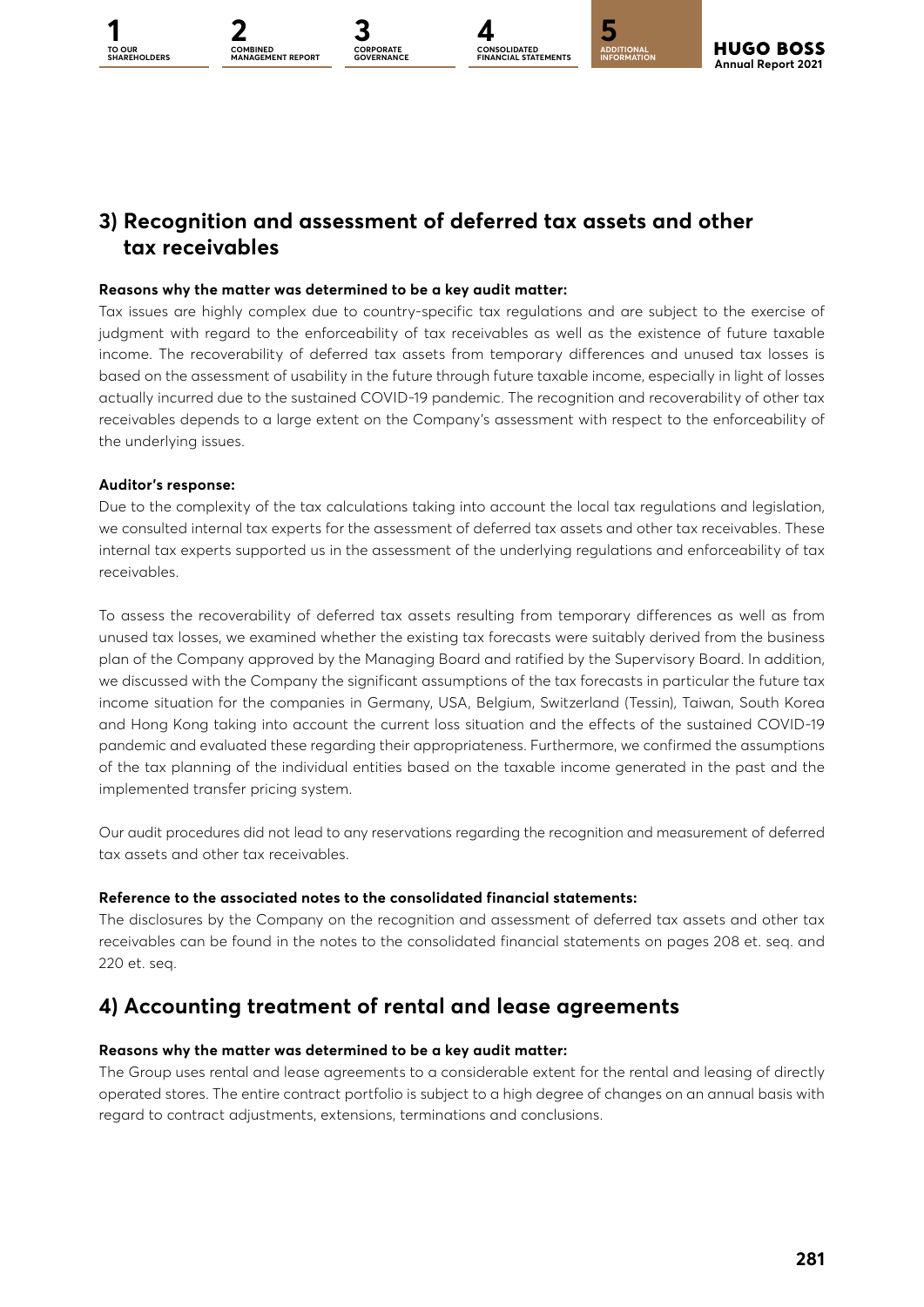## 3) Recognition and assessment of deferred tax assets and other tax receivables

**Reasons why the matter was determined to be a key audit matter:**

Tax issues are highly complex due to country-specific tax regulations and are subject to the exercise of judgment with regard to the enforceability of tax receivables as well as the existence of future taxable income. The recoverability of deferred tax assets from temporary differences and unused tax losses is based on the assessment of usability in the future through future taxable income, especially in light of losses actually incurred due to the sustained COVID-19 pandemic. The recognition and recoverability of other tax receivables depends to a large extent on the Company's assessment with respect to the enforceability of the underlying issues.

**Auditor's response:**

Due to the complexity of the tax calculations taking into account the local tax regulations and legislation, we consulted internal tax experts for the assessment of deferred tax assets and other tax receivables. These internal tax experts supported us in the assessment of the underlying regulations and enforceability of tax receivables.

To assess the recoverability of deferred tax assets resulting from temporary differences as well as from unused tax losses, we examined whether the existing tax forecasts were suitably derived from the business plan of the Company approved by the Managing Board and ratified by the Supervisory Board. In addition, we discussed with the Company the significant assumptions of the tax forecasts in particular the future tax income situation for the companies in Germany, USA, Belgium, Switzerland (Tessin), Taiwan, South Korea and Hong Kong taking into account the current loss situation and the effects of the sustained COVID-19 pandemic and evaluated these regarding their appropriateness. Furthermore, we confirmed the assumptions of the tax planning of the individual entities based on the taxable income generated in the past and the implemented transfer pricing system.

Our audit procedures did not lead to any reservations regarding the recognition and measurement of deferred tax assets and other tax receivables.

**Reference to the associated notes to the consolidated financial statements:**

The disclosures by the Company on the recognition and assessment of deferred tax assets and other tax receivables can be found in the notes to the consolidated financial statements on pages 208 et. seq. and 220 et. seq.

## 4) Accounting treatment of rental and lease agreements

**Reasons why the matter was determined to be a key audit matter:**

The Group uses rental and lease agreements to a considerable extent for the rental and leasing of directly operated stores. The entire contract portfolio is subject to a high degree of changes on an annual basis with regard to contract adjustments, extensions, terminations and conclusions.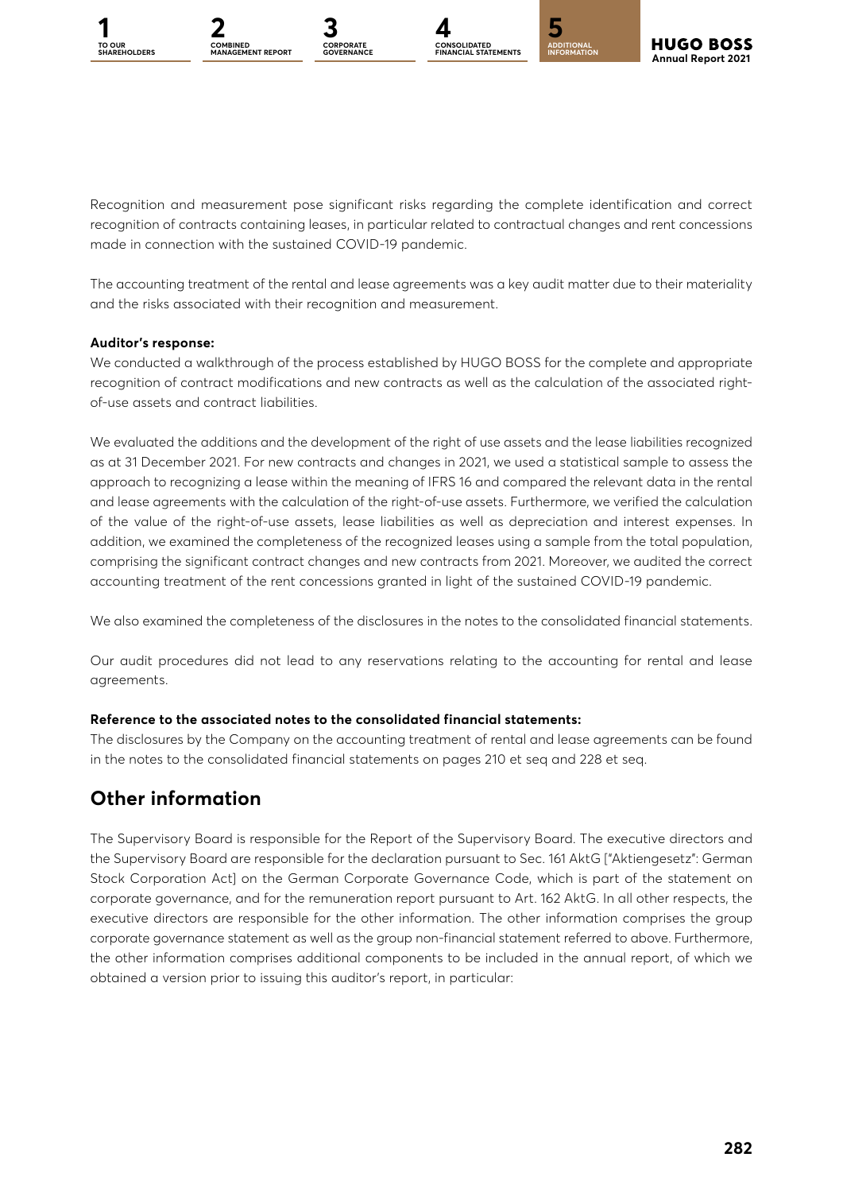Recognition and measurement pose significant risks regarding the complete identification and correct recognition of contracts containing leases, in particular related to contractual changes and rent concessions made in connection with the sustained COVID-19 pandemic.

The accounting treatment of the rental and lease agreements was a key audit matter due to their materiality and the risks associated with their recognition and measurement.

**Auditor's response:**

We conducted a walkthrough of the process established by HUGO BOSS for the complete and appropriate recognition of contract modifications and new contracts as well as the calculation of the associated right-of-use assets and contract liabilities.

We evaluated the additions and the development of the right of use assets and the lease liabilities recognized as at 31 December 2021. For new contracts and changes in 2021, we used a statistical sample to assess the approach to recognizing a lease within the meaning of IFRS 16 and compared the relevant data in the rental and lease agreements with the calculation of the right-of-use assets. Furthermore, we verified the calculation of the value of the right-of-use assets, lease liabilities as well as depreciation and interest expenses. In addition, we examined the completeness of the recognized leases using a sample from the total population, comprising the significant contract changes and new contracts from 2021. Moreover, we audited the correct accounting treatment of the rent concessions granted in light of the sustained COVID-19 pandemic.

We also examined the completeness of the disclosures in the notes to the consolidated financial statements.

Our audit procedures did not lead to any reservations relating to the accounting for rental and lease agreements.

**Reference to the associated notes to the consolidated financial statements:**

The disclosures by the Company on the accounting treatment of rental and lease agreements can be found in the notes to the consolidated financial statements on pages 210 et seq and 228 et seq.

## Other information

The Supervisory Board is responsible for the Report of the Supervisory Board. The executive directors and the Supervisory Board are responsible for the declaration pursuant to Sec. 161 AktG ["Aktiengesetz": German Stock Corporation Act] on the German Corporate Governance Code, which is part of the statement on corporate governance, and for the remuneration report pursuant to Art. 162 AktG. In all other respects, the executive directors are responsible for the other information. The other information comprises the group corporate governance statement as well as the group non-financial statement referred to above. Furthermore, the other information comprises additional components to be included in the annual report, of which we obtained a version prior to issuing this auditor's report, in particular: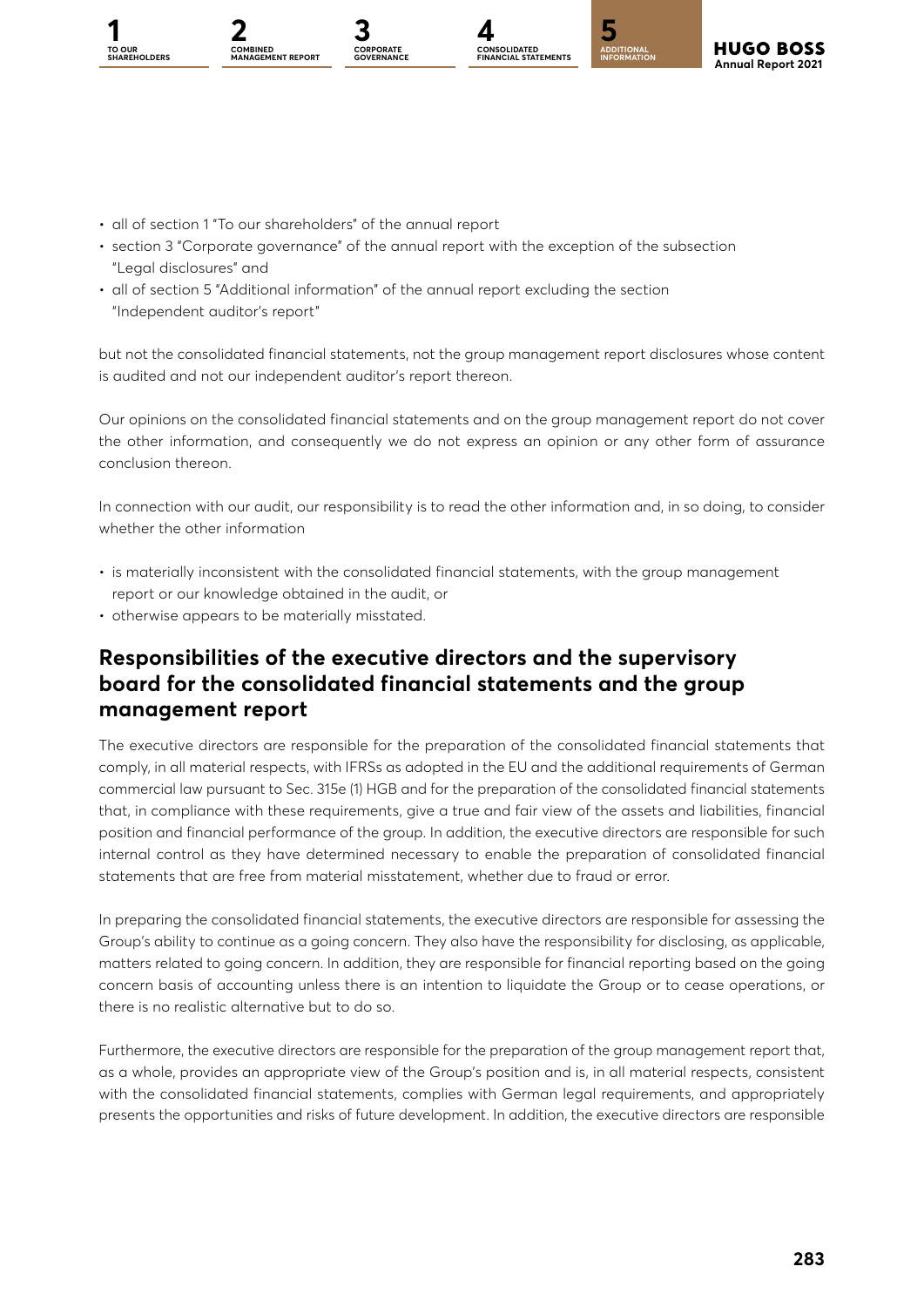- all of section 1 "To our shareholders" of the annual report
- section 3 "Corporate governance" of the annual report with the exception of the subsection "Legal disclosures" and
- all of section 5 "Additional information" of the annual report excluding the section "Independent auditor's report"

but not the consolidated financial statements, not the group management report disclosures whose content is audited and not our independent auditor's report thereon.

Our opinions on the consolidated financial statements and on the group management report do not cover the other information, and consequently we do not express an opinion or any other form of assurance conclusion thereon.

In connection with our audit, our responsibility is to read the other information and, in so doing, to consider whether the other information

- is materially inconsistent with the consolidated financial statements, with the group management report or our knowledge obtained in the audit, or
- otherwise appears to be materially misstated.

## Responsibilities of the executive directors and the supervisory board for the consolidated financial statements and the group management report

The executive directors are responsible for the preparation of the consolidated financial statements that comply, in all material respects, with IFRSs as adopted in the EU and the additional requirements of German commercial law pursuant to Sec. 315e (1) HGB and for the preparation of the consolidated financial statements that, in compliance with these requirements, give a true and fair view of the assets and liabilities, financial position and financial performance of the group. In addition, the executive directors are responsible for such internal control as they have determined necessary to enable the preparation of consolidated financial statements that are free from material misstatement, whether due to fraud or error.

In preparing the consolidated financial statements, the executive directors are responsible for assessing the Group's ability to continue as a going concern. They also have the responsibility for disclosing, as applicable, matters related to going concern. In addition, they are responsible for financial reporting based on the going concern basis of accounting unless there is an intention to liquidate the Group or to cease operations, or there is no realistic alternative but to do so.

Furthermore, the executive directors are responsible for the preparation of the group management report that, as a whole, provides an appropriate view of the Group's position and is, in all material respects, consistent with the consolidated financial statements, complies with German legal requirements, and appropriately presents the opportunities and risks of future development. In addition, the executive directors are responsible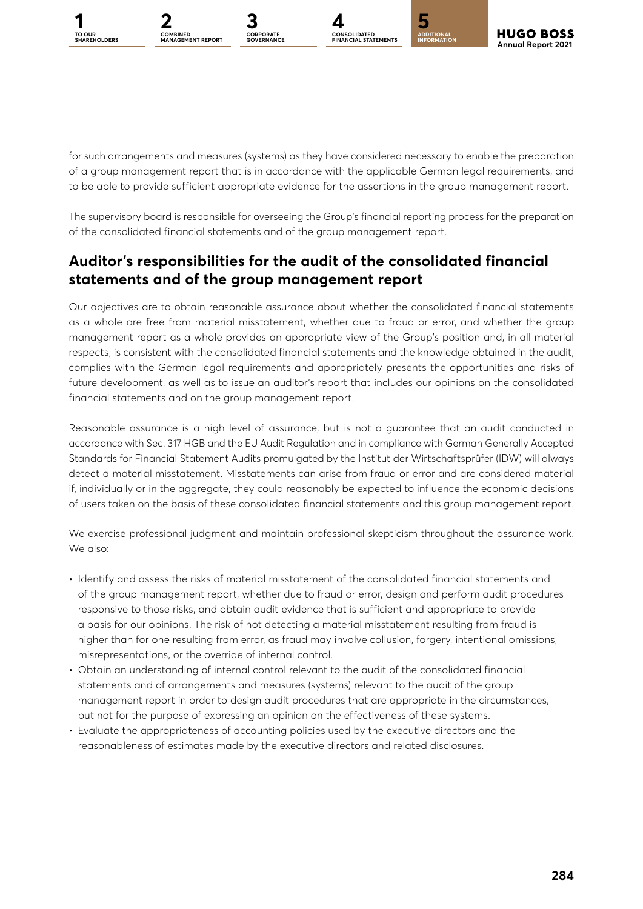for such arrangements and measures (systems) as they have considered necessary to enable the preparation of a group management report that is in accordance with the applicable German legal requirements, and to be able to provide sufficient appropriate evidence for the assertions in the group management report.

The supervisory board is responsible for overseeing the Group's financial reporting process for the preparation of the consolidated financial statements and of the group management report.

## Auditor's responsibilities for the audit of the consolidated financial statements and of the group management report

Our objectives are to obtain reasonable assurance about whether the consolidated financial statements as a whole are free from material misstatement, whether due to fraud or error, and whether the group management report as a whole provides an appropriate view of the Group's position and, in all material respects, is consistent with the consolidated financial statements and the knowledge obtained in the audit, complies with the German legal requirements and appropriately presents the opportunities and risks of future development, as well as to issue an auditor's report that includes our opinions on the consolidated financial statements and on the group management report.

Reasonable assurance is a high level of assurance, but is not a guarantee that an audit conducted in accordance with Sec. 317 HGB and the EU Audit Regulation and in compliance with German Generally Accepted Standards for Financial Statement Audits promulgated by the Institut der Wirtschaftsprüfer (IDW) will always detect a material misstatement. Misstatements can arise from fraud or error and are considered material if, individually or in the aggregate, they could reasonably be expected to influence the economic decisions of users taken on the basis of these consolidated financial statements and this group management report.

We exercise professional judgment and maintain professional skepticism throughout the assurance work. We also:

- Identify and assess the risks of material misstatement of the consolidated financial statements and of the group management report, whether due to fraud or error, design and perform audit procedures responsive to those risks, and obtain audit evidence that is sufficient and appropriate to provide a basis for our opinions. The risk of not detecting a material misstatement resulting from fraud is higher than for one resulting from error, as fraud may involve collusion, forgery, intentional omissions, misrepresentations, or the override of internal control.
- Obtain an understanding of internal control relevant to the audit of the consolidated financial statements and of arrangements and measures (systems) relevant to the audit of the group management report in order to design audit procedures that are appropriate in the circumstances, but not for the purpose of expressing an opinion on the effectiveness of these systems.
- Evaluate the appropriateness of accounting policies used by the executive directors and the reasonableness of estimates made by the executive directors and related disclosures.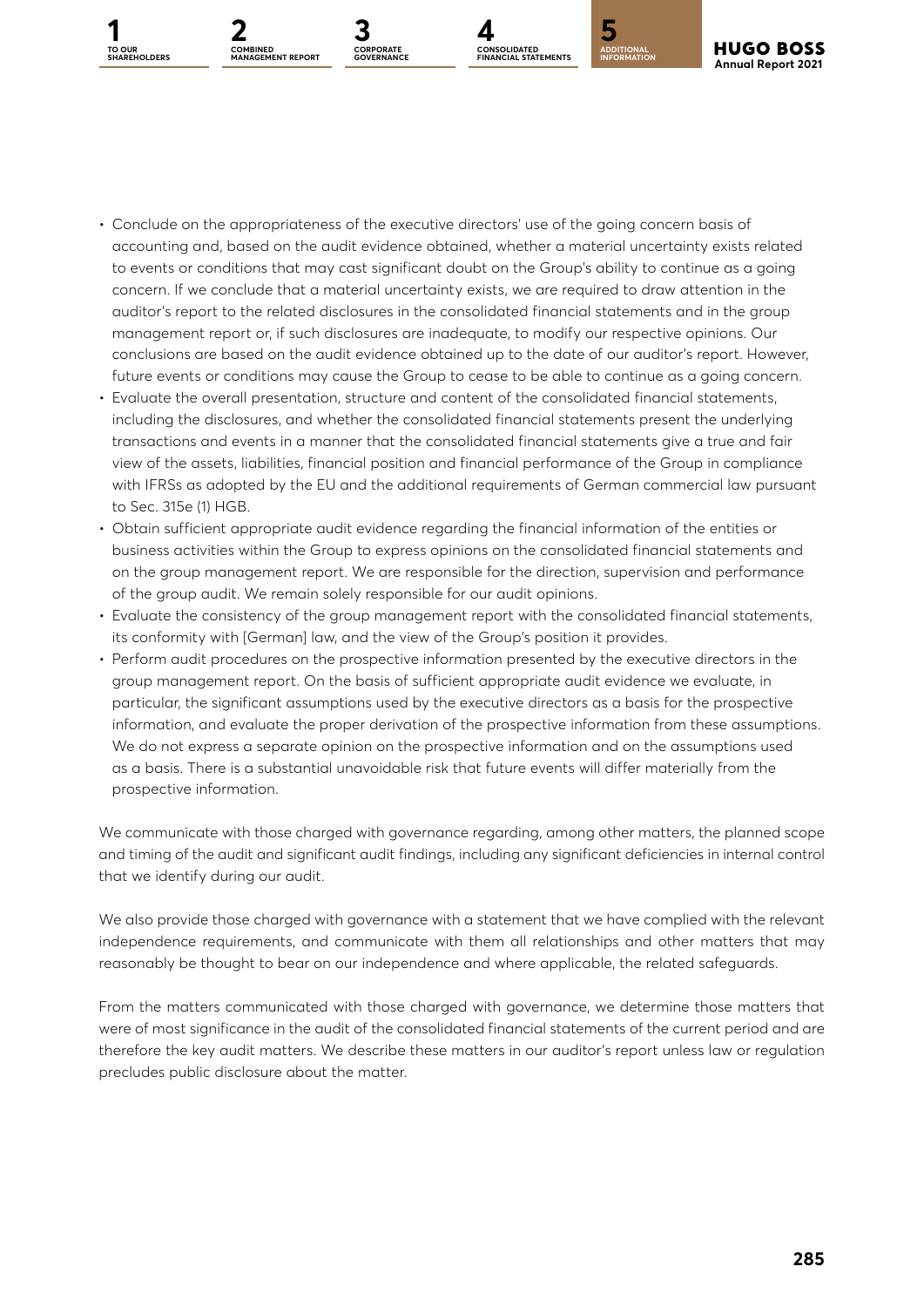- Conclude on the appropriateness of the executive directors' use of the going concern basis of accounting and, based on the audit evidence obtained, whether a material uncertainty exists related to events or conditions that may cast significant doubt on the Group's ability to continue as a going concern. If we conclude that a material uncertainty exists, we are required to draw attention in the auditor's report to the related disclosures in the consolidated financial statements and in the group management report or, if such disclosures are inadequate, to modify our respective opinions. Our conclusions are based on the audit evidence obtained up to the date of our auditor's report. However, future events or conditions may cause the Group to cease to be able to continue as a going concern.
- Evaluate the overall presentation, structure and content of the consolidated financial statements, including the disclosures, and whether the consolidated financial statements present the underlying transactions and events in a manner that the consolidated financial statements give a true and fair view of the assets, liabilities, financial position and financial performance of the Group in compliance with IFRSs as adopted by the EU and the additional requirements of German commercial law pursuant to Sec. 315e (1) HGB.
- Obtain sufficient appropriate audit evidence regarding the financial information of the entities or business activities within the Group to express opinions on the consolidated financial statements and on the group management report. We are responsible for the direction, supervision and performance of the group audit. We remain solely responsible for our audit opinions.
- Evaluate the consistency of the group management report with the consolidated financial statements, its conformity with [German] law, and the view of the Group's position it provides.
- Perform audit procedures on the prospective information presented by the executive directors in the group management report. On the basis of sufficient appropriate audit evidence we evaluate, in particular, the significant assumptions used by the executive directors as a basis for the prospective information, and evaluate the proper derivation of the prospective information from these assumptions. We do not express a separate opinion on the prospective information and on the assumptions used as a basis. There is a substantial unavoidable risk that future events will differ materially from the prospective information.

We communicate with those charged with governance regarding, among other matters, the planned scope and timing of the audit and significant audit findings, including any significant deficiencies in internal control that we identify during our audit.

We also provide those charged with governance with a statement that we have complied with the relevant independence requirements, and communicate with them all relationships and other matters that may reasonably be thought to bear on our independence and where applicable, the related safeguards.

From the matters communicated with those charged with governance, we determine those matters that were of most significance in the audit of the consolidated financial statements of the current period and are therefore the key audit matters. We describe these matters in our auditor's report unless law or regulation precludes public disclosure about the matter.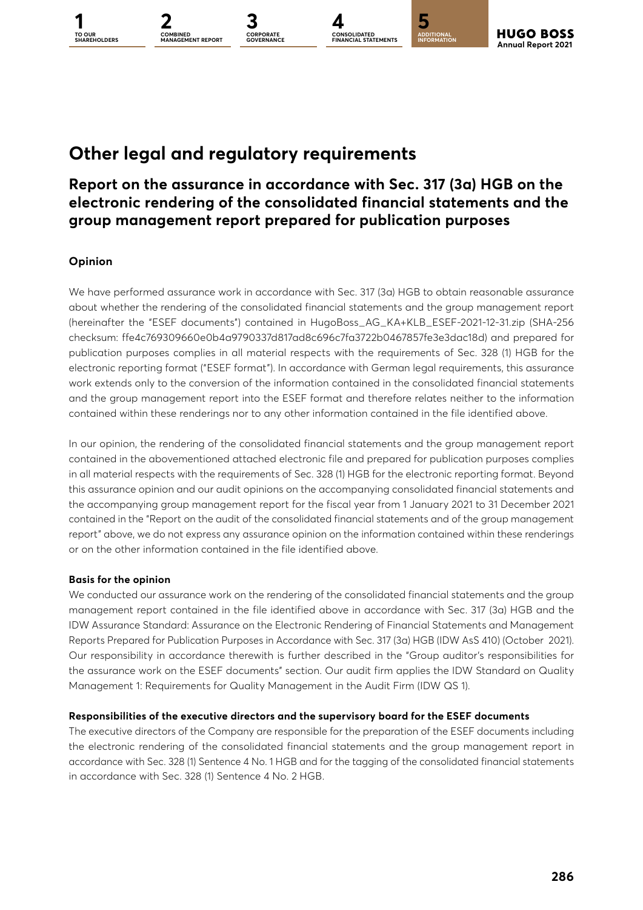# Other legal and regulatory requirements

## Report on the assurance in accordance with Sec. 317 (3a) HGB on the electronic rendering of the consolidated financial statements and the group management report prepared for publication purposes

### Opinion

We have performed assurance work in accordance with Sec. 317 (3a) HGB to obtain reasonable assurance about whether the rendering of the consolidated financial statements and the group management report (hereinafter the "ESEF documents") contained in HugoBoss_AG_KA+KLB_ESEF-2021-12-31.zip (SHA-256 checksum: ffe4c769309660e0b4a9790337d817ad8c696c7fa3722b0467857fe3e3dac18d) and prepared for publication purposes complies in all material respects with the requirements of Sec. 328 (1) HGB for the electronic reporting format ("ESEF format"). In accordance with German legal requirements, this assurance work extends only to the conversion of the information contained in the consolidated financial statements and the group management report into the ESEF format and therefore relates neither to the information contained within these renderings nor to any other information contained in the file identified above.

In our opinion, the rendering of the consolidated financial statements and the group management report contained in the abovementioned attached electronic file and prepared for publication purposes complies in all material respects with the requirements of Sec. 328 (1) HGB for the electronic reporting format. Beyond this assurance opinion and our audit opinions on the accompanying consolidated financial statements and the accompanying group management report for the fiscal year from 1 January 2021 to 31 December 2021 contained in the "Report on the audit of the consolidated financial statements and of the group management report" above, we do not express any assurance opinion on the information contained within these renderings or on the other information contained in the file identified above.

**Basis for the opinion**

We conducted our assurance work on the rendering of the consolidated financial statements and the group management report contained in the file identified above in accordance with Sec. 317 (3a) HGB and the IDW Assurance Standard: Assurance on the Electronic Rendering of Financial Statements and Management Reports Prepared for Publication Purposes in Accordance with Sec. 317 (3a) HGB (IDW AsS 410) (October 2021). Our responsibility in accordance therewith is further described in the "Group auditor's responsibilities for the assurance work on the ESEF documents" section. Our audit firm applies the IDW Standard on Quality Management 1: Requirements for Quality Management in the Audit Firm (IDW QS 1).

**Responsibilities of the executive directors and the supervisory board for the ESEF documents**

The executive directors of the Company are responsible for the preparation of the ESEF documents including the electronic rendering of the consolidated financial statements and the group management report in accordance with Sec. 328 (1) Sentence 4 No. 1 HGB and for the tagging of the consolidated financial statements in accordance with Sec. 328 (1) Sentence 4 No. 2 HGB.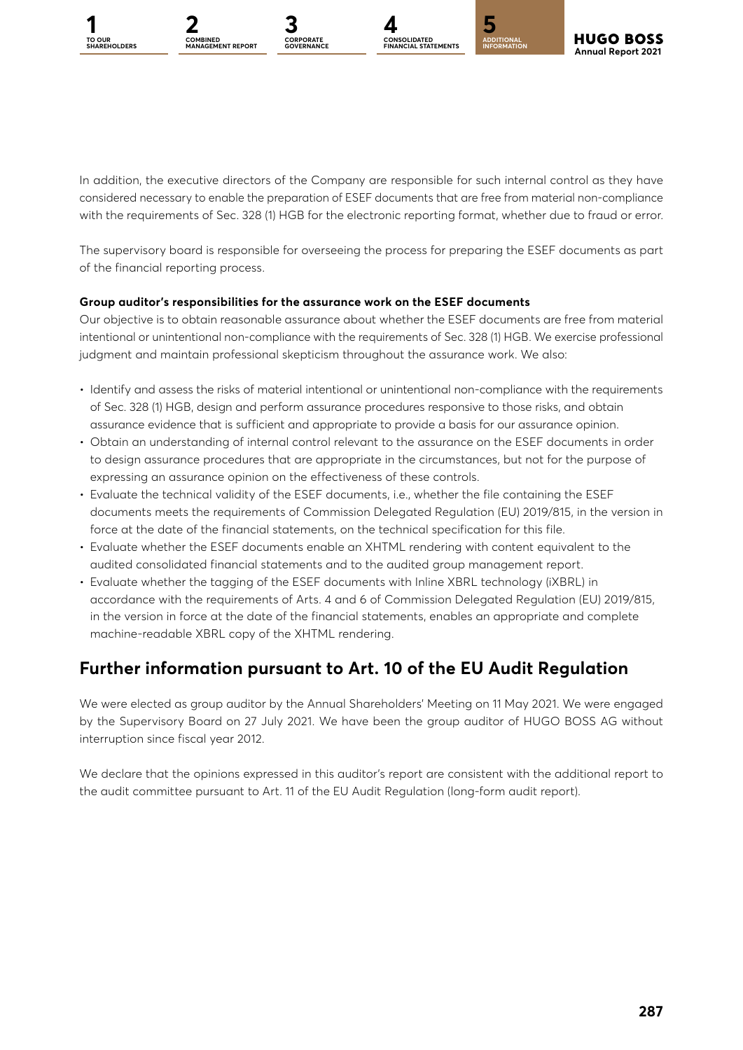In addition, the executive directors of the Company are responsible for such internal control as they have considered necessary to enable the preparation of ESEF documents that are free from material non-compliance with the requirements of Sec. 328 (1) HGB for the electronic reporting format, whether due to fraud or error.

The supervisory board is responsible for overseeing the process for preparing the ESEF documents as part of the financial reporting process.

**Group auditor's responsibilities for the assurance work on the ESEF documents**

Our objective is to obtain reasonable assurance about whether the ESEF documents are free from material intentional or unintentional non-compliance with the requirements of Sec. 328 (1) HGB. We exercise professional judgment and maintain professional skepticism throughout the assurance work. We also:

- Identify and assess the risks of material intentional or unintentional non-compliance with the requirements of Sec. 328 (1) HGB, design and perform assurance procedures responsive to those risks, and obtain assurance evidence that is sufficient and appropriate to provide a basis for our assurance opinion.
- Obtain an understanding of internal control relevant to the assurance on the ESEF documents in order to design assurance procedures that are appropriate in the circumstances, but not for the purpose of expressing an assurance opinion on the effectiveness of these controls.
- Evaluate the technical validity of the ESEF documents, i.e., whether the file containing the ESEF documents meets the requirements of Commission Delegated Regulation (EU) 2019/815, in the version in force at the date of the financial statements, on the technical specification for this file.
- Evaluate whether the ESEF documents enable an XHTML rendering with content equivalent to the audited consolidated financial statements and to the audited group management report.
- Evaluate whether the tagging of the ESEF documents with Inline XBRL technology (iXBRL) in accordance with the requirements of Arts. 4 and 6 of Commission Delegated Regulation (EU) 2019/815, in the version in force at the date of the financial statements, enables an appropriate and complete machine-readable XBRL copy of the XHTML rendering.

## Further information pursuant to Art. 10 of the EU Audit Regulation

We were elected as group auditor by the Annual Shareholders' Meeting on 11 May 2021. We were engaged by the Supervisory Board on 27 July 2021. We have been the group auditor of HUGO BOSS AG without interruption since fiscal year 2012.

We declare that the opinions expressed in this auditor's report are consistent with the additional report to the audit committee pursuant to Art. 11 of the EU Audit Regulation (long-form audit report).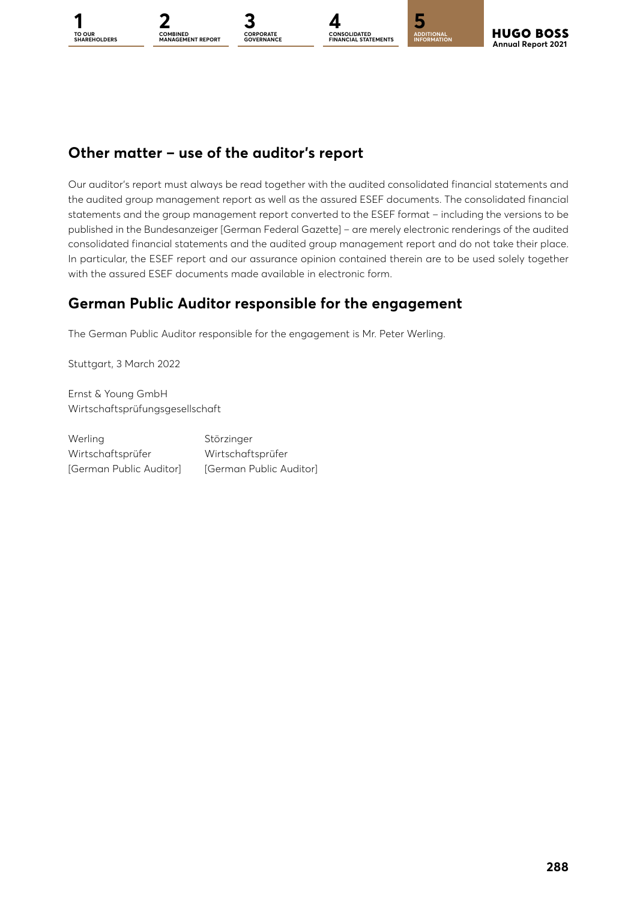## Other matter – use of the auditor's report

Our auditor's report must always be read together with the audited consolidated financial statements and the audited group management report as well as the assured ESEF documents. The consolidated financial statements and the group management report converted to the ESEF format – including the versions to be published in the Bundesanzeiger [German Federal Gazette] – are merely electronic renderings of the audited consolidated financial statements and the audited group management report and do not take their place. In particular, the ESEF report and our assurance opinion contained therein are to be used solely together with the assured ESEF documents made available in electronic form.

## German Public Auditor responsible for the engagement

The German Public Auditor responsible for the engagement is Mr. Peter Werling.

Stuttgart, 3 March 2022

Ernst & Young GmbH
Wirtschaftsprüfungsgesellschaft

| Werling | Störzinger |
|---|---|
| Wirtschaftsprüfer | Wirtschaftsprüfer |
| [German Public Auditor] | [German Public Auditor] |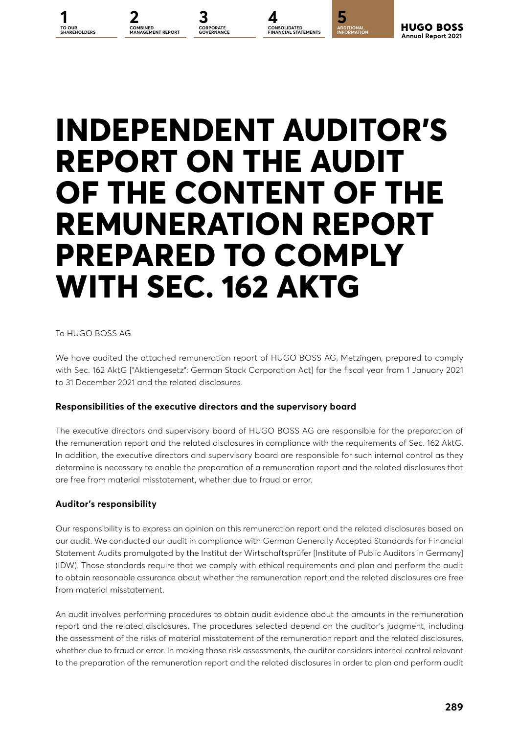# INDEPENDENT AUDITOR'S REPORT ON THE AUDIT OF THE CONTENT OF THE REMUNERATION REPORT PREPARED TO COMPLY WITH SEC. 162 AKTG

To HUGO BOSS AG

We have audited the attached remuneration report of HUGO BOSS AG, Metzingen, prepared to comply with Sec. 162 AktG ["Aktiengesetz": German Stock Corporation Act] for the fiscal year from 1 January 2021 to 31 December 2021 and the related disclosures.

**Responsibilities of the executive directors and the supervisory board**

The executive directors and supervisory board of HUGO BOSS AG are responsible for the preparation of the remuneration report and the related disclosures in compliance with the requirements of Sec. 162 AktG. In addition, the executive directors and supervisory board are responsible for such internal control as they determine is necessary to enable the preparation of a remuneration report and the related disclosures that are free from material misstatement, whether due to fraud or error.

**Auditor's responsibility**

Our responsibility is to express an opinion on this remuneration report and the related disclosures based on our audit. We conducted our audit in compliance with German Generally Accepted Standards for Financial Statement Audits promulgated by the Institut der Wirtschaftsprüfer [Institute of Public Auditors in Germany] (IDW). Those standards require that we comply with ethical requirements and plan and perform the audit to obtain reasonable assurance about whether the remuneration report and the related disclosures are free from material misstatement.

An audit involves performing procedures to obtain audit evidence about the amounts in the remuneration report and the related disclosures. The procedures selected depend on the auditor's judgment, including the assessment of the risks of material misstatement of the remuneration report and the related disclosures, whether due to fraud or error. In making those risk assessments, the auditor considers internal control relevant to the preparation of the remuneration report and the related disclosures in order to plan and perform audit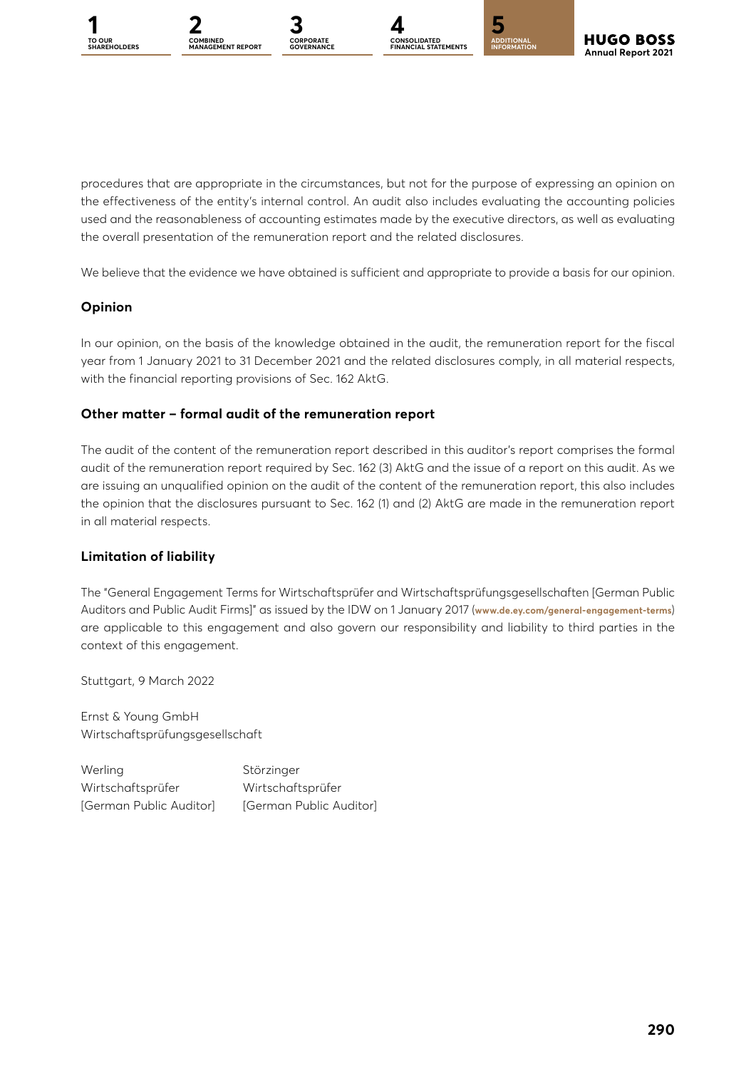procedures that are appropriate in the circumstances, but not for the purpose of expressing an opinion on the effectiveness of the entity's internal control. An audit also includes evaluating the accounting policies used and the reasonableness of accounting estimates made by the executive directors, as well as evaluating the overall presentation of the remuneration report and the related disclosures.

We believe that the evidence we have obtained is sufficient and appropriate to provide a basis for our opinion.

### Opinion

In our opinion, on the basis of the knowledge obtained in the audit, the remuneration report for the fiscal year from 1 January 2021 to 31 December 2021 and the related disclosures comply, in all material respects, with the financial reporting provisions of Sec. 162 AktG.

### Other matter – formal audit of the remuneration report

The audit of the content of the remuneration report described in this auditor's report comprises the formal audit of the remuneration report required by Sec. 162 (3) AktG and the issue of a report on this audit. As we are issuing an unqualified opinion on the audit of the content of the remuneration report, this also includes the opinion that the disclosures pursuant to Sec. 162 (1) and (2) AktG are made in the remuneration report in all material respects.

### Limitation of liability

The "General Engagement Terms for Wirtschaftsprüfer and Wirtschaftsprüfungsgesellschaften [German Public Auditors and Public Audit Firms]" as issued by the IDW on 1 January 2017 (**www.de.ey.com/general-engagement-terms**) are applicable to this engagement and also govern our responsibility and liability to third parties in the context of this engagement.

Stuttgart, 9 March 2022

Ernst & Young GmbH
Wirtschaftsprüfungsgesellschaft

| Werling | Störzinger |
|---|---|
| Wirtschaftsprüfer | Wirtschaftsprüfer |
| [German Public Auditor] | [German Public Auditor] |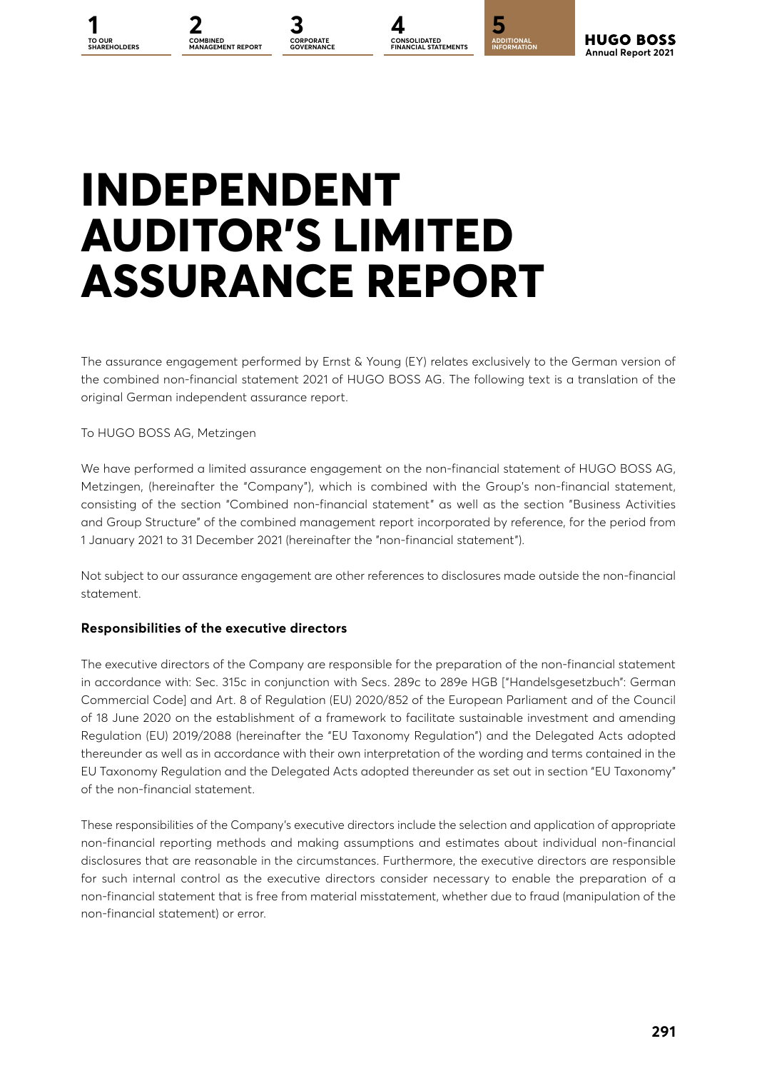# INDEPENDENT AUDITOR'S LIMITED ASSURANCE REPORT

The assurance engagement performed by Ernst & Young (EY) relates exclusively to the German version of the combined non-financial statement 2021 of HUGO BOSS AG. The following text is a translation of the original German independent assurance report.

To HUGO BOSS AG, Metzingen

We have performed a limited assurance engagement on the non-financial statement of HUGO BOSS AG, Metzingen, (hereinafter the "Company"), which is combined with the Group's non-financial statement, consisting of the section "Combined non-financial statement" as well as the section "Business Activities and Group Structure" of the combined management report incorporated by reference, for the period from 1 January 2021 to 31 December 2021 (hereinafter the "non-financial statement").

Not subject to our assurance engagement are other references to disclosures made outside the non-financial statement.

**Responsibilities of the executive directors**

The executive directors of the Company are responsible for the preparation of the non-financial statement in accordance with: Sec. 315c in conjunction with Secs. 289c to 289e HGB ["Handelsgesetzbuch": German Commercial Code] and Art. 8 of Regulation (EU) 2020/852 of the European Parliament and of the Council of 18 June 2020 on the establishment of a framework to facilitate sustainable investment and amending Regulation (EU) 2019/2088 (hereinafter the "EU Taxonomy Regulation") and the Delegated Acts adopted thereunder as well as in accordance with their own interpretation of the wording and terms contained in the EU Taxonomy Regulation and the Delegated Acts adopted thereunder as set out in section "EU Taxonomy" of the non-financial statement.

These responsibilities of the Company's executive directors include the selection and application of appropriate non-financial reporting methods and making assumptions and estimates about individual non-financial disclosures that are reasonable in the circumstances. Furthermore, the executive directors are responsible for such internal control as the executive directors consider necessary to enable the preparation of a non-financial statement that is free from material misstatement, whether due to fraud (manipulation of the non-financial statement) or error.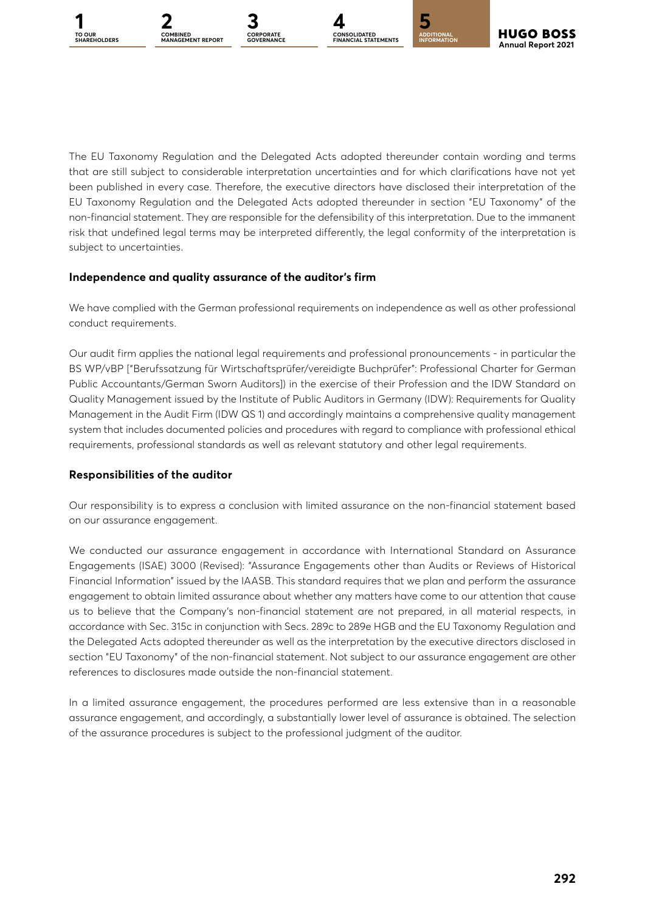The EU Taxonomy Regulation and the Delegated Acts adopted thereunder contain wording and terms that are still subject to considerable interpretation uncertainties and for which clarifications have not yet been published in every case. Therefore, the executive directors have disclosed their interpretation of the EU Taxonomy Regulation and the Delegated Acts adopted thereunder in section "EU Taxonomy" of the non-financial statement. They are responsible for the defensibility of this interpretation. Due to the immanent risk that undefined legal terms may be interpreted differently, the legal conformity of the interpretation is subject to uncertainties.

## Independence and quality assurance of the auditor's firm

We have complied with the German professional requirements on independence as well as other professional conduct requirements.

Our audit firm applies the national legal requirements and professional pronouncements - in particular the BS WP/vBP ["Berufssatzung für Wirtschaftsprüfer/vereidigte Buchprüfer": Professional Charter for German Public Accountants/German Sworn Auditors]) in the exercise of their Profession and the IDW Standard on Quality Management issued by the Institute of Public Auditors in Germany (IDW): Requirements for Quality Management in the Audit Firm (IDW QS 1) and accordingly maintains a comprehensive quality management system that includes documented policies and procedures with regard to compliance with professional ethical requirements, professional standards as well as relevant statutory and other legal requirements.

## Responsibilities of the auditor

Our responsibility is to express a conclusion with limited assurance on the non-financial statement based on our assurance engagement.

We conducted our assurance engagement in accordance with International Standard on Assurance Engagements (ISAE) 3000 (Revised): "Assurance Engagements other than Audits or Reviews of Historical Financial Information" issued by the IAASB. This standard requires that we plan and perform the assurance engagement to obtain limited assurance about whether any matters have come to our attention that cause us to believe that the Company's non-financial statement are not prepared, in all material respects, in accordance with Sec. 315c in conjunction with Secs. 289c to 289e HGB and the EU Taxonomy Regulation and the Delegated Acts adopted thereunder as well as the interpretation by the executive directors disclosed in section "EU Taxonomy" of the non-financial statement. Not subject to our assurance engagement are other references to disclosures made outside the non-financial statement.

In a limited assurance engagement, the procedures performed are less extensive than in a reasonable assurance engagement, and accordingly, a substantially lower level of assurance is obtained. The selection of the assurance procedures is subject to the professional judgment of the auditor.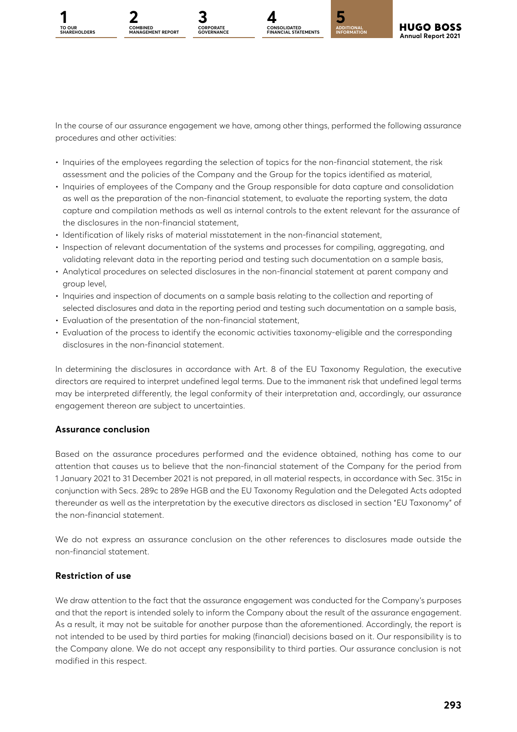In the course of our assurance engagement we have, among other things, performed the following assurance procedures and other activities:

- Inquiries of the employees regarding the selection of topics for the non-financial statement, the risk assessment and the policies of the Company and the Group for the topics identified as material,
- Inquiries of employees of the Company and the Group responsible for data capture and consolidation as well as the preparation of the non-financial statement, to evaluate the reporting system, the data capture and compilation methods as well as internal controls to the extent relevant for the assurance of the disclosures in the non-financial statement,
- Identification of likely risks of material misstatement in the non-financial statement,
- Inspection of relevant documentation of the systems and processes for compiling, aggregating, and validating relevant data in the reporting period and testing such documentation on a sample basis,
- Analytical procedures on selected disclosures in the non-financial statement at parent company and group level,
- Inquiries and inspection of documents on a sample basis relating to the collection and reporting of selected disclosures and data in the reporting period and testing such documentation on a sample basis,
- Evaluation of the presentation of the non-financial statement,
- Evaluation of the process to identify the economic activities taxonomy-eligible and the corresponding disclosures in the non-financial statement.

In determining the disclosures in accordance with Art. 8 of the EU Taxonomy Regulation, the executive directors are required to interpret undefined legal terms. Due to the immanent risk that undefined legal terms may be interpreted differently, the legal conformity of their interpretation and, accordingly, our assurance engagement thereon are subject to uncertainties.

### Assurance conclusion

Based on the assurance procedures performed and the evidence obtained, nothing has come to our attention that causes us to believe that the non-financial statement of the Company for the period from 1 January 2021 to 31 December 2021 is not prepared, in all material respects, in accordance with Sec. 315c in conjunction with Secs. 289c to 289e HGB and the EU Taxonomy Regulation and the Delegated Acts adopted thereunder as well as the interpretation by the executive directors as disclosed in section "EU Taxonomy" of the non-financial statement.

We do not express an assurance conclusion on the other references to disclosures made outside the non-financial statement.

### Restriction of use

We draw attention to the fact that the assurance engagement was conducted for the Company's purposes and that the report is intended solely to inform the Company about the result of the assurance engagement. As a result, it may not be suitable for another purpose than the aforementioned. Accordingly, the report is not intended to be used by third parties for making (financial) decisions based on it. Our responsibility is to the Company alone. We do not accept any responsibility to third parties. Our assurance conclusion is not modified in this respect.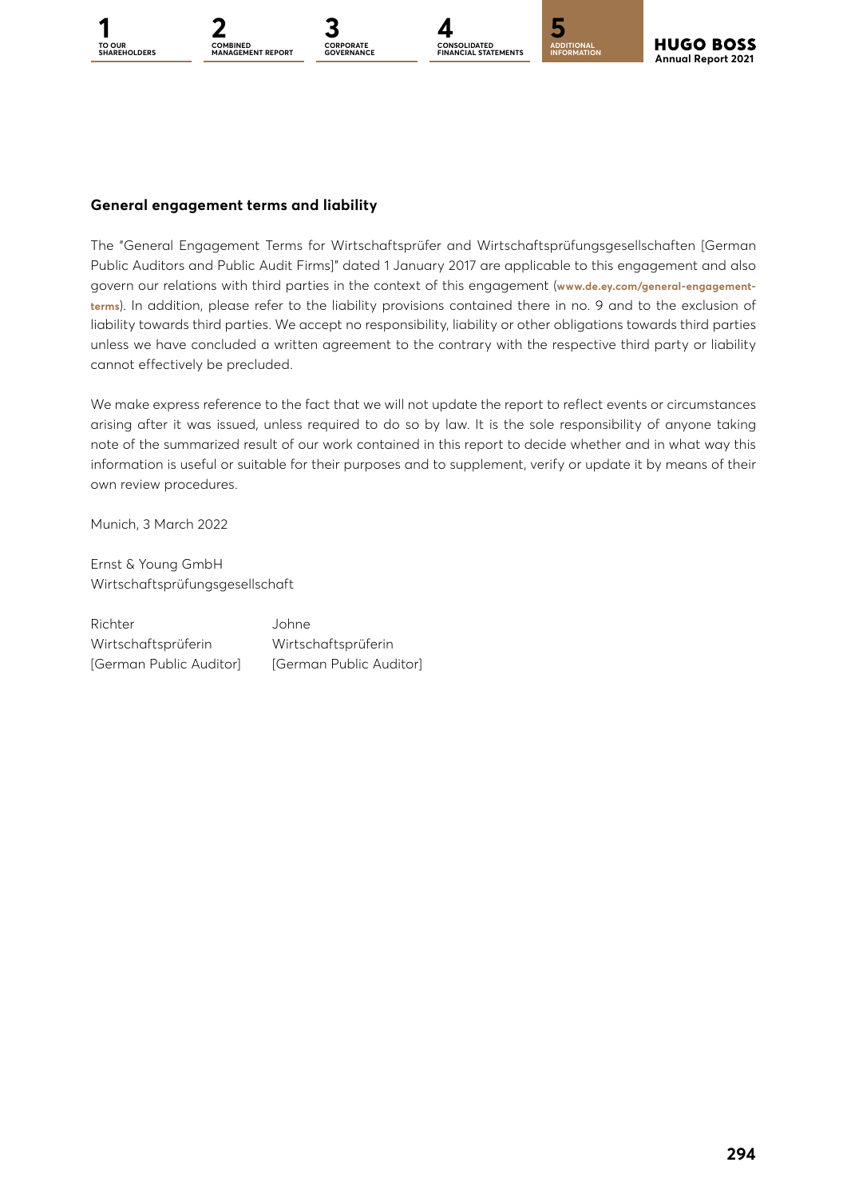## General engagement terms and liability

The "General Engagement Terms for Wirtschaftsprüfer and Wirtschaftsprüfungsgesellschaften [German Public Auditors and Public Audit Firms]" dated 1 January 2017 are applicable to this engagement and also govern our relations with third parties in the context of this engagement (**www.de.ey.com/general-engagement-terms**). In addition, please refer to the liability provisions contained there in no. 9 and to the exclusion of liability towards third parties. We accept no responsibility, liability or other obligations towards third parties unless we have concluded a written agreement to the contrary with the respective third party or liability cannot effectively be precluded.

We make express reference to the fact that we will not update the report to reflect events or circumstances arising after it was issued, unless required to do so by law. It is the sole responsibility of anyone taking note of the summarized result of our work contained in this report to decide whether and in what way this information is useful or suitable for their purposes and to supplement, verify or update it by means of their own review procedures.

Munich, 3 March 2022

Ernst & Young GmbH
Wirtschaftsprüfungsgesellschaft

| Richter | Johne |
|---|---|
| Wirtschaftsprüferin | Wirtschaftsprüferin |
| [German Public Auditor] | [German Public Auditor] |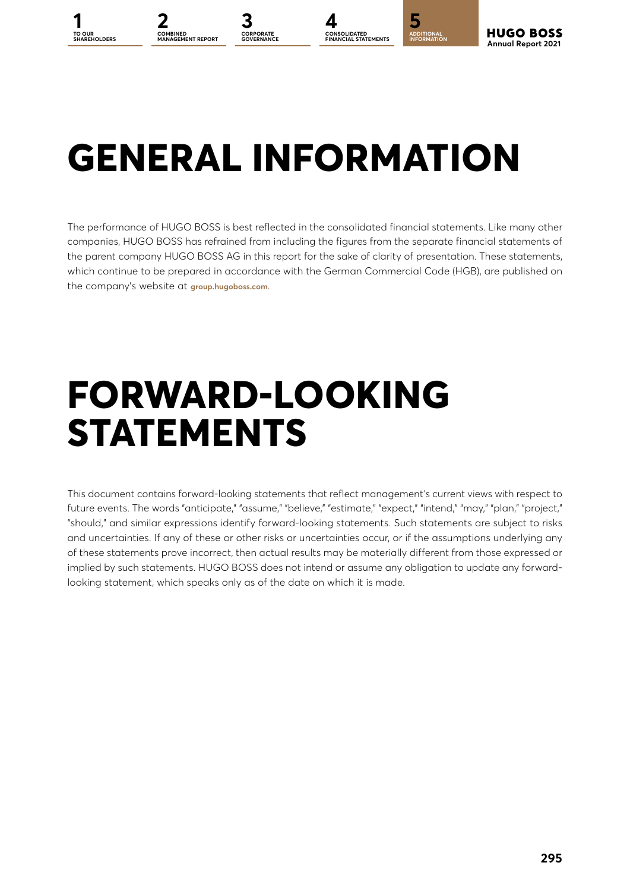# GENERAL INFORMATION

The performance of HUGO BOSS is best reflected in the consolidated financial statements. Like many other companies, HUGO BOSS has refrained from including the figures from the separate financial statements of the parent company HUGO BOSS AG in this report for the sake of clarity of presentation. These statements, which continue to be prepared in accordance with the German Commercial Code (HGB), are published on the company's website at **group.hugoboss.com**.

# FORWARD-LOOKING STATEMENTS

This document contains forward-looking statements that reflect management's current views with respect to future events. The words "anticipate," "assume," "believe," "estimate," "expect," "intend," "may," "plan," "project," "should," and similar expressions identify forward-looking statements. Such statements are subject to risks and uncertainties. If any of these or other risks or uncertainties occur, or if the assumptions underlying any of these statements prove incorrect, then actual results may be materially different from those expressed or implied by such statements. HUGO BOSS does not intend or assume any obligation to update any forward-looking statement, which speaks only as of the date on which it is made.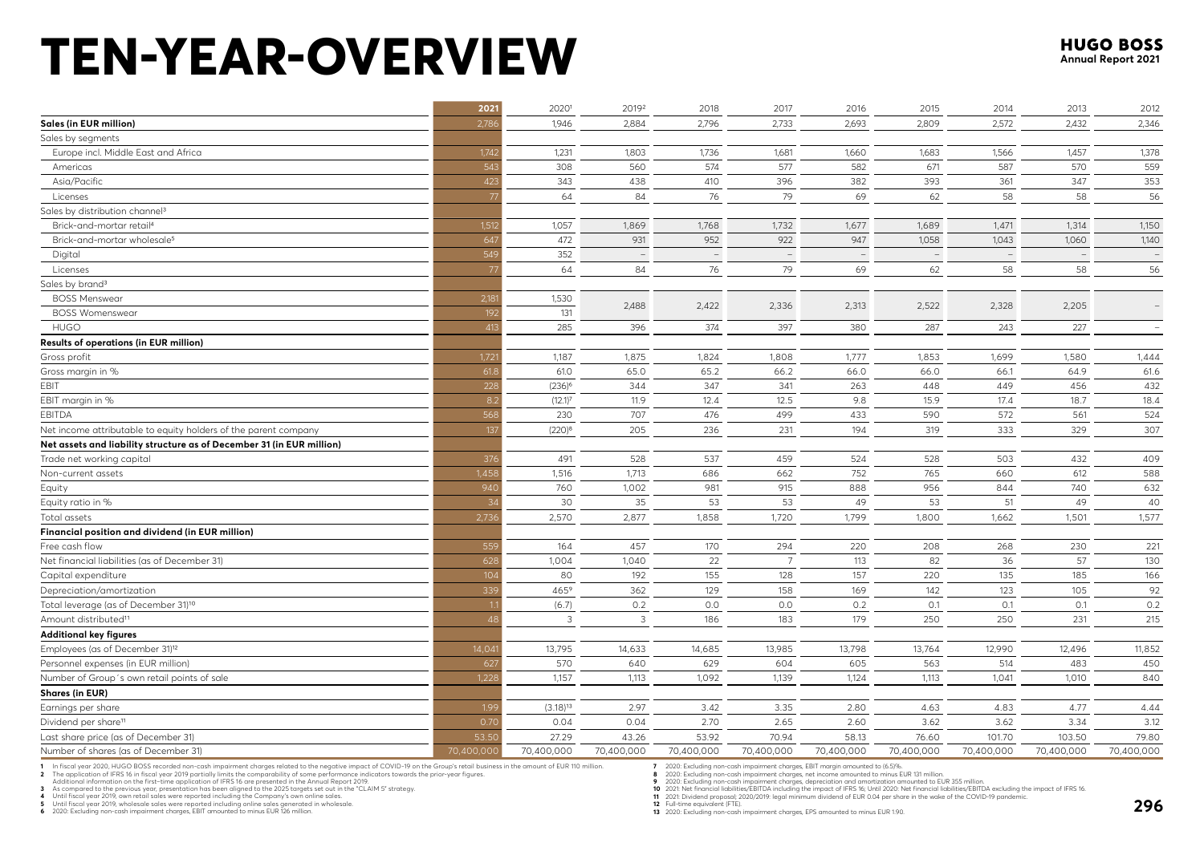# TEN-YEAR-OVERVIEW

| | 2021 | 2020[1] | 2019[2] | 2018 | 2017 | 2016 | 2015 | 2014 | 2013 | 2012 |
|---|---|---|---|---|---|---|---|---|---|---|
| **Sales (in EUR million)** | 2,786 | 1,946 | 2,884 | 2,796 | 2,733 | 2,693 | 2,809 | 2,572 | 2,432 | 2,346 |
| Sales by segments | | | | | | | | | | |
| Europe incl. Middle East and Africa | 1,742 | 1,231 | 1,803 | 1,736 | 1,681 | 1,660 | 1,683 | 1,566 | 1,457 | 1,378 |
| Americas | 543 | 308 | 560 | 574 | 577 | 582 | 671 | 587 | 570 | 559 |
| Asia/Pacific | 423 | 343 | 438 | 410 | 396 | 382 | 393 | 361 | 347 | 353 |
| Licenses | 77 | 64 | 84 | 76 | 79 | 69 | 62 | 58 | 58 | 56 |
| Sales by distribution channel[3] | | | | | | | | | | |
| Brick-and-mortar retail[4] | 1,512 | 1,057 | 1,869 | 1,768 | 1,732 | 1,677 | 1,689 | 1,471 | 1,314 | 1,150 |
| Brick-and-mortar wholesale[5] | 647 | 472 | 931 | 952 | 922 | 947 | 1,058 | 1,043 | 1,060 | 1,140 |
| Digital | 549 | 352 | – | – | – | – | – | – | – | – |
| Licenses | 77 | 64 | 84 | 76 | 79 | 69 | 62 | 58 | 58 | 56 |
| Sales by brand[3] | | | | | | | | | | |
| BOSS Menswear | 2,181 | 1,530 | 2,488 | 2,422 | 2,336 | 2,313 | 2,522 | 2,328 | 2,205 | – |
| BOSS Womenswear | 192 | 131 | | | | | | | | |
| HUGO | 413 | 285 | 396 | 374 | 397 | 380 | 287 | 243 | 227 | – |
| **Results of operations (in EUR million)** | | | | | | | | | | |
| Gross profit | 1,721 | 1,187 | 1,875 | 1,824 | 1,808 | 1,777 | 1,853 | 1,699 | 1,580 | 1,444 |
| Gross margin in % | 61.8 | 61.0 | 65.0 | 65.2 | 66.2 | 66.0 | 66.0 | 66.1 | 64.9 | 61.6 |
| EBIT | 228 | (236)[6] | 344 | 347 | 341 | 263 | 448 | 449 | 456 | 432 |
| EBIT margin in % | 8.2 | (12.1)[7] | 11.9 | 12.4 | 12.5 | 9.8 | 15.9 | 17.4 | 18.7 | 18.4 |
| EBITDA | 568 | 230 | 707 | 476 | 499 | 433 | 590 | 572 | 561 | 524 |
| Net income attributable to equity holders of the parent company | 137 | (220)[8] | 205 | 236 | 231 | 194 | 319 | 333 | 329 | 307 |
| **Net assets and liability structure as of December 31 (in EUR million)** | | | | | | | | | | |
| Trade net working capital | 376 | 491 | 528 | 537 | 459 | 524 | 528 | 503 | 432 | 409 |
| Non-current assets | 1,458 | 1,516 | 1,713 | 686 | 662 | 752 | 765 | 660 | 612 | 588 |
| Equity | 940 | 760 | 1,002 | 981 | 915 | 888 | 956 | 844 | 740 | 632 |
| Equity ratio in % | 34 | 30 | 35 | 53 | 53 | 49 | 53 | 51 | 49 | 40 |
| Total assets | 2,736 | 2,570 | 2,877 | 1,858 | 1,720 | 1,799 | 1,800 | 1,662 | 1,501 | 1,577 |
| **Financial position and dividend (in EUR million)** | | | | | | | | | | |
| Free cash flow | 559 | 164 | 457 | 170 | 294 | 220 | 208 | 268 | 230 | 221 |
| Net financial liabilities (as of December 31) | 628 | 1,004 | 1,040 | 22 | 7 | 113 | 82 | 36 | 57 | 130 |
| Capital expenditure | 104 | 80 | 192 | 155 | 128 | 157 | 220 | 135 | 185 | 166 |
| Depreciation/amortization | 339 | 465[9] | 362 | 129 | 158 | 169 | 142 | 123 | 105 | 92 |
| Total leverage (as of December 31)[10] | 1.1 | (6.7) | 0.2 | 0.0 | 0.0 | 0.2 | 0.1 | 0.1 | 0.1 | 0.2 |
| Amount distributed[11] | 48 | 3 | 3 | 186 | 183 | 179 | 250 | 250 | 231 | 215 |
| **Additional key figures** | | | | | | | | | | |
| Employees (as of December 31)[12] | 14,041 | 13,795 | 14,633 | 14,685 | 13,985 | 13,798 | 13,764 | 12,990 | 12,496 | 11,852 |
| Personnel expenses (in EUR million) | 627 | 570 | 640 | 629 | 604 | 605 | 563 | 514 | 483 | 450 |
| Number of Group´s own retail points of sale | 1,228 | 1,157 | 1,113 | 1,092 | 1,139 | 1,124 | 1,113 | 1,041 | 1,010 | 840 |
| **Shares (in EUR)** | | | | | | | | | | |
| Earnings per share | 1.99 | (3.18)[13] | 2.97 | 3.42 | 3.35 | 2.80 | 4.63 | 4.83 | 4.77 | 4.44 |
| Dividend per share[11] | 0.70 | 0.04 | 0.04 | 2.70 | 2.65 | 2.60 | 3.62 | 3.62 | 3.34 | 3.12 |
| Last share price (as of December 31) | 53.50 | 27.29 | 43.26 | 53.92 | 70.94 | 58.13 | 76.60 | 101.70 | 103.50 | 79.80 |
| Number of shares (as of December 31) | 70,400,000 | 70,400,000 | 70,400,000 | 70,400,000 | 70,400,000 | 70,400,000 | 70,400,000 | 70,400,000 | 70,400,000 | 70,400,000 |

1 In fiscal year 2020, HUGO BOSS recorded non-cash impairment charges related to the negative impact of COVID-19 on the Group's retail business in the amount of EUR 110 million.
2 The application of IFRS 16 in fiscal year 2019 partially limits the comparability of some performance indicators towards the prior-year figures. Additional information on the first-time application of IFRS 16 are presented in the Annual Report 2019.
3 As compared to the previous year, presentation has been aligned to the 2025 targets set out in the "CLAIM 5" strategy.
4 Until fiscal year 2019, own retail sales were reported including the Company's own online sales.
5 Until fiscal year 2019, wholesale sales were reported including online sales generated in wholesale.
6 2020: Excluding non-cash impairment charges, EBIT amounted to minus EUR 126 million.
7 2020: Excluding non-cash impairment charges, EBIT margin amounted to (6.5)%.
8 2020: Excluding non-cash impairment charges, net income amounted to minus EUR 131 million.
9 2020: Excluding non-cash impairment charges, depreciation and amortization amounted to EUR 355 million.
10 2021: Net financial liabilities/EBITDA including the impact of IFRS 16; Until 2020: Net financial liabilities/EBITDA excluding the impact of IFRS 16.
11 2021: Dividend proposal; 2020/2019: legal minimum dividend of EUR 0.04 per share in the wake of the COVID-19 pandemic.
12 Full-time equivalent (FTE).
13 2020: Excluding non-cash impairment charges, EPS amounted to minus EUR 1.90.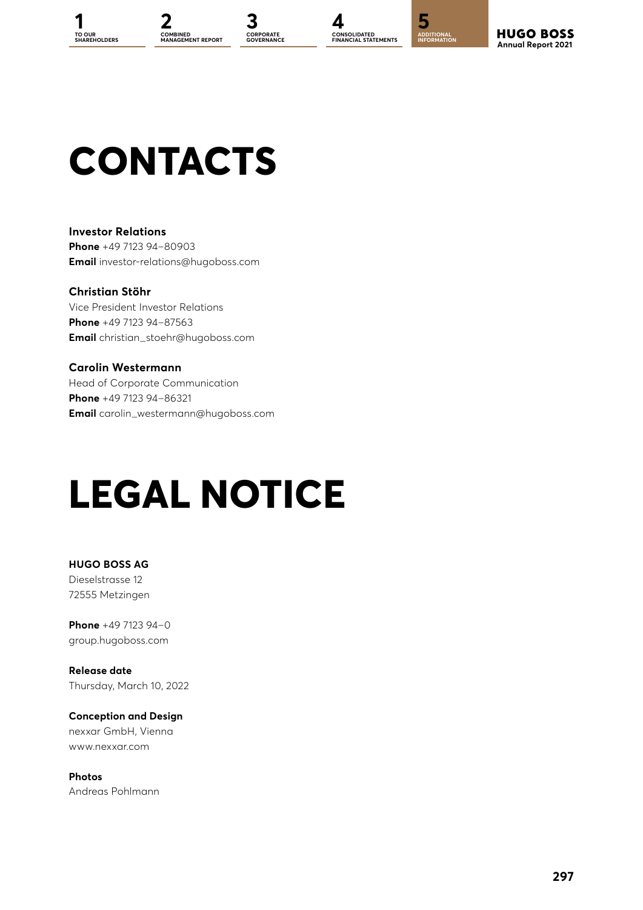# CONTACTS

**Investor Relations**
**Phone** +49 7123 94–80903
**Email** investor-relations@hugoboss.com

**Christian Stöhr**
Vice President Investor Relations
**Phone** +49 7123 94–87563
**Email** christian_stoehr@hugoboss.com

**Carolin Westermann**
Head of Corporate Communication
**Phone** +49 7123 94–86321
**Email** carolin_westermann@hugoboss.com

# LEGAL NOTICE

**HUGO BOSS AG**
Dieselstrasse 12
72555 Metzingen

**Phone** +49 7123 94–0
group.hugoboss.com

**Release date**
Thursday, March 10, 2022

**Conception and Design**
nexxar GmbH, Vienna
www.nexxar.com

**Photos**
Andreas Pohlmann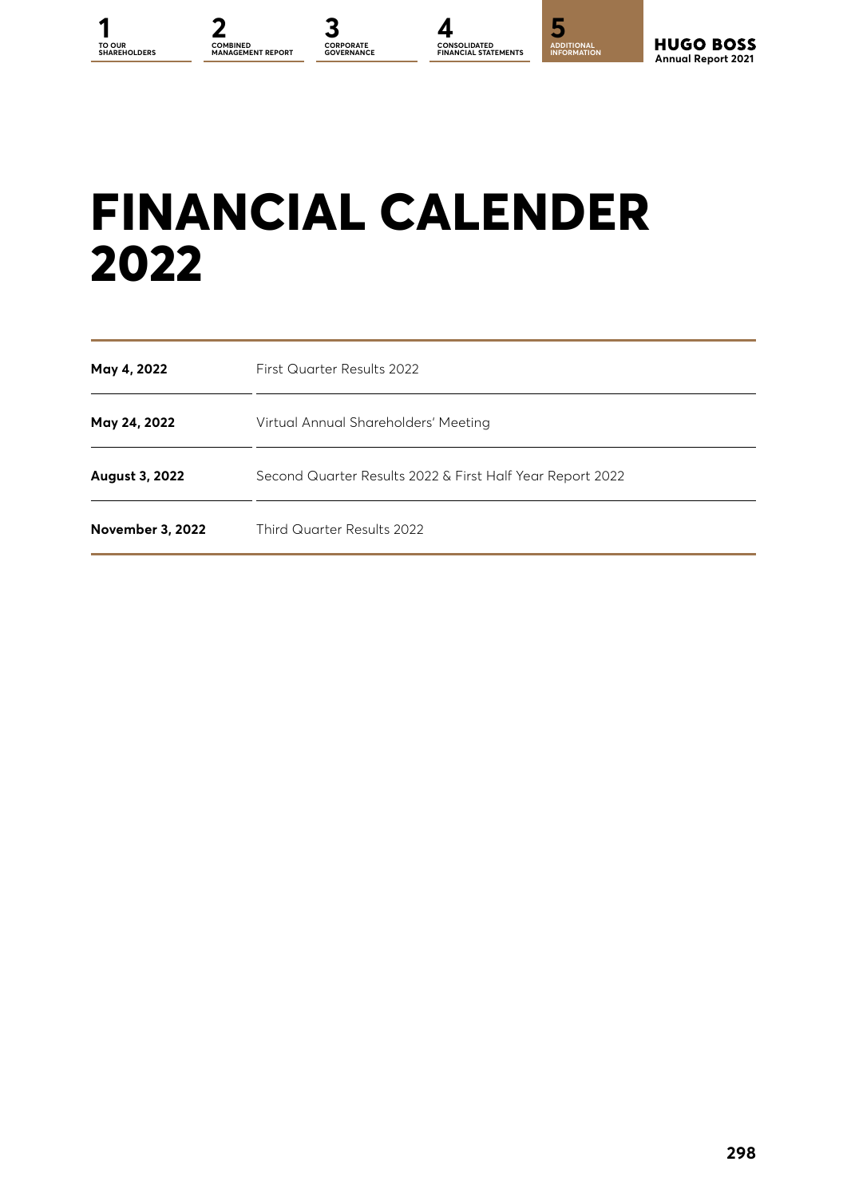# FINANCIAL CALENDER 2022

| | |
|---|---|
| **May 4, 2022** | First Quarter Results 2022 |
| **May 24, 2022** | Virtual Annual Shareholders' Meeting |
| **August 3, 2022** | Second Quarter Results 2022 & First Half Year Report 2022 |
| **November 3, 2022** | Third Quarter Results 2022 |